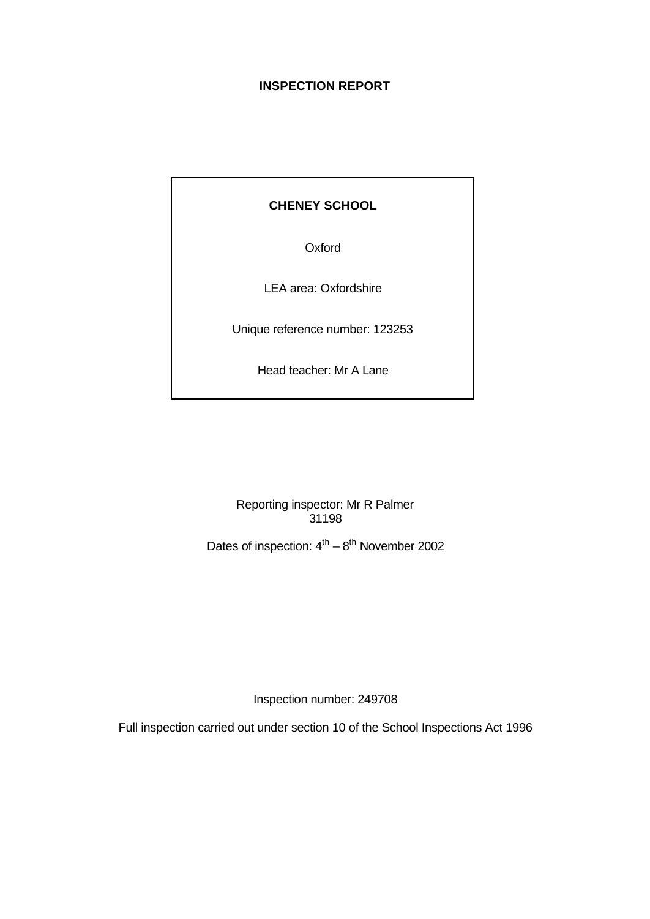**INSPECTION REPORT**

**CHENEY SCHOOL**

Oxford

LEA area: Oxfordshire

Unique reference number: 123253

Head teacher: Mr A Lane

Reporting inspector: Mr R Palmer
31198

Dates of inspection: 4th – 8th November 2002

Inspection number: 249708

Full inspection carried out under section 10 of the School Inspections Act 1996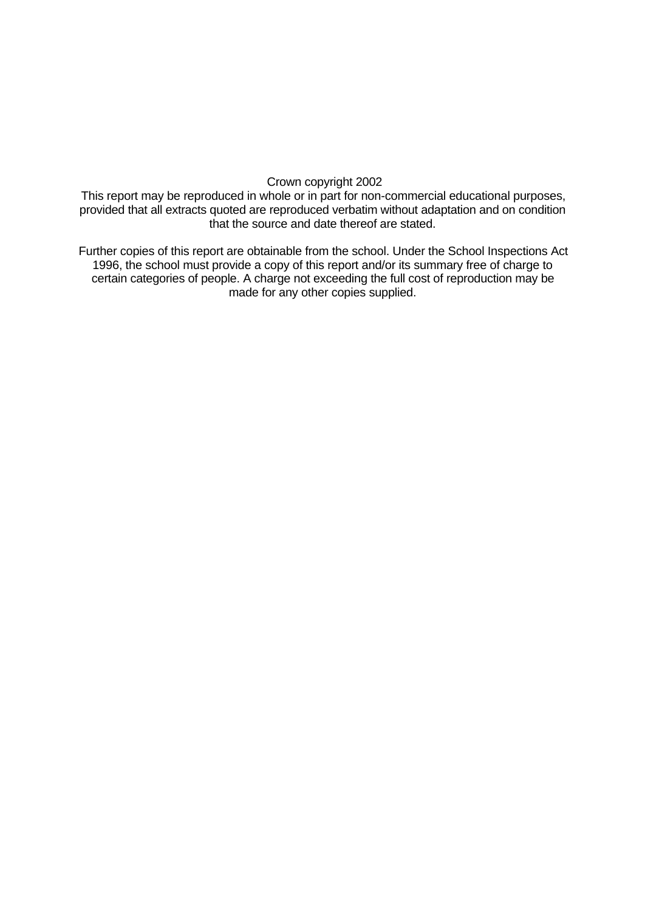Crown copyright 2002

This report may be reproduced in whole or in part for non-commercial educational purposes, provided that all extracts quoted are reproduced verbatim without adaptation and on condition that the source and date thereof are stated.

Further copies of this report are obtainable from the school. Under the School Inspections Act 1996, the school must provide a copy of this report and/or its summary free of charge to certain categories of people. A charge not exceeding the full cost of reproduction may be made for any other copies supplied.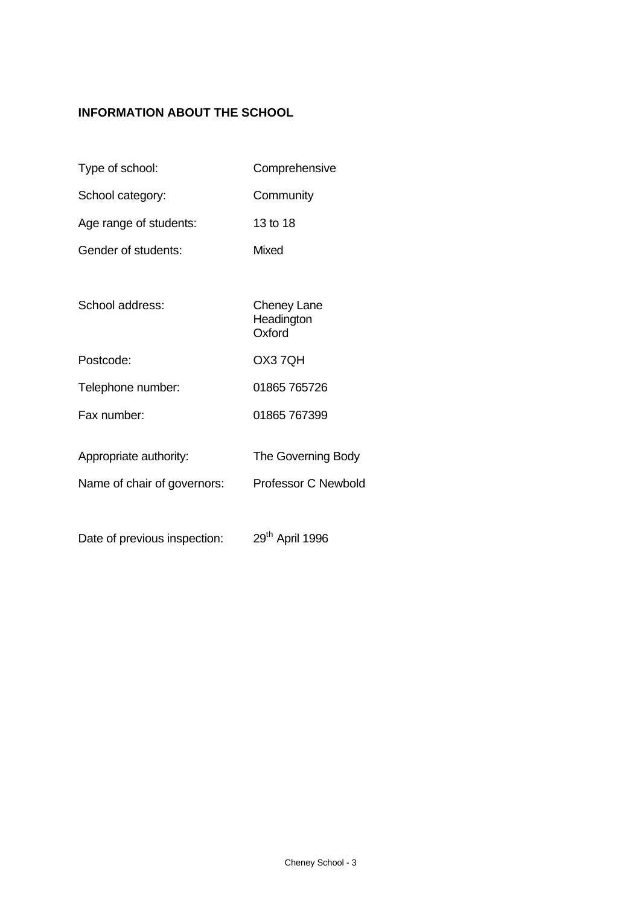## INFORMATION ABOUT THE SCHOOL

| | |
|---|---|
| Type of school: | Comprehensive |
| School category: | Community |
| Age range of students: | 13 to 18 |
| Gender of students: | Mixed |
| School address: | Cheney Lane<br>Headington<br>Oxford |
| Postcode: | OX3 7QH |
| Telephone number: | 01865 765726 |
| Fax number: | 01865 767399 |
| Appropriate authority: | The Governing Body |
| Name of chair of governors: | Professor C Newbold |
| Date of previous inspection: | 29th April 1996 |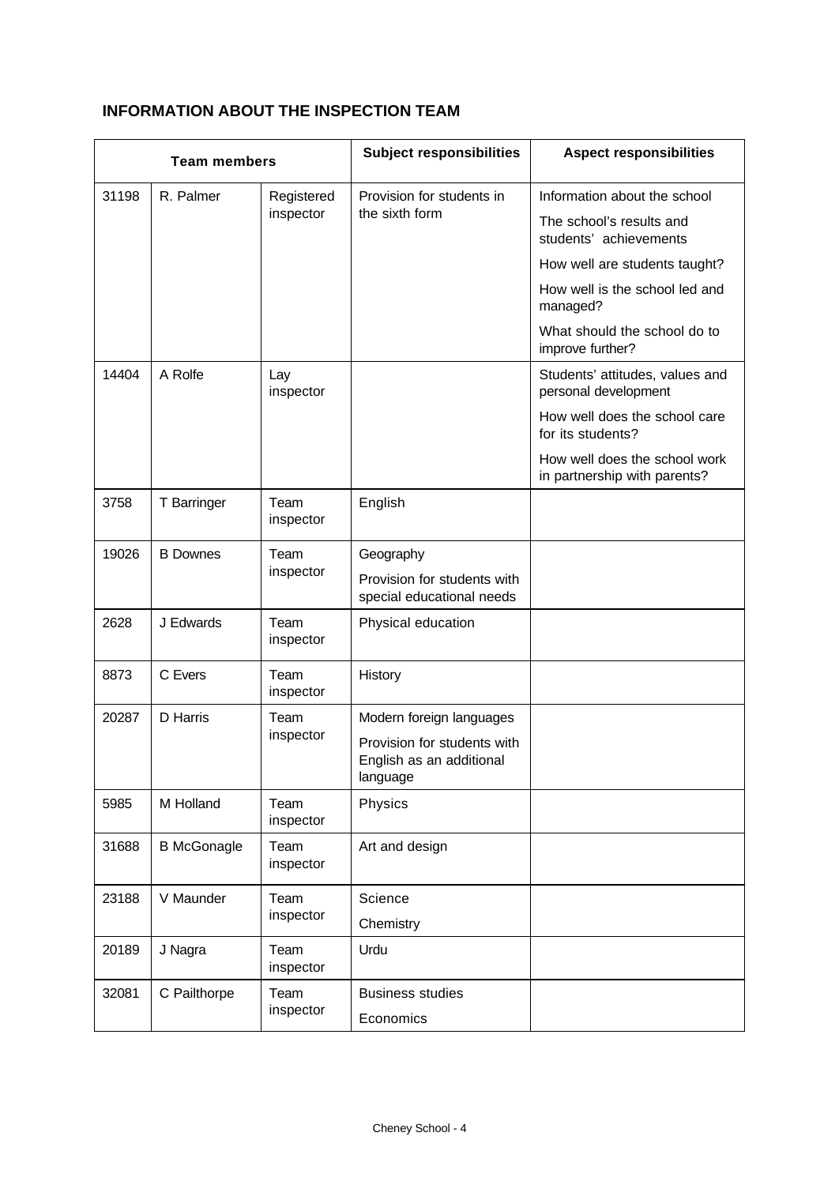## INFORMATION ABOUT THE INSPECTION TEAM

| Team members | | | Subject responsibilities | Aspect responsibilities |
|---|---|---|---|---|
| 31198 | R. Palmer | Registered inspector | Provision for students in the sixth form | Information about the school<br>The school's results and students' achievements<br>How well are students taught?<br>How well is the school led and managed?<br>What should the school do to improve further? |
| 14404 | A Rolfe | Lay inspector | | Students' attitudes, values and personal development<br>How well does the school care for its students?<br>How well does the school work in partnership with parents? |
| 3758 | T Barringer | Team inspector | English | |
| 19026 | B Downes | Team inspector | Geography<br>Provision for students with special educational needs | |
| 2628 | J Edwards | Team inspector | Physical education | |
| 8873 | C Evers | Team inspector | History | |
| 20287 | D Harris | Team inspector | Modern foreign languages<br>Provision for students with English as an additional language | |
| 5985 | M Holland | Team inspector | Physics | |
| 31688 | B McGonagle | Team inspector | Art and design | |
| 23188 | V Maunder | Team inspector | Science<br>Chemistry | |
| 20189 | J Nagra | Team inspector | Urdu | |
| 32081 | C Pailthorpe | Team inspector | Business studies<br>Economics | |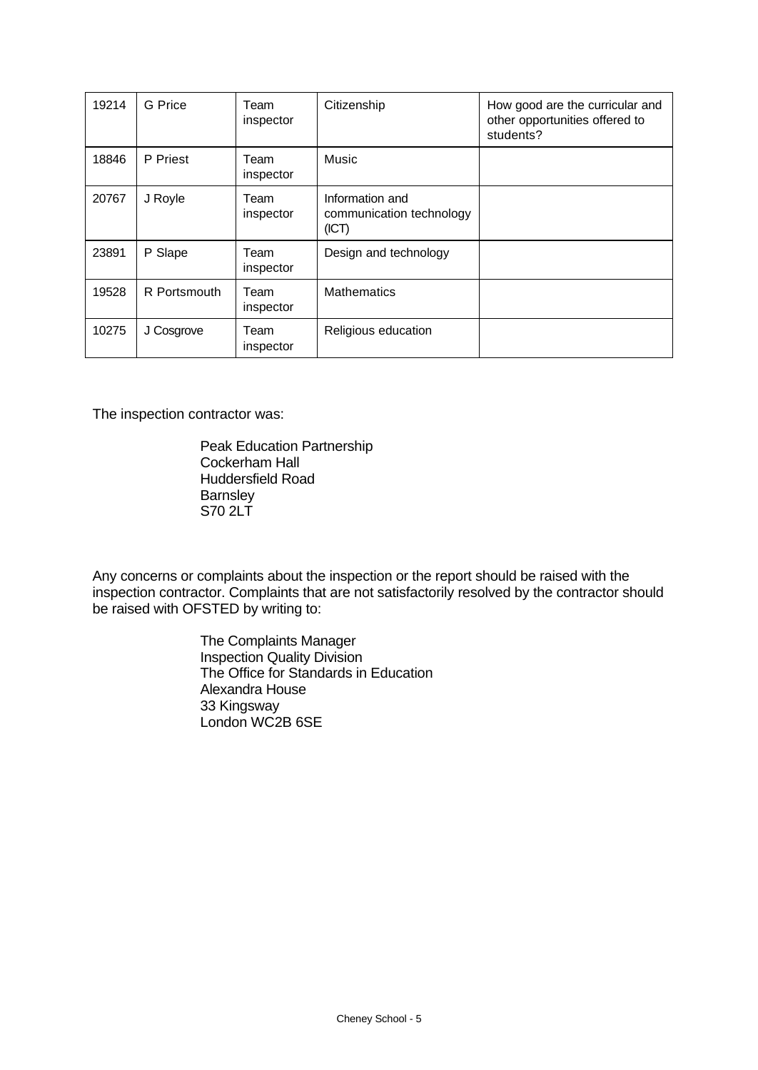| | | | | |
|---|---|---|---|---|
| 19214 | G Price | Team inspector | Citizenship | How good are the curricular and other opportunities offered to students? |
| 18846 | P Priest | Team inspector | Music | |
| 20767 | J Royle | Team inspector | Information and communication technology (ICT) | |
| 23891 | P Slape | Team inspector | Design and technology | |
| 19528 | R Portsmouth | Team inspector | Mathematics | |
| 10275 | J Cosgrove | Team inspector | Religious education | |

The inspection contractor was:

Peak Education Partnership
Cockerham Hall
Huddersfield Road
Barnsley
S70 2LT

Any concerns or complaints about the inspection or the report should be raised with the inspection contractor. Complaints that are not satisfactorily resolved by the contractor should be raised with OFSTED by writing to:

The Complaints Manager
Inspection Quality Division
The Office for Standards in Education
Alexandra House
33 Kingsway
London WC2B 6SE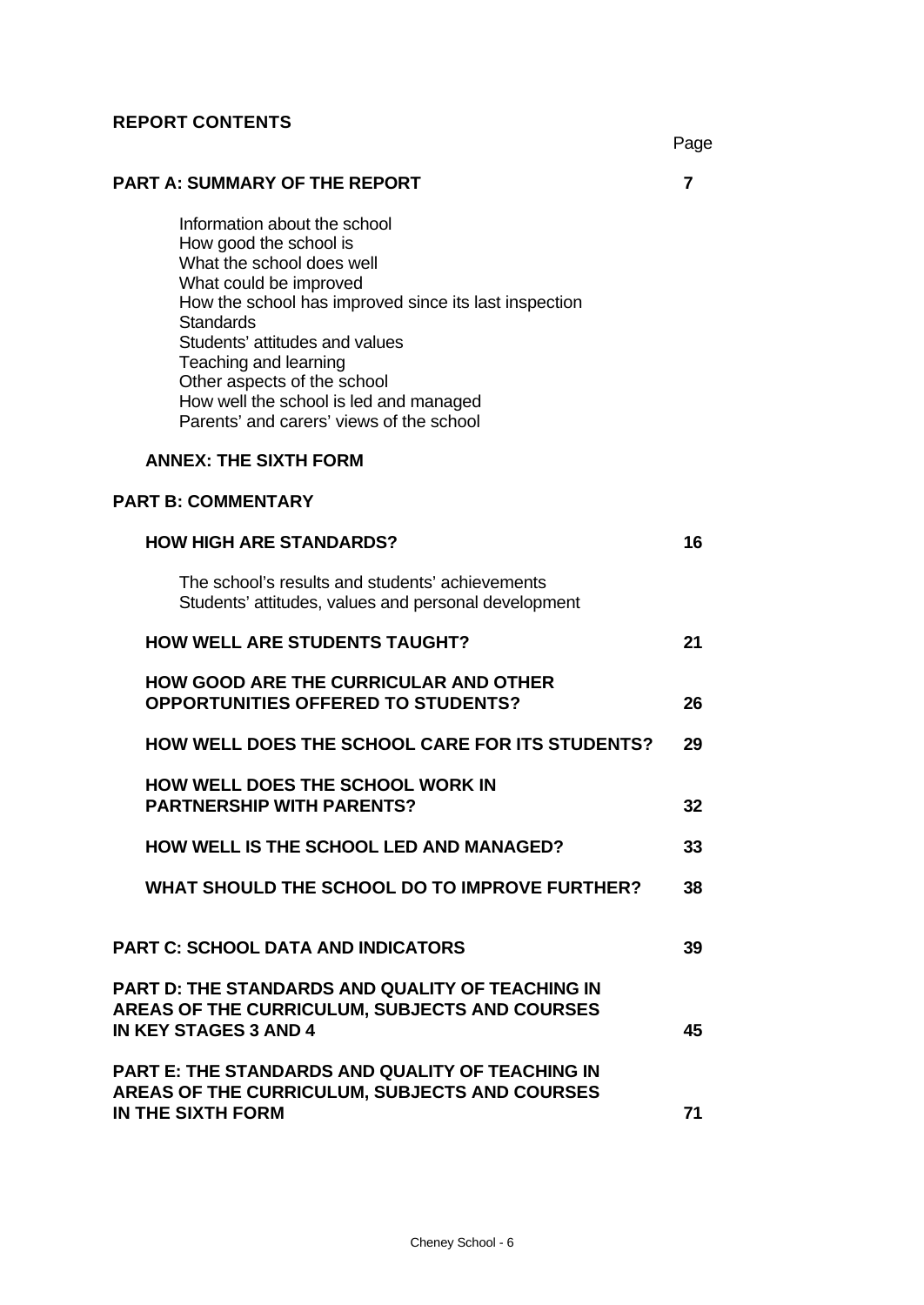## REPORT CONTENTS

| | Page |
|---|---|
| **PART A: SUMMARY OF THE REPORT** | **7** |
| Information about the school<br>How good the school is<br>What the school does well<br>What could be improved<br>How the school has improved since its last inspection<br>Standards<br>Students' attitudes and values<br>Teaching and learning<br>Other aspects of the school<br>How well the school is led and managed<br>Parents' and carers' views of the school | |
| **ANNEX: THE SIXTH FORM** | |
| **PART B: COMMENTARY** | |
| **HOW HIGH ARE STANDARDS?** | **16** |
| The school's results and students' achievements<br>Students' attitudes, values and personal development | |
| **HOW WELL ARE STUDENTS TAUGHT?** | **21** |
| **HOW GOOD ARE THE CURRICULAR AND OTHER OPPORTUNITIES OFFERED TO STUDENTS?** | **26** |
| **HOW WELL DOES THE SCHOOL CARE FOR ITS STUDENTS?** | **29** |
| **HOW WELL DOES THE SCHOOL WORK IN PARTNERSHIP WITH PARENTS?** | **32** |
| **HOW WELL IS THE SCHOOL LED AND MANAGED?** | **33** |
| **WHAT SHOULD THE SCHOOL DO TO IMPROVE FURTHER?** | **38** |
| **PART C: SCHOOL DATA AND INDICATORS** | **39** |
| **PART D: THE STANDARDS AND QUALITY OF TEACHING IN AREAS OF THE CURRICULUM, SUBJECTS AND COURSES IN KEY STAGES 3 AND 4** | **45** |
| **PART E: THE STANDARDS AND QUALITY OF TEACHING IN AREAS OF THE CURRICULUM, SUBJECTS AND COURSES IN THE SIXTH FORM** | **71** |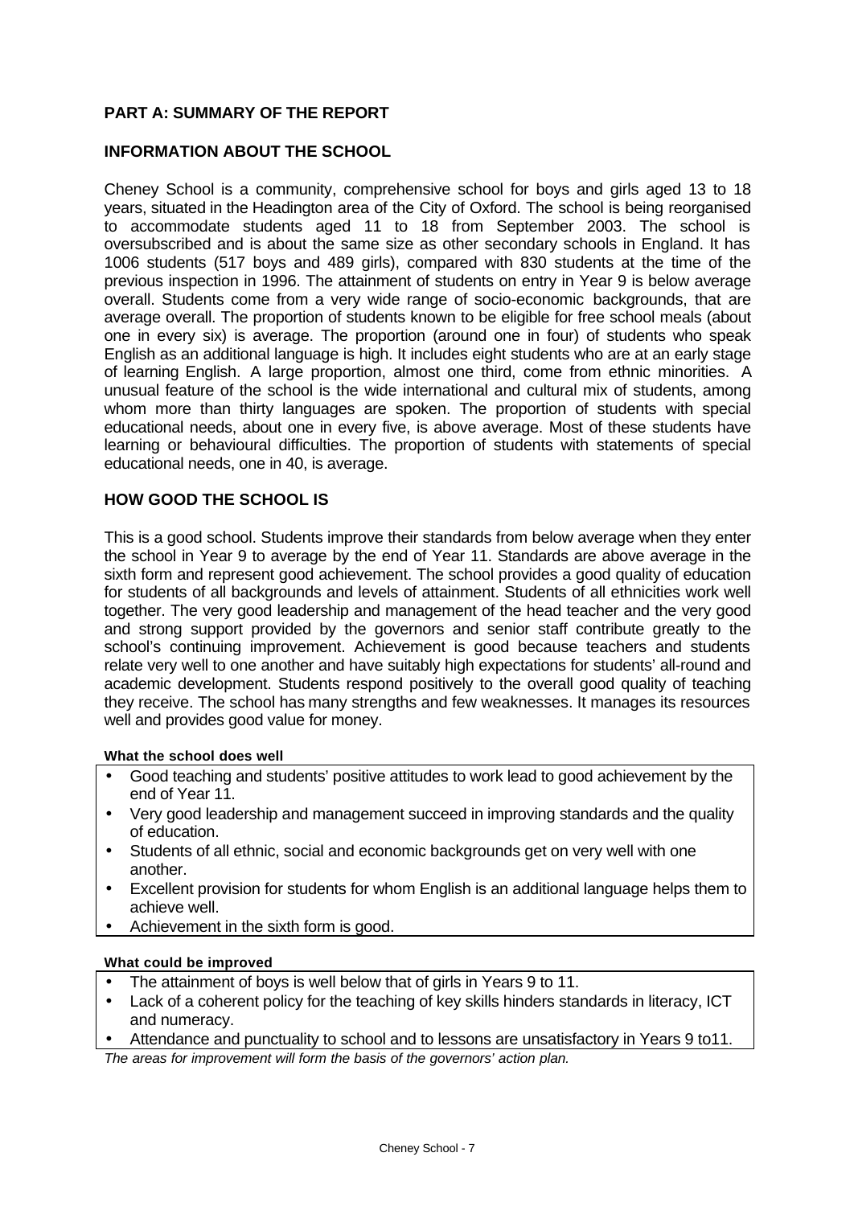## PART A: SUMMARY OF THE REPORT

### INFORMATION ABOUT THE SCHOOL

Cheney School is a community, comprehensive school for boys and girls aged 13 to 18 years, situated in the Headington area of the City of Oxford. The school is being reorganised to accommodate students aged 11 to 18 from September 2003. The school is oversubscribed and is about the same size as other secondary schools in England. It has 1006 students (517 boys and 489 girls), compared with 830 students at the time of the previous inspection in 1996. The attainment of students on entry in Year 9 is below average overall. Students come from a very wide range of socio-economic backgrounds, that are average overall. The proportion of students known to be eligible for free school meals (about one in every six) is average. The proportion (around one in four) of students who speak English as an additional language is high. It includes eight students who are at an early stage of learning English. A large proportion, almost one third, come from ethnic minorities. A unusual feature of the school is the wide international and cultural mix of students, among whom more than thirty languages are spoken. The proportion of students with special educational needs, about one in every five, is above average. Most of these students have learning or behavioural difficulties. The proportion of students with statements of special educational needs, one in 40, is average.

### HOW GOOD THE SCHOOL IS

This is a good school. Students improve their standards from below average when they enter the school in Year 9 to average by the end of Year 11. Standards are above average in the sixth form and represent good achievement. The school provides a good quality of education for students of all backgrounds and levels of attainment. Students of all ethnicities work well together. The very good leadership and management of the head teacher and the very good and strong support provided by the governors and senior staff contribute greatly to the school's continuing improvement. Achievement is good because teachers and students relate very well to one another and have suitably high expectations for students' all-round and academic development. Students respond positively to the overall good quality of teaching they receive. The school has many strengths and few weaknesses. It manages its resources well and provides good value for money.

**What the school does well**

- Good teaching and students' positive attitudes to work lead to good achievement by the end of Year 11.
- Very good leadership and management succeed in improving standards and the quality of education.
- Students of all ethnic, social and economic backgrounds get on very well with one another.
- Excellent provision for students for whom English is an additional language helps them to achieve well.
- Achievement in the sixth form is good.

**What could be improved**

- The attainment of boys is well below that of girls in Years 9 to 11.
- Lack of a coherent policy for the teaching of key skills hinders standards in literacy, ICT and numeracy.
- Attendance and punctuality to school and to lessons are unsatisfactory in Years 9 to11.

*The areas for improvement will form the basis of the governors' action plan.*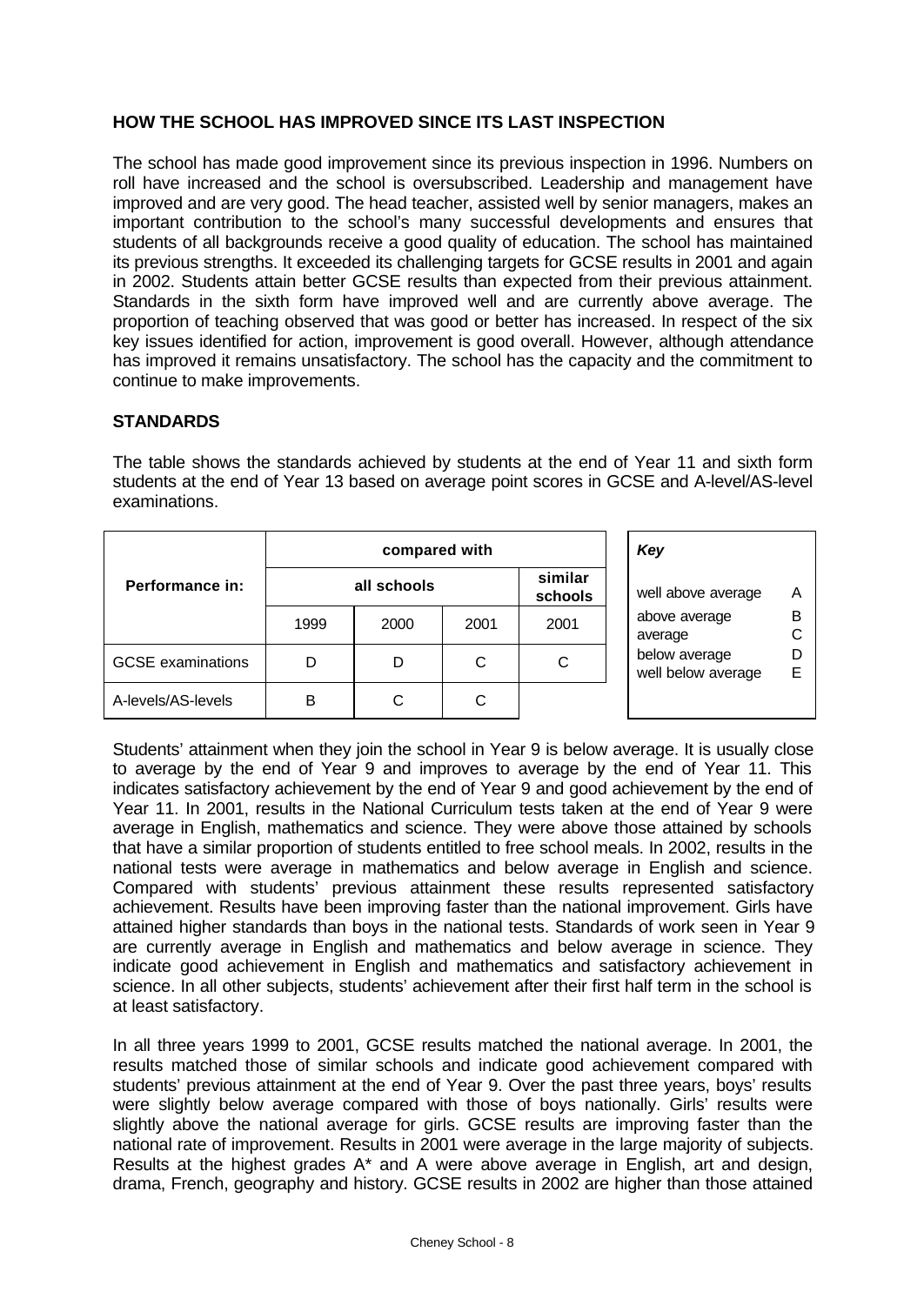## HOW THE SCHOOL HAS IMPROVED SINCE ITS LAST INSPECTION

The school has made good improvement since its previous inspection in 1996. Numbers on roll have increased and the school is oversubscribed. Leadership and management have improved and are very good. The head teacher, assisted well by senior managers, makes an important contribution to the school's many successful developments and ensures that students of all backgrounds receive a good quality of education. The school has maintained its previous strengths. It exceeded its challenging targets for GCSE results in 2001 and again in 2002. Students attain better GCSE results than expected from their previous attainment. Standards in the sixth form have improved well and are currently above average. The proportion of teaching observed that was good or better has increased. In respect of the six key issues identified for action, improvement is good overall. However, although attendance has improved it remains unsatisfactory. The school has the capacity and the commitment to continue to make improvements.

## STANDARDS

The table shows the standards achieved by students at the end of Year 11 and sixth form students at the end of Year 13 based on average point scores in GCSE and A-level/AS-level examinations.

| Performance in: | compared with | | | |
|---|---|---|---|---|
| | all schools | | | similar schools |
| | 1999 | 2000 | 2001 | 2001 |
| GCSE examinations | D | D | C | C |
| A-levels/AS-levels | B | C | C | |

| *Key* | |
|---|---|
| well above average | A |
| above average | B |
| average | C |
| below average | D |
| well below average | E |

Students' attainment when they join the school in Year 9 is below average. It is usually close to average by the end of Year 9 and improves to average by the end of Year 11. This indicates satisfactory achievement by the end of Year 9 and good achievement by the end of Year 11. In 2001, results in the National Curriculum tests taken at the end of Year 9 were average in English, mathematics and science. They were above those attained by schools that have a similar proportion of students entitled to free school meals. In 2002, results in the national tests were average in mathematics and below average in English and science. Compared with students' previous attainment these results represented satisfactory achievement. Results have been improving faster than the national improvement. Girls have attained higher standards than boys in the national tests. Standards of work seen in Year 9 are currently average in English and mathematics and below average in science. They indicate good achievement in English and mathematics and satisfactory achievement in science. In all other subjects, students' achievement after their first half term in the school is at least satisfactory.

In all three years 1999 to 2001, GCSE results matched the national average. In 2001, the results matched those of similar schools and indicate good achievement compared with students' previous attainment at the end of Year 9. Over the past three years, boys' results were slightly below average compared with those of boys nationally. Girls' results were slightly above the national average for girls. GCSE results are improving faster than the national rate of improvement. Results in 2001 were average in the large majority of subjects. Results at the highest grades A* and A were above average in English, art and design, drama, French, geography and history. GCSE results in 2002 are higher than those attained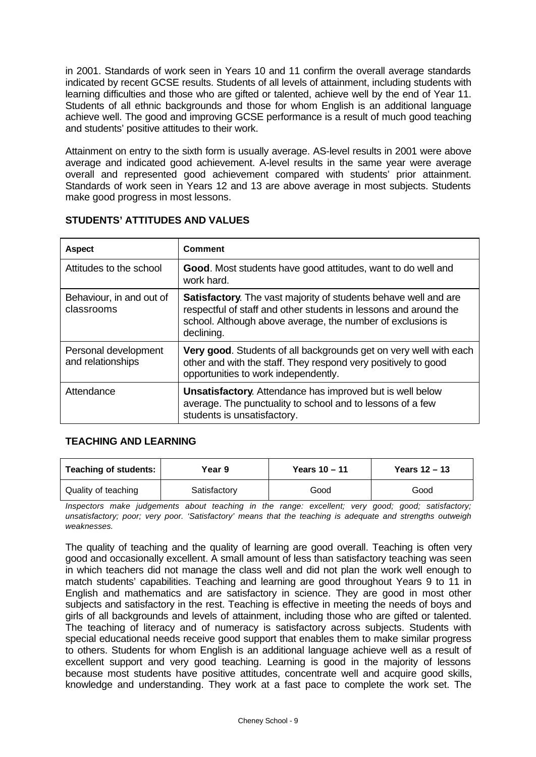in 2001. Standards of work seen in Years 10 and 11 confirm the overall average standards indicated by recent GCSE results. Students of all levels of attainment, including students with learning difficulties and those who are gifted or talented, achieve well by the end of Year 11. Students of all ethnic backgrounds and those for whom English is an additional language achieve well. The good and improving GCSE performance is a result of much good teaching and students' positive attitudes to their work.

Attainment on entry to the sixth form is usually average. AS-level results in 2001 were above average and indicated good achievement. A-level results in the same year were average overall and represented good achievement compared with students' prior attainment. Standards of work seen in Years 12 and 13 are above average in most subjects. Students make good progress in most lessons.

## STUDENTS' ATTITUDES AND VALUES

| Aspect | Comment |
|---|---|
| Attitudes to the school | **Good**. Most students have good attitudes, want to do well and work hard. |
| Behaviour, in and out of classrooms | **Satisfactory**. The vast majority of students behave well and are respectful of staff and other students in lessons and around the school. Although above average, the number of exclusions is declining. |
| Personal development and relationships | **Very good**. Students of all backgrounds get on very well with each other and with the staff. They respond very positively to good opportunities to work independently. |
| Attendance | **Unsatisfactory**. Attendance has improved but is well below average. The punctuality to school and to lessons of a few students is unsatisfactory. |

## TEACHING AND LEARNING

| Teaching of students: | Year 9 | Years 10 – 11 | Years 12 – 13 |
|---|---|---|---|
| Quality of teaching | Satisfactory | Good | Good |

*Inspectors make judgements about teaching in the range: excellent; very good; good; satisfactory; unsatisfactory; poor; very poor. 'Satisfactory' means that the teaching is adequate and strengths outweigh weaknesses.*

The quality of teaching and the quality of learning are good overall. Teaching is often very good and occasionally excellent. A small amount of less than satisfactory teaching was seen in which teachers did not manage the class well and did not plan the work well enough to match students' capabilities. Teaching and learning are good throughout Years 9 to 11 in English and mathematics and are satisfactory in science. They are good in most other subjects and satisfactory in the rest. Teaching is effective in meeting the needs of boys and girls of all backgrounds and levels of attainment, including those who are gifted or talented. The teaching of literacy and of numeracy is satisfactory across subjects. Students with special educational needs receive good support that enables them to make similar progress to others. Students for whom English is an additional language achieve well as a result of excellent support and very good teaching. Learning is good in the majority of lessons because most students have positive attitudes, concentrate well and acquire good skills, knowledge and understanding. They work at a fast pace to complete the work set. The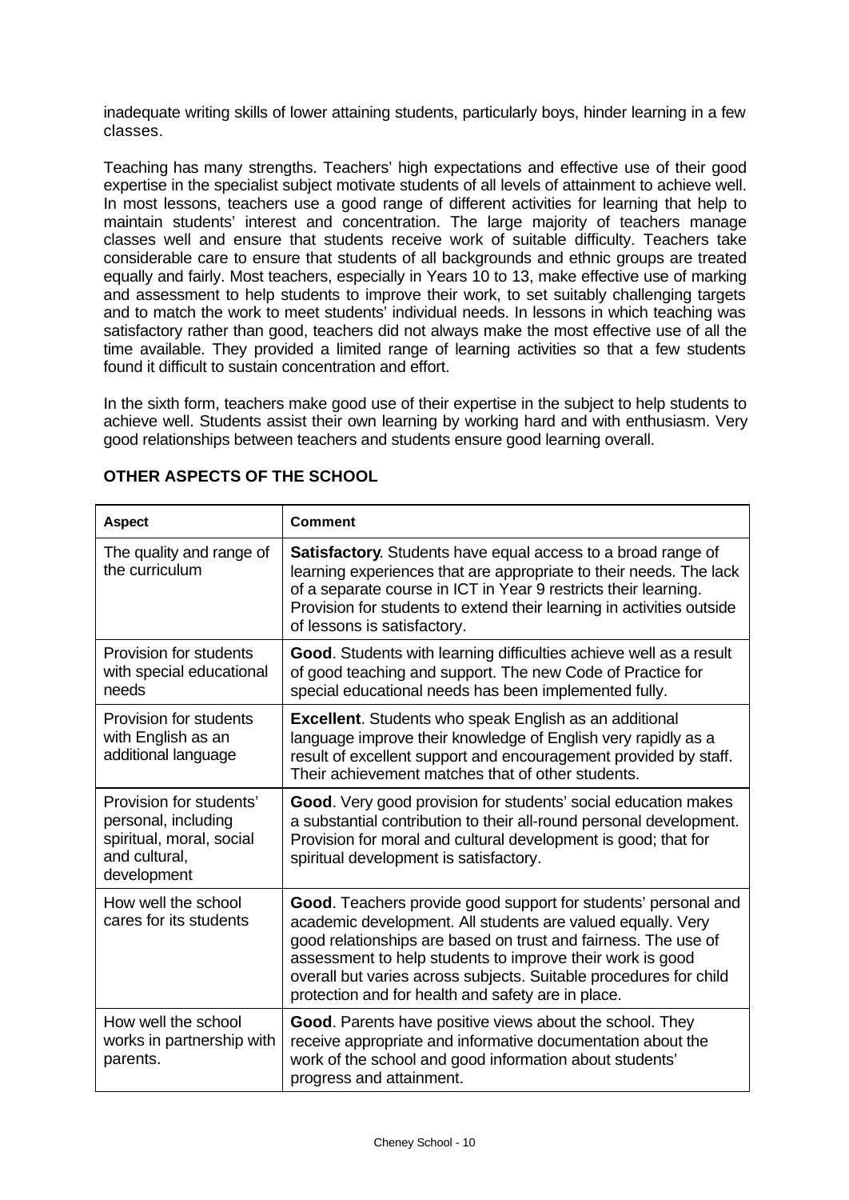inadequate writing skills of lower attaining students, particularly boys, hinder learning in a few classes.

Teaching has many strengths. Teachers' high expectations and effective use of their good expertise in the specialist subject motivate students of all levels of attainment to achieve well. In most lessons, teachers use a good range of different activities for learning that help to maintain students' interest and concentration. The large majority of teachers manage classes well and ensure that students receive work of suitable difficulty. Teachers take considerable care to ensure that students of all backgrounds and ethnic groups are treated equally and fairly. Most teachers, especially in Years 10 to 13, make effective use of marking and assessment to help students to improve their work, to set suitably challenging targets and to match the work to meet students' individual needs. In lessons in which teaching was satisfactory rather than good, teachers did not always make the most effective use of all the time available. They provided a limited range of learning activities so that a few students found it difficult to sustain concentration and effort.

In the sixth form, teachers make good use of their expertise in the subject to help students to achieve well. Students assist their own learning by working hard and with enthusiasm. Very good relationships between teachers and students ensure good learning overall.

## OTHER ASPECTS OF THE SCHOOL

| Aspect | Comment |
|---|---|
| The quality and range of the curriculum | **Satisfactory**. Students have equal access to a broad range of learning experiences that are appropriate to their needs. The lack of a separate course in ICT in Year 9 restricts their learning. Provision for students to extend their learning in activities outside of lessons is satisfactory. |
| Provision for students with special educational needs | **Good**. Students with learning difficulties achieve well as a result of good teaching and support. The new Code of Practice for special educational needs has been implemented fully. |
| Provision for students with English as an additional language | **Excellent**. Students who speak English as an additional language improve their knowledge of English very rapidly as a result of excellent support and encouragement provided by staff. Their achievement matches that of other students. |
| Provision for students' personal, including spiritual, moral, social and cultural, development | **Good**. Very good provision for students' social education makes a substantial contribution to their all-round personal development. Provision for moral and cultural development is good; that for spiritual development is satisfactory. |
| How well the school cares for its students | **Good**. Teachers provide good support for students' personal and academic development. All students are valued equally. Very good relationships are based on trust and fairness. The use of assessment to help students to improve their work is good overall but varies across subjects. Suitable procedures for child protection and for health and safety are in place. |
| How well the school works in partnership with parents. | **Good**. Parents have positive views about the school. They receive appropriate and informative documentation about the work of the school and good information about students' progress and attainment. |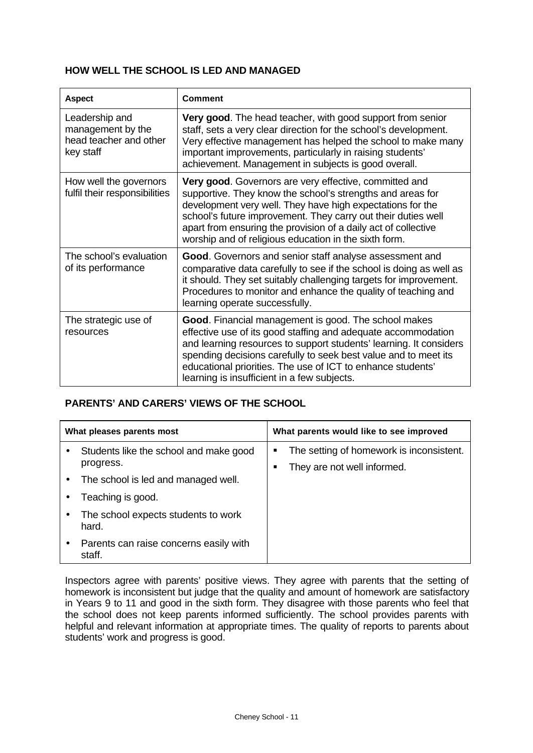## HOW WELL THE SCHOOL IS LED AND MANAGED

| Aspect | Comment |
|---|---|
| Leadership and management by the head teacher and other key staff | **Very good**. The head teacher, with good support from senior staff, sets a very clear direction for the school's development. Very effective management has helped the school to make many important improvements, particularly in raising students' achievement. Management in subjects is good overall. |
| How well the governors fulfil their responsibilities | **Very good**. Governors are very effective, committed and supportive. They know the school's strengths and areas for development very well. They have high expectations for the school's future improvement. They carry out their duties well apart from ensuring the provision of a daily act of collective worship and of religious education in the sixth form. |
| The school's evaluation of its performance | **Good**. Governors and senior staff analyse assessment and comparative data carefully to see if the school is doing as well as it should. They set suitably challenging targets for improvement. Procedures to monitor and enhance the quality of teaching and learning operate successfully. |
| The strategic use of resources | **Good**. Financial management is good. The school makes effective use of its good staffing and adequate accommodation and learning resources to support students' learning. It considers spending decisions carefully to seek best value and to meet its educational priorities. The use of ICT to enhance students' learning is insufficient in a few subjects. |

## PARENTS' AND CARERS' VIEWS OF THE SCHOOL

| What pleases parents most | What parents would like to see improved |
|---|---|
| • Students like the school and make good progress.<br>• The school is led and managed well.<br>• Teaching is good.<br>• The school expects students to work hard.<br>• Parents can raise concerns easily with staff. | ▪ The setting of homework is inconsistent.<br>▪ They are not well informed. |

Inspectors agree with parents' positive views. They agree with parents that the setting of homework is inconsistent but judge that the quality and amount of homework are satisfactory in Years 9 to 11 and good in the sixth form. They disagree with those parents who feel that the school does not keep parents informed sufficiently. The school provides parents with helpful and relevant information at appropriate times. The quality of reports to parents about students' work and progress is good.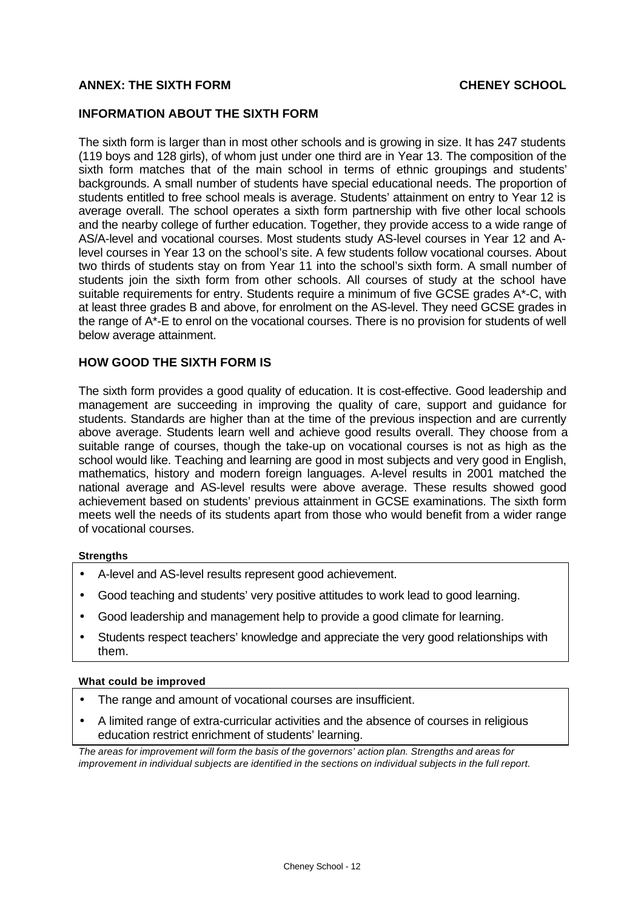**ANNEX: THE SIXTH FORM** **CHENEY SCHOOL**

## INFORMATION ABOUT THE SIXTH FORM

The sixth form is larger than in most other schools and is growing in size. It has 247 students (119 boys and 128 girls), of whom just under one third are in Year 13. The composition of the sixth form matches that of the main school in terms of ethnic groupings and students' backgrounds. A small number of students have special educational needs. The proportion of students entitled to free school meals is average. Students' attainment on entry to Year 12 is average overall. The school operates a sixth form partnership with five other local schools and the nearby college of further education. Together, they provide access to a wide range of AS/A-level and vocational courses. Most students study AS-level courses in Year 12 and A-level courses in Year 13 on the school's site. A few students follow vocational courses. About two thirds of students stay on from Year 11 into the school's sixth form. A small number of students join the sixth form from other schools. All courses of study at the school have suitable requirements for entry. Students require a minimum of five GCSE grades A*-C, with at least three grades B and above, for enrolment on the AS-level. They need GCSE grades in the range of A*-E to enrol on the vocational courses. There is no provision for students of well below average attainment.

## HOW GOOD THE SIXTH FORM IS

The sixth form provides a good quality of education. It is cost-effective. Good leadership and management are succeeding in improving the quality of care, support and guidance for students. Standards are higher than at the time of the previous inspection and are currently above average. Students learn well and achieve good results overall. They choose from a suitable range of courses, though the take-up on vocational courses is not as high as the school would like. Teaching and learning are good in most subjects and very good in English, mathematics, history and modern foreign languages. A-level results in 2001 matched the national average and AS-level results were above average. These results showed good achievement based on students' previous attainment in GCSE examinations. The sixth form meets well the needs of its students apart from those who would benefit from a wider range of vocational courses.

**Strengths**

- A-level and AS-level results represent good achievement.
- Good teaching and students' very positive attitudes to work lead to good learning.
- Good leadership and management help to provide a good climate for learning.
- Students respect teachers' knowledge and appreciate the very good relationships with them.

**What could be improved**

- The range and amount of vocational courses are insufficient.
- A limited range of extra-curricular activities and the absence of courses in religious education restrict enrichment of students' learning.

*The areas for improvement will form the basis of the governors' action plan. Strengths and areas for improvement in individual subjects are identified in the sections on individual subjects in the full report.*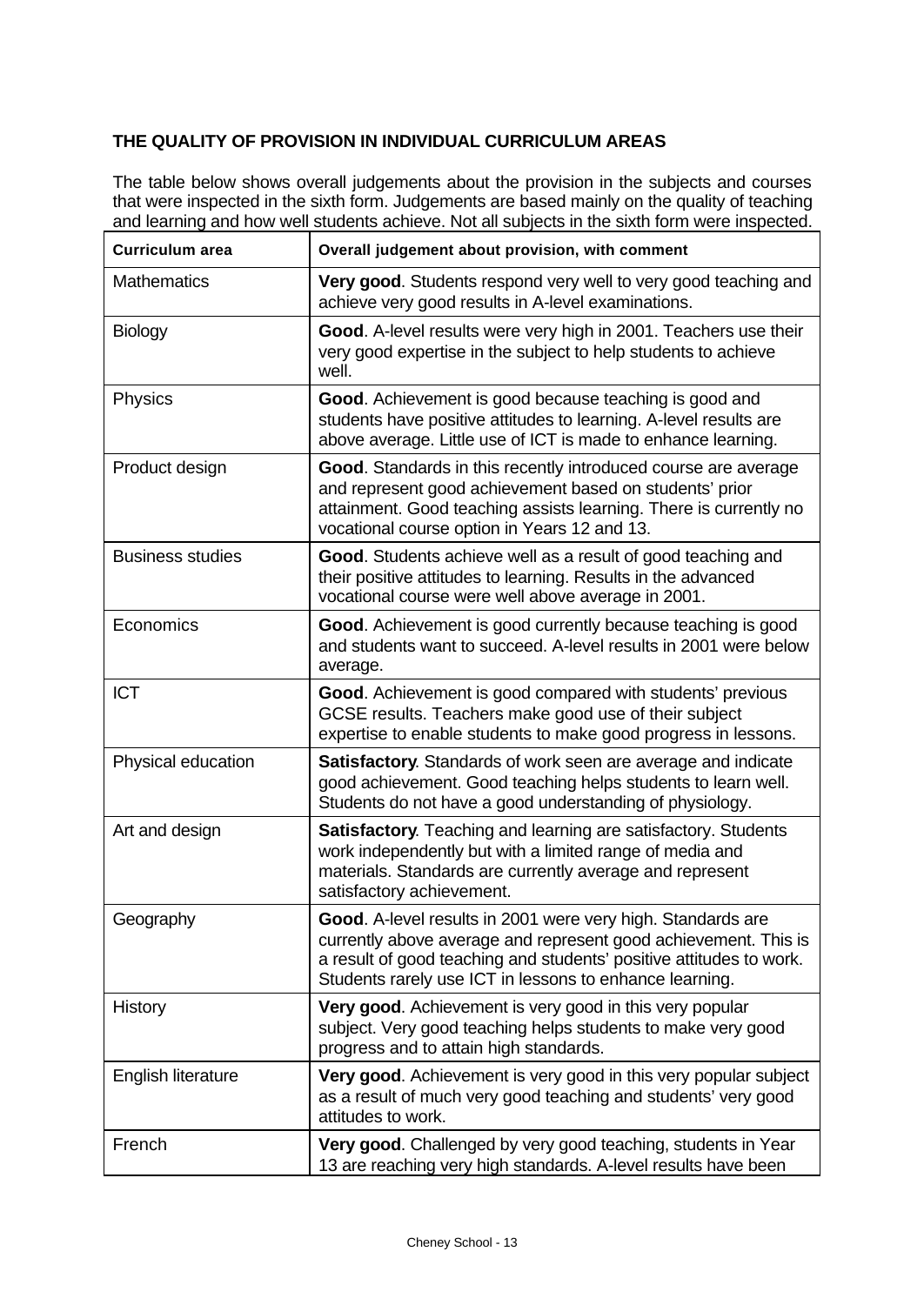## THE QUALITY OF PROVISION IN INDIVIDUAL CURRICULUM AREAS

The table below shows overall judgements about the provision in the subjects and courses that were inspected in the sixth form. Judgements are based mainly on the quality of teaching and learning and how well students achieve. Not all subjects in the sixth form were inspected.

| Curriculum area | Overall judgement about provision, with comment |
|---|---|
| Mathematics | **Very good**. Students respond very well to very good teaching and achieve very good results in A-level examinations. |
| Biology | **Good**. A-level results were very high in 2001. Teachers use their very good expertise in the subject to help students to achieve well. |
| Physics | **Good**. Achievement is good because teaching is good and students have positive attitudes to learning. A-level results are above average. Little use of ICT is made to enhance learning. |
| Product design | **Good**. Standards in this recently introduced course are average and represent good achievement based on students' prior attainment. Good teaching assists learning. There is currently no vocational course option in Years 12 and 13. |
| Business studies | **Good**. Students achieve well as a result of good teaching and their positive attitudes to learning. Results in the advanced vocational course were well above average in 2001. |
| Economics | **Good**. Achievement is good currently because teaching is good and students want to succeed. A-level results in 2001 were below average. |
| ICT | **Good**. Achievement is good compared with students' previous GCSE results. Teachers make good use of their subject expertise to enable students to make good progress in lessons. |
| Physical education | **Satisfactory**. Standards of work seen are average and indicate good achievement. Good teaching helps students to learn well. Students do not have a good understanding of physiology. |
| Art and design | **Satisfactory**. Teaching and learning are satisfactory. Students work independently but with a limited range of media and materials. Standards are currently average and represent satisfactory achievement. |
| Geography | **Good**. A-level results in 2001 were very high. Standards are currently above average and represent good achievement. This is a result of good teaching and students' positive attitudes to work. Students rarely use ICT in lessons to enhance learning. |
| History | **Very good**. Achievement is very good in this very popular subject. Very good teaching helps students to make very good progress and to attain high standards. |
| English literature | **Very good**. Achievement is very good in this very popular subject as a result of much very good teaching and students' very good attitudes to work. |
| French | **Very good**. Challenged by very good teaching, students in Year 13 are reaching very high standards. A-level results have been |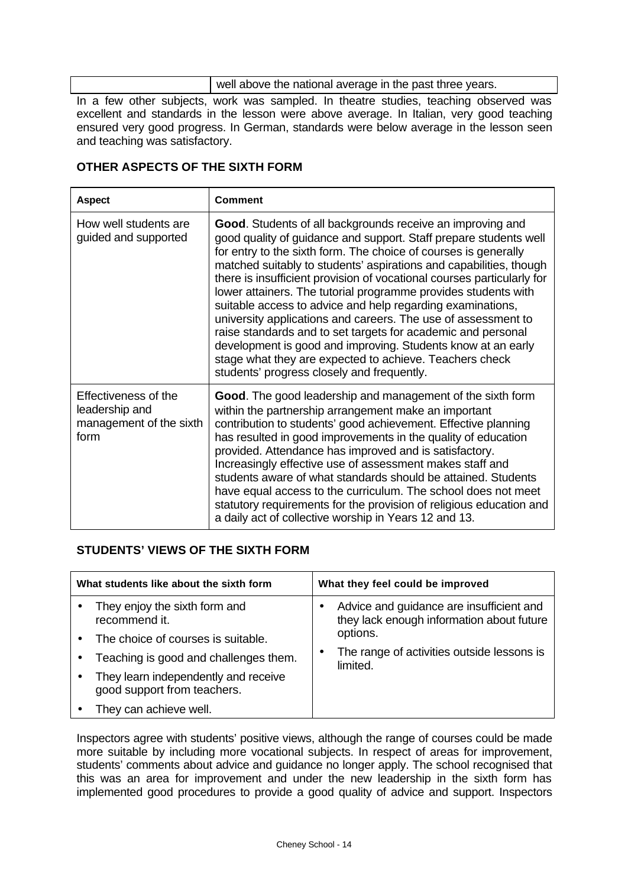| | well above the national average in the past three years. |
|---|---|

In a few other subjects, work was sampled. In theatre studies, teaching observed was excellent and standards in the lesson were above average. In Italian, very good teaching ensured very good progress. In German, standards were below average in the lesson seen and teaching was satisfactory.

### OTHER ASPECTS OF THE SIXTH FORM

| Aspect | Comment |
|---|---|
| How well students are guided and supported | **Good**. Students of all backgrounds receive an improving and good quality of guidance and support. Staff prepare students well for entry to the sixth form. The choice of courses is generally matched suitably to students' aspirations and capabilities, though there is insufficient provision of vocational courses particularly for lower attainers. The tutorial programme provides students with suitable access to advice and help regarding examinations, university applications and careers. The use of assessment to raise standards and to set targets for academic and personal development is good and improving. Students know at an early stage what they are expected to achieve. Teachers check students' progress closely and frequently. |
| Effectiveness of the leadership and management of the sixth form | **Good**. The good leadership and management of the sixth form within the partnership arrangement make an important contribution to students' good achievement. Effective planning has resulted in good improvements in the quality of education provided. Attendance has improved and is satisfactory. Increasingly effective use of assessment makes staff and students aware of what standards should be attained. Students have equal access to the curriculum. The school does not meet statutory requirements for the provision of religious education and a daily act of collective worship in Years 12 and 13. |

### STUDENTS' VIEWS OF THE SIXTH FORM

| What students like about the sixth form | What they feel could be improved |
|---|---|
| • They enjoy the sixth form and recommend it.<br>• The choice of courses is suitable.<br>• Teaching is good and challenges them.<br>• They learn independently and receive good support from teachers.<br>• They can achieve well. | • Advice and guidance are insufficient and they lack enough information about future options.<br>• The range of activities outside lessons is limited. |

Inspectors agree with students' positive views, although the range of courses could be made more suitable by including more vocational subjects. In respect of areas for improvement, students' comments about advice and guidance no longer apply. The school recognised that this was an area for improvement and under the new leadership in the sixth form has implemented good procedures to provide a good quality of advice and support. Inspectors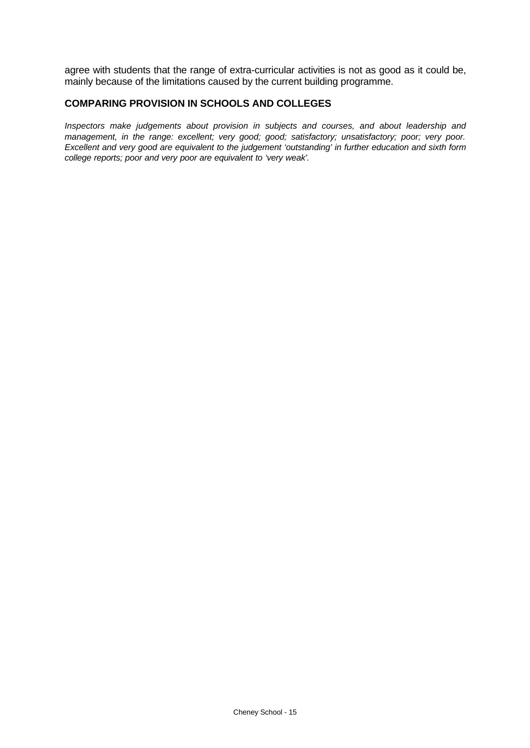agree with students that the range of extra-curricular activities is not as good as it could be, mainly because of the limitations caused by the current building programme.

## COMPARING PROVISION IN SCHOOLS AND COLLEGES

*Inspectors make judgements about provision in subjects and courses, and about leadership and management, in the range: excellent; very good; good; satisfactory; unsatisfactory; poor; very poor. Excellent and very good are equivalent to the judgement 'outstanding' in further education and sixth form college reports; poor and very poor are equivalent to 'very weak'.*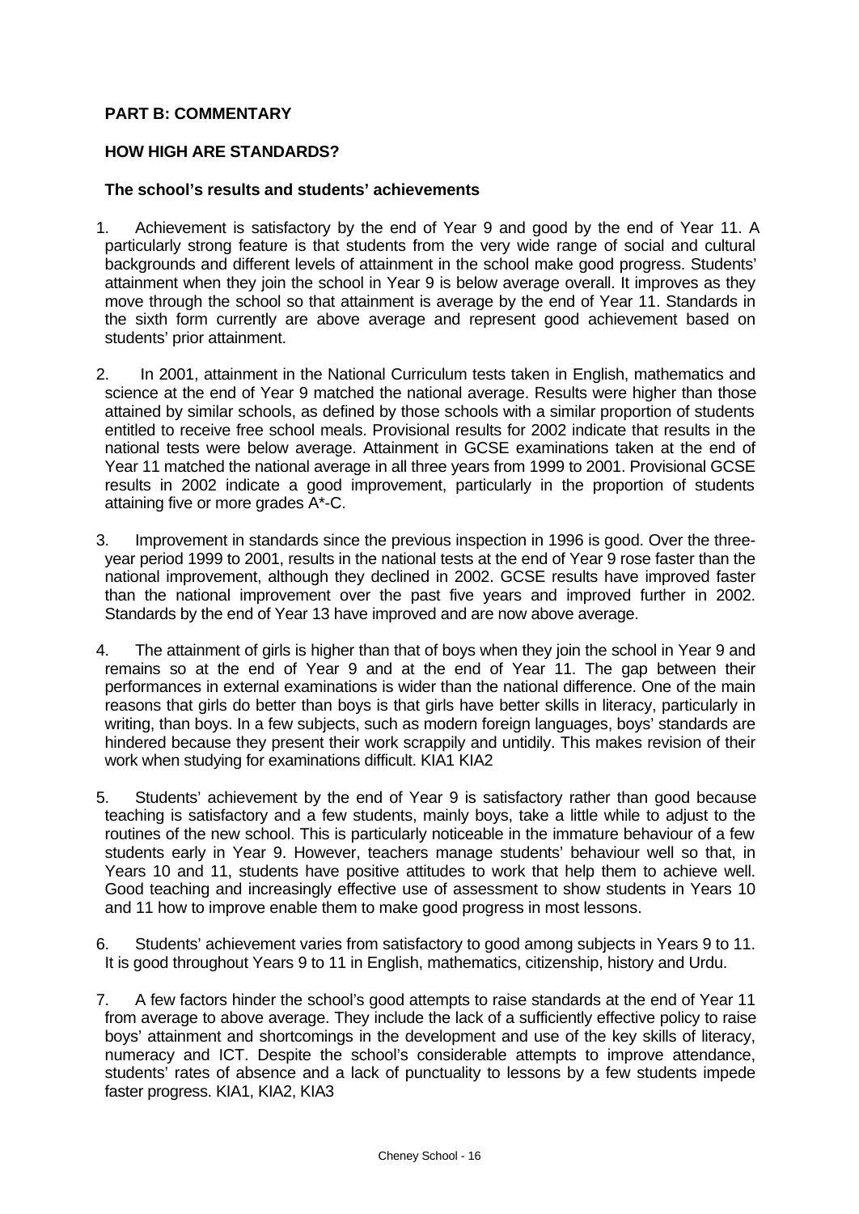**PART B: COMMENTARY**

**HOW HIGH ARE STANDARDS?**

**The school's results and students' achievements**

1. Achievement is satisfactory by the end of Year 9 and good by the end of Year 11. A particularly strong feature is that students from the very wide range of social and cultural backgrounds and different levels of attainment in the school make good progress. Students' attainment when they join the school in Year 9 is below average overall. It improves as they move through the school so that attainment is average by the end of Year 11. Standards in the sixth form currently are above average and represent good achievement based on students' prior attainment.

2. In 2001, attainment in the National Curriculum tests taken in English, mathematics and science at the end of Year 9 matched the national average. Results were higher than those attained by similar schools, as defined by those schools with a similar proportion of students entitled to receive free school meals. Provisional results for 2002 indicate that results in the national tests were below average. Attainment in GCSE examinations taken at the end of Year 11 matched the national average in all three years from 1999 to 2001. Provisional GCSE results in 2002 indicate a good improvement, particularly in the proportion of students attaining five or more grades A*-C.

3. Improvement in standards since the previous inspection in 1996 is good. Over the three-year period 1999 to 2001, results in the national tests at the end of Year 9 rose faster than the national improvement, although they declined in 2002. GCSE results have improved faster than the national improvement over the past five years and improved further in 2002. Standards by the end of Year 13 have improved and are now above average.

4. The attainment of girls is higher than that of boys when they join the school in Year 9 and remains so at the end of Year 9 and at the end of Year 11. The gap between their performances in external examinations is wider than the national difference. One of the main reasons that girls do better than boys is that girls have better skills in literacy, particularly in writing, than boys. In a few subjects, such as modern foreign languages, boys' standards are hindered because they present their work scrappily and untidily. This makes revision of their work when studying for examinations difficult. KIA1 KIA2

5. Students' achievement by the end of Year 9 is satisfactory rather than good because teaching is satisfactory and a few students, mainly boys, take a little while to adjust to the routines of the new school. This is particularly noticeable in the immature behaviour of a few students early in Year 9. However, teachers manage students' behaviour well so that, in Years 10 and 11, students have positive attitudes to work that help them to achieve well. Good teaching and increasingly effective use of assessment to show students in Years 10 and 11 how to improve enable them to make good progress in most lessons.

6. Students' achievement varies from satisfactory to good among subjects in Years 9 to 11. It is good throughout Years 9 to 11 in English, mathematics, citizenship, history and Urdu.

7. A few factors hinder the school's good attempts to raise standards at the end of Year 11 from average to above average. They include the lack of a sufficiently effective policy to raise boys' attainment and shortcomings in the development and use of the key skills of literacy, numeracy and ICT. Despite the school's considerable attempts to improve attendance, students' rates of absence and a lack of punctuality to lessons by a few students impede faster progress. KIA1, KIA2, KIA3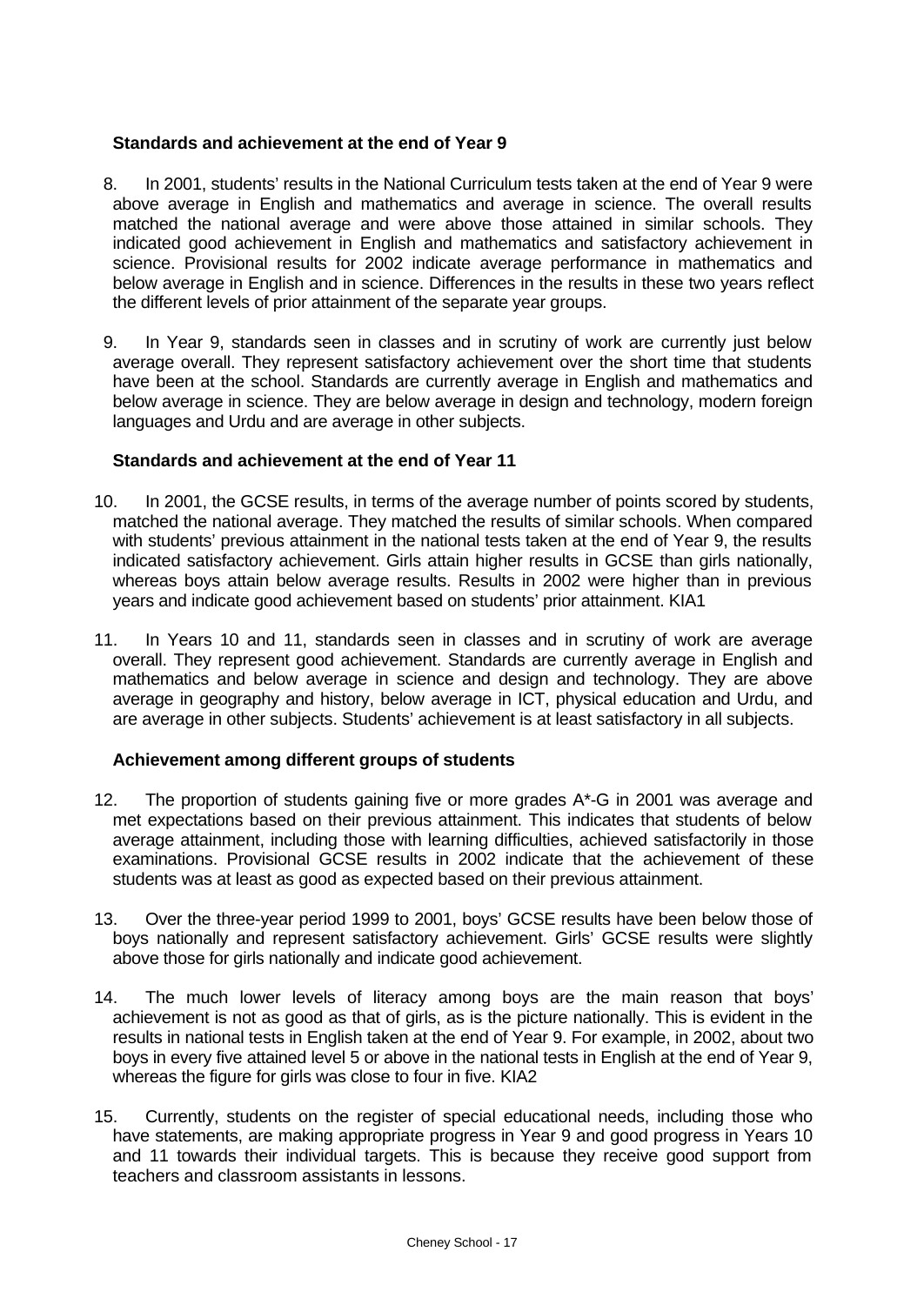**Standards and achievement at the end of Year 9**

8. In 2001, students' results in the National Curriculum tests taken at the end of Year 9 were above average in English and mathematics and average in science. The overall results matched the national average and were above those attained in similar schools. They indicated good achievement in English and mathematics and satisfactory achievement in science. Provisional results for 2002 indicate average performance in mathematics and below average in English and in science. Differences in the results in these two years reflect the different levels of prior attainment of the separate year groups.

9. In Year 9, standards seen in classes and in scrutiny of work are currently just below average overall. They represent satisfactory achievement over the short time that students have been at the school. Standards are currently average in English and mathematics and below average in science. They are below average in design and technology, modern foreign languages and Urdu and are average in other subjects.

**Standards and achievement at the end of Year 11**

10. In 2001, the GCSE results, in terms of the average number of points scored by students, matched the national average. They matched the results of similar schools. When compared with students' previous attainment in the national tests taken at the end of Year 9, the results indicated satisfactory achievement. Girls attain higher results in GCSE than girls nationally, whereas boys attain below average results. Results in 2002 were higher than in previous years and indicate good achievement based on students' prior attainment. KIA1

11. In Years 10 and 11, standards seen in classes and in scrutiny of work are average overall. They represent good achievement. Standards are currently average in English and mathematics and below average in science and design and technology. They are above average in geography and history, below average in ICT, physical education and Urdu, and are average in other subjects. Students' achievement is at least satisfactory in all subjects.

**Achievement among different groups of students**

12. The proportion of students gaining five or more grades A*-G in 2001 was average and met expectations based on their previous attainment. This indicates that students of below average attainment, including those with learning difficulties, achieved satisfactorily in those examinations. Provisional GCSE results in 2002 indicate that the achievement of these students was at least as good as expected based on their previous attainment.

13. Over the three-year period 1999 to 2001, boys' GCSE results have been below those of boys nationally and represent satisfactory achievement. Girls' GCSE results were slightly above those for girls nationally and indicate good achievement.

14. The much lower levels of literacy among boys are the main reason that boys' achievement is not as good as that of girls, as is the picture nationally. This is evident in the results in national tests in English taken at the end of Year 9. For example, in 2002, about two boys in every five attained level 5 or above in the national tests in English at the end of Year 9, whereas the figure for girls was close to four in five. KIA2

15. Currently, students on the register of special educational needs, including those who have statements, are making appropriate progress in Year 9 and good progress in Years 10 and 11 towards their individual targets. This is because they receive good support from teachers and classroom assistants in lessons.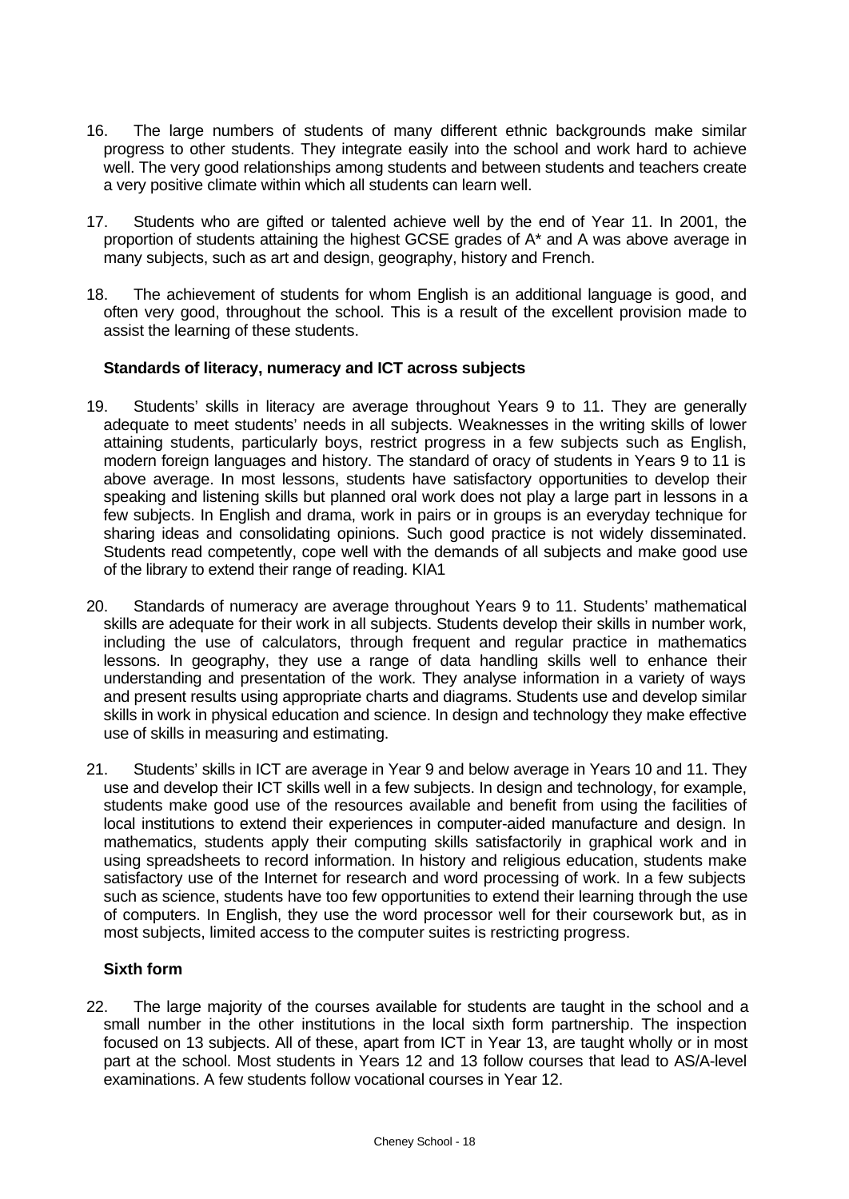16. The large numbers of students of many different ethnic backgrounds make similar progress to other students. They integrate easily into the school and work hard to achieve well. The very good relationships among students and between students and teachers create a very positive climate within which all students can learn well.

17. Students who are gifted or talented achieve well by the end of Year 11. In 2001, the proportion of students attaining the highest GCSE grades of A* and A was above average in many subjects, such as art and design, geography, history and French.

18. The achievement of students for whom English is an additional language is good, and often very good, throughout the school. This is a result of the excellent provision made to assist the learning of these students.

**Standards of literacy, numeracy and ICT across subjects**

19. Students' skills in literacy are average throughout Years 9 to 11. They are generally adequate to meet students' needs in all subjects. Weaknesses in the writing skills of lower attaining students, particularly boys, restrict progress in a few subjects such as English, modern foreign languages and history. The standard of oracy of students in Years 9 to 11 is above average. In most lessons, students have satisfactory opportunities to develop their speaking and listening skills but planned oral work does not play a large part in lessons in a few subjects. In English and drama, work in pairs or in groups is an everyday technique for sharing ideas and consolidating opinions. Such good practice is not widely disseminated. Students read competently, cope well with the demands of all subjects and make good use of the library to extend their range of reading. KIA1

20. Standards of numeracy are average throughout Years 9 to 11. Students' mathematical skills are adequate for their work in all subjects. Students develop their skills in number work, including the use of calculators, through frequent and regular practice in mathematics lessons. In geography, they use a range of data handling skills well to enhance their understanding and presentation of the work. They analyse information in a variety of ways and present results using appropriate charts and diagrams. Students use and develop similar skills in work in physical education and science. In design and technology they make effective use of skills in measuring and estimating.

21. Students' skills in ICT are average in Year 9 and below average in Years 10 and 11. They use and develop their ICT skills well in a few subjects. In design and technology, for example, students make good use of the resources available and benefit from using the facilities of local institutions to extend their experiences in computer-aided manufacture and design. In mathematics, students apply their computing skills satisfactorily in graphical work and in using spreadsheets to record information. In history and religious education, students make satisfactory use of the Internet for research and word processing of work. In a few subjects such as science, students have too few opportunities to extend their learning through the use of computers. In English, they use the word processor well for their coursework but, as in most subjects, limited access to the computer suites is restricting progress.

**Sixth form**

22. The large majority of the courses available for students are taught in the school and a small number in the other institutions in the local sixth form partnership. The inspection focused on 13 subjects. All of these, apart from ICT in Year 13, are taught wholly or in most part at the school. Most students in Years 12 and 13 follow courses that lead to AS/A-level examinations. A few students follow vocational courses in Year 12.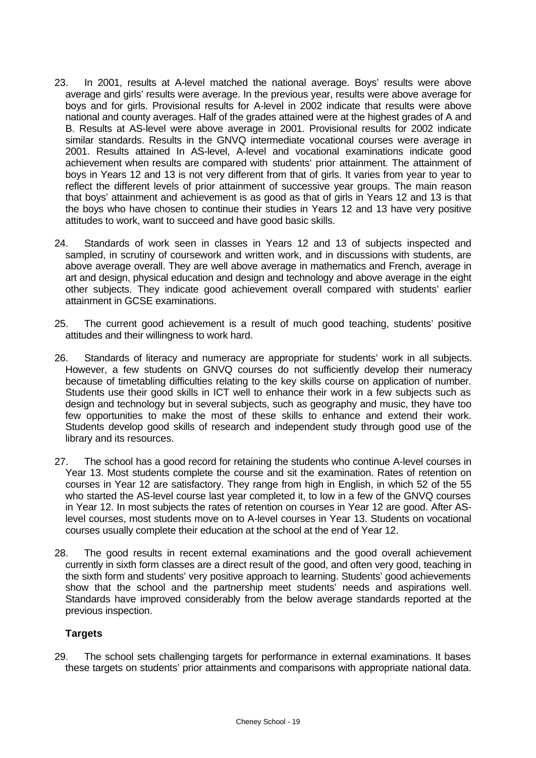23. In 2001, results at A-level matched the national average. Boys' results were above average and girls' results were average. In the previous year, results were above average for boys and for girls. Provisional results for A-level in 2002 indicate that results were above national and county averages. Half of the grades attained were at the highest grades of A and B. Results at AS-level were above average in 2001. Provisional results for 2002 indicate similar standards. Results in the GNVQ intermediate vocational courses were average in 2001. Results attained In AS-level, A-level and vocational examinations indicate good achievement when results are compared with students' prior attainment. The attainment of boys in Years 12 and 13 is not very different from that of girls. It varies from year to year to reflect the different levels of prior attainment of successive year groups. The main reason that boys' attainment and achievement is as good as that of girls in Years 12 and 13 is that the boys who have chosen to continue their studies in Years 12 and 13 have very positive attitudes to work, want to succeed and have good basic skills.

24. Standards of work seen in classes in Years 12 and 13 of subjects inspected and sampled, in scrutiny of coursework and written work, and in discussions with students, are above average overall. They are well above average in mathematics and French, average in art and design, physical education and design and technology and above average in the eight other subjects. They indicate good achievement overall compared with students' earlier attainment in GCSE examinations.

25. The current good achievement is a result of much good teaching, students' positive attitudes and their willingness to work hard.

26. Standards of literacy and numeracy are appropriate for students' work in all subjects. However, a few students on GNVQ courses do not sufficiently develop their numeracy because of timetabling difficulties relating to the key skills course on application of number. Students use their good skills in ICT well to enhance their work in a few subjects such as design and technology but in several subjects, such as geography and music, they have too few opportunities to make the most of these skills to enhance and extend their work. Students develop good skills of research and independent study through good use of the library and its resources.

27. The school has a good record for retaining the students who continue A-level courses in Year 13. Most students complete the course and sit the examination. Rates of retention on courses in Year 12 are satisfactory. They range from high in English, in which 52 of the 55 who started the AS-level course last year completed it, to low in a few of the GNVQ courses in Year 12. In most subjects the rates of retention on courses in Year 12 are good. After AS-level courses, most students move on to A-level courses in Year 13. Students on vocational courses usually complete their education at the school at the end of Year 12.

28. The good results in recent external examinations and the good overall achievement currently in sixth form classes are a direct result of the good, and often very good, teaching in the sixth form and students' very positive approach to learning. Students' good achievements show that the school and the partnership meet students' needs and aspirations well. Standards have improved considerably from the below average standards reported at the previous inspection.

**Targets**

29. The school sets challenging targets for performance in external examinations. It bases these targets on students' prior attainments and comparisons with appropriate national data.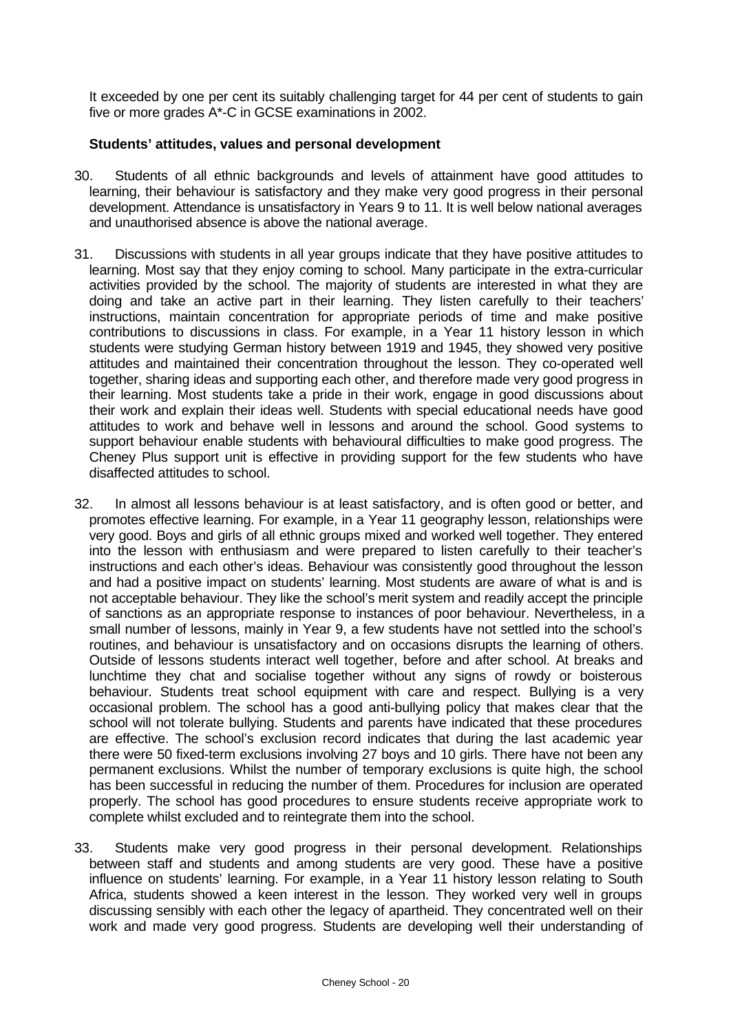It exceeded by one per cent its suitably challenging target for 44 per cent of students to gain five or more grades A*-C in GCSE examinations in 2002.

### Students' attitudes, values and personal development

30. Students of all ethnic backgrounds and levels of attainment have good attitudes to learning, their behaviour is satisfactory and they make very good progress in their personal development. Attendance is unsatisfactory in Years 9 to 11. It is well below national averages and unauthorised absence is above the national average.

31. Discussions with students in all year groups indicate that they have positive attitudes to learning. Most say that they enjoy coming to school. Many participate in the extra-curricular activities provided by the school. The majority of students are interested in what they are doing and take an active part in their learning. They listen carefully to their teachers' instructions, maintain concentration for appropriate periods of time and make positive contributions to discussions in class. For example, in a Year 11 history lesson in which students were studying German history between 1919 and 1945, they showed very positive attitudes and maintained their concentration throughout the lesson. They co-operated well together, sharing ideas and supporting each other, and therefore made very good progress in their learning. Most students take a pride in their work, engage in good discussions about their work and explain their ideas well. Students with special educational needs have good attitudes to work and behave well in lessons and around the school. Good systems to support behaviour enable students with behavioural difficulties to make good progress. The Cheney Plus support unit is effective in providing support for the few students who have disaffected attitudes to school.

32. In almost all lessons behaviour is at least satisfactory, and is often good or better, and promotes effective learning. For example, in a Year 11 geography lesson, relationships were very good. Boys and girls of all ethnic groups mixed and worked well together. They entered into the lesson with enthusiasm and were prepared to listen carefully to their teacher's instructions and each other's ideas. Behaviour was consistently good throughout the lesson and had a positive impact on students' learning. Most students are aware of what is and is not acceptable behaviour. They like the school's merit system and readily accept the principle of sanctions as an appropriate response to instances of poor behaviour. Nevertheless, in a small number of lessons, mainly in Year 9, a few students have not settled into the school's routines, and behaviour is unsatisfactory and on occasions disrupts the learning of others. Outside of lessons students interact well together, before and after school. At breaks and lunchtime they chat and socialise together without any signs of rowdy or boisterous behaviour. Students treat school equipment with care and respect. Bullying is a very occasional problem. The school has a good anti-bullying policy that makes clear that the school will not tolerate bullying. Students and parents have indicated that these procedures are effective. The school's exclusion record indicates that during the last academic year there were 50 fixed-term exclusions involving 27 boys and 10 girls. There have not been any permanent exclusions. Whilst the number of temporary exclusions is quite high, the school has been successful in reducing the number of them. Procedures for inclusion are operated properly. The school has good procedures to ensure students receive appropriate work to complete whilst excluded and to reintegrate them into the school.

33. Students make very good progress in their personal development. Relationships between staff and students and among students are very good. These have a positive influence on students' learning. For example, in a Year 11 history lesson relating to South Africa, students showed a keen interest in the lesson. They worked very well in groups discussing sensibly with each other the legacy of apartheid. They concentrated well on their work and made very good progress. Students are developing well their understanding of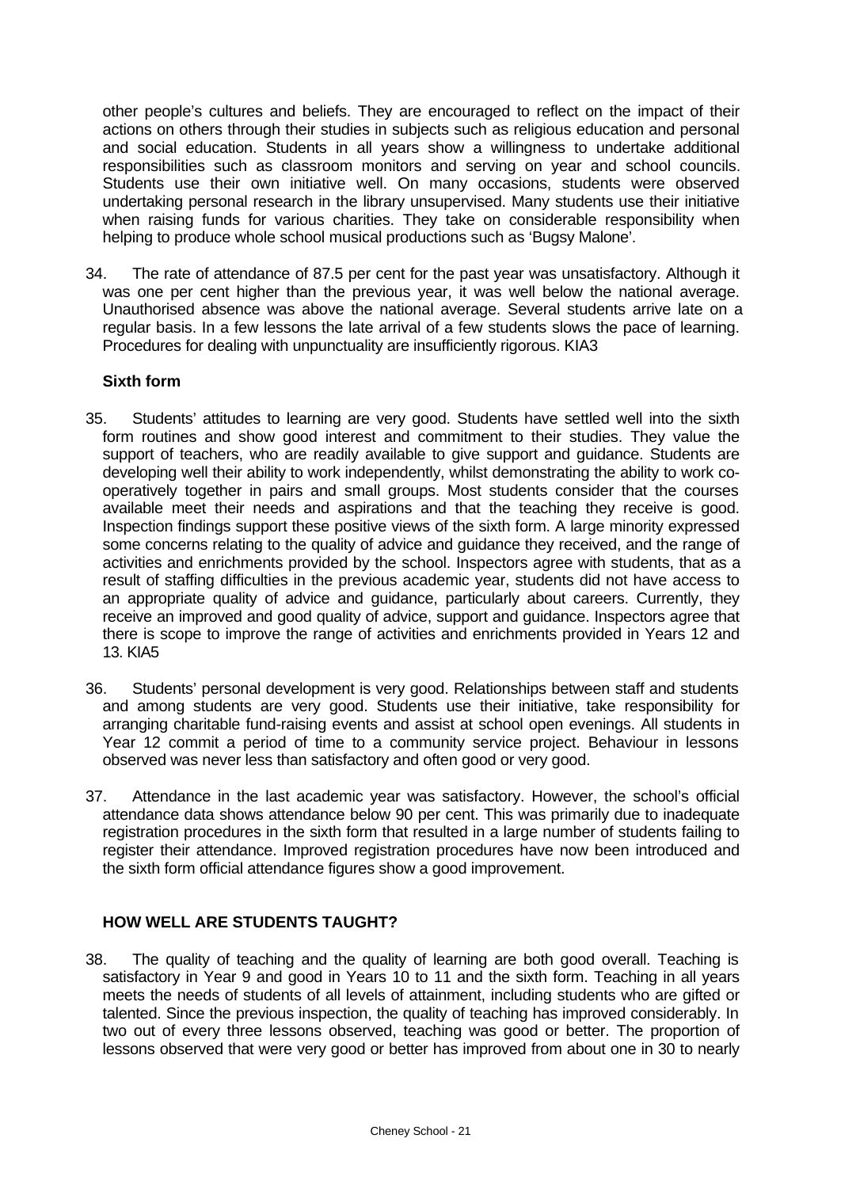other people's cultures and beliefs. They are encouraged to reflect on the impact of their actions on others through their studies in subjects such as religious education and personal and social education. Students in all years show a willingness to undertake additional responsibilities such as classroom monitors and serving on year and school councils. Students use their own initiative well. On many occasions, students were observed undertaking personal research in the library unsupervised. Many students use their initiative when raising funds for various charities. They take on considerable responsibility when helping to produce whole school musical productions such as 'Bugsy Malone'.

34. The rate of attendance of 87.5 per cent for the past year was unsatisfactory. Although it was one per cent higher than the previous year, it was well below the national average. Unauthorised absence was above the national average. Several students arrive late on a regular basis. In a few lessons the late arrival of a few students slows the pace of learning. Procedures for dealing with unpunctuality are insufficiently rigorous. KIA3

**Sixth form**

35. Students' attitudes to learning are very good. Students have settled well into the sixth form routines and show good interest and commitment to their studies. They value the support of teachers, who are readily available to give support and guidance. Students are developing well their ability to work independently, whilst demonstrating the ability to work co-operatively together in pairs and small groups. Most students consider that the courses available meet their needs and aspirations and that the teaching they receive is good. Inspection findings support these positive views of the sixth form. A large minority expressed some concerns relating to the quality of advice and guidance they received, and the range of activities and enrichments provided by the school. Inspectors agree with students, that as a result of staffing difficulties in the previous academic year, students did not have access to an appropriate quality of advice and guidance, particularly about careers. Currently, they receive an improved and good quality of advice, support and guidance. Inspectors agree that there is scope to improve the range of activities and enrichments provided in Years 12 and 13. KIA5

36. Students' personal development is very good. Relationships between staff and students and among students are very good. Students use their initiative, take responsibility for arranging charitable fund-raising events and assist at school open evenings. All students in Year 12 commit a period of time to a community service project. Behaviour in lessons observed was never less than satisfactory and often good or very good.

37. Attendance in the last academic year was satisfactory. However, the school's official attendance data shows attendance below 90 per cent. This was primarily due to inadequate registration procedures in the sixth form that resulted in a large number of students failing to register their attendance. Improved registration procedures have now been introduced and the sixth form official attendance figures show a good improvement.

## HOW WELL ARE STUDENTS TAUGHT?

38. The quality of teaching and the quality of learning are both good overall. Teaching is satisfactory in Year 9 and good in Years 10 to 11 and the sixth form. Teaching in all years meets the needs of students of all levels of attainment, including students who are gifted or talented. Since the previous inspection, the quality of teaching has improved considerably. In two out of every three lessons observed, teaching was good or better. The proportion of lessons observed that were very good or better has improved from about one in 30 to nearly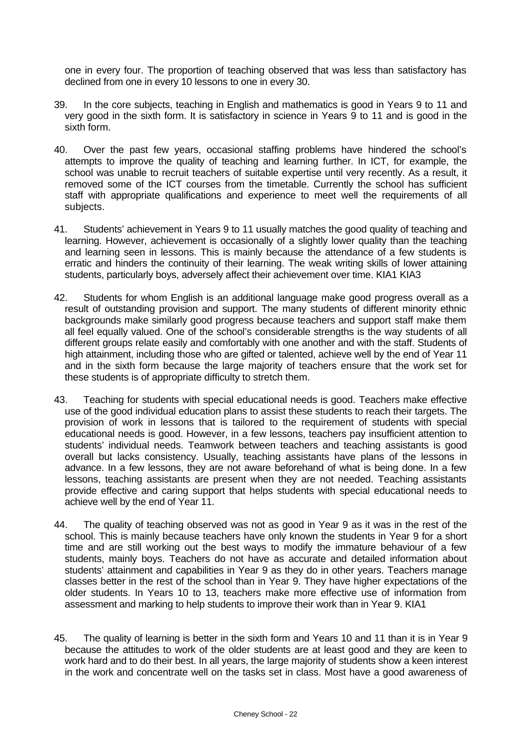one in every four. The proportion of teaching observed that was less than satisfactory has declined from one in every 10 lessons to one in every 30.

39. In the core subjects, teaching in English and mathematics is good in Years 9 to 11 and very good in the sixth form. It is satisfactory in science in Years 9 to 11 and is good in the sixth form.

40. Over the past few years, occasional staffing problems have hindered the school's attempts to improve the quality of teaching and learning further. In ICT, for example, the school was unable to recruit teachers of suitable expertise until very recently. As a result, it removed some of the ICT courses from the timetable. Currently the school has sufficient staff with appropriate qualifications and experience to meet well the requirements of all subjects.

41. Students' achievement in Years 9 to 11 usually matches the good quality of teaching and learning. However, achievement is occasionally of a slightly lower quality than the teaching and learning seen in lessons. This is mainly because the attendance of a few students is erratic and hinders the continuity of their learning. The weak writing skills of lower attaining students, particularly boys, adversely affect their achievement over time. KIA1 KIA3

42. Students for whom English is an additional language make good progress overall as a result of outstanding provision and support. The many students of different minority ethnic backgrounds make similarly good progress because teachers and support staff make them all feel equally valued. One of the school's considerable strengths is the way students of all different groups relate easily and comfortably with one another and with the staff. Students of high attainment, including those who are gifted or talented, achieve well by the end of Year 11 and in the sixth form because the large majority of teachers ensure that the work set for these students is of appropriate difficulty to stretch them.

43. Teaching for students with special educational needs is good. Teachers make effective use of the good individual education plans to assist these students to reach their targets. The provision of work in lessons that is tailored to the requirement of students with special educational needs is good. However, in a few lessons, teachers pay insufficient attention to students' individual needs. Teamwork between teachers and teaching assistants is good overall but lacks consistency. Usually, teaching assistants have plans of the lessons in advance. In a few lessons, they are not aware beforehand of what is being done. In a few lessons, teaching assistants are present when they are not needed. Teaching assistants provide effective and caring support that helps students with special educational needs to achieve well by the end of Year 11.

44. The quality of teaching observed was not as good in Year 9 as it was in the rest of the school. This is mainly because teachers have only known the students in Year 9 for a short time and are still working out the best ways to modify the immature behaviour of a few students, mainly boys. Teachers do not have as accurate and detailed information about students' attainment and capabilities in Year 9 as they do in other years. Teachers manage classes better in the rest of the school than in Year 9. They have higher expectations of the older students. In Years 10 to 13, teachers make more effective use of information from assessment and marking to help students to improve their work than in Year 9. KIA1

45. The quality of learning is better in the sixth form and Years 10 and 11 than it is in Year 9 because the attitudes to work of the older students are at least good and they are keen to work hard and to do their best. In all years, the large majority of students show a keen interest in the work and concentrate well on the tasks set in class. Most have a good awareness of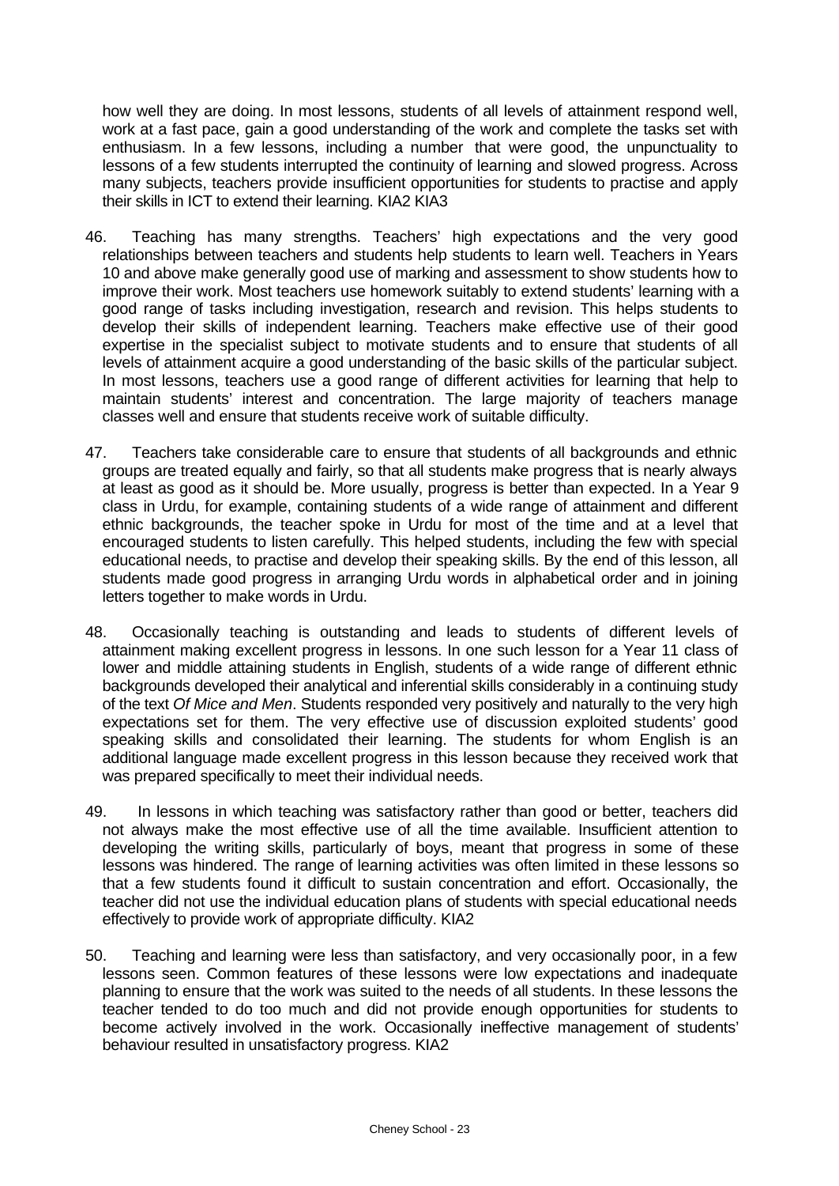how well they are doing. In most lessons, students of all levels of attainment respond well, work at a fast pace, gain a good understanding of the work and complete the tasks set with enthusiasm. In a few lessons, including a number that were good, the unpunctuality to lessons of a few students interrupted the continuity of learning and slowed progress. Across many subjects, teachers provide insufficient opportunities for students to practise and apply their skills in ICT to extend their learning. KIA2 KIA3

46. Teaching has many strengths. Teachers' high expectations and the very good relationships between teachers and students help students to learn well. Teachers in Years 10 and above make generally good use of marking and assessment to show students how to improve their work. Most teachers use homework suitably to extend students' learning with a good range of tasks including investigation, research and revision. This helps students to develop their skills of independent learning. Teachers make effective use of their good expertise in the specialist subject to motivate students and to ensure that students of all levels of attainment acquire a good understanding of the basic skills of the particular subject. In most lessons, teachers use a good range of different activities for learning that help to maintain students' interest and concentration. The large majority of teachers manage classes well and ensure that students receive work of suitable difficulty.

47. Teachers take considerable care to ensure that students of all backgrounds and ethnic groups are treated equally and fairly, so that all students make progress that is nearly always at least as good as it should be. More usually, progress is better than expected. In a Year 9 class in Urdu, for example, containing students of a wide range of attainment and different ethnic backgrounds, the teacher spoke in Urdu for most of the time and at a level that encouraged students to listen carefully. This helped students, including the few with special educational needs, to practise and develop their speaking skills. By the end of this lesson, all students made good progress in arranging Urdu words in alphabetical order and in joining letters together to make words in Urdu.

48. Occasionally teaching is outstanding and leads to students of different levels of attainment making excellent progress in lessons. In one such lesson for a Year 11 class of lower and middle attaining students in English, students of a wide range of different ethnic backgrounds developed their analytical and inferential skills considerably in a continuing study of the text *Of Mice and Men*. Students responded very positively and naturally to the very high expectations set for them. The very effective use of discussion exploited students' good speaking skills and consolidated their learning. The students for whom English is an additional language made excellent progress in this lesson because they received work that was prepared specifically to meet their individual needs.

49. In lessons in which teaching was satisfactory rather than good or better, teachers did not always make the most effective use of all the time available. Insufficient attention to developing the writing skills, particularly of boys, meant that progress in some of these lessons was hindered. The range of learning activities was often limited in these lessons so that a few students found it difficult to sustain concentration and effort. Occasionally, the teacher did not use the individual education plans of students with special educational needs effectively to provide work of appropriate difficulty. KIA2

50. Teaching and learning were less than satisfactory, and very occasionally poor, in a few lessons seen. Common features of these lessons were low expectations and inadequate planning to ensure that the work was suited to the needs of all students. In these lessons the teacher tended to do too much and did not provide enough opportunities for students to become actively involved in the work. Occasionally ineffective management of students' behaviour resulted in unsatisfactory progress. KIA2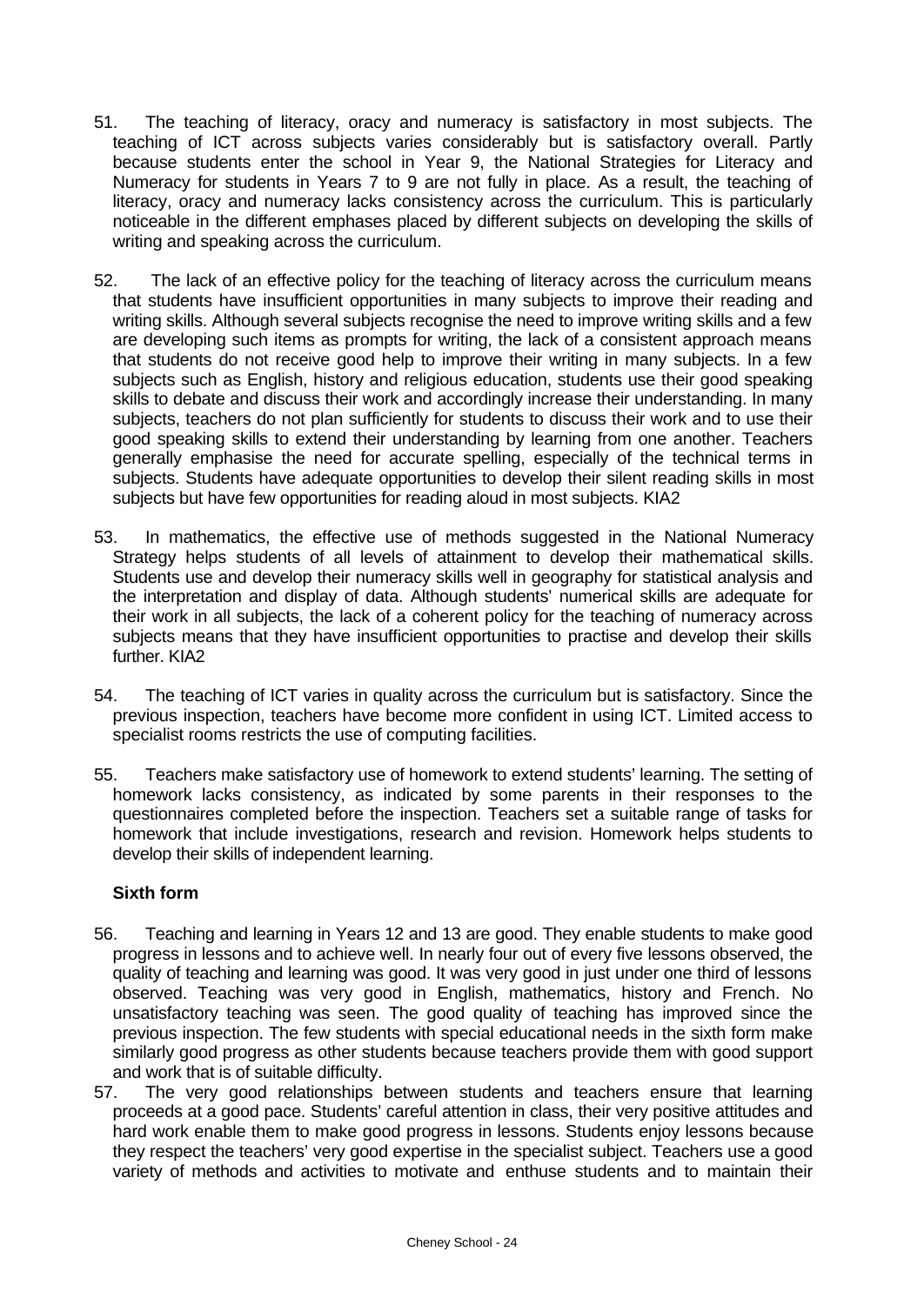51. The teaching of literacy, oracy and numeracy is satisfactory in most subjects. The teaching of ICT across subjects varies considerably but is satisfactory overall. Partly because students enter the school in Year 9, the National Strategies for Literacy and Numeracy for students in Years 7 to 9 are not fully in place. As a result, the teaching of literacy, oracy and numeracy lacks consistency across the curriculum. This is particularly noticeable in the different emphases placed by different subjects on developing the skills of writing and speaking across the curriculum.

52. The lack of an effective policy for the teaching of literacy across the curriculum means that students have insufficient opportunities in many subjects to improve their reading and writing skills. Although several subjects recognise the need to improve writing skills and a few are developing such items as prompts for writing, the lack of a consistent approach means that students do not receive good help to improve their writing in many subjects. In a few subjects such as English, history and religious education, students use their good speaking skills to debate and discuss their work and accordingly increase their understanding. In many subjects, teachers do not plan sufficiently for students to discuss their work and to use their good speaking skills to extend their understanding by learning from one another. Teachers generally emphasise the need for accurate spelling, especially of the technical terms in subjects. Students have adequate opportunities to develop their silent reading skills in most subjects but have few opportunities for reading aloud in most subjects. KIA2

53. In mathematics, the effective use of methods suggested in the National Numeracy Strategy helps students of all levels of attainment to develop their mathematical skills. Students use and develop their numeracy skills well in geography for statistical analysis and the interpretation and display of data. Although students' numerical skills are adequate for their work in all subjects, the lack of a coherent policy for the teaching of numeracy across subjects means that they have insufficient opportunities to practise and develop their skills further. KIA2

54. The teaching of ICT varies in quality across the curriculum but is satisfactory. Since the previous inspection, teachers have become more confident in using ICT. Limited access to specialist rooms restricts the use of computing facilities.

55. Teachers make satisfactory use of homework to extend students' learning. The setting of homework lacks consistency, as indicated by some parents in their responses to the questionnaires completed before the inspection. Teachers set a suitable range of tasks for homework that include investigations, research and revision. Homework helps students to develop their skills of independent learning.

**Sixth form**

56. Teaching and learning in Years 12 and 13 are good. They enable students to make good progress in lessons and to achieve well. In nearly four out of every five lessons observed, the quality of teaching and learning was good. It was very good in just under one third of lessons observed. Teaching was very good in English, mathematics, history and French. No unsatisfactory teaching was seen. The good quality of teaching has improved since the previous inspection. The few students with special educational needs in the sixth form make similarly good progress as other students because teachers provide them with good support and work that is of suitable difficulty.

57. The very good relationships between students and teachers ensure that learning proceeds at a good pace. Students' careful attention in class, their very positive attitudes and hard work enable them to make good progress in lessons. Students enjoy lessons because they respect the teachers' very good expertise in the specialist subject. Teachers use a good variety of methods and activities to motivate and enthuse students and to maintain their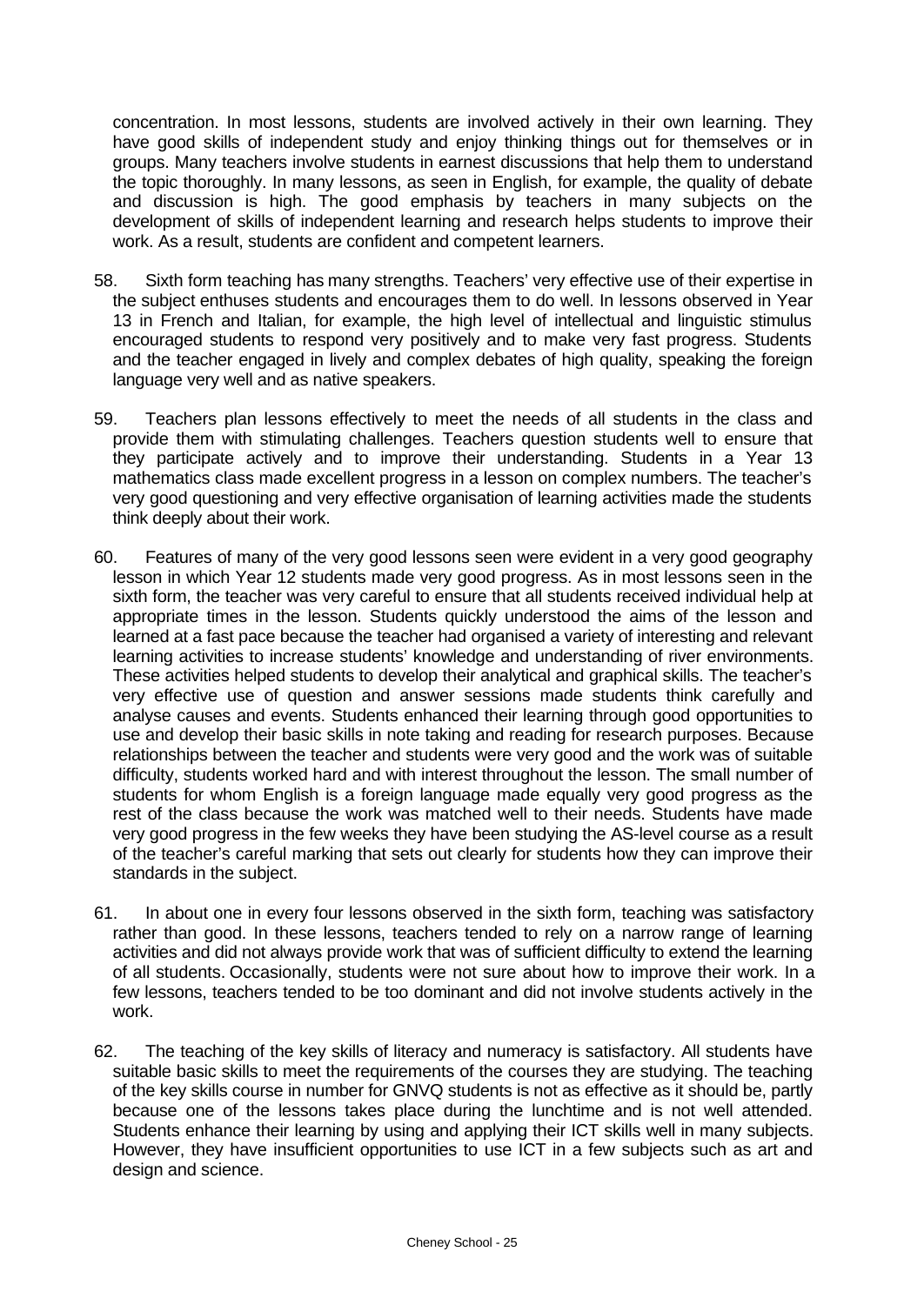concentration. In most lessons, students are involved actively in their own learning. They have good skills of independent study and enjoy thinking things out for themselves or in groups. Many teachers involve students in earnest discussions that help them to understand the topic thoroughly. In many lessons, as seen in English, for example, the quality of debate and discussion is high. The good emphasis by teachers in many subjects on the development of skills of independent learning and research helps students to improve their work. As a result, students are confident and competent learners.

58. Sixth form teaching has many strengths. Teachers' very effective use of their expertise in the subject enthuses students and encourages them to do well. In lessons observed in Year 13 in French and Italian, for example, the high level of intellectual and linguistic stimulus encouraged students to respond very positively and to make very fast progress. Students and the teacher engaged in lively and complex debates of high quality, speaking the foreign language very well and as native speakers.

59. Teachers plan lessons effectively to meet the needs of all students in the class and provide them with stimulating challenges. Teachers question students well to ensure that they participate actively and to improve their understanding. Students in a Year 13 mathematics class made excellent progress in a lesson on complex numbers. The teacher's very good questioning and very effective organisation of learning activities made the students think deeply about their work.

60. Features of many of the very good lessons seen were evident in a very good geography lesson in which Year 12 students made very good progress. As in most lessons seen in the sixth form, the teacher was very careful to ensure that all students received individual help at appropriate times in the lesson. Students quickly understood the aims of the lesson and learned at a fast pace because the teacher had organised a variety of interesting and relevant learning activities to increase students' knowledge and understanding of river environments. These activities helped students to develop their analytical and graphical skills. The teacher's very effective use of question and answer sessions made students think carefully and analyse causes and events. Students enhanced their learning through good opportunities to use and develop their basic skills in note taking and reading for research purposes. Because relationships between the teacher and students were very good and the work was of suitable difficulty, students worked hard and with interest throughout the lesson. The small number of students for whom English is a foreign language made equally very good progress as the rest of the class because the work was matched well to their needs. Students have made very good progress in the few weeks they have been studying the AS-level course as a result of the teacher's careful marking that sets out clearly for students how they can improve their standards in the subject.

61. In about one in every four lessons observed in the sixth form, teaching was satisfactory rather than good. In these lessons, teachers tended to rely on a narrow range of learning activities and did not always provide work that was of sufficient difficulty to extend the learning of all students. Occasionally, students were not sure about how to improve their work. In a few lessons, teachers tended to be too dominant and did not involve students actively in the work.

62. The teaching of the key skills of literacy and numeracy is satisfactory. All students have suitable basic skills to meet the requirements of the courses they are studying. The teaching of the key skills course in number for GNVQ students is not as effective as it should be, partly because one of the lessons takes place during the lunchtime and is not well attended. Students enhance their learning by using and applying their ICT skills well in many subjects. However, they have insufficient opportunities to use ICT in a few subjects such as art and design and science.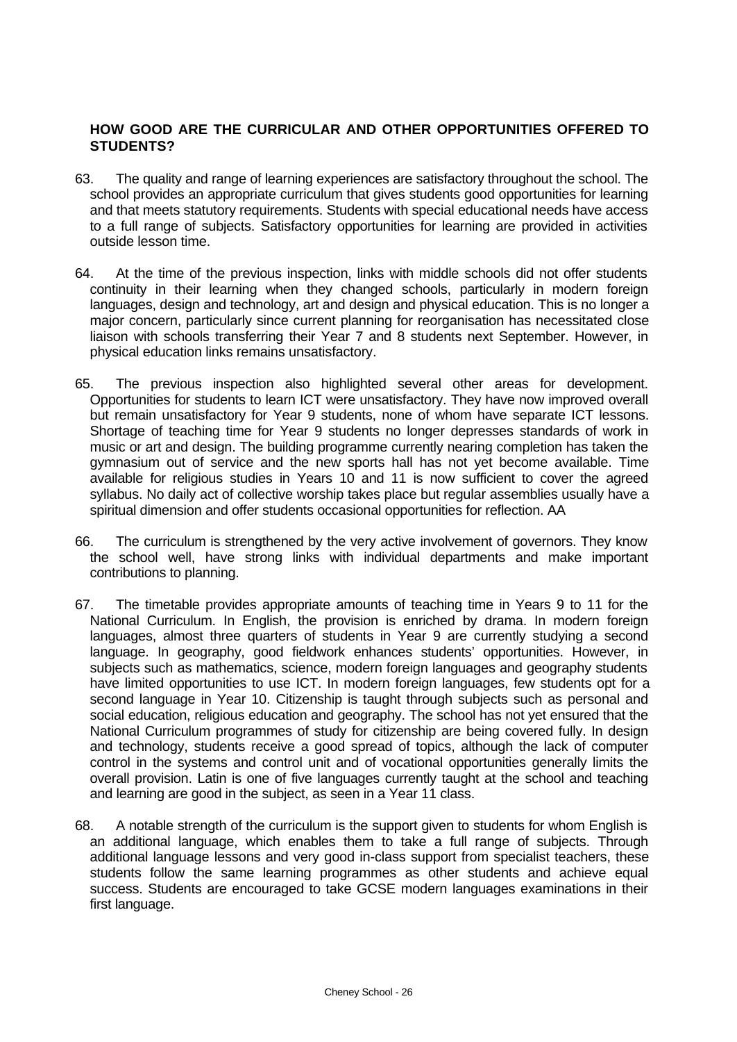### HOW GOOD ARE THE CURRICULAR AND OTHER OPPORTUNITIES OFFERED TO STUDENTS?

63. The quality and range of learning experiences are satisfactory throughout the school. The school provides an appropriate curriculum that gives students good opportunities for learning and that meets statutory requirements. Students with special educational needs have access to a full range of subjects. Satisfactory opportunities for learning are provided in activities outside lesson time.

64. At the time of the previous inspection, links with middle schools did not offer students continuity in their learning when they changed schools, particularly in modern foreign languages, design and technology, art and design and physical education. This is no longer a major concern, particularly since current planning for reorganisation has necessitated close liaison with schools transferring their Year 7 and 8 students next September. However, in physical education links remains unsatisfactory.

65. The previous inspection also highlighted several other areas for development. Opportunities for students to learn ICT were unsatisfactory. They have now improved overall but remain unsatisfactory for Year 9 students, none of whom have separate ICT lessons. Shortage of teaching time for Year 9 students no longer depresses standards of work in music or art and design. The building programme currently nearing completion has taken the gymnasium out of service and the new sports hall has not yet become available. Time available for religious studies in Years 10 and 11 is now sufficient to cover the agreed syllabus. No daily act of collective worship takes place but regular assemblies usually have a spiritual dimension and offer students occasional opportunities for reflection. AA

66. The curriculum is strengthened by the very active involvement of governors. They know the school well, have strong links with individual departments and make important contributions to planning.

67. The timetable provides appropriate amounts of teaching time in Years 9 to 11 for the National Curriculum. In English, the provision is enriched by drama. In modern foreign languages, almost three quarters of students in Year 9 are currently studying a second language. In geography, good fieldwork enhances students' opportunities. However, in subjects such as mathematics, science, modern foreign languages and geography students have limited opportunities to use ICT. In modern foreign languages, few students opt for a second language in Year 10. Citizenship is taught through subjects such as personal and social education, religious education and geography. The school has not yet ensured that the National Curriculum programmes of study for citizenship are being covered fully. In design and technology, students receive a good spread of topics, although the lack of computer control in the systems and control unit and of vocational opportunities generally limits the overall provision. Latin is one of five languages currently taught at the school and teaching and learning are good in the subject, as seen in a Year 11 class.

68. A notable strength of the curriculum is the support given to students for whom English is an additional language, which enables them to take a full range of subjects. Through additional language lessons and very good in-class support from specialist teachers, these students follow the same learning programmes as other students and achieve equal success. Students are encouraged to take GCSE modern languages examinations in their first language.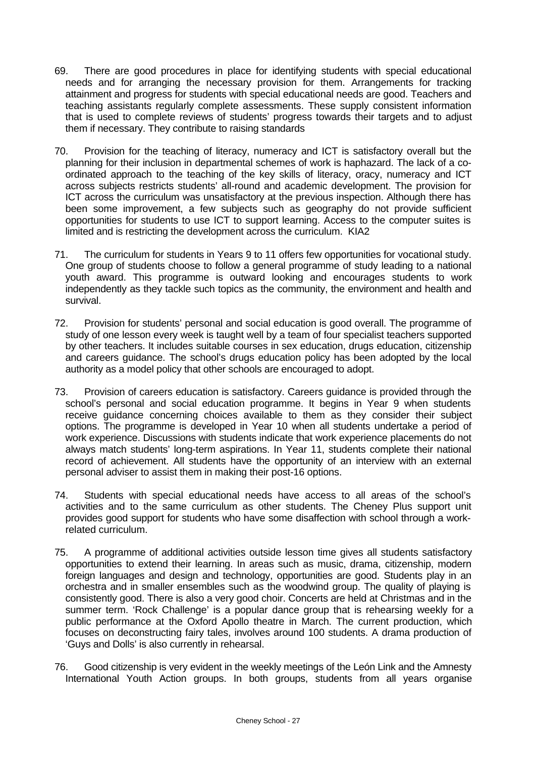69. There are good procedures in place for identifying students with special educational needs and for arranging the necessary provision for them. Arrangements for tracking attainment and progress for students with special educational needs are good. Teachers and teaching assistants regularly complete assessments. These supply consistent information that is used to complete reviews of students' progress towards their targets and to adjust them if necessary. They contribute to raising standards

70. Provision for the teaching of literacy, numeracy and ICT is satisfactory overall but the planning for their inclusion in departmental schemes of work is haphazard. The lack of a co-ordinated approach to the teaching of the key skills of literacy, oracy, numeracy and ICT across subjects restricts students' all-round and academic development. The provision for ICT across the curriculum was unsatisfactory at the previous inspection. Although there has been some improvement, a few subjects such as geography do not provide sufficient opportunities for students to use ICT to support learning. Access to the computer suites is limited and is restricting the development across the curriculum. KIA2

71. The curriculum for students in Years 9 to 11 offers few opportunities for vocational study. One group of students choose to follow a general programme of study leading to a national youth award. This programme is outward looking and encourages students to work independently as they tackle such topics as the community, the environment and health and survival.

72. Provision for students' personal and social education is good overall. The programme of study of one lesson every week is taught well by a team of four specialist teachers supported by other teachers. It includes suitable courses in sex education, drugs education, citizenship and careers guidance. The school's drugs education policy has been adopted by the local authority as a model policy that other schools are encouraged to adopt.

73. Provision of careers education is satisfactory. Careers guidance is provided through the school's personal and social education programme. It begins in Year 9 when students receive guidance concerning choices available to them as they consider their subject options. The programme is developed in Year 10 when all students undertake a period of work experience. Discussions with students indicate that work experience placements do not always match students' long-term aspirations. In Year 11, students complete their national record of achievement. All students have the opportunity of an interview with an external personal adviser to assist them in making their post-16 options.

74. Students with special educational needs have access to all areas of the school's activities and to the same curriculum as other students. The Cheney Plus support unit provides good support for students who have some disaffection with school through a work-related curriculum.

75. A programme of additional activities outside lesson time gives all students satisfactory opportunities to extend their learning. In areas such as music, drama, citizenship, modern foreign languages and design and technology, opportunities are good. Students play in an orchestra and in smaller ensembles such as the woodwind group. The quality of playing is consistently good. There is also a very good choir. Concerts are held at Christmas and in the summer term. 'Rock Challenge' is a popular dance group that is rehearsing weekly for a public performance at the Oxford Apollo theatre in March. The current production, which focuses on deconstructing fairy tales, involves around 100 students. A drama production of 'Guys and Dolls' is also currently in rehearsal.

76. Good citizenship is very evident in the weekly meetings of the León Link and the Amnesty International Youth Action groups. In both groups, students from all years organise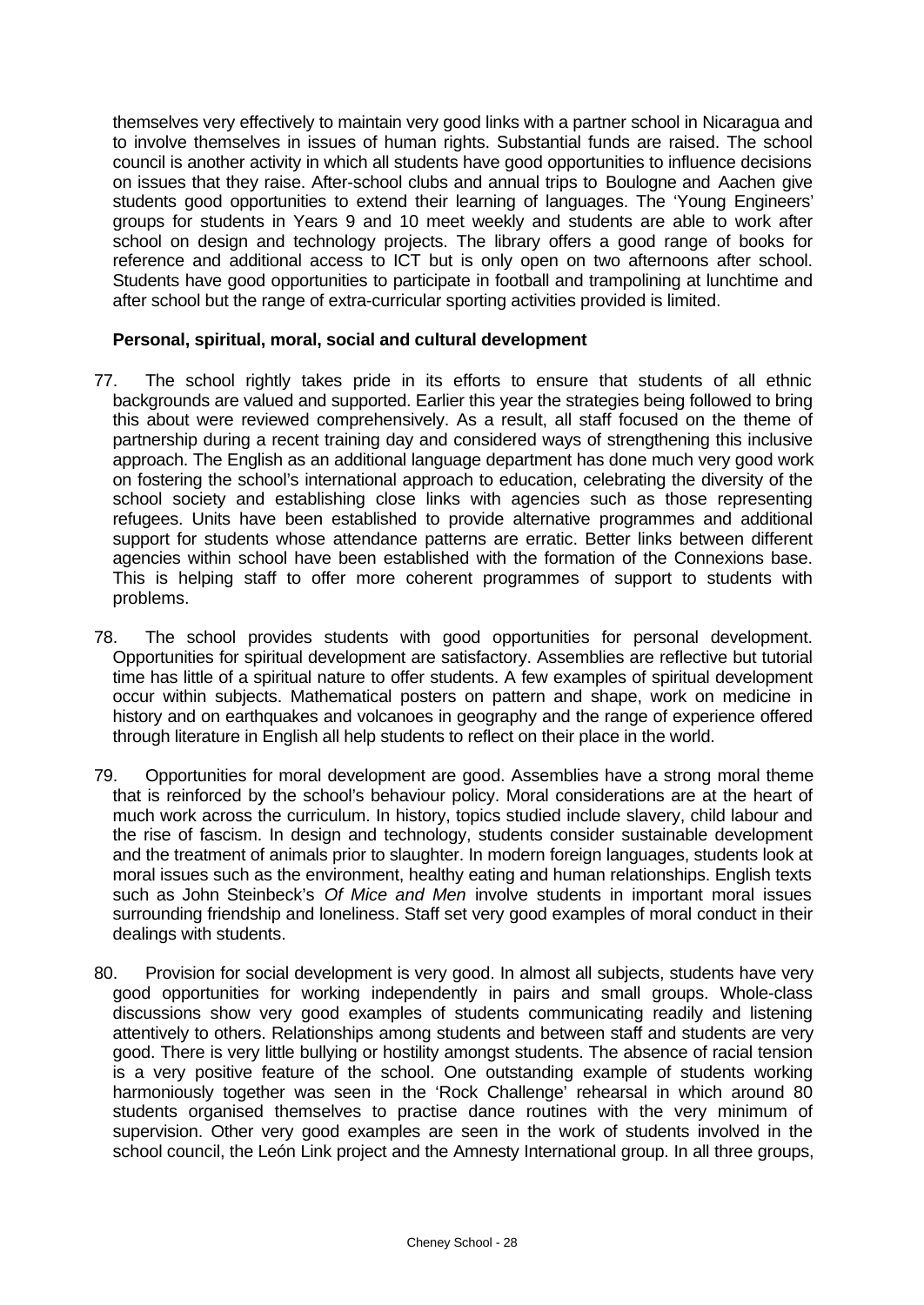themselves very effectively to maintain very good links with a partner school in Nicaragua and to involve themselves in issues of human rights. Substantial funds are raised. The school council is another activity in which all students have good opportunities to influence decisions on issues that they raise. After-school clubs and annual trips to Boulogne and Aachen give students good opportunities to extend their learning of languages. The 'Young Engineers' groups for students in Years 9 and 10 meet weekly and students are able to work after school on design and technology projects. The library offers a good range of books for reference and additional access to ICT but is only open on two afternoons after school. Students have good opportunities to participate in football and trampolining at lunchtime and after school but the range of extra-curricular sporting activities provided is limited.

**Personal, spiritual, moral, social and cultural development**

77. The school rightly takes pride in its efforts to ensure that students of all ethnic backgrounds are valued and supported. Earlier this year the strategies being followed to bring this about were reviewed comprehensively. As a result, all staff focused on the theme of partnership during a recent training day and considered ways of strengthening this inclusive approach. The English as an additional language department has done much very good work on fostering the school's international approach to education, celebrating the diversity of the school society and establishing close links with agencies such as those representing refugees. Units have been established to provide alternative programmes and additional support for students whose attendance patterns are erratic. Better links between different agencies within school have been established with the formation of the Connexions base. This is helping staff to offer more coherent programmes of support to students with problems.

78. The school provides students with good opportunities for personal development. Opportunities for spiritual development are satisfactory. Assemblies are reflective but tutorial time has little of a spiritual nature to offer students. A few examples of spiritual development occur within subjects. Mathematical posters on pattern and shape, work on medicine in history and on earthquakes and volcanoes in geography and the range of experience offered through literature in English all help students to reflect on their place in the world.

79. Opportunities for moral development are good. Assemblies have a strong moral theme that is reinforced by the school's behaviour policy. Moral considerations are at the heart of much work across the curriculum. In history, topics studied include slavery, child labour and the rise of fascism. In design and technology, students consider sustainable development and the treatment of animals prior to slaughter. In modern foreign languages, students look at moral issues such as the environment, healthy eating and human relationships. English texts such as John Steinbeck's *Of Mice and Men* involve students in important moral issues surrounding friendship and loneliness. Staff set very good examples of moral conduct in their dealings with students.

80. Provision for social development is very good. In almost all subjects, students have very good opportunities for working independently in pairs and small groups. Whole-class discussions show very good examples of students communicating readily and listening attentively to others. Relationships among students and between staff and students are very good. There is very little bullying or hostility amongst students. The absence of racial tension is a very positive feature of the school. One outstanding example of students working harmoniously together was seen in the 'Rock Challenge' rehearsal in which around 80 students organised themselves to practise dance routines with the very minimum of supervision. Other very good examples are seen in the work of students involved in the school council, the León Link project and the Amnesty International group. In all three groups,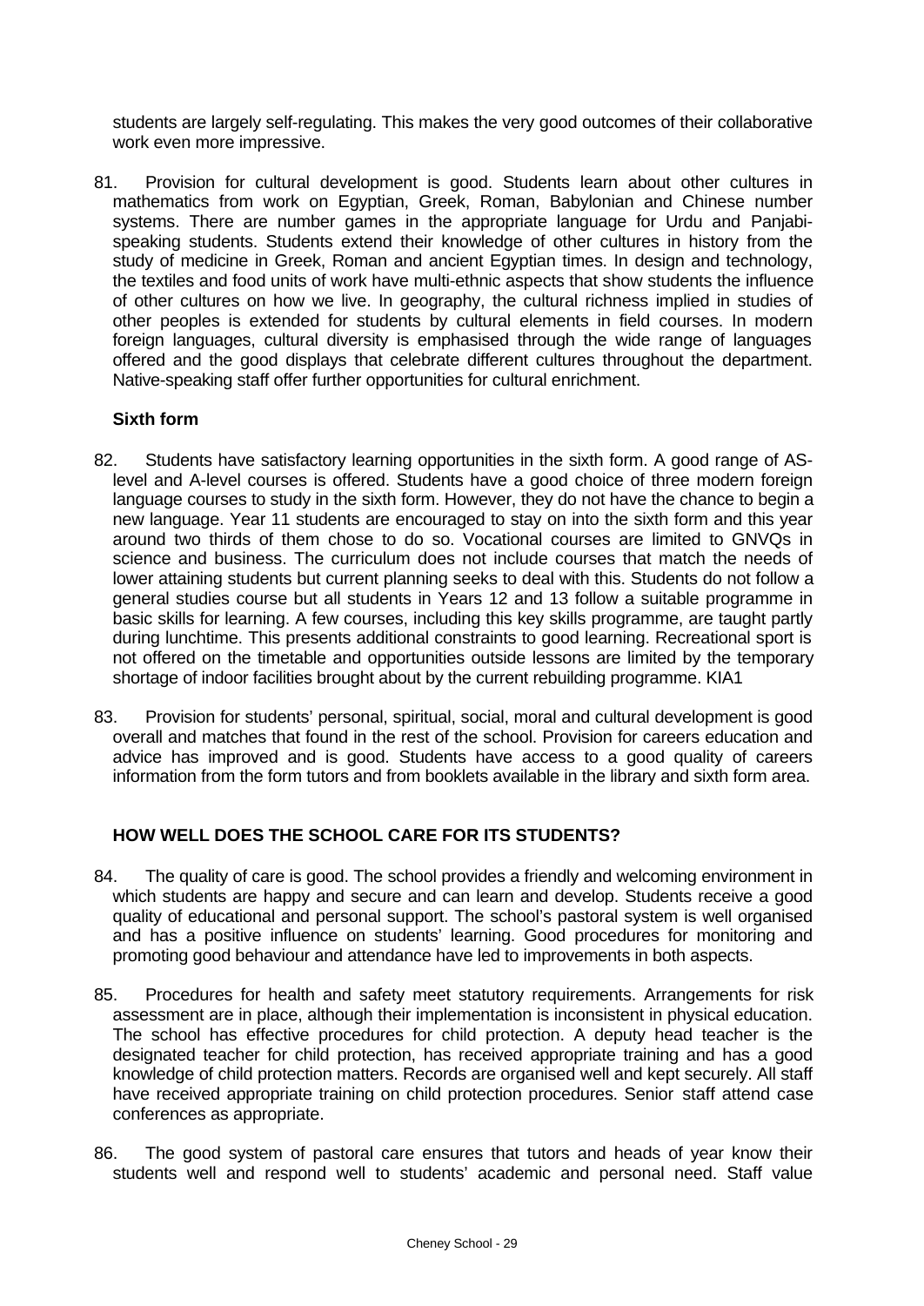students are largely self-regulating. This makes the very good outcomes of their collaborative work even more impressive.

81. Provision for cultural development is good. Students learn about other cultures in mathematics from work on Egyptian, Greek, Roman, Babylonian and Chinese number systems. There are number games in the appropriate language for Urdu and Panjabi-speaking students. Students extend their knowledge of other cultures in history from the study of medicine in Greek, Roman and ancient Egyptian times. In design and technology, the textiles and food units of work have multi-ethnic aspects that show students the influence of other cultures on how we live. In geography, the cultural richness implied in studies of other peoples is extended for students by cultural elements in field courses. In modern foreign languages, cultural diversity is emphasised through the wide range of languages offered and the good displays that celebrate different cultures throughout the department. Native-speaking staff offer further opportunities for cultural enrichment.

**Sixth form**

82. Students have satisfactory learning opportunities in the sixth form. A good range of AS-level and A-level courses is offered. Students have a good choice of three modern foreign language courses to study in the sixth form. However, they do not have the chance to begin a new language. Year 11 students are encouraged to stay on into the sixth form and this year around two thirds of them chose to do so. Vocational courses are limited to GNVQs in science and business. The curriculum does not include courses that match the needs of lower attaining students but current planning seeks to deal with this. Students do not follow a general studies course but all students in Years 12 and 13 follow a suitable programme in basic skills for learning. A few courses, including this key skills programme, are taught partly during lunchtime. This presents additional constraints to good learning. Recreational sport is not offered on the timetable and opportunities outside lessons are limited by the temporary shortage of indoor facilities brought about by the current rebuilding programme. KIA1

83. Provision for students' personal, spiritual, social, moral and cultural development is good overall and matches that found in the rest of the school. Provision for careers education and advice has improved and is good. Students have access to a good quality of careers information from the form tutors and from booklets available in the library and sixth form area.

## HOW WELL DOES THE SCHOOL CARE FOR ITS STUDENTS?

84. The quality of care is good. The school provides a friendly and welcoming environment in which students are happy and secure and can learn and develop. Students receive a good quality of educational and personal support. The school's pastoral system is well organised and has a positive influence on students' learning. Good procedures for monitoring and promoting good behaviour and attendance have led to improvements in both aspects.

85. Procedures for health and safety meet statutory requirements. Arrangements for risk assessment are in place, although their implementation is inconsistent in physical education. The school has effective procedures for child protection. A deputy head teacher is the designated teacher for child protection, has received appropriate training and has a good knowledge of child protection matters. Records are organised well and kept securely. All staff have received appropriate training on child protection procedures. Senior staff attend case conferences as appropriate.

86. The good system of pastoral care ensures that tutors and heads of year know their students well and respond well to students' academic and personal need. Staff value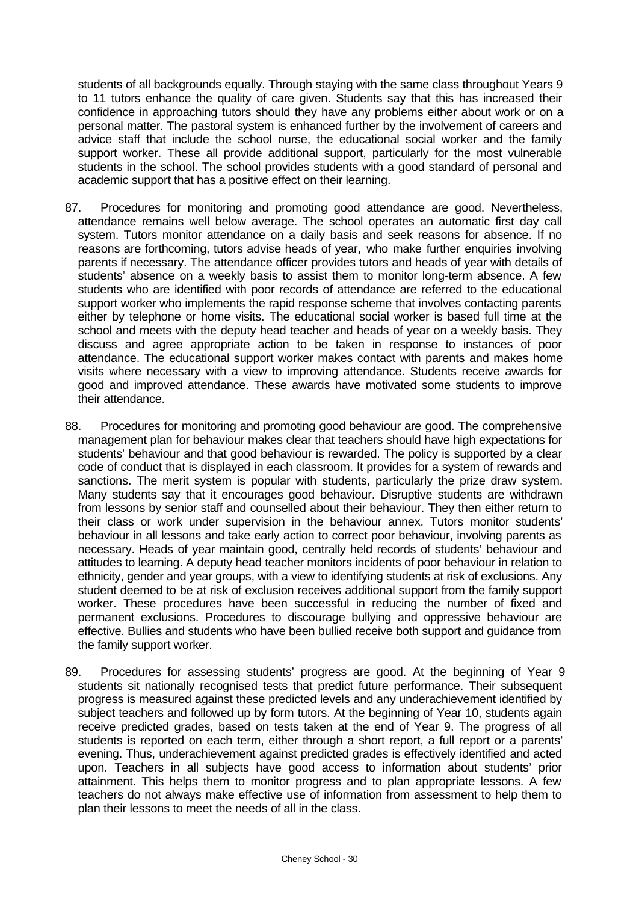students of all backgrounds equally. Through staying with the same class throughout Years 9 to 11 tutors enhance the quality of care given. Students say that this has increased their confidence in approaching tutors should they have any problems either about work or on a personal matter. The pastoral system is enhanced further by the involvement of careers and advice staff that include the school nurse, the educational social worker and the family support worker. These all provide additional support, particularly for the most vulnerable students in the school. The school provides students with a good standard of personal and academic support that has a positive effect on their learning.

87. Procedures for monitoring and promoting good attendance are good. Nevertheless, attendance remains well below average. The school operates an automatic first day call system. Tutors monitor attendance on a daily basis and seek reasons for absence. If no reasons are forthcoming, tutors advise heads of year, who make further enquiries involving parents if necessary. The attendance officer provides tutors and heads of year with details of students' absence on a weekly basis to assist them to monitor long-term absence. A few students who are identified with poor records of attendance are referred to the educational support worker who implements the rapid response scheme that involves contacting parents either by telephone or home visits. The educational social worker is based full time at the school and meets with the deputy head teacher and heads of year on a weekly basis. They discuss and agree appropriate action to be taken in response to instances of poor attendance. The educational support worker makes contact with parents and makes home visits where necessary with a view to improving attendance. Students receive awards for good and improved attendance. These awards have motivated some students to improve their attendance.

88. Procedures for monitoring and promoting good behaviour are good. The comprehensive management plan for behaviour makes clear that teachers should have high expectations for students' behaviour and that good behaviour is rewarded. The policy is supported by a clear code of conduct that is displayed in each classroom. It provides for a system of rewards and sanctions. The merit system is popular with students, particularly the prize draw system. Many students say that it encourages good behaviour. Disruptive students are withdrawn from lessons by senior staff and counselled about their behaviour. They then either return to their class or work under supervision in the behaviour annex. Tutors monitor students' behaviour in all lessons and take early action to correct poor behaviour, involving parents as necessary. Heads of year maintain good, centrally held records of students' behaviour and attitudes to learning. A deputy head teacher monitors incidents of poor behaviour in relation to ethnicity, gender and year groups, with a view to identifying students at risk of exclusions. Any student deemed to be at risk of exclusion receives additional support from the family support worker. These procedures have been successful in reducing the number of fixed and permanent exclusions. Procedures to discourage bullying and oppressive behaviour are effective. Bullies and students who have been bullied receive both support and guidance from the family support worker.

89. Procedures for assessing students' progress are good. At the beginning of Year 9 students sit nationally recognised tests that predict future performance. Their subsequent progress is measured against these predicted levels and any underachievement identified by subject teachers and followed up by form tutors. At the beginning of Year 10, students again receive predicted grades, based on tests taken at the end of Year 9. The progress of all students is reported on each term, either through a short report, a full report or a parents' evening. Thus, underachievement against predicted grades is effectively identified and acted upon. Teachers in all subjects have good access to information about students' prior attainment. This helps them to monitor progress and to plan appropriate lessons. A few teachers do not always make effective use of information from assessment to help them to plan their lessons to meet the needs of all in the class.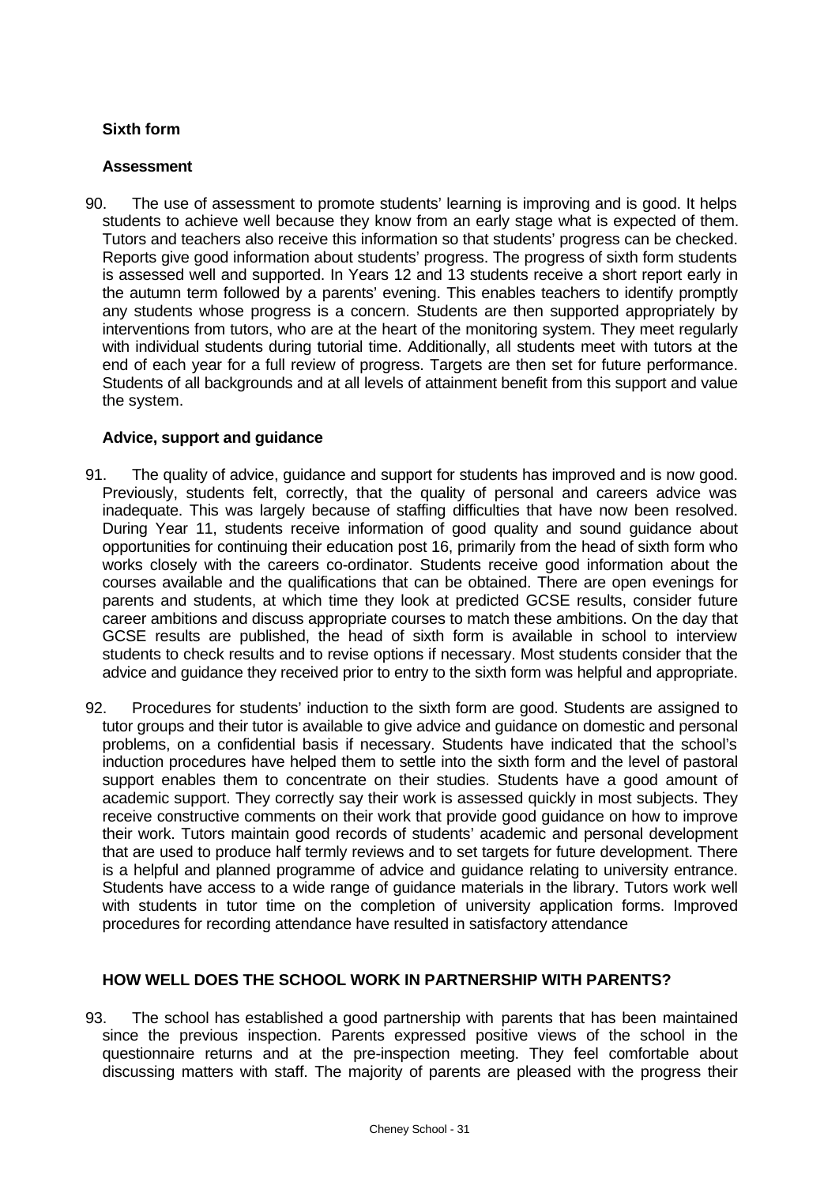### Sixth form

#### Assessment

90. The use of assessment to promote students' learning is improving and is good. It helps students to achieve well because they know from an early stage what is expected of them. Tutors and teachers also receive this information so that students' progress can be checked. Reports give good information about students' progress. The progress of sixth form students is assessed well and supported. In Years 12 and 13 students receive a short report early in the autumn term followed by a parents' evening. This enables teachers to identify promptly any students whose progress is a concern. Students are then supported appropriately by interventions from tutors, who are at the heart of the monitoring system. They meet regularly with individual students during tutorial time. Additionally, all students meet with tutors at the end of each year for a full review of progress. Targets are then set for future performance. Students of all backgrounds and at all levels of attainment benefit from this support and value the system.

#### Advice, support and guidance

91. The quality of advice, guidance and support for students has improved and is now good. Previously, students felt, correctly, that the quality of personal and careers advice was inadequate. This was largely because of staffing difficulties that have now been resolved. During Year 11, students receive information of good quality and sound guidance about opportunities for continuing their education post 16, primarily from the head of sixth form who works closely with the careers co-ordinator. Students receive good information about the courses available and the qualifications that can be obtained. There are open evenings for parents and students, at which time they look at predicted GCSE results, consider future career ambitions and discuss appropriate courses to match these ambitions. On the day that GCSE results are published, the head of sixth form is available in school to interview students to check results and to revise options if necessary. Most students consider that the advice and guidance they received prior to entry to the sixth form was helpful and appropriate.

92. Procedures for students' induction to the sixth form are good. Students are assigned to tutor groups and their tutor is available to give advice and guidance on domestic and personal problems, on a confidential basis if necessary. Students have indicated that the school's induction procedures have helped them to settle into the sixth form and the level of pastoral support enables them to concentrate on their studies. Students have a good amount of academic support. They correctly say their work is assessed quickly in most subjects. They receive constructive comments on their work that provide good guidance on how to improve their work. Tutors maintain good records of students' academic and personal development that are used to produce half termly reviews and to set targets for future development. There is a helpful and planned programme of advice and guidance relating to university entrance. Students have access to a wide range of guidance materials in the library. Tutors work well with students in tutor time on the completion of university application forms. Improved procedures for recording attendance have resulted in satisfactory attendance

### HOW WELL DOES THE SCHOOL WORK IN PARTNERSHIP WITH PARENTS?

93. The school has established a good partnership with parents that has been maintained since the previous inspection. Parents expressed positive views of the school in the questionnaire returns and at the pre-inspection meeting. They feel comfortable about discussing matters with staff. The majority of parents are pleased with the progress their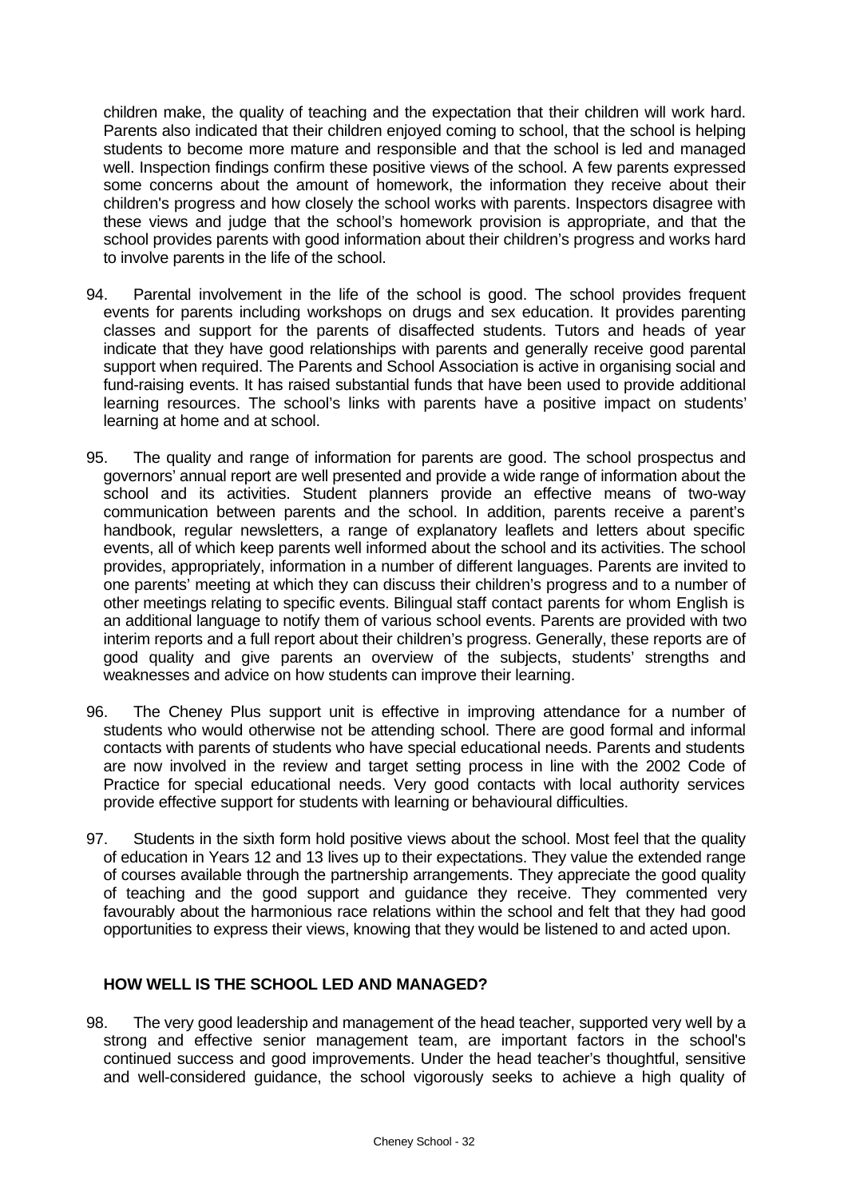children make, the quality of teaching and the expectation that their children will work hard. Parents also indicated that their children enjoyed coming to school, that the school is helping students to become more mature and responsible and that the school is led and managed well. Inspection findings confirm these positive views of the school. A few parents expressed some concerns about the amount of homework, the information they receive about their children's progress and how closely the school works with parents. Inspectors disagree with these views and judge that the school's homework provision is appropriate, and that the school provides parents with good information about their children's progress and works hard to involve parents in the life of the school.

94. Parental involvement in the life of the school is good. The school provides frequent events for parents including workshops on drugs and sex education. It provides parenting classes and support for the parents of disaffected students. Tutors and heads of year indicate that they have good relationships with parents and generally receive good parental support when required. The Parents and School Association is active in organising social and fund-raising events. It has raised substantial funds that have been used to provide additional learning resources. The school's links with parents have a positive impact on students' learning at home and at school.

95. The quality and range of information for parents are good. The school prospectus and governors' annual report are well presented and provide a wide range of information about the school and its activities. Student planners provide an effective means of two-way communication between parents and the school. In addition, parents receive a parent's handbook, regular newsletters, a range of explanatory leaflets and letters about specific events, all of which keep parents well informed about the school and its activities. The school provides, appropriately, information in a number of different languages. Parents are invited to one parents' meeting at which they can discuss their children's progress and to a number of other meetings relating to specific events. Bilingual staff contact parents for whom English is an additional language to notify them of various school events. Parents are provided with two interim reports and a full report about their children's progress. Generally, these reports are of good quality and give parents an overview of the subjects, students' strengths and weaknesses and advice on how students can improve their learning.

96. The Cheney Plus support unit is effective in improving attendance for a number of students who would otherwise not be attending school. There are good formal and informal contacts with parents of students who have special educational needs. Parents and students are now involved in the review and target setting process in line with the 2002 Code of Practice for special educational needs. Very good contacts with local authority services provide effective support for students with learning or behavioural difficulties.

97. Students in the sixth form hold positive views about the school. Most feel that the quality of education in Years 12 and 13 lives up to their expectations. They value the extended range of courses available through the partnership arrangements. They appreciate the good quality of teaching and the good support and guidance they receive. They commented very favourably about the harmonious race relations within the school and felt that they had good opportunities to express their views, knowing that they would be listened to and acted upon.

## HOW WELL IS THE SCHOOL LED AND MANAGED?

98. The very good leadership and management of the head teacher, supported very well by a strong and effective senior management team, are important factors in the school's continued success and good improvements. Under the head teacher's thoughtful, sensitive and well-considered guidance, the school vigorously seeks to achieve a high quality of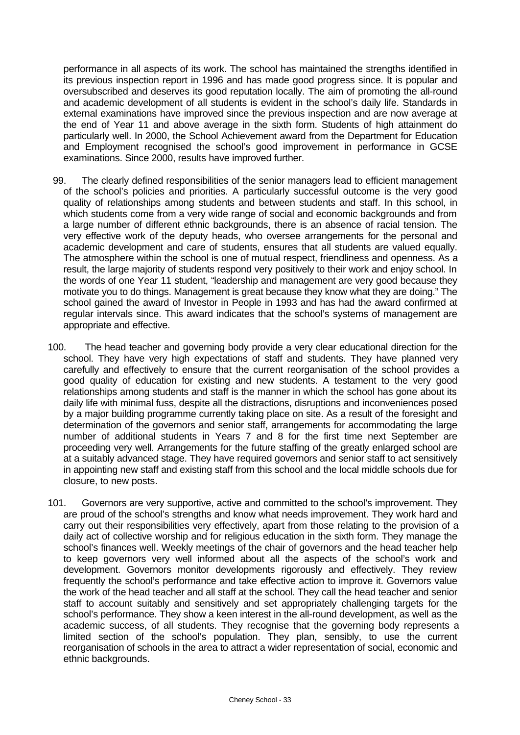performance in all aspects of its work. The school has maintained the strengths identified in its previous inspection report in 1996 and has made good progress since. It is popular and oversubscribed and deserves its good reputation locally. The aim of promoting the all-round and academic development of all students is evident in the school's daily life. Standards in external examinations have improved since the previous inspection and are now average at the end of Year 11 and above average in the sixth form. Students of high attainment do particularly well. In 2000, the School Achievement award from the Department for Education and Employment recognised the school's good improvement in performance in GCSE examinations. Since 2000, results have improved further.

99. The clearly defined responsibilities of the senior managers lead to efficient management of the school's policies and priorities. A particularly successful outcome is the very good quality of relationships among students and between students and staff. In this school, in which students come from a very wide range of social and economic backgrounds and from a large number of different ethnic backgrounds, there is an absence of racial tension. The very effective work of the deputy heads, who oversee arrangements for the personal and academic development and care of students, ensures that all students are valued equally. The atmosphere within the school is one of mutual respect, friendliness and openness. As a result, the large majority of students respond very positively to their work and enjoy school. In the words of one Year 11 student, "leadership and management are very good because they motivate you to do things. Management is great because they know what they are doing." The school gained the award of Investor in People in 1993 and has had the award confirmed at regular intervals since. This award indicates that the school's systems of management are appropriate and effective.

100. The head teacher and governing body provide a very clear educational direction for the school. They have very high expectations of staff and students. They have planned very carefully and effectively to ensure that the current reorganisation of the school provides a good quality of education for existing and new students. A testament to the very good relationships among students and staff is the manner in which the school has gone about its daily life with minimal fuss, despite all the distractions, disruptions and inconveniences posed by a major building programme currently taking place on site. As a result of the foresight and determination of the governors and senior staff, arrangements for accommodating the large number of additional students in Years 7 and 8 for the first time next September are proceeding very well. Arrangements for the future staffing of the greatly enlarged school are at a suitably advanced stage. They have required governors and senior staff to act sensitively in appointing new staff and existing staff from this school and the local middle schools due for closure, to new posts.

101. Governors are very supportive, active and committed to the school's improvement. They are proud of the school's strengths and know what needs improvement. They work hard and carry out their responsibilities very effectively, apart from those relating to the provision of a daily act of collective worship and for religious education in the sixth form. They manage the school's finances well. Weekly meetings of the chair of governors and the head teacher help to keep governors very well informed about all the aspects of the school's work and development. Governors monitor developments rigorously and effectively. They review frequently the school's performance and take effective action to improve it. Governors value the work of the head teacher and all staff at the school. They call the head teacher and senior staff to account suitably and sensitively and set appropriately challenging targets for the school's performance. They show a keen interest in the all-round development, as well as the academic success, of all students. They recognise that the governing body represents a limited section of the school's population. They plan, sensibly, to use the current reorganisation of schools in the area to attract a wider representation of social, economic and ethnic backgrounds.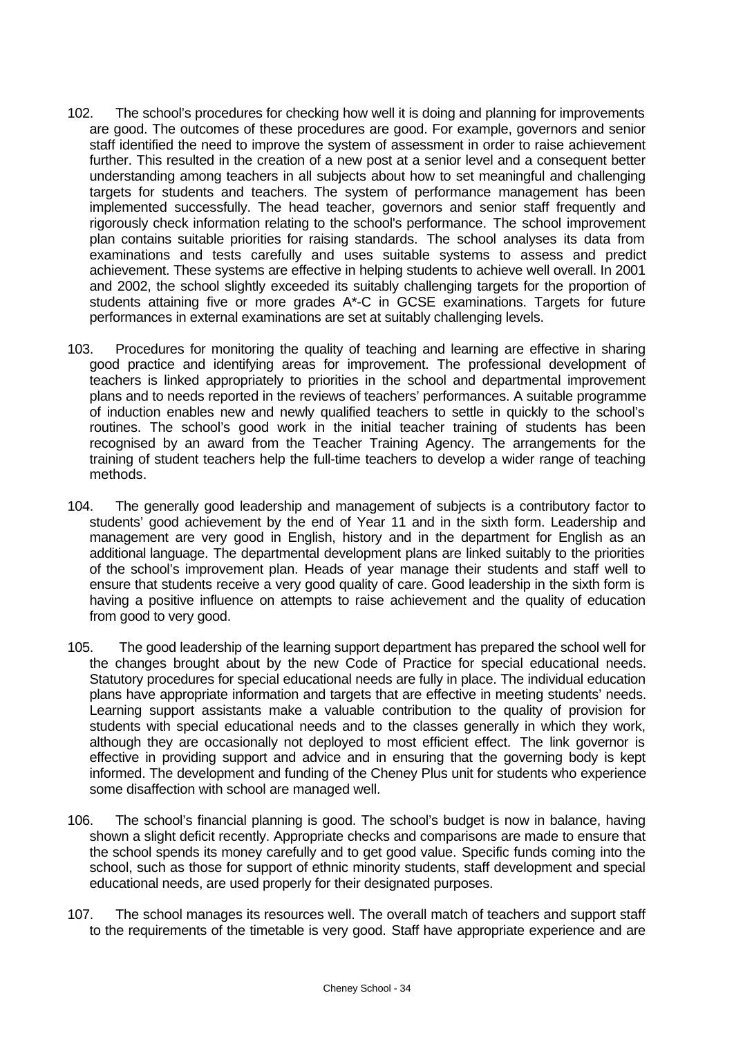102. The school's procedures for checking how well it is doing and planning for improvements are good. The outcomes of these procedures are good. For example, governors and senior staff identified the need to improve the system of assessment in order to raise achievement further. This resulted in the creation of a new post at a senior level and a consequent better understanding among teachers in all subjects about how to set meaningful and challenging targets for students and teachers. The system of performance management has been implemented successfully. The head teacher, governors and senior staff frequently and rigorously check information relating to the school's performance. The school improvement plan contains suitable priorities for raising standards. The school analyses its data from examinations and tests carefully and uses suitable systems to assess and predict achievement. These systems are effective in helping students to achieve well overall. In 2001 and 2002, the school slightly exceeded its suitably challenging targets for the proportion of students attaining five or more grades A*-C in GCSE examinations. Targets for future performances in external examinations are set at suitably challenging levels.

103. Procedures for monitoring the quality of teaching and learning are effective in sharing good practice and identifying areas for improvement. The professional development of teachers is linked appropriately to priorities in the school and departmental improvement plans and to needs reported in the reviews of teachers' performances. A suitable programme of induction enables new and newly qualified teachers to settle in quickly to the school's routines. The school's good work in the initial teacher training of students has been recognised by an award from the Teacher Training Agency. The arrangements for the training of student teachers help the full-time teachers to develop a wider range of teaching methods.

104. The generally good leadership and management of subjects is a contributory factor to students' good achievement by the end of Year 11 and in the sixth form. Leadership and management are very good in English, history and in the department for English as an additional language. The departmental development plans are linked suitably to the priorities of the school's improvement plan. Heads of year manage their students and staff well to ensure that students receive a very good quality of care. Good leadership in the sixth form is having a positive influence on attempts to raise achievement and the quality of education from good to very good.

105. The good leadership of the learning support department has prepared the school well for the changes brought about by the new Code of Practice for special educational needs. Statutory procedures for special educational needs are fully in place. The individual education plans have appropriate information and targets that are effective in meeting students' needs. Learning support assistants make a valuable contribution to the quality of provision for students with special educational needs and to the classes generally in which they work, although they are occasionally not deployed to most efficient effect. The link governor is effective in providing support and advice and in ensuring that the governing body is kept informed. The development and funding of the Cheney Plus unit for students who experience some disaffection with school are managed well.

106. The school's financial planning is good. The school's budget is now in balance, having shown a slight deficit recently. Appropriate checks and comparisons are made to ensure that the school spends its money carefully and to get good value. Specific funds coming into the school, such as those for support of ethnic minority students, staff development and special educational needs, are used properly for their designated purposes.

107. The school manages its resources well. The overall match of teachers and support staff to the requirements of the timetable is very good. Staff have appropriate experience and are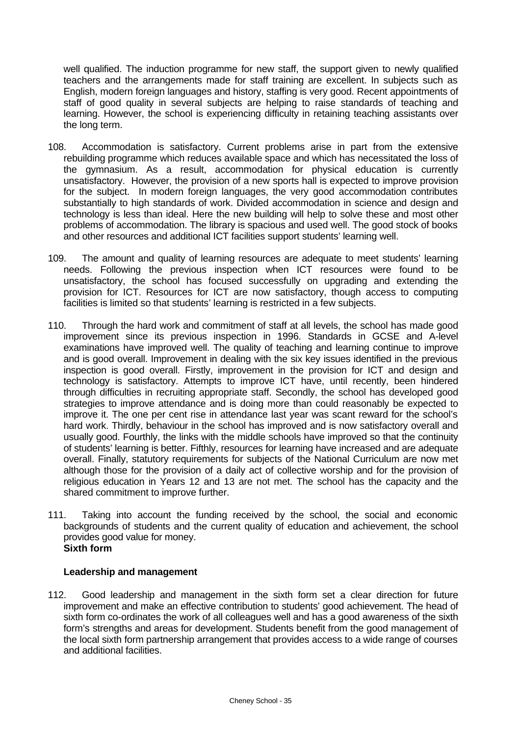well qualified. The induction programme for new staff, the support given to newly qualified teachers and the arrangements made for staff training are excellent. In subjects such as English, modern foreign languages and history, staffing is very good. Recent appointments of staff of good quality in several subjects are helping to raise standards of teaching and learning. However, the school is experiencing difficulty in retaining teaching assistants over the long term.

108. Accommodation is satisfactory. Current problems arise in part from the extensive rebuilding programme which reduces available space and which has necessitated the loss of the gymnasium. As a result, accommodation for physical education is currently unsatisfactory. However, the provision of a new sports hall is expected to improve provision for the subject. In modern foreign languages, the very good accommodation contributes substantially to high standards of work. Divided accommodation in science and design and technology is less than ideal. Here the new building will help to solve these and most other problems of accommodation. The library is spacious and used well. The good stock of books and other resources and additional ICT facilities support students' learning well.

109. The amount and quality of learning resources are adequate to meet students' learning needs. Following the previous inspection when ICT resources were found to be unsatisfactory, the school has focused successfully on upgrading and extending the provision for ICT. Resources for ICT are now satisfactory, though access to computing facilities is limited so that students' learning is restricted in a few subjects.

110. Through the hard work and commitment of staff at all levels, the school has made good improvement since its previous inspection in 1996. Standards in GCSE and A-level examinations have improved well. The quality of teaching and learning continue to improve and is good overall. Improvement in dealing with the six key issues identified in the previous inspection is good overall. Firstly, improvement in the provision for ICT and design and technology is satisfactory. Attempts to improve ICT have, until recently, been hindered through difficulties in recruiting appropriate staff. Secondly, the school has developed good strategies to improve attendance and is doing more than could reasonably be expected to improve it. The one per cent rise in attendance last year was scant reward for the school's hard work. Thirdly, behaviour in the school has improved and is now satisfactory overall and usually good. Fourthly, the links with the middle schools have improved so that the continuity of students' learning is better. Fifthly, resources for learning have increased and are adequate overall. Finally, statutory requirements for subjects of the National Curriculum are now met although those for the provision of a daily act of collective worship and for the provision of religious education in Years 12 and 13 are not met. The school has the capacity and the shared commitment to improve further.

111. Taking into account the funding received by the school, the social and economic backgrounds of students and the current quality of education and achievement, the school provides good value for money.

**Sixth form**

**Leadership and management**

112. Good leadership and management in the sixth form set a clear direction for future improvement and make an effective contribution to students' good achievement. The head of sixth form co-ordinates the work of all colleagues well and has a good awareness of the sixth form's strengths and areas for development. Students benefit from the good management of the local sixth form partnership arrangement that provides access to a wide range of courses and additional facilities.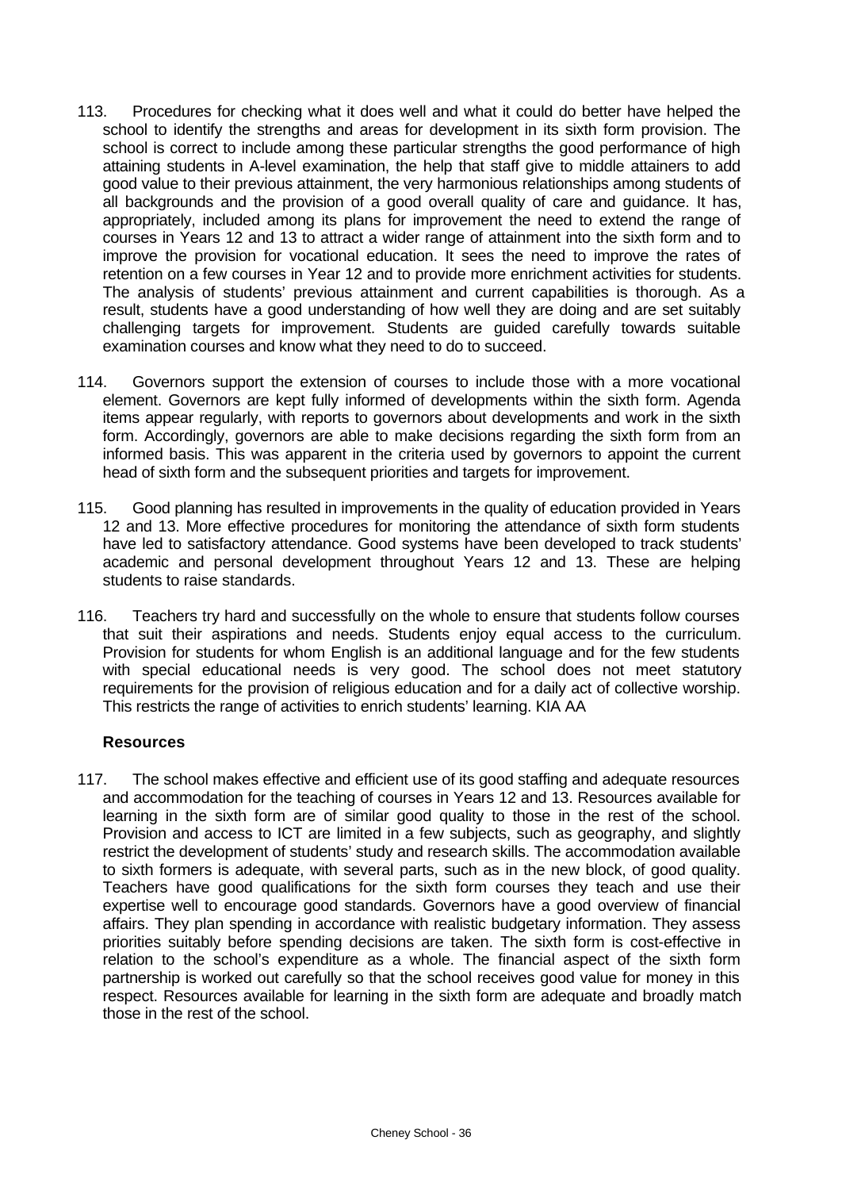113. Procedures for checking what it does well and what it could do better have helped the school to identify the strengths and areas for development in its sixth form provision. The school is correct to include among these particular strengths the good performance of high attaining students in A-level examination, the help that staff give to middle attainers to add good value to their previous attainment, the very harmonious relationships among students of all backgrounds and the provision of a good overall quality of care and guidance. It has, appropriately, included among its plans for improvement the need to extend the range of courses in Years 12 and 13 to attract a wider range of attainment into the sixth form and to improve the provision for vocational education. It sees the need to improve the rates of retention on a few courses in Year 12 and to provide more enrichment activities for students. The analysis of students' previous attainment and current capabilities is thorough. As a result, students have a good understanding of how well they are doing and are set suitably challenging targets for improvement. Students are guided carefully towards suitable examination courses and know what they need to do to succeed.

114. Governors support the extension of courses to include those with a more vocational element. Governors are kept fully informed of developments within the sixth form. Agenda items appear regularly, with reports to governors about developments and work in the sixth form. Accordingly, governors are able to make decisions regarding the sixth form from an informed basis. This was apparent in the criteria used by governors to appoint the current head of sixth form and the subsequent priorities and targets for improvement.

115. Good planning has resulted in improvements in the quality of education provided in Years 12 and 13. More effective procedures for monitoring the attendance of sixth form students have led to satisfactory attendance. Good systems have been developed to track students' academic and personal development throughout Years 12 and 13. These are helping students to raise standards.

116. Teachers try hard and successfully on the whole to ensure that students follow courses that suit their aspirations and needs. Students enjoy equal access to the curriculum. Provision for students for whom English is an additional language and for the few students with special educational needs is very good. The school does not meet statutory requirements for the provision of religious education and for a daily act of collective worship. This restricts the range of activities to enrich students' learning. KIA AA

### Resources

117. The school makes effective and efficient use of its good staffing and adequate resources and accommodation for the teaching of courses in Years 12 and 13. Resources available for learning in the sixth form are of similar good quality to those in the rest of the school. Provision and access to ICT are limited in a few subjects, such as geography, and slightly restrict the development of students' study and research skills. The accommodation available to sixth formers is adequate, with several parts, such as in the new block, of good quality. Teachers have good qualifications for the sixth form courses they teach and use their expertise well to encourage good standards. Governors have a good overview of financial affairs. They plan spending in accordance with realistic budgetary information. They assess priorities suitably before spending decisions are taken. The sixth form is cost-effective in relation to the school's expenditure as a whole. The financial aspect of the sixth form partnership is worked out carefully so that the school receives good value for money in this respect. Resources available for learning in the sixth form are adequate and broadly match those in the rest of the school.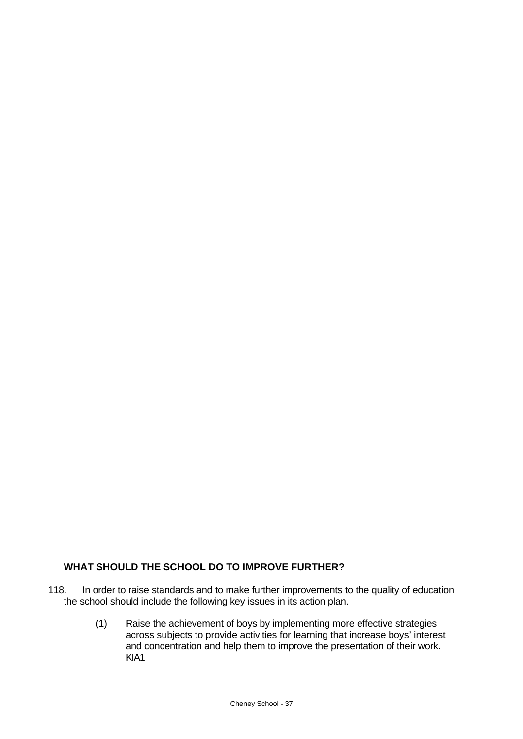## WHAT SHOULD THE SCHOOL DO TO IMPROVE FURTHER?

118. In order to raise standards and to make further improvements to the quality of education the school should include the following key issues in its action plan.

(1) Raise the achievement of boys by implementing more effective strategies across subjects to provide activities for learning that increase boys' interest and concentration and help them to improve the presentation of their work. KIA1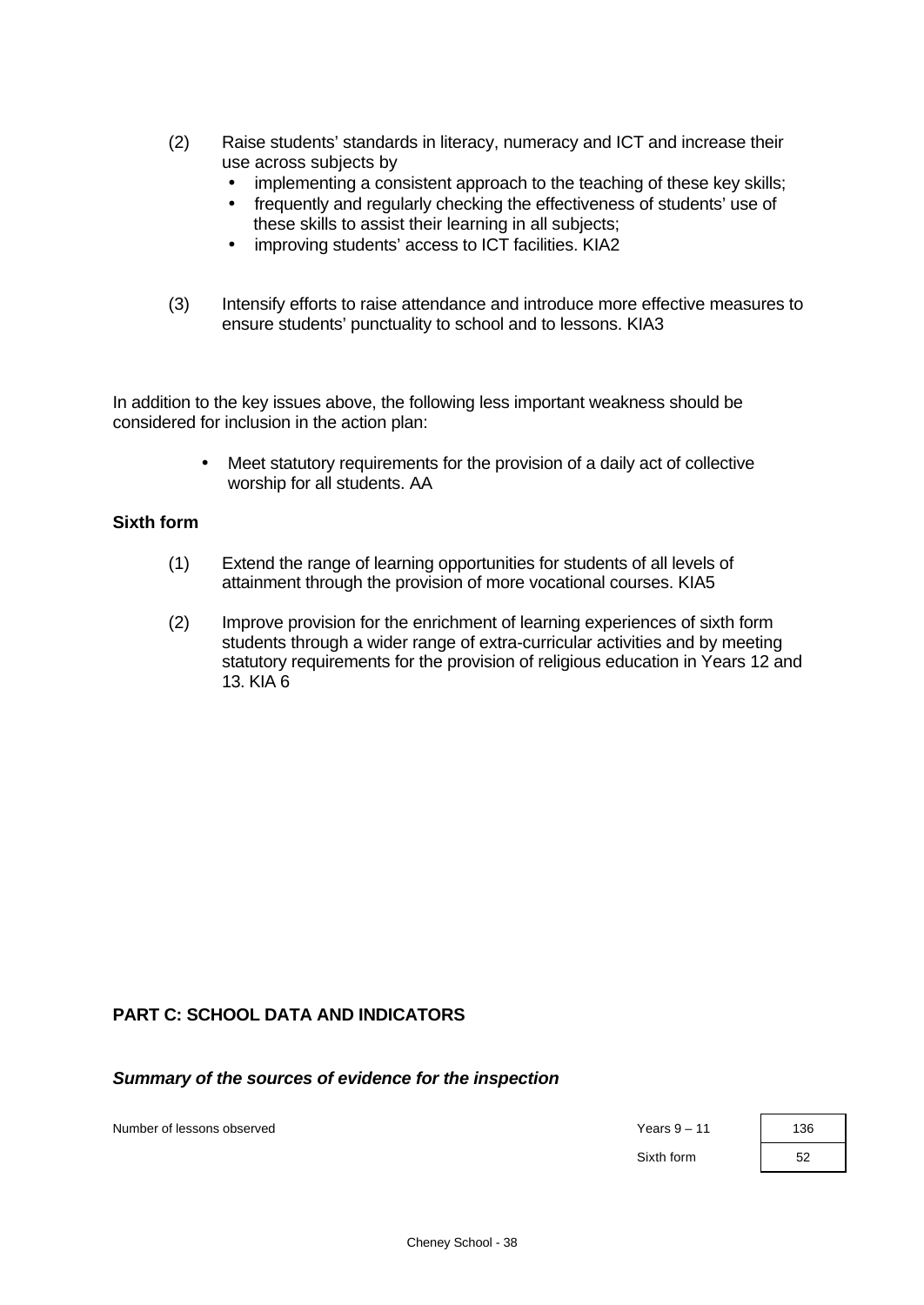(2) Raise students' standards in literacy, numeracy and ICT and increase their use across subjects by
   - implementing a consistent approach to the teaching of these key skills;
   - frequently and regularly checking the effectiveness of students' use of these skills to assist their learning in all subjects;
   - improving students' access to ICT facilities. KIA2

(3) Intensify efforts to raise attendance and introduce more effective measures to ensure students' punctuality to school and to lessons. KIA3

In addition to the key issues above, the following less important weakness should be considered for inclusion in the action plan:

- Meet statutory requirements for the provision of a daily act of collective worship for all students. AA

**Sixth form**

(1) Extend the range of learning opportunities for students of all levels of attainment through the provision of more vocational courses. KIA5

(2) Improve provision for the enrichment of learning experiences of sixth form students through a wider range of extra-curricular activities and by meeting statutory requirements for the provision of religious education in Years 12 and 13. KIA 6

**PART C: SCHOOL DATA AND INDICATORS**

***Summary of the sources of evidence for the inspection***

| Number of lessons observed | Years 9 – 11 | 136 |
|---|---|---|
| | Sixth form | 52 |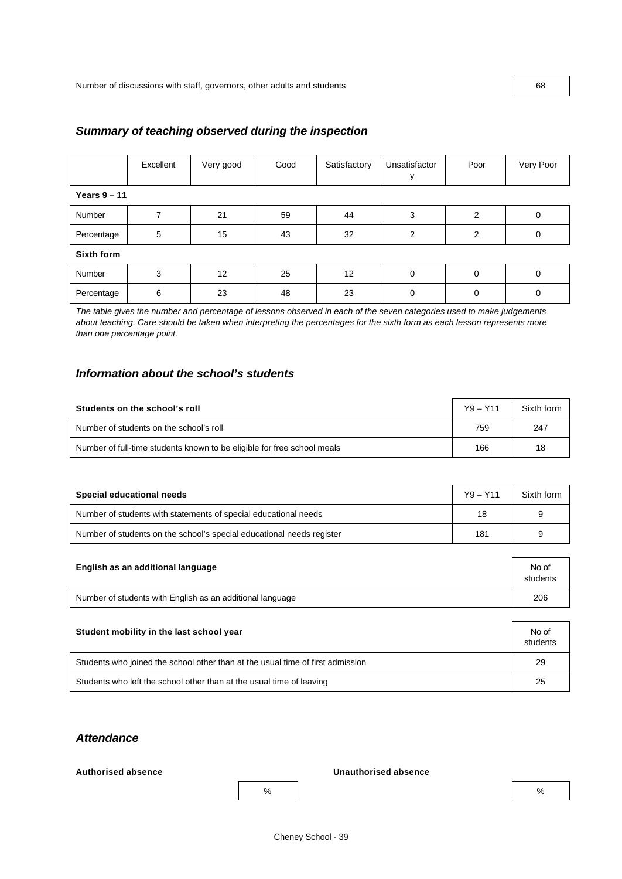| Number of discussions with staff, governors, other adults and students | 68 |
|---|---|

## *Summary of teaching observed during the inspection*

| | Excellent | Very good | Good | Satisfactory | Unsatisfactory | Poor | Very Poor |
|---|---|---|---|---|---|---|---|
| **Years 9 – 11** | | | | | | | |
| Number | 7 | 21 | 59 | 44 | 3 | 2 | 0 |
| Percentage | 5 | 15 | 43 | 32 | 2 | 2 | 0 |
| **Sixth form** | | | | | | | |
| Number | 3 | 12 | 25 | 12 | 0 | 0 | 0 |
| Percentage | 6 | 23 | 48 | 23 | 0 | 0 | 0 |

*The table gives the number and percentage of lessons observed in each of the seven categories used to make judgements about teaching. Care should be taken when interpreting the percentages for the sixth form as each lesson represents more than one percentage point.*

## *Information about the school's students*

| **Students on the school's roll** | Y9 – Y11 | Sixth form |
|---|---|---|
| Number of students on the school's roll | 759 | 247 |
| Number of full-time students known to be eligible for free school meals | 166 | 18 |

| **Special educational needs** | Y9 – Y11 | Sixth form |
|---|---|---|
| Number of students with statements of special educational needs | 18 | 9 |
| Number of students on the school's special educational needs register | 181 | 9 |

| **English as an additional language** | No of students |
|---|---|
| Number of students with English as an additional language | 206 |

| **Student mobility in the last school year** | No of students |
|---|---|
| Students who joined the school other than at the usual time of first admission | 29 |
| Students who left the school other than at the usual time of leaving | 25 |

## *Attendance*

**Authorised absence**

| | % |
|---|---|

**Unauthorised absence**

| | % |
|---|---|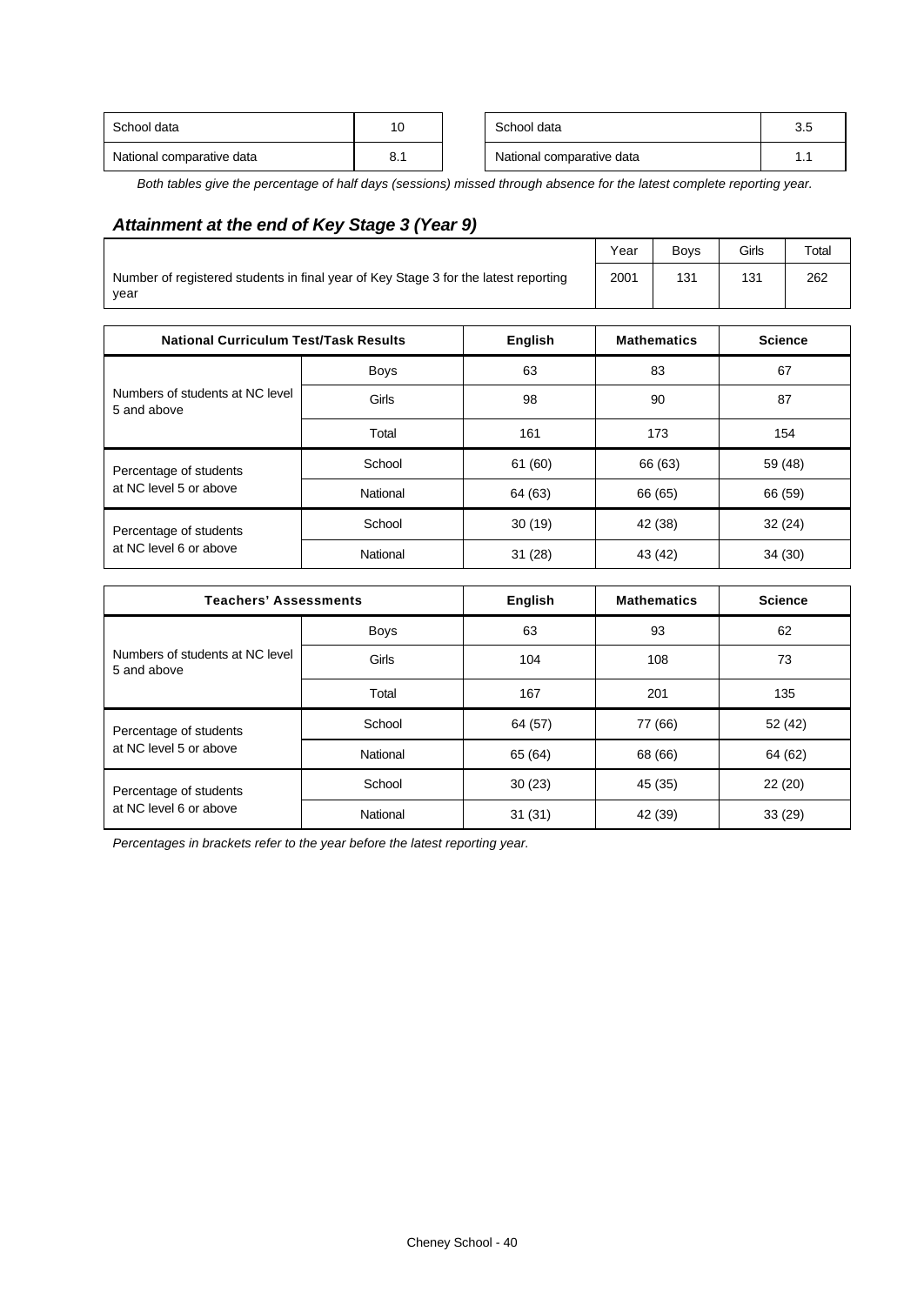| School data | 10 |
| --- | --- |
| National comparative data | 8.1 |

| School data | 3.5 |
| --- | --- |
| National comparative data | 1.1 |

*Both tables give the percentage of half days (sessions) missed through absence for the latest complete reporting year.*

## *Attainment at the end of Key Stage 3 (Year 9)*

| | Year | Boys | Girls | Total |
| --- | --- | --- | --- | --- |
| Number of registered students in final year of Key Stage 3 for the latest reporting year | 2001 | 131 | 131 | 262 |

| National Curriculum Test/Task Results | | English | Mathematics | Science |
| --- | --- | --- | --- | --- |
| Numbers of students at NC level 5 and above | Boys | 63 | 83 | 67 |
| | Girls | 98 | 90 | 87 |
| | Total | 161 | 173 | 154 |
| Percentage of students at NC level 5 or above | School | 61 (60) | 66 (63) | 59 (48) |
| | National | 64 (63) | 66 (65) | 66 (59) |
| Percentage of students at NC level 6 or above | School | 30 (19) | 42 (38) | 32 (24) |
| | National | 31 (28) | 43 (42) | 34 (30) |

| Teachers' Assessments | | English | Mathematics | Science |
| --- | --- | --- | --- | --- |
| Numbers of students at NC level 5 and above | Boys | 63 | 93 | 62 |
| | Girls | 104 | 108 | 73 |
| | Total | 167 | 201 | 135 |
| Percentage of students at NC level 5 or above | School | 64 (57) | 77 (66) | 52 (42) |
| | National | 65 (64) | 68 (66) | 64 (62) |
| Percentage of students at NC level 6 or above | School | 30 (23) | 45 (35) | 22 (20) |
| | National | 31 (31) | 42 (39) | 33 (29) |

*Percentages in brackets refer to the year before the latest reporting year.*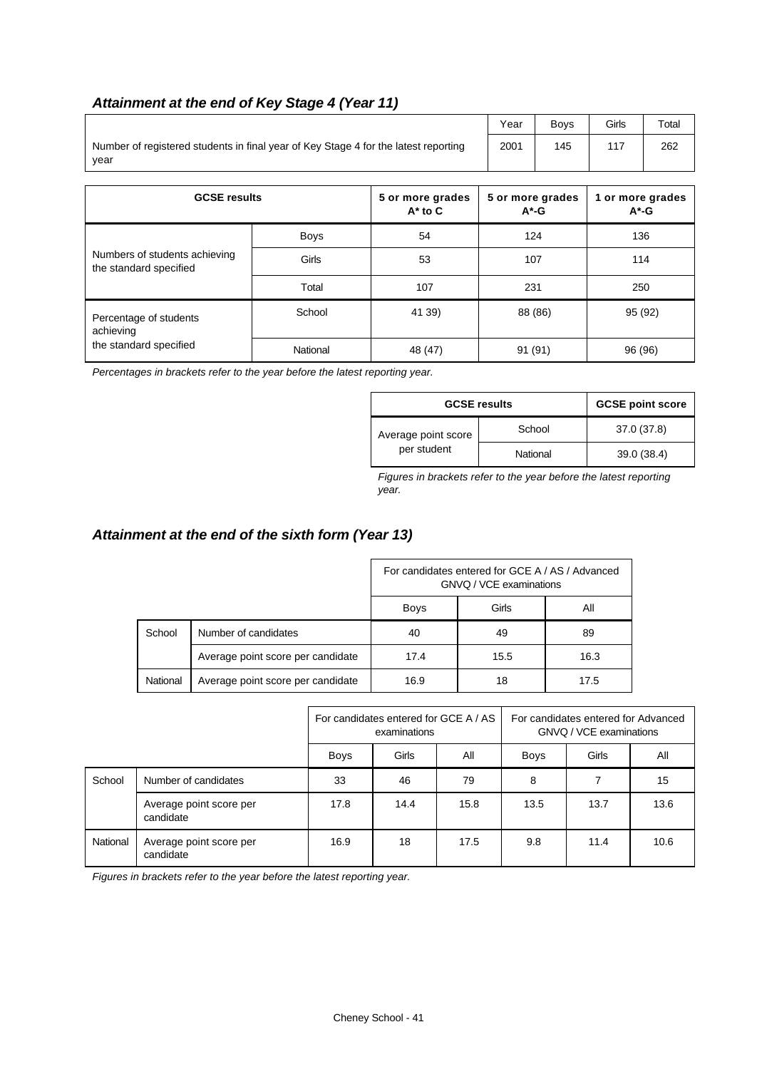### *Attainment at the end of Key Stage 4 (Year 11)*

| | Year | Boys | Girls | Total |
|---|---|---|---|---|
| Number of registered students in final year of Key Stage 4 for the latest reporting year | 2001 | 145 | 117 | 262 |

| GCSE results | | 5 or more grades A* to C | 5 or more grades A*-G | 1 or more grades A*-G |
|---|---|---|---|---|
| Numbers of students achieving the standard specified | Boys | 54 | 124 | 136 |
| | Girls | 53 | 107 | 114 |
| | Total | 107 | 231 | 250 |
| Percentage of students achieving the standard specified | School | 41 39) | 88 (86) | 95 (92) |
| | National | 48 (47) | 91 (91) | 96 (96) |

*Percentages in brackets refer to the year before the latest reporting year.*

| GCSE results | | GCSE point score |
|---|---|---|
| Average point score per student | School | 37.0 (37.8) |
| | National | 39.0 (38.4) |

*Figures in brackets refer to the year before the latest reporting year.*

### *Attainment at the end of the sixth form (Year 13)*

| | | For candidates entered for GCE A / AS / Advanced GNVQ / VCE examinations | | |
|---|---|---|---|---|
| | | Boys | Girls | All |
| School | Number of candidates | 40 | 49 | 89 |
| | Average point score per candidate | 17.4 | 15.5 | 16.3 |
| National | Average point score per candidate | 16.9 | 18 | 17.5 |

| | | For candidates entered for GCE A / AS examinations | | | For candidates entered for Advanced GNVQ / VCE examinations | | |
|---|---|---|---|---|---|---|---|
| | | Boys | Girls | All | Boys | Girls | All |
| School | Number of candidates | 33 | 46 | 79 | 8 | 7 | 15 |
| | Average point score per candidate | 17.8 | 14.4 | 15.8 | 13.5 | 13.7 | 13.6 |
| National | Average point score per candidate | 16.9 | 18 | 17.5 | 9.8 | 11.4 | 10.6 |

*Figures in brackets refer to the year before the latest reporting year.*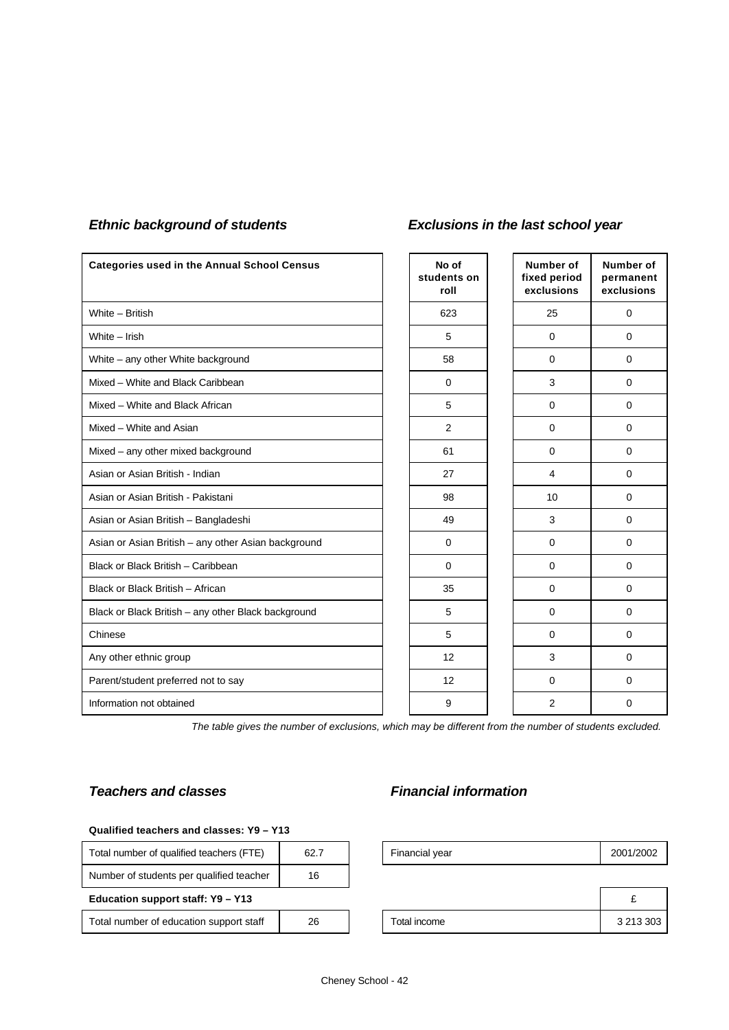### *Ethnic background of students*

### *Exclusions in the last school year*

| Categories used in the Annual School Census | No of students on roll | Number of fixed period exclusions | Number of permanent exclusions |
|---|---|---|---|
| White – British | 623 | 25 | 0 |
| White – Irish | 5 | 0 | 0 |
| White – any other White background | 58 | 0 | 0 |
| Mixed – White and Black Caribbean | 0 | 3 | 0 |
| Mixed – White and Black African | 5 | 0 | 0 |
| Mixed – White and Asian | 2 | 0 | 0 |
| Mixed – any other mixed background | 61 | 0 | 0 |
| Asian or Asian British - Indian | 27 | 4 | 0 |
| Asian or Asian British - Pakistani | 98 | 10 | 0 |
| Asian or Asian British – Bangladeshi | 49 | 3 | 0 |
| Asian or Asian British – any other Asian background | 0 | 0 | 0 |
| Black or Black British – Caribbean | 0 | 0 | 0 |
| Black or Black British – African | 35 | 0 | 0 |
| Black or Black British – any other Black background | 5 | 0 | 0 |
| Chinese | 5 | 0 | 0 |
| Any other ethnic group | 12 | 3 | 0 |
| Parent/student preferred not to say | 12 | 0 | 0 |
| Information not obtained | 9 | 2 | 0 |

*The table gives the number of exclusions, which may be different from the number of students excluded.*

### *Teachers and classes*

**Qualified teachers and classes: Y9 – Y13**

| Total number of qualified teachers (FTE) | 62.7 |
|---|---|
| Number of students per qualified teacher | 16 |
| **Education support staff: Y9 – Y13** | |
| Total number of education support staff | 26 |

### *Financial information*

| Financial year | 2001/2002 |
|---|---|
| | £ |
| Total income | 3 213 303 |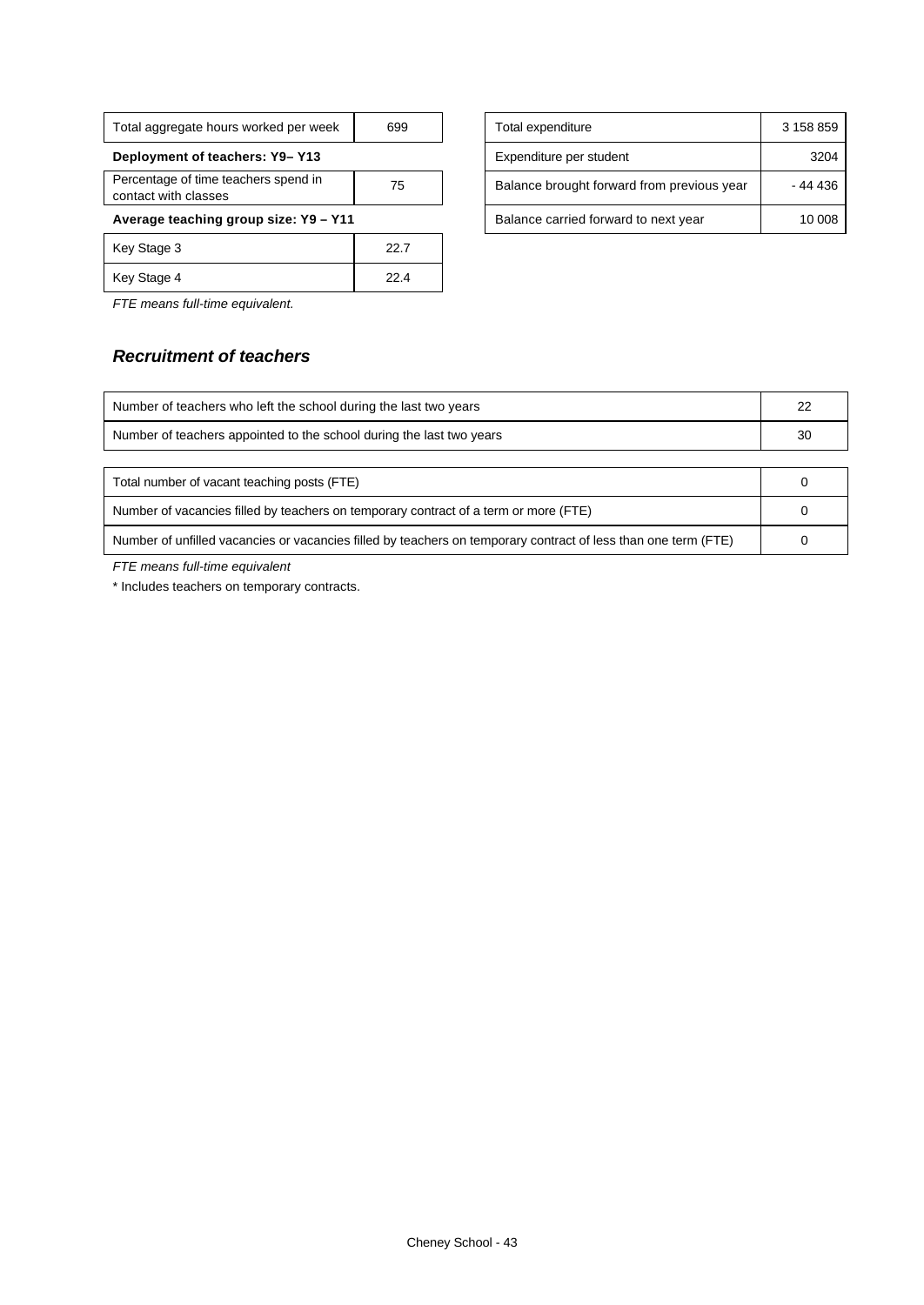| Total aggregate hours worked per week | 699 |
|---|---|

**Deployment of teachers: Y9– Y13**

| Percentage of time teachers spend in contact with classes | 75 |
|---|---|

**Average teaching group size: Y9 – Y11**

| Key Stage 3 | 22.7 |
|---|---|
| Key Stage 4 | 22.4 |

*FTE means full-time equivalent.*

| Total expenditure | 3 158 859 |
|---|---|
| Expenditure per student | 3204 |
| Balance brought forward from previous year | - 44 436 |
| Balance carried forward to next year | 10 008 |

### *Recruitment of teachers*

| Number of teachers who left the school during the last two years | 22 |
|---|---|
| Number of teachers appointed to the school during the last two years | 30 |

| Total number of vacant teaching posts (FTE) | 0 |
|---|---|
| Number of vacancies filled by teachers on temporary contract of a term or more (FTE) | 0 |
| Number of unfilled vacancies or vacancies filled by teachers on temporary contract of less than one term (FTE) | 0 |

*FTE means full-time equivalent*

\* Includes teachers on temporary contracts.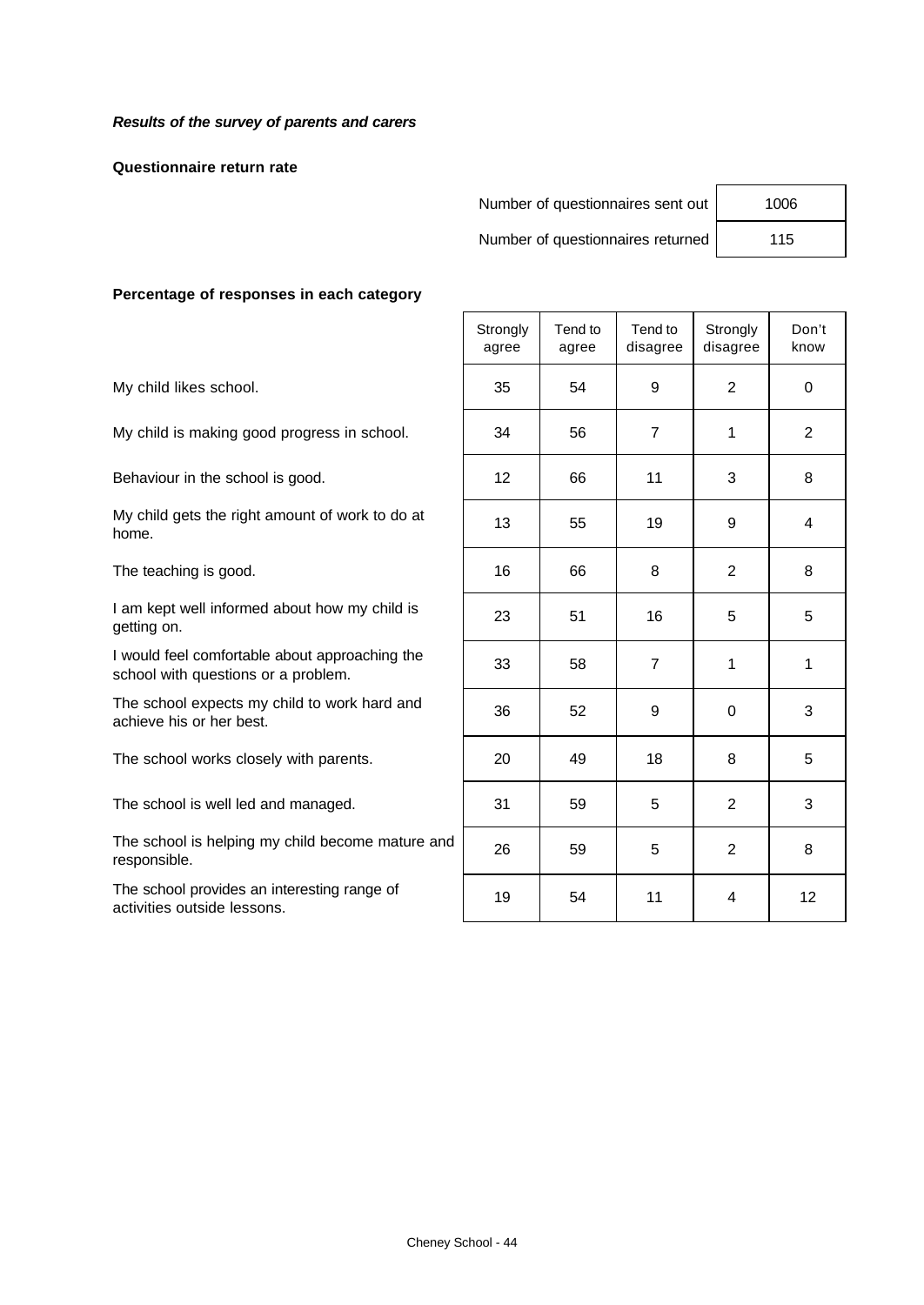***Results of the survey of parents and carers***

**Questionnaire return rate**

| | |
|---|---|
| Number of questionnaires sent out | 1006 |
| Number of questionnaires returned | 115 |

**Percentage of responses in each category**

| | Strongly agree | Tend to agree | Tend to disagree | Strongly disagree | Don't know |
|---|---|---|---|---|---|
| My child likes school. | 35 | 54 | 9 | 2 | 0 |
| My child is making good progress in school. | 34 | 56 | 7 | 1 | 2 |
| Behaviour in the school is good. | 12 | 66 | 11 | 3 | 8 |
| My child gets the right amount of work to do at home. | 13 | 55 | 19 | 9 | 4 |
| The teaching is good. | 16 | 66 | 8 | 2 | 8 |
| I am kept well informed about how my child is getting on. | 23 | 51 | 16 | 5 | 5 |
| I would feel comfortable about approaching the school with questions or a problem. | 33 | 58 | 7 | 1 | 1 |
| The school expects my child to work hard and achieve his or her best. | 36 | 52 | 9 | 0 | 3 |
| The school works closely with parents. | 20 | 49 | 18 | 8 | 5 |
| The school is well led and managed. | 31 | 59 | 5 | 2 | 3 |
| The school is helping my child become mature and responsible. | 26 | 59 | 5 | 2 | 8 |
| The school provides an interesting range of activities outside lessons. | 19 | 54 | 11 | 4 | 12 |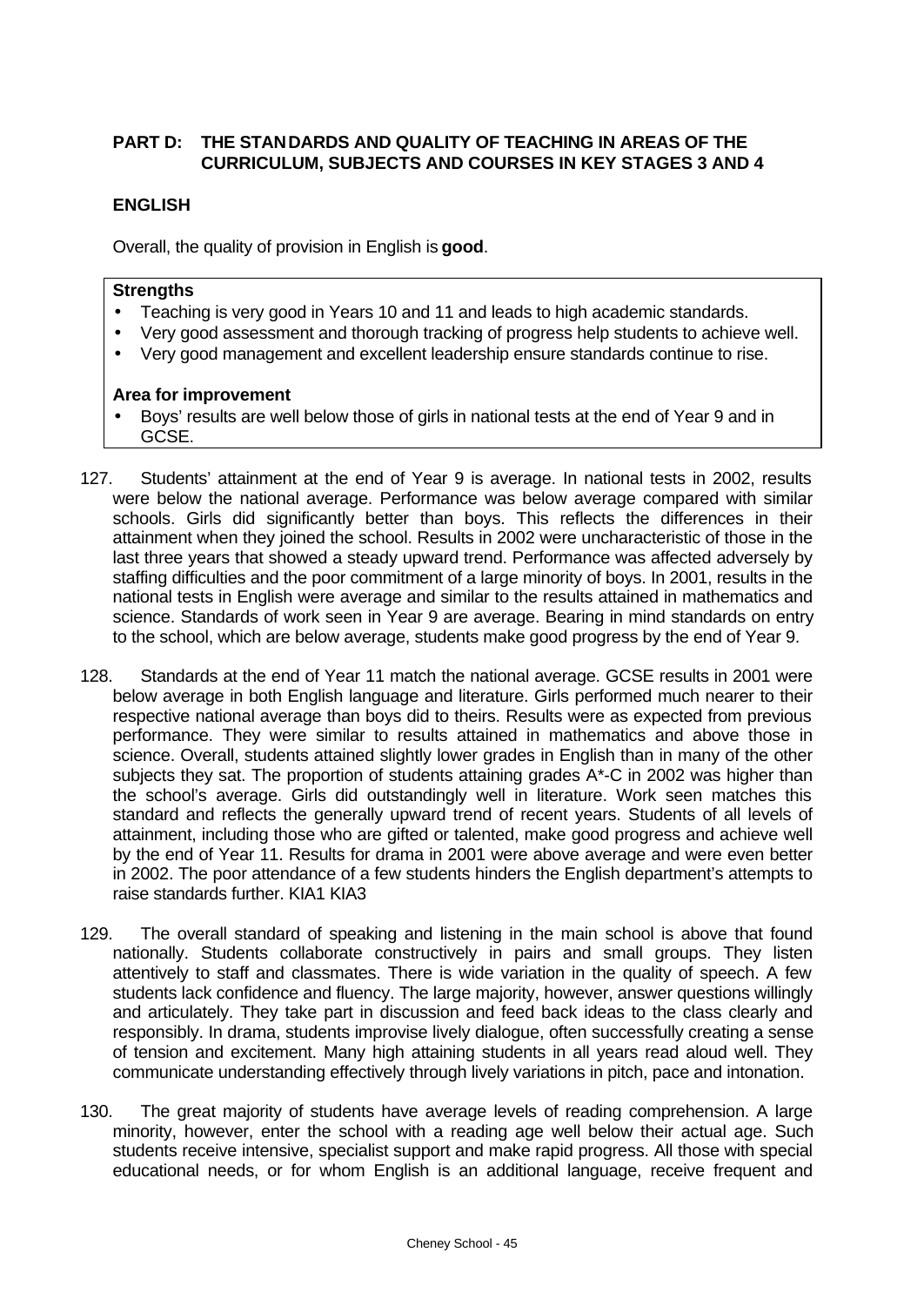## PART D: THE STANDARDS AND QUALITY OF TEACHING IN AREAS OF THE CURRICULUM, SUBJECTS AND COURSES IN KEY STAGES 3 AND 4

### ENGLISH

Overall, the quality of provision in English is **good**.

**Strengths**

- Teaching is very good in Years 10 and 11 and leads to high academic standards.
- Very good assessment and thorough tracking of progress help students to achieve well.
- Very good management and excellent leadership ensure standards continue to rise.

**Area for improvement**

- Boys' results are well below those of girls in national tests at the end of Year 9 and in GCSE.

127. Students' attainment at the end of Year 9 is average. In national tests in 2002, results were below the national average. Performance was below average compared with similar schools. Girls did significantly better than boys. This reflects the differences in their attainment when they joined the school. Results in 2002 were uncharacteristic of those in the last three years that showed a steady upward trend. Performance was affected adversely by staffing difficulties and the poor commitment of a large minority of boys. In 2001, results in the national tests in English were average and similar to the results attained in mathematics and science. Standards of work seen in Year 9 are average. Bearing in mind standards on entry to the school, which are below average, students make good progress by the end of Year 9.

128. Standards at the end of Year 11 match the national average. GCSE results in 2001 were below average in both English language and literature. Girls performed much nearer to their respective national average than boys did to theirs. Results were as expected from previous performance. They were similar to results attained in mathematics and above those in science. Overall, students attained slightly lower grades in English than in many of the other subjects they sat. The proportion of students attaining grades A*-C in 2002 was higher than the school's average. Girls did outstandingly well in literature. Work seen matches this standard and reflects the generally upward trend of recent years. Students of all levels of attainment, including those who are gifted or talented, make good progress and achieve well by the end of Year 11. Results for drama in 2001 were above average and were even better in 2002. The poor attendance of a few students hinders the English department's attempts to raise standards further. KIA1 KIA3

129. The overall standard of speaking and listening in the main school is above that found nationally. Students collaborate constructively in pairs and small groups. They listen attentively to staff and classmates. There is wide variation in the quality of speech. A few students lack confidence and fluency. The large majority, however, answer questions willingly and articulately. They take part in discussion and feed back ideas to the class clearly and responsibly. In drama, students improvise lively dialogue, often successfully creating a sense of tension and excitement. Many high attaining students in all years read aloud well. They communicate understanding effectively through lively variations in pitch, pace and intonation.

130. The great majority of students have average levels of reading comprehension. A large minority, however, enter the school with a reading age well below their actual age. Such students receive intensive, specialist support and make rapid progress. All those with special educational needs, or for whom English is an additional language, receive frequent and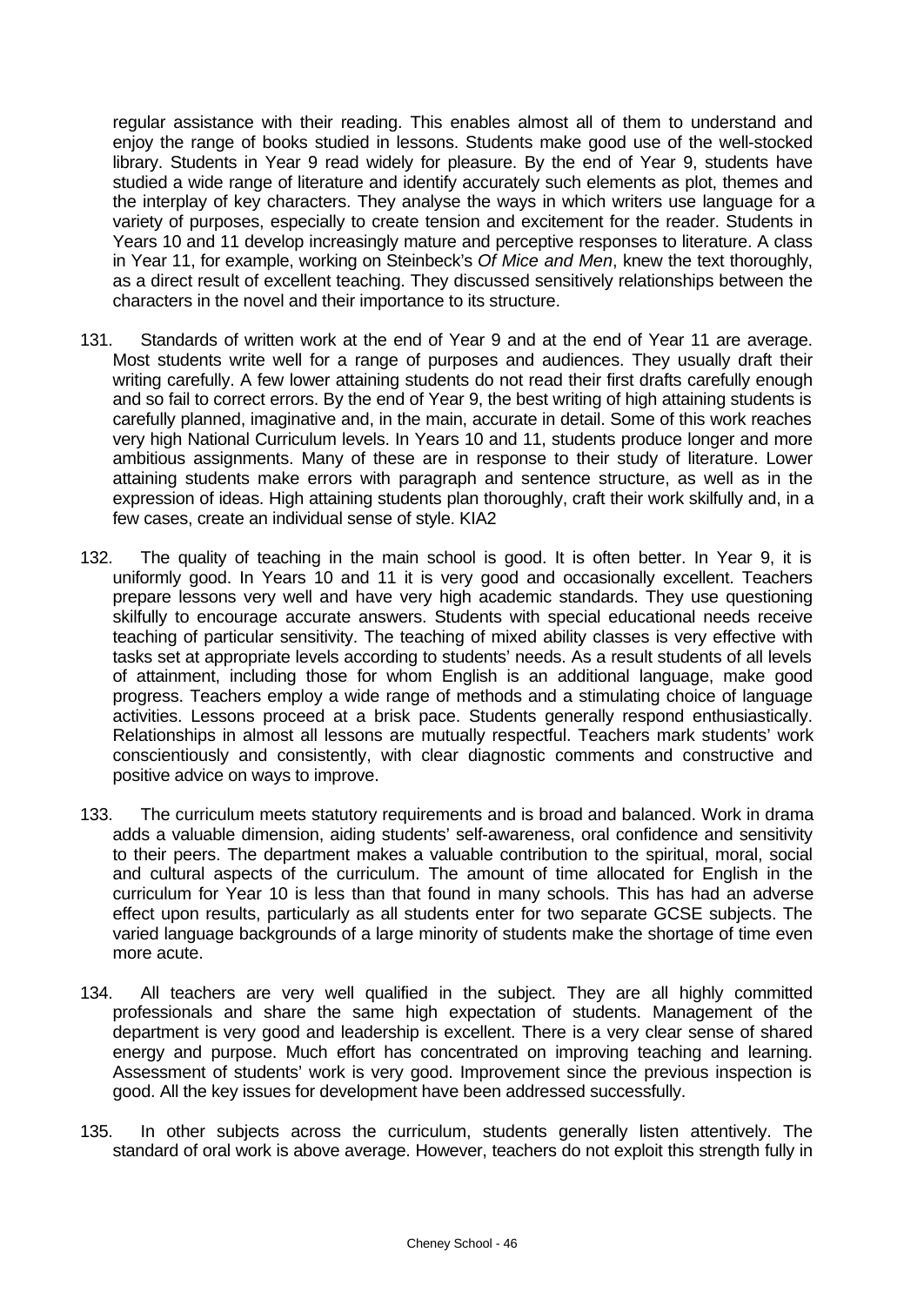regular assistance with their reading. This enables almost all of them to understand and enjoy the range of books studied in lessons. Students make good use of the well-stocked library. Students in Year 9 read widely for pleasure. By the end of Year 9, students have studied a wide range of literature and identify accurately such elements as plot, themes and the interplay of key characters. They analyse the ways in which writers use language for a variety of purposes, especially to create tension and excitement for the reader. Students in Years 10 and 11 develop increasingly mature and perceptive responses to literature. A class in Year 11, for example, working on Steinbeck's *Of Mice and Men*, knew the text thoroughly, as a direct result of excellent teaching. They discussed sensitively relationships between the characters in the novel and their importance to its structure.

131. Standards of written work at the end of Year 9 and at the end of Year 11 are average. Most students write well for a range of purposes and audiences. They usually draft their writing carefully. A few lower attaining students do not read their first drafts carefully enough and so fail to correct errors. By the end of Year 9, the best writing of high attaining students is carefully planned, imaginative and, in the main, accurate in detail. Some of this work reaches very high National Curriculum levels. In Years 10 and 11, students produce longer and more ambitious assignments. Many of these are in response to their study of literature. Lower attaining students make errors with paragraph and sentence structure, as well as in the expression of ideas. High attaining students plan thoroughly, craft their work skilfully and, in a few cases, create an individual sense of style. KIA2

132. The quality of teaching in the main school is good. It is often better. In Year 9, it is uniformly good. In Years 10 and 11 it is very good and occasionally excellent. Teachers prepare lessons very well and have very high academic standards. They use questioning skilfully to encourage accurate answers. Students with special educational needs receive teaching of particular sensitivity. The teaching of mixed ability classes is very effective with tasks set at appropriate levels according to students' needs. As a result students of all levels of attainment, including those for whom English is an additional language, make good progress. Teachers employ a wide range of methods and a stimulating choice of language activities. Lessons proceed at a brisk pace. Students generally respond enthusiastically. Relationships in almost all lessons are mutually respectful. Teachers mark students' work conscientiously and consistently, with clear diagnostic comments and constructive and positive advice on ways to improve.

133. The curriculum meets statutory requirements and is broad and balanced. Work in drama adds a valuable dimension, aiding students' self-awareness, oral confidence and sensitivity to their peers. The department makes a valuable contribution to the spiritual, moral, social and cultural aspects of the curriculum. The amount of time allocated for English in the curriculum for Year 10 is less than that found in many schools. This has had an adverse effect upon results, particularly as all students enter for two separate GCSE subjects. The varied language backgrounds of a large minority of students make the shortage of time even more acute.

134. All teachers are very well qualified in the subject. They are all highly committed professionals and share the same high expectation of students. Management of the department is very good and leadership is excellent. There is a very clear sense of shared energy and purpose. Much effort has concentrated on improving teaching and learning. Assessment of students' work is very good. Improvement since the previous inspection is good. All the key issues for development have been addressed successfully.

135. In other subjects across the curriculum, students generally listen attentively. The standard of oral work is above average. However, teachers do not exploit this strength fully in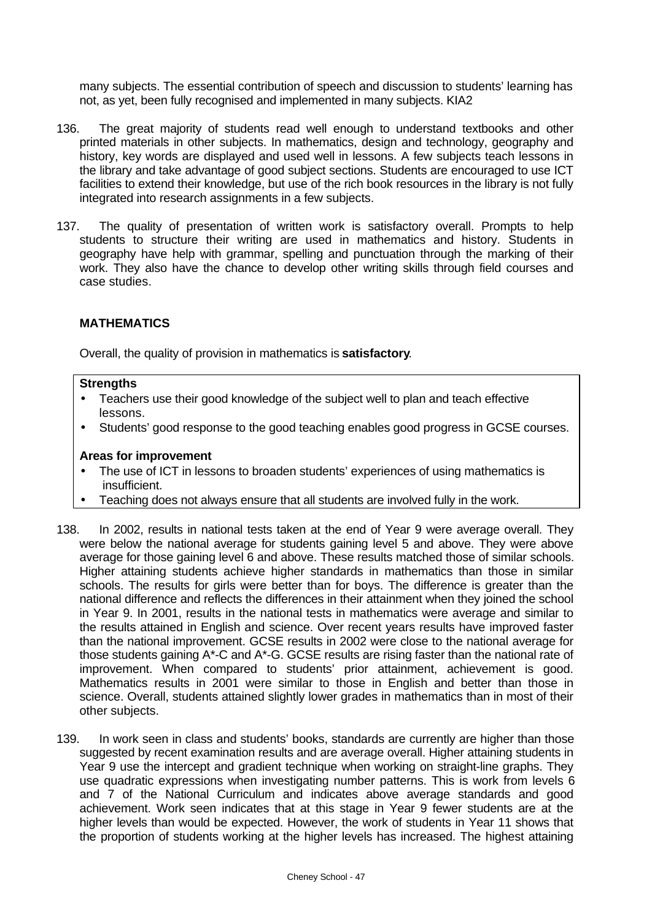many subjects. The essential contribution of speech and discussion to students' learning has not, as yet, been fully recognised and implemented in many subjects. KIA2

136. The great majority of students read well enough to understand textbooks and other printed materials in other subjects. In mathematics, design and technology, geography and history, key words are displayed and used well in lessons. A few subjects teach lessons in the library and take advantage of good subject sections. Students are encouraged to use ICT facilities to extend their knowledge, but use of the rich book resources in the library is not fully integrated into research assignments in a few subjects.

137. The quality of presentation of written work is satisfactory overall. Prompts to help students to structure their writing are used in mathematics and history. Students in geography have help with grammar, spelling and punctuation through the marking of their work. They also have the chance to develop other writing skills through field courses and case studies.

## MATHEMATICS

Overall, the quality of provision in mathematics is **satisfactory**.

**Strengths**

- Teachers use their good knowledge of the subject well to plan and teach effective lessons.
- Students' good response to the good teaching enables good progress in GCSE courses.

**Areas for improvement**

- The use of ICT in lessons to broaden students' experiences of using mathematics is insufficient.
- Teaching does not always ensure that all students are involved fully in the work.

138. In 2002, results in national tests taken at the end of Year 9 were average overall. They were below the national average for students gaining level 5 and above. They were above average for those gaining level 6 and above. These results matched those of similar schools. Higher attaining students achieve higher standards in mathematics than those in similar schools. The results for girls were better than for boys. The difference is greater than the national difference and reflects the differences in their attainment when they joined the school in Year 9. In 2001, results in the national tests in mathematics were average and similar to the results attained in English and science. Over recent years results have improved faster than the national improvement. GCSE results in 2002 were close to the national average for those students gaining A*-C and A*-G. GCSE results are rising faster than the national rate of improvement. When compared to students' prior attainment, achievement is good. Mathematics results in 2001 were similar to those in English and better than those in science. Overall, students attained slightly lower grades in mathematics than in most of their other subjects.

139. In work seen in class and students' books, standards are currently are higher than those suggested by recent examination results and are average overall. Higher attaining students in Year 9 use the intercept and gradient technique when working on straight-line graphs. They use quadratic expressions when investigating number patterns. This is work from levels 6 and 7 of the National Curriculum and indicates above average standards and good achievement. Work seen indicates that at this stage in Year 9 fewer students are at the higher levels than would be expected. However, the work of students in Year 11 shows that the proportion of students working at the higher levels has increased. The highest attaining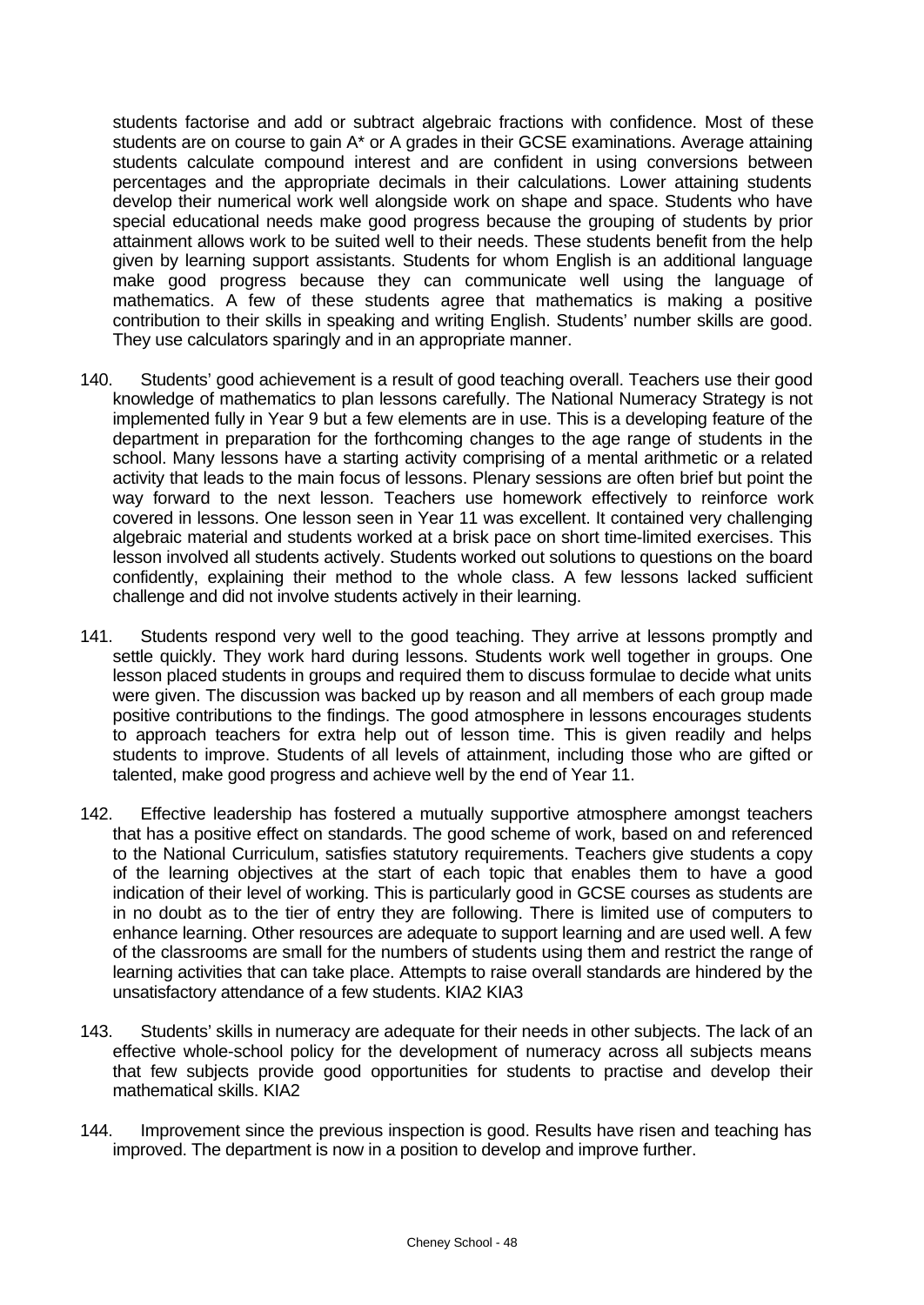students factorise and add or subtract algebraic fractions with confidence. Most of these students are on course to gain A* or A grades in their GCSE examinations. Average attaining students calculate compound interest and are confident in using conversions between percentages and the appropriate decimals in their calculations. Lower attaining students develop their numerical work well alongside work on shape and space. Students who have special educational needs make good progress because the grouping of students by prior attainment allows work to be suited well to their needs. These students benefit from the help given by learning support assistants. Students for whom English is an additional language make good progress because they can communicate well using the language of mathematics. A few of these students agree that mathematics is making a positive contribution to their skills in speaking and writing English. Students' number skills are good. They use calculators sparingly and in an appropriate manner.

140. Students' good achievement is a result of good teaching overall. Teachers use their good knowledge of mathematics to plan lessons carefully. The National Numeracy Strategy is not implemented fully in Year 9 but a few elements are in use. This is a developing feature of the department in preparation for the forthcoming changes to the age range of students in the school. Many lessons have a starting activity comprising of a mental arithmetic or a related activity that leads to the main focus of lessons. Plenary sessions are often brief but point the way forward to the next lesson. Teachers use homework effectively to reinforce work covered in lessons. One lesson seen in Year 11 was excellent. It contained very challenging algebraic material and students worked at a brisk pace on short time-limited exercises. This lesson involved all students actively. Students worked out solutions to questions on the board confidently, explaining their method to the whole class. A few lessons lacked sufficient challenge and did not involve students actively in their learning.

141. Students respond very well to the good teaching. They arrive at lessons promptly and settle quickly. They work hard during lessons. Students work well together in groups. One lesson placed students in groups and required them to discuss formulae to decide what units were given. The discussion was backed up by reason and all members of each group made positive contributions to the findings. The good atmosphere in lessons encourages students to approach teachers for extra help out of lesson time. This is given readily and helps students to improve. Students of all levels of attainment, including those who are gifted or talented, make good progress and achieve well by the end of Year 11.

142. Effective leadership has fostered a mutually supportive atmosphere amongst teachers that has a positive effect on standards. The good scheme of work, based on and referenced to the National Curriculum, satisfies statutory requirements. Teachers give students a copy of the learning objectives at the start of each topic that enables them to have a good indication of their level of working. This is particularly good in GCSE courses as students are in no doubt as to the tier of entry they are following. There is limited use of computers to enhance learning. Other resources are adequate to support learning and are used well. A few of the classrooms are small for the numbers of students using them and restrict the range of learning activities that can take place. Attempts to raise overall standards are hindered by the unsatisfactory attendance of a few students. KIA2 KIA3

143. Students' skills in numeracy are adequate for their needs in other subjects. The lack of an effective whole-school policy for the development of numeracy across all subjects means that few subjects provide good opportunities for students to practise and develop their mathematical skills. KIA2

144. Improvement since the previous inspection is good. Results have risen and teaching has improved. The department is now in a position to develop and improve further.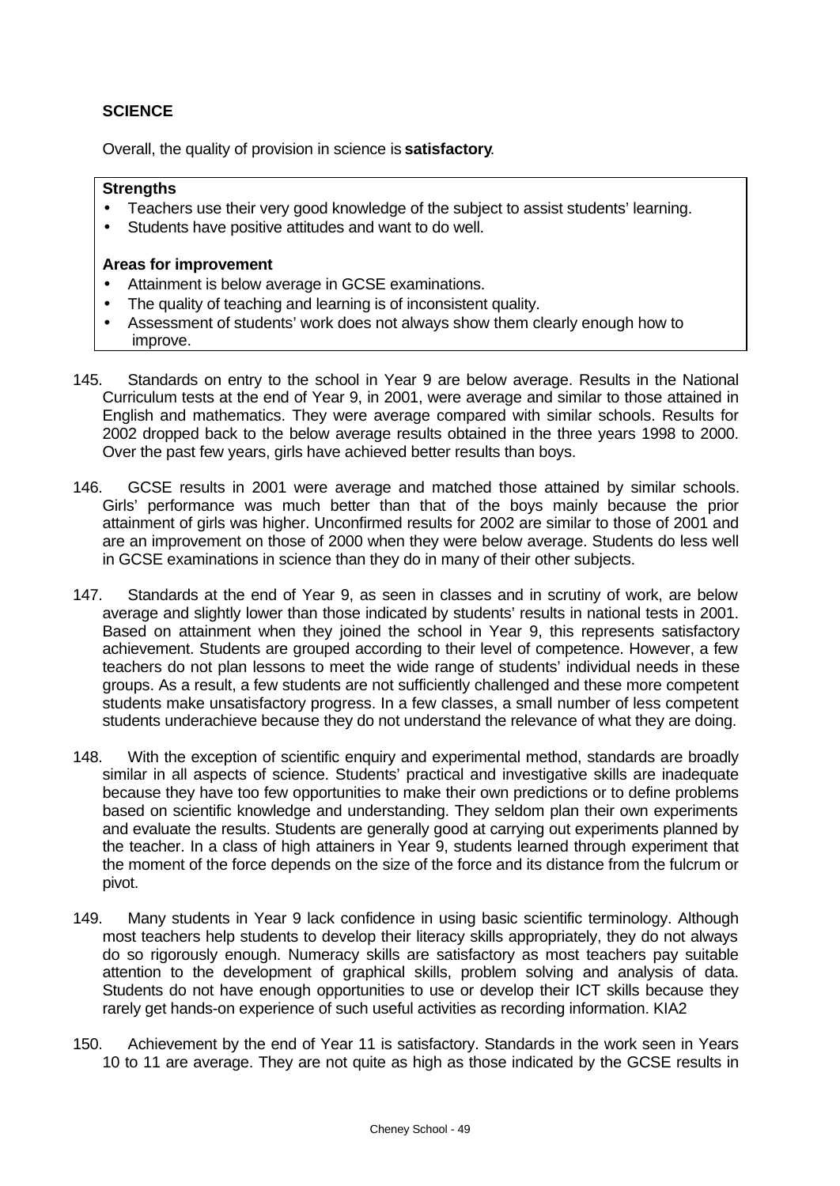## SCIENCE

Overall, the quality of provision in science is **satisfactory**.

**Strengths**

- Teachers use their very good knowledge of the subject to assist students' learning.
- Students have positive attitudes and want to do well.

**Areas for improvement**

- Attainment is below average in GCSE examinations.
- The quality of teaching and learning is of inconsistent quality.
- Assessment of students' work does not always show them clearly enough how to improve.

145. Standards on entry to the school in Year 9 are below average. Results in the National Curriculum tests at the end of Year 9, in 2001, were average and similar to those attained in English and mathematics. They were average compared with similar schools. Results for 2002 dropped back to the below average results obtained in the three years 1998 to 2000. Over the past few years, girls have achieved better results than boys.

146. GCSE results in 2001 were average and matched those attained by similar schools. Girls' performance was much better than that of the boys mainly because the prior attainment of girls was higher. Unconfirmed results for 2002 are similar to those of 2001 and are an improvement on those of 2000 when they were below average. Students do less well in GCSE examinations in science than they do in many of their other subjects.

147. Standards at the end of Year 9, as seen in classes and in scrutiny of work, are below average and slightly lower than those indicated by students' results in national tests in 2001. Based on attainment when they joined the school in Year 9, this represents satisfactory achievement. Students are grouped according to their level of competence. However, a few teachers do not plan lessons to meet the wide range of students' individual needs in these groups. As a result, a few students are not sufficiently challenged and these more competent students make unsatisfactory progress. In a few classes, a small number of less competent students underachieve because they do not understand the relevance of what they are doing.

148. With the exception of scientific enquiry and experimental method, standards are broadly similar in all aspects of science. Students' practical and investigative skills are inadequate because they have too few opportunities to make their own predictions or to define problems based on scientific knowledge and understanding. They seldom plan their own experiments and evaluate the results. Students are generally good at carrying out experiments planned by the teacher. In a class of high attainers in Year 9, students learned through experiment that the moment of the force depends on the size of the force and its distance from the fulcrum or pivot.

149. Many students in Year 9 lack confidence in using basic scientific terminology. Although most teachers help students to develop their literacy skills appropriately, they do not always do so rigorously enough. Numeracy skills are satisfactory as most teachers pay suitable attention to the development of graphical skills, problem solving and analysis of data. Students do not have enough opportunities to use or develop their ICT skills because they rarely get hands-on experience of such useful activities as recording information. KIA2

150. Achievement by the end of Year 11 is satisfactory. Standards in the work seen in Years 10 to 11 are average. They are not quite as high as those indicated by the GCSE results in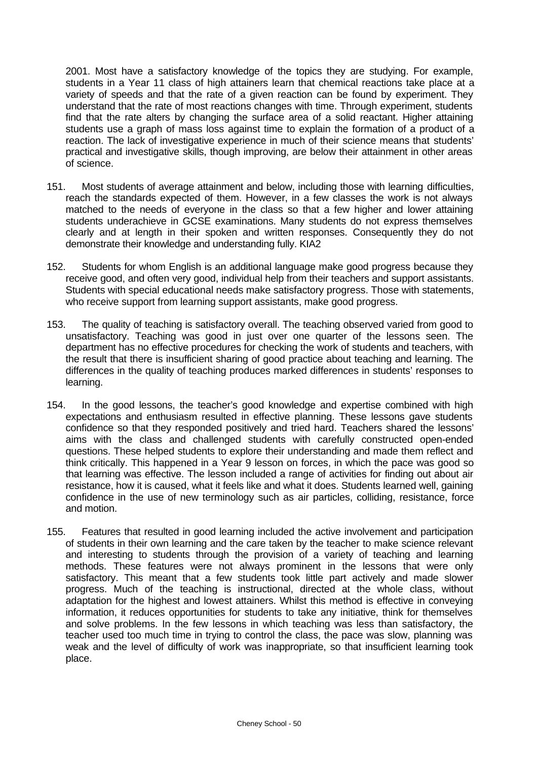2001. Most have a satisfactory knowledge of the topics they are studying. For example, students in a Year 11 class of high attainers learn that chemical reactions take place at a variety of speeds and that the rate of a given reaction can be found by experiment. They understand that the rate of most reactions changes with time. Through experiment, students find that the rate alters by changing the surface area of a solid reactant. Higher attaining students use a graph of mass loss against time to explain the formation of a product of a reaction. The lack of investigative experience in much of their science means that students' practical and investigative skills, though improving, are below their attainment in other areas of science.

151. Most students of average attainment and below, including those with learning difficulties, reach the standards expected of them. However, in a few classes the work is not always matched to the needs of everyone in the class so that a few higher and lower attaining students underachieve in GCSE examinations. Many students do not express themselves clearly and at length in their spoken and written responses. Consequently they do not demonstrate their knowledge and understanding fully. KIA2

152. Students for whom English is an additional language make good progress because they receive good, and often very good, individual help from their teachers and support assistants. Students with special educational needs make satisfactory progress. Those with statements, who receive support from learning support assistants, make good progress.

153. The quality of teaching is satisfactory overall. The teaching observed varied from good to unsatisfactory. Teaching was good in just over one quarter of the lessons seen. The department has no effective procedures for checking the work of students and teachers, with the result that there is insufficient sharing of good practice about teaching and learning. The differences in the quality of teaching produces marked differences in students' responses to learning.

154. In the good lessons, the teacher's good knowledge and expertise combined with high expectations and enthusiasm resulted in effective planning. These lessons gave students confidence so that they responded positively and tried hard. Teachers shared the lessons' aims with the class and challenged students with carefully constructed open-ended questions. These helped students to explore their understanding and made them reflect and think critically. This happened in a Year 9 lesson on forces, in which the pace was good so that learning was effective. The lesson included a range of activities for finding out about air resistance, how it is caused, what it feels like and what it does. Students learned well, gaining confidence in the use of new terminology such as air particles, colliding, resistance, force and motion.

155. Features that resulted in good learning included the active involvement and participation of students in their own learning and the care taken by the teacher to make science relevant and interesting to students through the provision of a variety of teaching and learning methods. These features were not always prominent in the lessons that were only satisfactory. This meant that a few students took little part actively and made slower progress. Much of the teaching is instructional, directed at the whole class, without adaptation for the highest and lowest attainers. Whilst this method is effective in conveying information, it reduces opportunities for students to take any initiative, think for themselves and solve problems. In the few lessons in which teaching was less than satisfactory, the teacher used too much time in trying to control the class, the pace was slow, planning was weak and the level of difficulty of work was inappropriate, so that insufficient learning took place.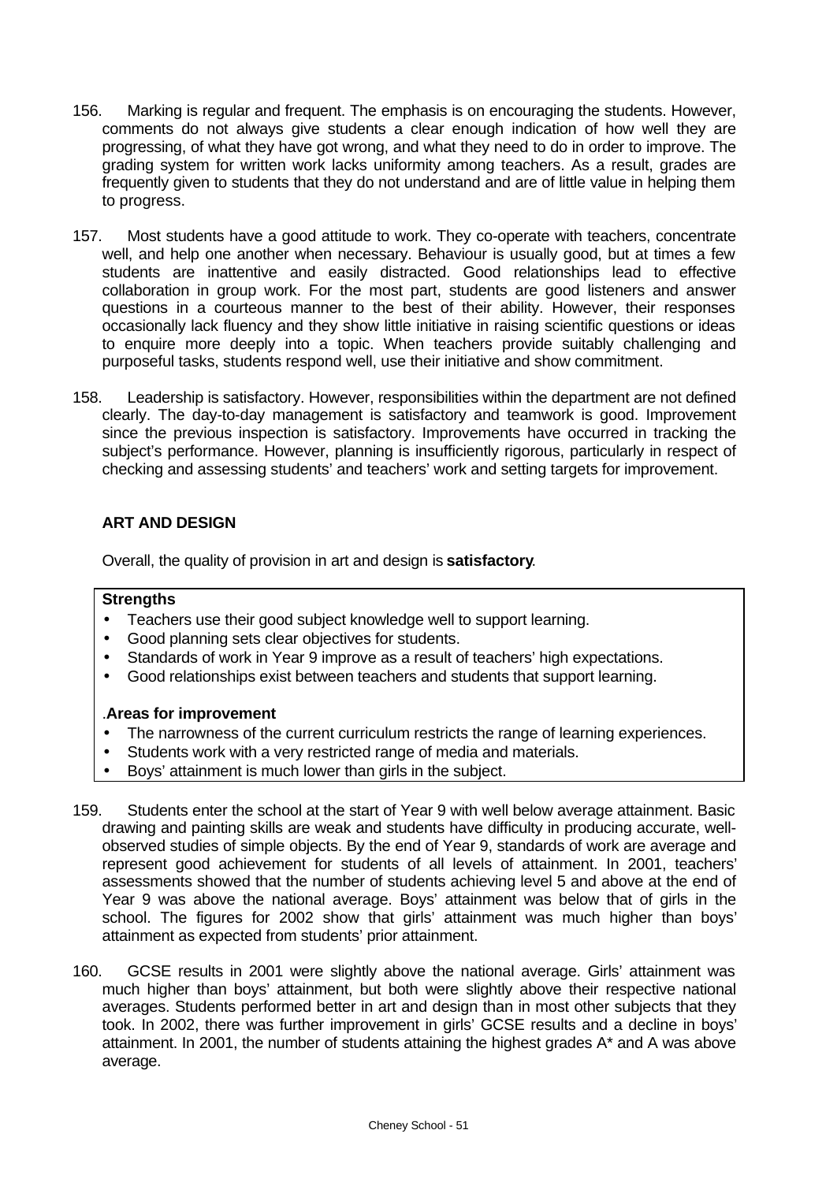156. Marking is regular and frequent. The emphasis is on encouraging the students. However, comments do not always give students a clear enough indication of how well they are progressing, of what they have got wrong, and what they need to do in order to improve. The grading system for written work lacks uniformity among teachers. As a result, grades are frequently given to students that they do not understand and are of little value in helping them to progress.

157. Most students have a good attitude to work. They co-operate with teachers, concentrate well, and help one another when necessary. Behaviour is usually good, but at times a few students are inattentive and easily distracted. Good relationships lead to effective collaboration in group work. For the most part, students are good listeners and answer questions in a courteous manner to the best of their ability. However, their responses occasionally lack fluency and they show little initiative in raising scientific questions or ideas to enquire more deeply into a topic. When teachers provide suitably challenging and purposeful tasks, students respond well, use their initiative and show commitment.

158. Leadership is satisfactory. However, responsibilities within the department are not defined clearly. The day-to-day management is satisfactory and teamwork is good. Improvement since the previous inspection is satisfactory. Improvements have occurred in tracking the subject's performance. However, planning is insufficiently rigorous, particularly in respect of checking and assessing students' and teachers' work and setting targets for improvement.

## ART AND DESIGN

Overall, the quality of provision in art and design is **satisfactory**.

**Strengths**

- Teachers use their good subject knowledge well to support learning.
- Good planning sets clear objectives for students.
- Standards of work in Year 9 improve as a result of teachers' high expectations.
- Good relationships exist between teachers and students that support learning.

.**Areas for improvement**

- The narrowness of the current curriculum restricts the range of learning experiences.
- Students work with a very restricted range of media and materials.
- Boys' attainment is much lower than girls in the subject.

159. Students enter the school at the start of Year 9 with well below average attainment. Basic drawing and painting skills are weak and students have difficulty in producing accurate, well-observed studies of simple objects. By the end of Year 9, standards of work are average and represent good achievement for students of all levels of attainment. In 2001, teachers' assessments showed that the number of students achieving level 5 and above at the end of Year 9 was above the national average. Boys' attainment was below that of girls in the school. The figures for 2002 show that girls' attainment was much higher than boys' attainment as expected from students' prior attainment.

160. GCSE results in 2001 were slightly above the national average. Girls' attainment was much higher than boys' attainment, but both were slightly above their respective national averages. Students performed better in art and design than in most other subjects that they took. In 2002, there was further improvement in girls' GCSE results and a decline in boys' attainment. In 2001, the number of students attaining the highest grades A* and A was above average.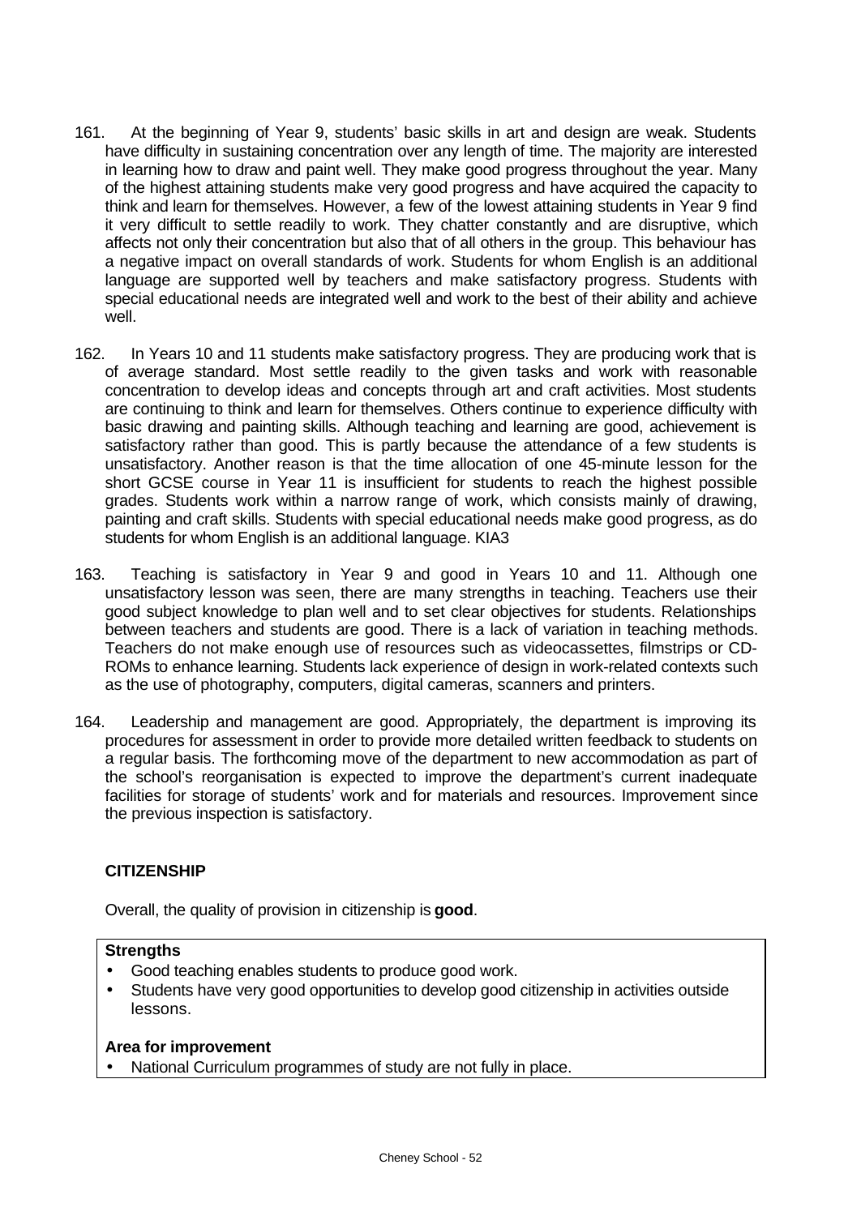161. At the beginning of Year 9, students' basic skills in art and design are weak. Students have difficulty in sustaining concentration over any length of time. The majority are interested in learning how to draw and paint well. They make good progress throughout the year. Many of the highest attaining students make very good progress and have acquired the capacity to think and learn for themselves. However, a few of the lowest attaining students in Year 9 find it very difficult to settle readily to work. They chatter constantly and are disruptive, which affects not only their concentration but also that of all others in the group. This behaviour has a negative impact on overall standards of work. Students for whom English is an additional language are supported well by teachers and make satisfactory progress. Students with special educational needs are integrated well and work to the best of their ability and achieve well.

162. In Years 10 and 11 students make satisfactory progress. They are producing work that is of average standard. Most settle readily to the given tasks and work with reasonable concentration to develop ideas and concepts through art and craft activities. Most students are continuing to think and learn for themselves. Others continue to experience difficulty with basic drawing and painting skills. Although teaching and learning are good, achievement is satisfactory rather than good. This is partly because the attendance of a few students is unsatisfactory. Another reason is that the time allocation of one 45-minute lesson for the short GCSE course in Year 11 is insufficient for students to reach the highest possible grades. Students work within a narrow range of work, which consists mainly of drawing, painting and craft skills. Students with special educational needs make good progress, as do students for whom English is an additional language. KIA3

163. Teaching is satisfactory in Year 9 and good in Years 10 and 11. Although one unsatisfactory lesson was seen, there are many strengths in teaching. Teachers use their good subject knowledge to plan well and to set clear objectives for students. Relationships between teachers and students are good. There is a lack of variation in teaching methods. Teachers do not make enough use of resources such as videocassettes, filmstrips or CD-ROMs to enhance learning. Students lack experience of design in work-related contexts such as the use of photography, computers, digital cameras, scanners and printers.

164. Leadership and management are good. Appropriately, the department is improving its procedures for assessment in order to provide more detailed written feedback to students on a regular basis. The forthcoming move of the department to new accommodation as part of the school's reorganisation is expected to improve the department's current inadequate facilities for storage of students' work and for materials and resources. Improvement since the previous inspection is satisfactory.

## CITIZENSHIP

Overall, the quality of provision in citizenship is **good**.

**Strengths**

- Good teaching enables students to produce good work.
- Students have very good opportunities to develop good citizenship in activities outside lessons.

**Area for improvement**

- National Curriculum programmes of study are not fully in place.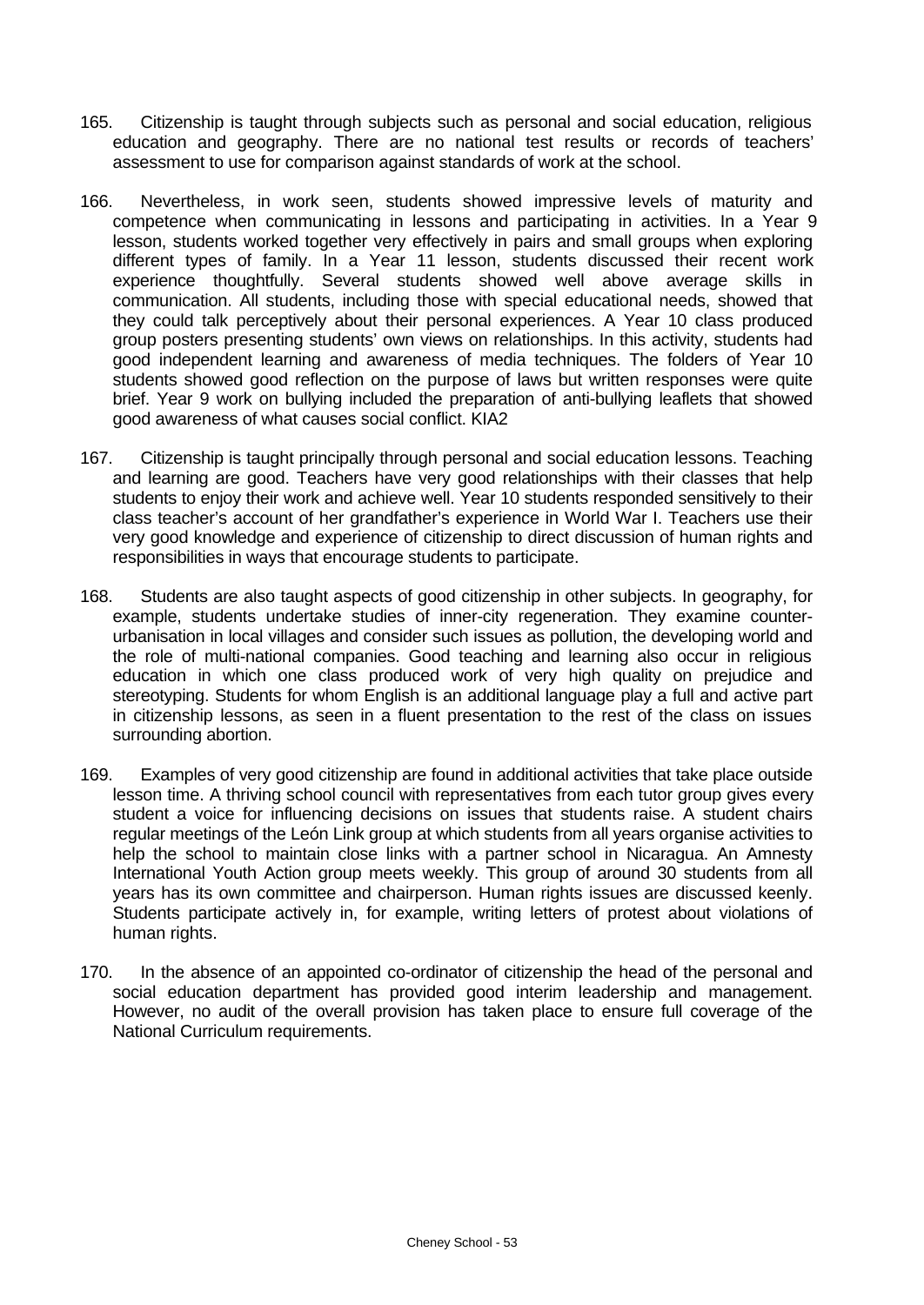165. Citizenship is taught through subjects such as personal and social education, religious education and geography. There are no national test results or records of teachers' assessment to use for comparison against standards of work at the school.

166. Nevertheless, in work seen, students showed impressive levels of maturity and competence when communicating in lessons and participating in activities. In a Year 9 lesson, students worked together very effectively in pairs and small groups when exploring different types of family. In a Year 11 lesson, students discussed their recent work experience thoughtfully. Several students showed well above average skills in communication. All students, including those with special educational needs, showed that they could talk perceptively about their personal experiences. A Year 10 class produced group posters presenting students' own views on relationships. In this activity, students had good independent learning and awareness of media techniques. The folders of Year 10 students showed good reflection on the purpose of laws but written responses were quite brief. Year 9 work on bullying included the preparation of anti-bullying leaflets that showed good awareness of what causes social conflict. KIA2

167. Citizenship is taught principally through personal and social education lessons. Teaching and learning are good. Teachers have very good relationships with their classes that help students to enjoy their work and achieve well. Year 10 students responded sensitively to their class teacher's account of her grandfather's experience in World War I. Teachers use their very good knowledge and experience of citizenship to direct discussion of human rights and responsibilities in ways that encourage students to participate.

168. Students are also taught aspects of good citizenship in other subjects. In geography, for example, students undertake studies of inner-city regeneration. They examine counter-urbanisation in local villages and consider such issues as pollution, the developing world and the role of multi-national companies. Good teaching and learning also occur in religious education in which one class produced work of very high quality on prejudice and stereotyping. Students for whom English is an additional language play a full and active part in citizenship lessons, as seen in a fluent presentation to the rest of the class on issues surrounding abortion.

169. Examples of very good citizenship are found in additional activities that take place outside lesson time. A thriving school council with representatives from each tutor group gives every student a voice for influencing decisions on issues that students raise. A student chairs regular meetings of the León Link group at which students from all years organise activities to help the school to maintain close links with a partner school in Nicaragua. An Amnesty International Youth Action group meets weekly. This group of around 30 students from all years has its own committee and chairperson. Human rights issues are discussed keenly. Students participate actively in, for example, writing letters of protest about violations of human rights.

170. In the absence of an appointed co-ordinator of citizenship the head of the personal and social education department has provided good interim leadership and management. However, no audit of the overall provision has taken place to ensure full coverage of the National Curriculum requirements.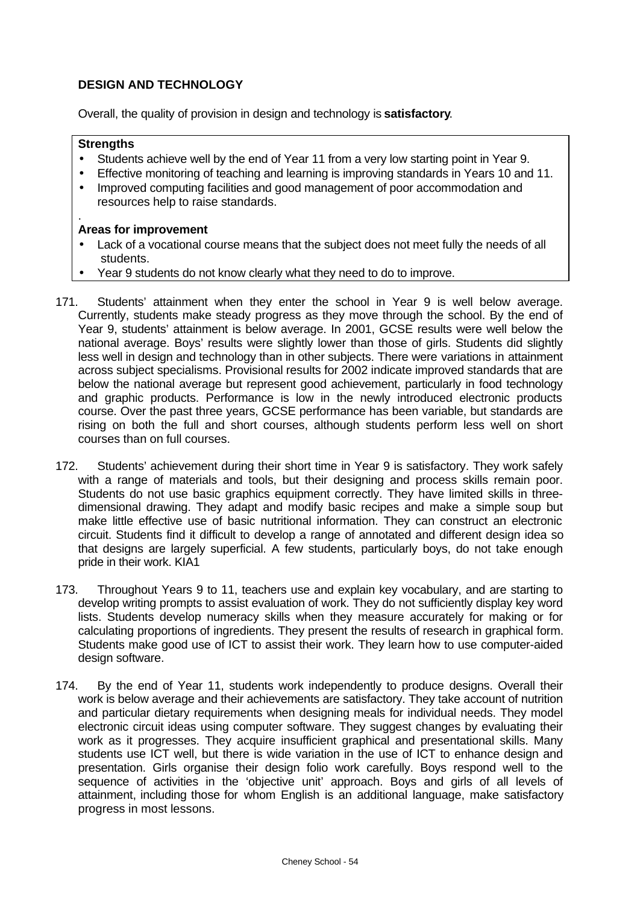## DESIGN AND TECHNOLOGY

Overall, the quality of provision in design and technology is **satisfactory**.

**Strengths**

- Students achieve well by the end of Year 11 from a very low starting point in Year 9.
- Effective monitoring of teaching and learning is improving standards in Years 10 and 11.
- Improved computing facilities and good management of poor accommodation and resources help to raise standards.

.

**Areas for improvement**

- Lack of a vocational course means that the subject does not meet fully the needs of all students.
- Year 9 students do not know clearly what they need to do to improve.

171. Students' attainment when they enter the school in Year 9 is well below average. Currently, students make steady progress as they move through the school. By the end of Year 9, students' attainment is below average. In 2001, GCSE results were well below the national average. Boys' results were slightly lower than those of girls. Students did slightly less well in design and technology than in other subjects. There were variations in attainment across subject specialisms. Provisional results for 2002 indicate improved standards that are below the national average but represent good achievement, particularly in food technology and graphic products. Performance is low in the newly introduced electronic products course. Over the past three years, GCSE performance has been variable, but standards are rising on both the full and short courses, although students perform less well on short courses than on full courses.

172. Students' achievement during their short time in Year 9 is satisfactory. They work safely with a range of materials and tools, but their designing and process skills remain poor. Students do not use basic graphics equipment correctly. They have limited skills in three-dimensional drawing. They adapt and modify basic recipes and make a simple soup but make little effective use of basic nutritional information. They can construct an electronic circuit. Students find it difficult to develop a range of annotated and different design idea so that designs are largely superficial. A few students, particularly boys, do not take enough pride in their work. KIA1

173. Throughout Years 9 to 11, teachers use and explain key vocabulary, and are starting to develop writing prompts to assist evaluation of work. They do not sufficiently display key word lists. Students develop numeracy skills when they measure accurately for making or for calculating proportions of ingredients. They present the results of research in graphical form. Students make good use of ICT to assist their work. They learn how to use computer-aided design software.

174. By the end of Year 11, students work independently to produce designs. Overall their work is below average and their achievements are satisfactory. They take account of nutrition and particular dietary requirements when designing meals for individual needs. They model electronic circuit ideas using computer software. They suggest changes by evaluating their work as it progresses. They acquire insufficient graphical and presentational skills. Many students use ICT well, but there is wide variation in the use of ICT to enhance design and presentation. Girls organise their design folio work carefully. Boys respond well to the sequence of activities in the 'objective unit' approach. Boys and girls of all levels of attainment, including those for whom English is an additional language, make satisfactory progress in most lessons.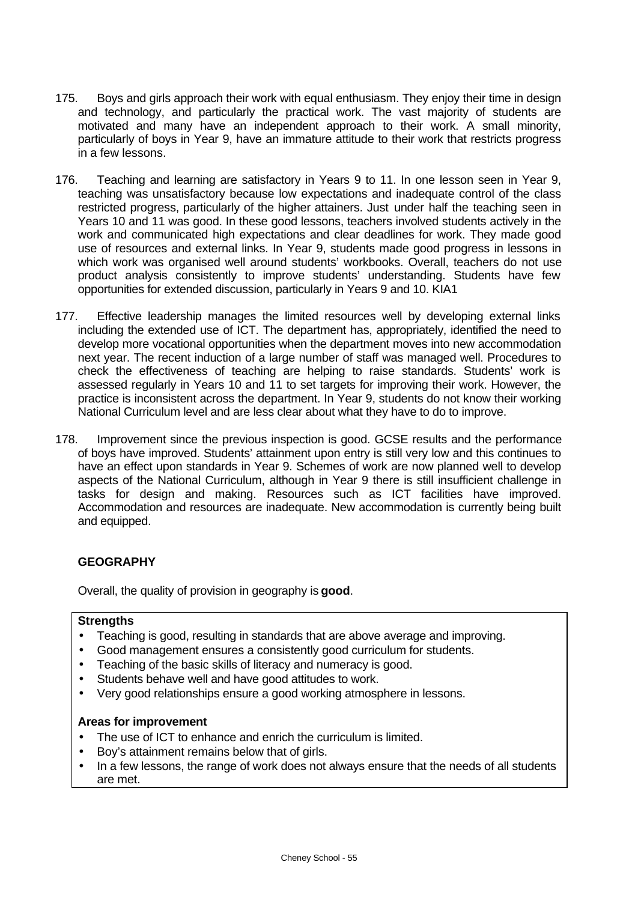175. Boys and girls approach their work with equal enthusiasm. They enjoy their time in design and technology, and particularly the practical work. The vast majority of students are motivated and many have an independent approach to their work. A small minority, particularly of boys in Year 9, have an immature attitude to their work that restricts progress in a few lessons.

176. Teaching and learning are satisfactory in Years 9 to 11. In one lesson seen in Year 9, teaching was unsatisfactory because low expectations and inadequate control of the class restricted progress, particularly of the higher attainers. Just under half the teaching seen in Years 10 and 11 was good. In these good lessons, teachers involved students actively in the work and communicated high expectations and clear deadlines for work. They made good use of resources and external links. In Year 9, students made good progress in lessons in which work was organised well around students' workbooks. Overall, teachers do not use product analysis consistently to improve students' understanding. Students have few opportunities for extended discussion, particularly in Years 9 and 10. KIA1

177. Effective leadership manages the limited resources well by developing external links including the extended use of ICT. The department has, appropriately, identified the need to develop more vocational opportunities when the department moves into new accommodation next year. The recent induction of a large number of staff was managed well. Procedures to check the effectiveness of teaching are helping to raise standards. Students' work is assessed regularly in Years 10 and 11 to set targets for improving their work. However, the practice is inconsistent across the department. In Year 9, students do not know their working National Curriculum level and are less clear about what they have to do to improve.

178. Improvement since the previous inspection is good. GCSE results and the performance of boys have improved. Students' attainment upon entry is still very low and this continues to have an effect upon standards in Year 9. Schemes of work are now planned well to develop aspects of the National Curriculum, although in Year 9 there is still insufficient challenge in tasks for design and making. Resources such as ICT facilities have improved. Accommodation and resources are inadequate. New accommodation is currently being built and equipped.

## GEOGRAPHY

Overall, the quality of provision in geography is **good**.

**Strengths**

- Teaching is good, resulting in standards that are above average and improving.
- Good management ensures a consistently good curriculum for students.
- Teaching of the basic skills of literacy and numeracy is good.
- Students behave well and have good attitudes to work.
- Very good relationships ensure a good working atmosphere in lessons.

**Areas for improvement**

- The use of ICT to enhance and enrich the curriculum is limited.
- Boy's attainment remains below that of girls.
- In a few lessons, the range of work does not always ensure that the needs of all students are met.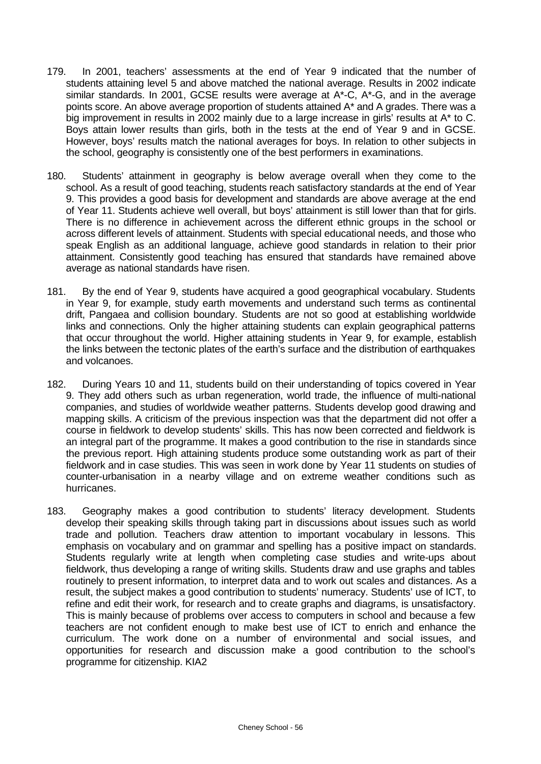179. In 2001, teachers' assessments at the end of Year 9 indicated that the number of students attaining level 5 and above matched the national average. Results in 2002 indicate similar standards. In 2001, GCSE results were average at A*-C, A*-G, and in the average points score. An above average proportion of students attained A* and A grades. There was a big improvement in results in 2002 mainly due to a large increase in girls' results at A* to C. Boys attain lower results than girls, both in the tests at the end of Year 9 and in GCSE. However, boys' results match the national averages for boys. In relation to other subjects in the school, geography is consistently one of the best performers in examinations.

180. Students' attainment in geography is below average overall when they come to the school. As a result of good teaching, students reach satisfactory standards at the end of Year 9. This provides a good basis for development and standards are above average at the end of Year 11. Students achieve well overall, but boys' attainment is still lower than that for girls. There is no difference in achievement across the different ethnic groups in the school or across different levels of attainment. Students with special educational needs, and those who speak English as an additional language, achieve good standards in relation to their prior attainment. Consistently good teaching has ensured that standards have remained above average as national standards have risen.

181. By the end of Year 9, students have acquired a good geographical vocabulary. Students in Year 9, for example, study earth movements and understand such terms as continental drift, Pangaea and collision boundary. Students are not so good at establishing worldwide links and connections. Only the higher attaining students can explain geographical patterns that occur throughout the world. Higher attaining students in Year 9, for example, establish the links between the tectonic plates of the earth's surface and the distribution of earthquakes and volcanoes.

182. During Years 10 and 11, students build on their understanding of topics covered in Year 9. They add others such as urban regeneration, world trade, the influence of multi-national companies, and studies of worldwide weather patterns. Students develop good drawing and mapping skills. A criticism of the previous inspection was that the department did not offer a course in fieldwork to develop students' skills. This has now been corrected and fieldwork is an integral part of the programme. It makes a good contribution to the rise in standards since the previous report. High attaining students produce some outstanding work as part of their fieldwork and in case studies. This was seen in work done by Year 11 students on studies of counter-urbanisation in a nearby village and on extreme weather conditions such as hurricanes.

183. Geography makes a good contribution to students' literacy development. Students develop their speaking skills through taking part in discussions about issues such as world trade and pollution. Teachers draw attention to important vocabulary in lessons. This emphasis on vocabulary and on grammar and spelling has a positive impact on standards. Students regularly write at length when completing case studies and write-ups about fieldwork, thus developing a range of writing skills. Students draw and use graphs and tables routinely to present information, to interpret data and to work out scales and distances. As a result, the subject makes a good contribution to students' numeracy. Students' use of ICT, to refine and edit their work, for research and to create graphs and diagrams, is unsatisfactory. This is mainly because of problems over access to computers in school and because a few teachers are not confident enough to make best use of ICT to enrich and enhance the curriculum. The work done on a number of environmental and social issues, and opportunities for research and discussion make a good contribution to the school's programme for citizenship. KIA2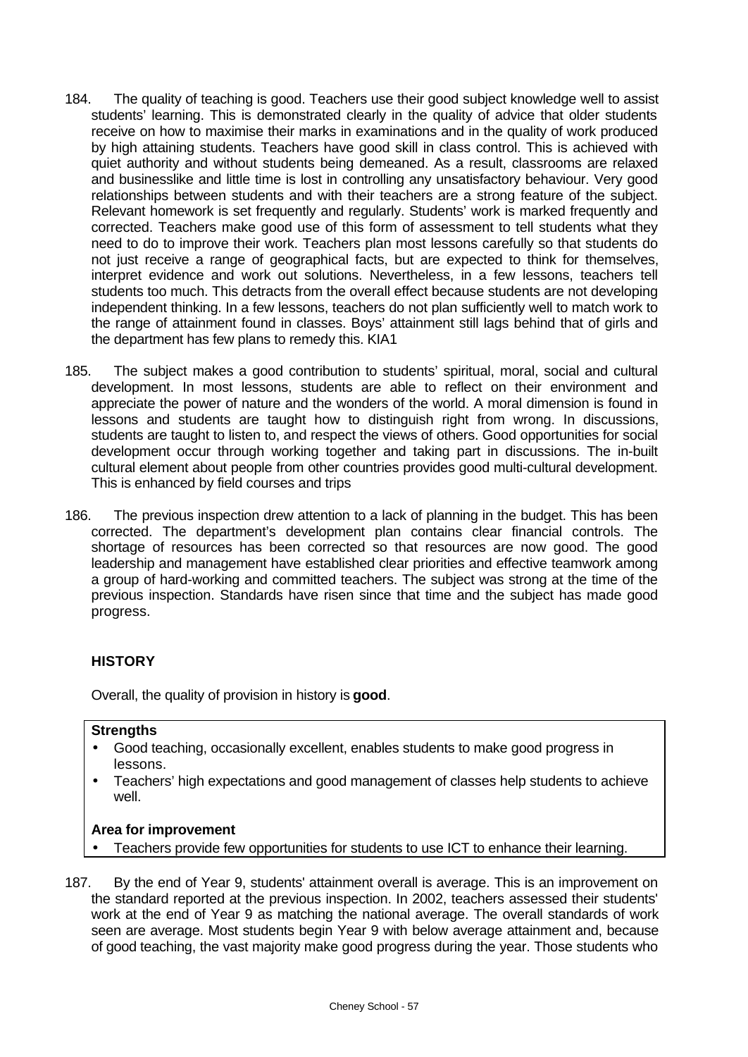184. The quality of teaching is good. Teachers use their good subject knowledge well to assist students' learning. This is demonstrated clearly in the quality of advice that older students receive on how to maximise their marks in examinations and in the quality of work produced by high attaining students. Teachers have good skill in class control. This is achieved with quiet authority and without students being demeaned. As a result, classrooms are relaxed and businesslike and little time is lost in controlling any unsatisfactory behaviour. Very good relationships between students and with their teachers are a strong feature of the subject. Relevant homework is set frequently and regularly. Students' work is marked frequently and corrected. Teachers make good use of this form of assessment to tell students what they need to do to improve their work. Teachers plan most lessons carefully so that students do not just receive a range of geographical facts, but are expected to think for themselves, interpret evidence and work out solutions. Nevertheless, in a few lessons, teachers tell students too much. This detracts from the overall effect because students are not developing independent thinking. In a few lessons, teachers do not plan sufficiently well to match work to the range of attainment found in classes. Boys' attainment still lags behind that of girls and the department has few plans to remedy this. KIA1

185. The subject makes a good contribution to students' spiritual, moral, social and cultural development. In most lessons, students are able to reflect on their environment and appreciate the power of nature and the wonders of the world. A moral dimension is found in lessons and students are taught how to distinguish right from wrong. In discussions, students are taught to listen to, and respect the views of others. Good opportunities for social development occur through working together and taking part in discussions. The in-built cultural element about people from other countries provides good multi-cultural development. This is enhanced by field courses and trips

186. The previous inspection drew attention to a lack of planning in the budget. This has been corrected. The department's development plan contains clear financial controls. The shortage of resources has been corrected so that resources are now good. The good leadership and management have established clear priorities and effective teamwork among a group of hard-working and committed teachers. The subject was strong at the time of the previous inspection. Standards have risen since that time and the subject has made good progress.

## HISTORY

Overall, the quality of provision in history is **good**.

**Strengths**

- Good teaching, occasionally excellent, enables students to make good progress in lessons.
- Teachers' high expectations and good management of classes help students to achieve well.

**Area for improvement**

- Teachers provide few opportunities for students to use ICT to enhance their learning.

187. By the end of Year 9, students' attainment overall is average. This is an improvement on the standard reported at the previous inspection. In 2002, teachers assessed their students' work at the end of Year 9 as matching the national average. The overall standards of work seen are average. Most students begin Year 9 with below average attainment and, because of good teaching, the vast majority make good progress during the year. Those students who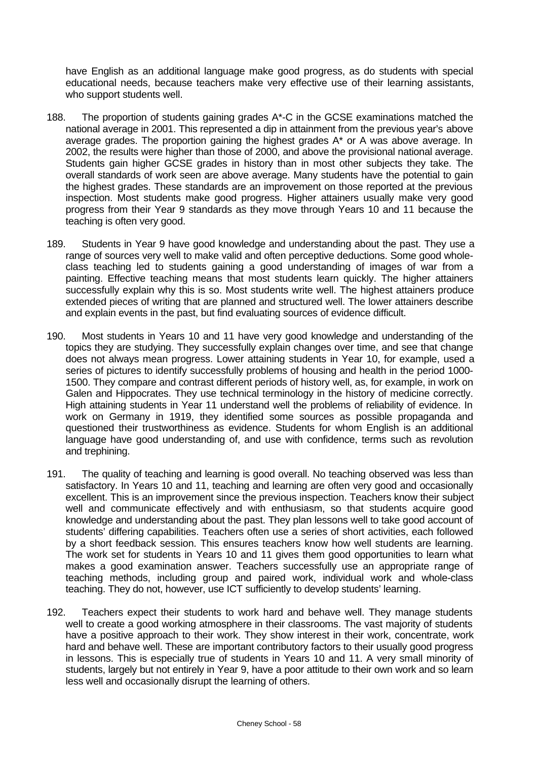have English as an additional language make good progress, as do students with special educational needs, because teachers make very effective use of their learning assistants, who support students well.

188. The proportion of students gaining grades A*-C in the GCSE examinations matched the national average in 2001. This represented a dip in attainment from the previous year's above average grades. The proportion gaining the highest grades A* or A was above average. In 2002, the results were higher than those of 2000, and above the provisional national average. Students gain higher GCSE grades in history than in most other subjects they take. The overall standards of work seen are above average. Many students have the potential to gain the highest grades. These standards are an improvement on those reported at the previous inspection. Most students make good progress. Higher attainers usually make very good progress from their Year 9 standards as they move through Years 10 and 11 because the teaching is often very good.

189. Students in Year 9 have good knowledge and understanding about the past. They use a range of sources very well to make valid and often perceptive deductions. Some good whole-class teaching led to students gaining a good understanding of images of war from a painting. Effective teaching means that most students learn quickly. The higher attainers successfully explain why this is so. Most students write well. The highest attainers produce extended pieces of writing that are planned and structured well. The lower attainers describe and explain events in the past, but find evaluating sources of evidence difficult.

190. Most students in Years 10 and 11 have very good knowledge and understanding of the topics they are studying. They successfully explain changes over time, and see that change does not always mean progress. Lower attaining students in Year 10, for example, used a series of pictures to identify successfully problems of housing and health in the period 1000-1500. They compare and contrast different periods of history well, as, for example, in work on Galen and Hippocrates. They use technical terminology in the history of medicine correctly. High attaining students in Year 11 understand well the problems of reliability of evidence. In work on Germany in 1919, they identified some sources as possible propaganda and questioned their trustworthiness as evidence. Students for whom English is an additional language have good understanding of, and use with confidence, terms such as revolution and trephining.

191. The quality of teaching and learning is good overall. No teaching observed was less than satisfactory. In Years 10 and 11, teaching and learning are often very good and occasionally excellent. This is an improvement since the previous inspection. Teachers know their subject well and communicate effectively and with enthusiasm, so that students acquire good knowledge and understanding about the past. They plan lessons well to take good account of students' differing capabilities. Teachers often use a series of short activities, each followed by a short feedback session. This ensures teachers know how well students are learning. The work set for students in Years 10 and 11 gives them good opportunities to learn what makes a good examination answer. Teachers successfully use an appropriate range of teaching methods, including group and paired work, individual work and whole-class teaching. They do not, however, use ICT sufficiently to develop students' learning.

192. Teachers expect their students to work hard and behave well. They manage students well to create a good working atmosphere in their classrooms. The vast majority of students have a positive approach to their work. They show interest in their work, concentrate, work hard and behave well. These are important contributory factors to their usually good progress in lessons. This is especially true of students in Years 10 and 11. A very small minority of students, largely but not entirely in Year 9, have a poor attitude to their own work and so learn less well and occasionally disrupt the learning of others.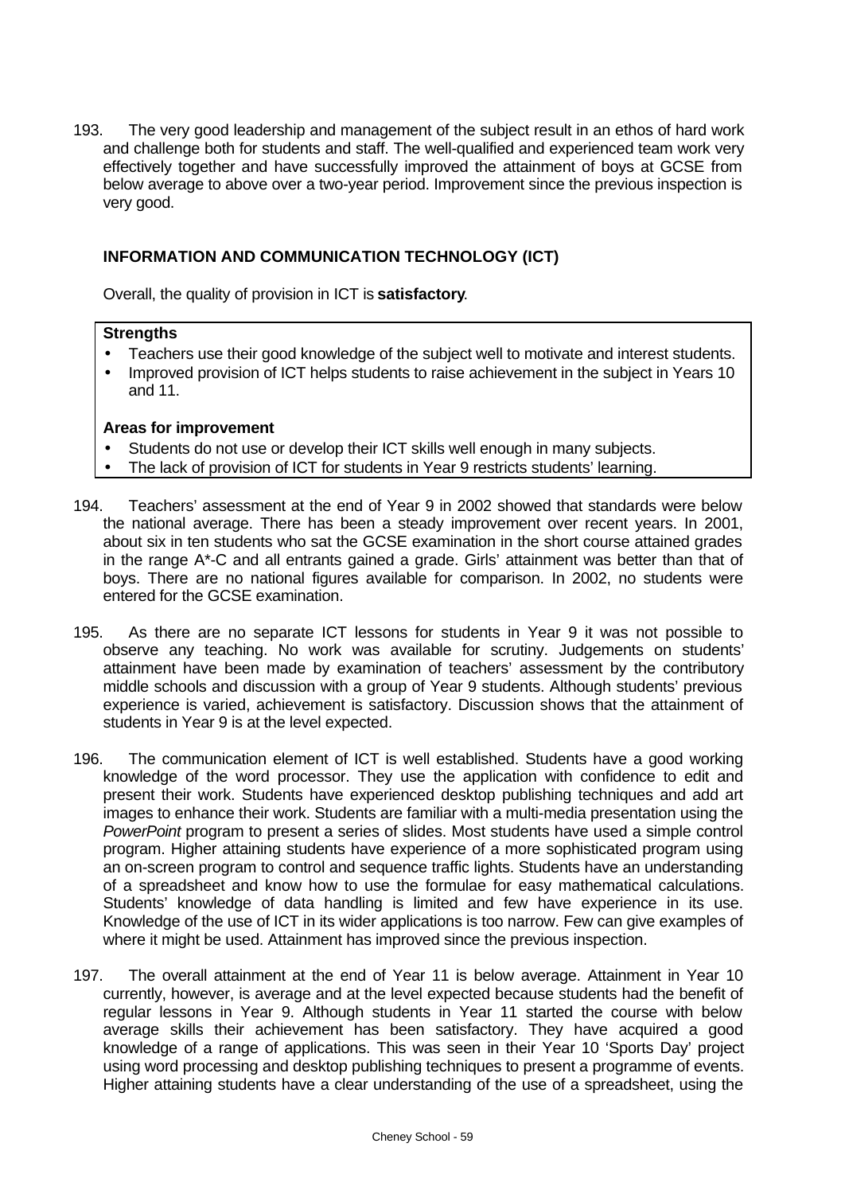193. The very good leadership and management of the subject result in an ethos of hard work and challenge both for students and staff. The well-qualified and experienced team work very effectively together and have successfully improved the attainment of boys at GCSE from below average to above over a two-year period. Improvement since the previous inspection is very good.

## INFORMATION AND COMMUNICATION TECHNOLOGY (ICT)

Overall, the quality of provision in ICT is **satisfactory**.

**Strengths**

- Teachers use their good knowledge of the subject well to motivate and interest students.
- Improved provision of ICT helps students to raise achievement in the subject in Years 10 and 11.

**Areas for improvement**

- Students do not use or develop their ICT skills well enough in many subjects.
- The lack of provision of ICT for students in Year 9 restricts students' learning.

194. Teachers' assessment at the end of Year 9 in 2002 showed that standards were below the national average. There has been a steady improvement over recent years. In 2001, about six in ten students who sat the GCSE examination in the short course attained grades in the range A*-C and all entrants gained a grade. Girls' attainment was better than that of boys. There are no national figures available for comparison. In 2002, no students were entered for the GCSE examination.

195. As there are no separate ICT lessons for students in Year 9 it was not possible to observe any teaching. No work was available for scrutiny. Judgements on students' attainment have been made by examination of teachers' assessment by the contributory middle schools and discussion with a group of Year 9 students. Although students' previous experience is varied, achievement is satisfactory. Discussion shows that the attainment of students in Year 9 is at the level expected.

196. The communication element of ICT is well established. Students have a good working knowledge of the word processor. They use the application with confidence to edit and present their work. Students have experienced desktop publishing techniques and add art images to enhance their work. Students are familiar with a multi-media presentation using the *PowerPoint* program to present a series of slides. Most students have used a simple control program. Higher attaining students have experience of a more sophisticated program using an on-screen program to control and sequence traffic lights. Students have an understanding of a spreadsheet and know how to use the formulae for easy mathematical calculations. Students' knowledge of data handling is limited and few have experience in its use. Knowledge of the use of ICT in its wider applications is too narrow. Few can give examples of where it might be used. Attainment has improved since the previous inspection.

197. The overall attainment at the end of Year 11 is below average. Attainment in Year 10 currently, however, is average and at the level expected because students had the benefit of regular lessons in Year 9. Although students in Year 11 started the course with below average skills their achievement has been satisfactory. They have acquired a good knowledge of a range of applications. This was seen in their Year 10 'Sports Day' project using word processing and desktop publishing techniques to present a programme of events. Higher attaining students have a clear understanding of the use of a spreadsheet, using the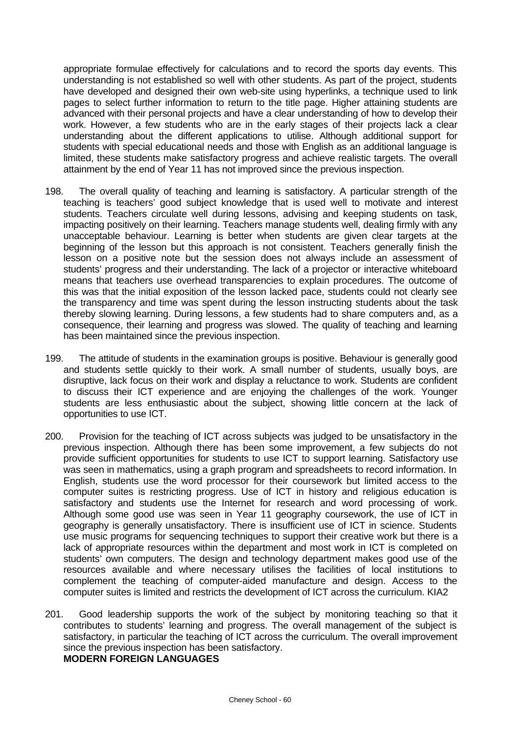appropriate formulae effectively for calculations and to record the sports day events. This understanding is not established so well with other students. As part of the project, students have developed and designed their own web-site using hyperlinks, a technique used to link pages to select further information to return to the title page. Higher attaining students are advanced with their personal projects and have a clear understanding of how to develop their work. However, a few students who are in the early stages of their projects lack a clear understanding about the different applications to utilise. Although additional support for students with special educational needs and those with English as an additional language is limited, these students make satisfactory progress and achieve realistic targets. The overall attainment by the end of Year 11 has not improved since the previous inspection.

198. The overall quality of teaching and learning is satisfactory. A particular strength of the teaching is teachers' good subject knowledge that is used well to motivate and interest students. Teachers circulate well during lessons, advising and keeping students on task, impacting positively on their learning. Teachers manage students well, dealing firmly with any unacceptable behaviour. Learning is better when students are given clear targets at the beginning of the lesson but this approach is not consistent. Teachers generally finish the lesson on a positive note but the session does not always include an assessment of students' progress and their understanding. The lack of a projector or interactive whiteboard means that teachers use overhead transparencies to explain procedures. The outcome of this was that the initial exposition of the lesson lacked pace, students could not clearly see the transparency and time was spent during the lesson instructing students about the task thereby slowing learning. During lessons, a few students had to share computers and, as a consequence, their learning and progress was slowed. The quality of teaching and learning has been maintained since the previous inspection.

199. The attitude of students in the examination groups is positive. Behaviour is generally good and students settle quickly to their work. A small number of students, usually boys, are disruptive, lack focus on their work and display a reluctance to work. Students are confident to discuss their ICT experience and are enjoying the challenges of the work. Younger students are less enthusiastic about the subject, showing little concern at the lack of opportunities to use ICT.

200. Provision for the teaching of ICT across subjects was judged to be unsatisfactory in the previous inspection. Although there has been some improvement, a few subjects do not provide sufficient opportunities for students to use ICT to support learning. Satisfactory use was seen in mathematics, using a graph program and spreadsheets to record information. In English, students use the word processor for their coursework but limited access to the computer suites is restricting progress. Use of ICT in history and religious education is satisfactory and students use the Internet for research and word processing of work. Although some good use was seen in Year 11 geography coursework, the use of ICT in geography is generally unsatisfactory. There is insufficient use of ICT in science. Students use music programs for sequencing techniques to support their creative work but there is a lack of appropriate resources within the department and most work in ICT is completed on students' own computers. The design and technology department makes good use of the resources available and where necessary utilises the facilities of local institutions to complement the teaching of computer-aided manufacture and design. Access to the computer suites is limited and restricts the development of ICT across the curriculum. KIA2

201. Good leadership supports the work of the subject by monitoring teaching so that it contributes to students' learning and progress. The overall management of the subject is satisfactory, in particular the teaching of ICT across the curriculum. The overall improvement since the previous inspection has been satisfactory.

**MODERN FOREIGN LANGUAGES**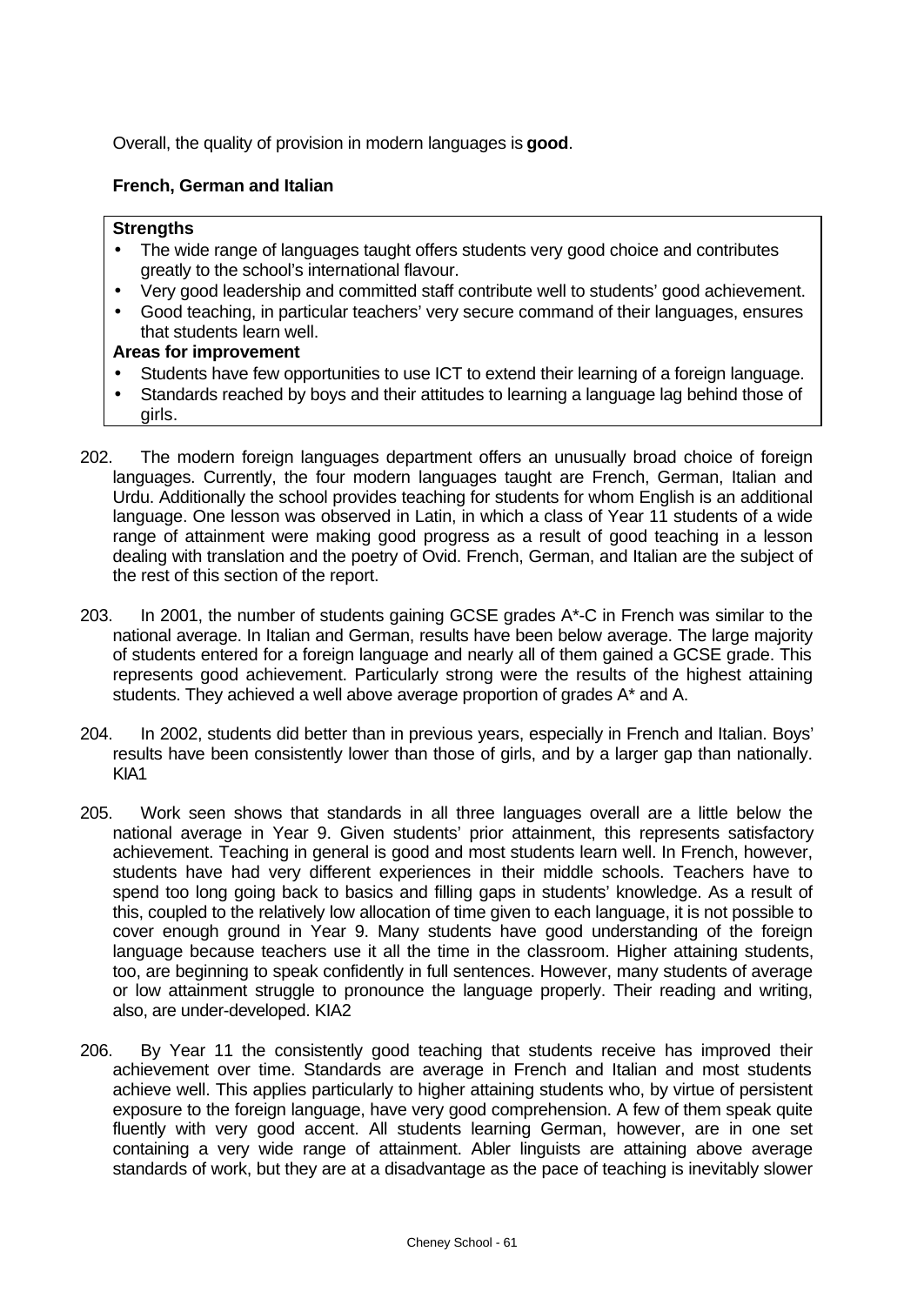Overall, the quality of provision in modern languages is **good**.

**French, German and Italian**

**Strengths**

- The wide range of languages taught offers students very good choice and contributes greatly to the school's international flavour.
- Very good leadership and committed staff contribute well to students' good achievement.
- Good teaching, in particular teachers' very secure command of their languages, ensures that students learn well.

**Areas for improvement**

- Students have few opportunities to use ICT to extend their learning of a foreign language.
- Standards reached by boys and their attitudes to learning a language lag behind those of girls.

202. The modern foreign languages department offers an unusually broad choice of foreign languages. Currently, the four modern languages taught are French, German, Italian and Urdu. Additionally the school provides teaching for students for whom English is an additional language. One lesson was observed in Latin, in which a class of Year 11 students of a wide range of attainment were making good progress as a result of good teaching in a lesson dealing with translation and the poetry of Ovid. French, German, and Italian are the subject of the rest of this section of the report.

203. In 2001, the number of students gaining GCSE grades A*-C in French was similar to the national average. In Italian and German, results have been below average. The large majority of students entered for a foreign language and nearly all of them gained a GCSE grade. This represents good achievement. Particularly strong were the results of the highest attaining students. They achieved a well above average proportion of grades A* and A.

204. In 2002, students did better than in previous years, especially in French and Italian. Boys' results have been consistently lower than those of girls, and by a larger gap than nationally. KIA1

205. Work seen shows that standards in all three languages overall are a little below the national average in Year 9. Given students' prior attainment, this represents satisfactory achievement. Teaching in general is good and most students learn well. In French, however, students have had very different experiences in their middle schools. Teachers have to spend too long going back to basics and filling gaps in students' knowledge. As a result of this, coupled to the relatively low allocation of time given to each language, it is not possible to cover enough ground in Year 9. Many students have good understanding of the foreign language because teachers use it all the time in the classroom. Higher attaining students, too, are beginning to speak confidently in full sentences. However, many students of average or low attainment struggle to pronounce the language properly. Their reading and writing, also, are under-developed. KIA2

206. By Year 11 the consistently good teaching that students receive has improved their achievement over time. Standards are average in French and Italian and most students achieve well. This applies particularly to higher attaining students who, by virtue of persistent exposure to the foreign language, have very good comprehension. A few of them speak quite fluently with very good accent. All students learning German, however, are in one set containing a very wide range of attainment. Abler linguists are attaining above average standards of work, but they are at a disadvantage as the pace of teaching is inevitably slower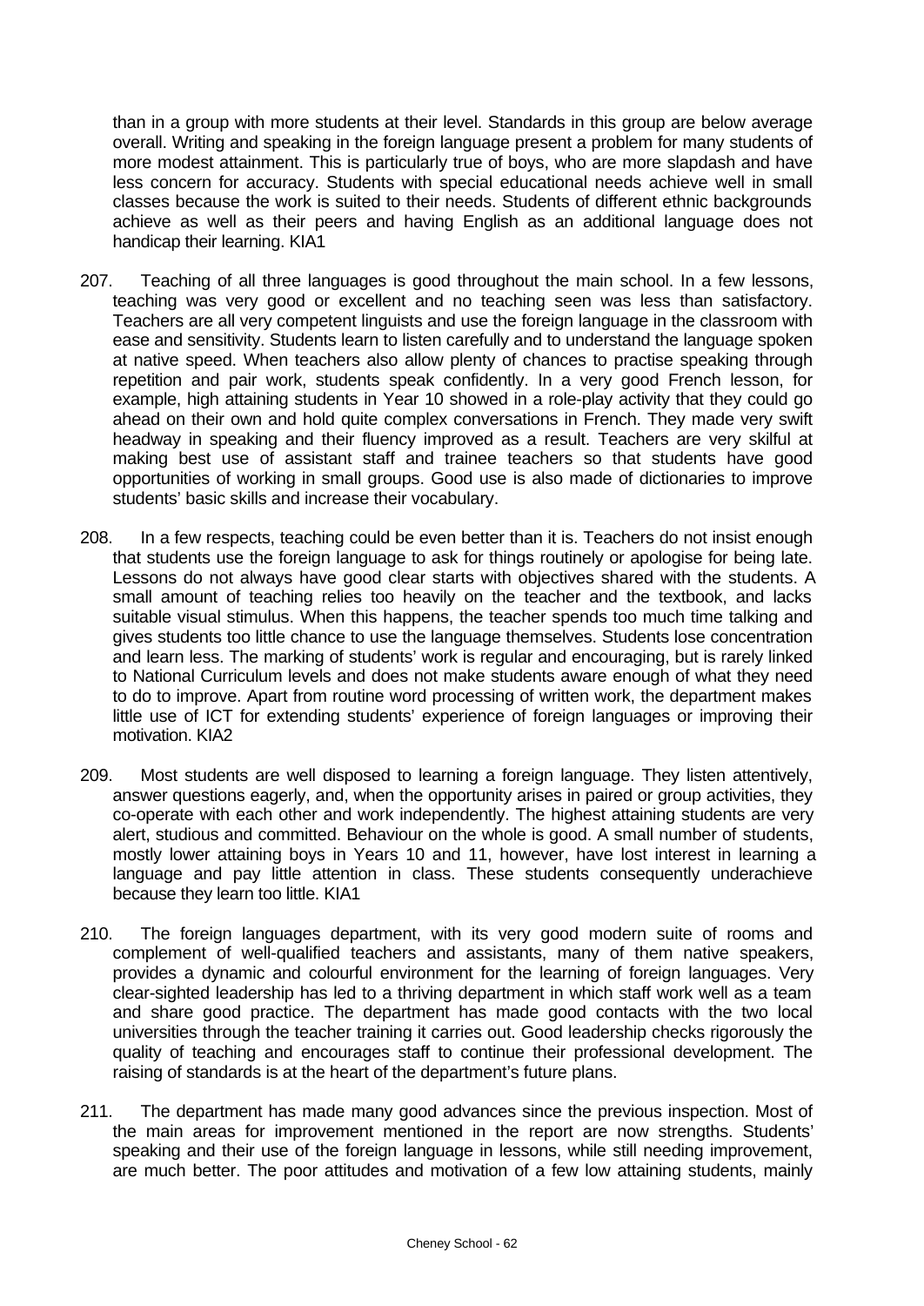than in a group with more students at their level. Standards in this group are below average overall. Writing and speaking in the foreign language present a problem for many students of more modest attainment. This is particularly true of boys, who are more slapdash and have less concern for accuracy. Students with special educational needs achieve well in small classes because the work is suited to their needs. Students of different ethnic backgrounds achieve as well as their peers and having English as an additional language does not handicap their learning. KIA1

207. Teaching of all three languages is good throughout the main school. In a few lessons, teaching was very good or excellent and no teaching seen was less than satisfactory. Teachers are all very competent linguists and use the foreign language in the classroom with ease and sensitivity. Students learn to listen carefully and to understand the language spoken at native speed. When teachers also allow plenty of chances to practise speaking through repetition and pair work, students speak confidently. In a very good French lesson, for example, high attaining students in Year 10 showed in a role-play activity that they could go ahead on their own and hold quite complex conversations in French. They made very swift headway in speaking and their fluency improved as a result. Teachers are very skilful at making best use of assistant staff and trainee teachers so that students have good opportunities of working in small groups. Good use is also made of dictionaries to improve students' basic skills and increase their vocabulary.

208. In a few respects, teaching could be even better than it is. Teachers do not insist enough that students use the foreign language to ask for things routinely or apologise for being late. Lessons do not always have good clear starts with objectives shared with the students. A small amount of teaching relies too heavily on the teacher and the textbook, and lacks suitable visual stimulus. When this happens, the teacher spends too much time talking and gives students too little chance to use the language themselves. Students lose concentration and learn less. The marking of students' work is regular and encouraging, but is rarely linked to National Curriculum levels and does not make students aware enough of what they need to do to improve. Apart from routine word processing of written work, the department makes little use of ICT for extending students' experience of foreign languages or improving their motivation. KIA2

209. Most students are well disposed to learning a foreign language. They listen attentively, answer questions eagerly, and, when the opportunity arises in paired or group activities, they co-operate with each other and work independently. The highest attaining students are very alert, studious and committed. Behaviour on the whole is good. A small number of students, mostly lower attaining boys in Years 10 and 11, however, have lost interest in learning a language and pay little attention in class. These students consequently underachieve because they learn too little. KIA1

210. The foreign languages department, with its very good modern suite of rooms and complement of well-qualified teachers and assistants, many of them native speakers, provides a dynamic and colourful environment for the learning of foreign languages. Very clear-sighted leadership has led to a thriving department in which staff work well as a team and share good practice. The department has made good contacts with the two local universities through the teacher training it carries out. Good leadership checks rigorously the quality of teaching and encourages staff to continue their professional development. The raising of standards is at the heart of the department's future plans.

211. The department has made many good advances since the previous inspection. Most of the main areas for improvement mentioned in the report are now strengths. Students' speaking and their use of the foreign language in lessons, while still needing improvement, are much better. The poor attitudes and motivation of a few low attaining students, mainly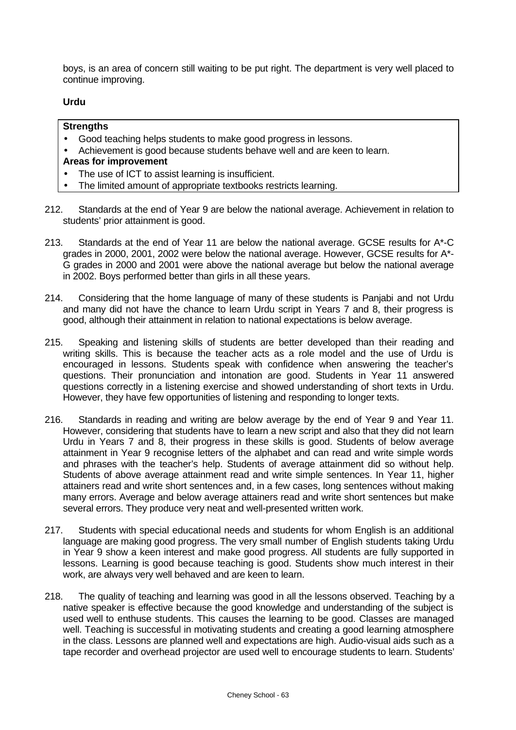boys, is an area of concern still waiting to be put right. The department is very well placed to continue improving.

**Urdu**

**Strengths**

- Good teaching helps students to make good progress in lessons.
- Achievement is good because students behave well and are keen to learn.

**Areas for improvement**

- The use of ICT to assist learning is insufficient.
- The limited amount of appropriate textbooks restricts learning.

212. Standards at the end of Year 9 are below the national average. Achievement in relation to students' prior attainment is good.

213. Standards at the end of Year 11 are below the national average. GCSE results for A*-C grades in 2000, 2001, 2002 were below the national average. However, GCSE results for A*-G grades in 2000 and 2001 were above the national average but below the national average in 2002. Boys performed better than girls in all these years.

214. Considering that the home language of many of these students is Panjabi and not Urdu and many did not have the chance to learn Urdu script in Years 7 and 8, their progress is good, although their attainment in relation to national expectations is below average.

215. Speaking and listening skills of students are better developed than their reading and writing skills. This is because the teacher acts as a role model and the use of Urdu is encouraged in lessons. Students speak with confidence when answering the teacher's questions. Their pronunciation and intonation are good. Students in Year 11 answered questions correctly in a listening exercise and showed understanding of short texts in Urdu. However, they have few opportunities of listening and responding to longer texts.

216. Standards in reading and writing are below average by the end of Year 9 and Year 11. However, considering that students have to learn a new script and also that they did not learn Urdu in Years 7 and 8, their progress in these skills is good. Students of below average attainment in Year 9 recognise letters of the alphabet and can read and write simple words and phrases with the teacher's help. Students of average attainment did so without help. Students of above average attainment read and write simple sentences. In Year 11, higher attainers read and write short sentences and, in a few cases, long sentences without making many errors. Average and below average attainers read and write short sentences but make several errors. They produce very neat and well-presented written work.

217. Students with special educational needs and students for whom English is an additional language are making good progress. The very small number of English students taking Urdu in Year 9 show a keen interest and make good progress. All students are fully supported in lessons. Learning is good because teaching is good. Students show much interest in their work, are always very well behaved and are keen to learn.

218. The quality of teaching and learning was good in all the lessons observed. Teaching by a native speaker is effective because the good knowledge and understanding of the subject is used well to enthuse students. This causes the learning to be good. Classes are managed well. Teaching is successful in motivating students and creating a good learning atmosphere in the class. Lessons are planned well and expectations are high. Audio-visual aids such as a tape recorder and overhead projector are used well to encourage students to learn. Students'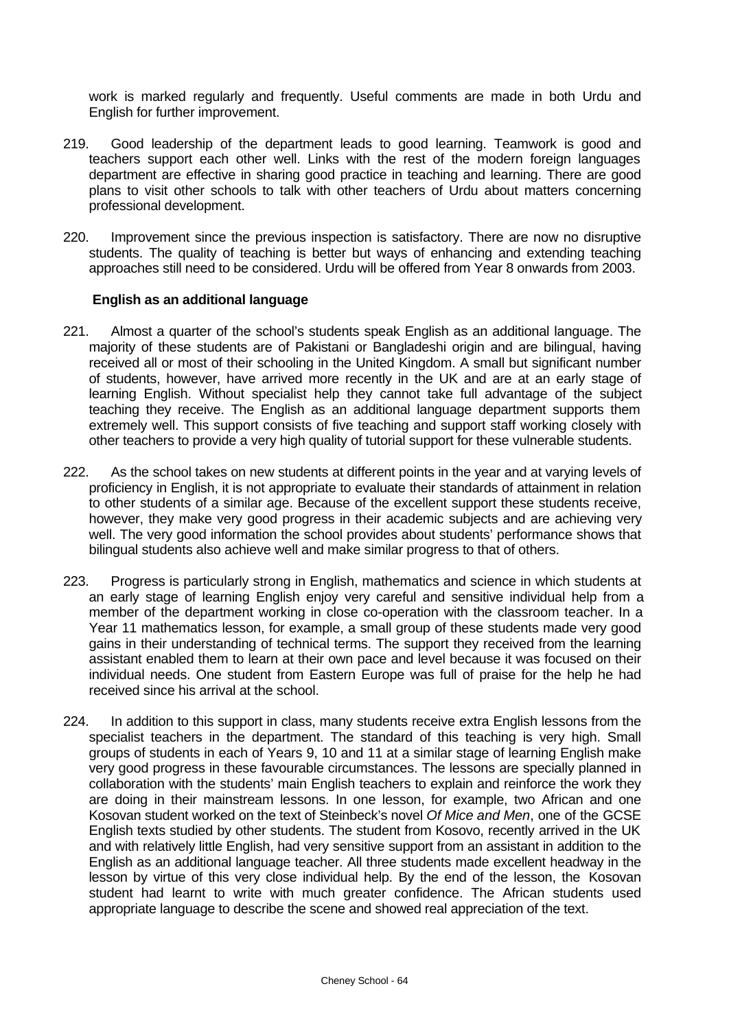work is marked regularly and frequently. Useful comments are made in both Urdu and English for further improvement.

219. Good leadership of the department leads to good learning. Teamwork is good and teachers support each other well. Links with the rest of the modern foreign languages department are effective in sharing good practice in teaching and learning. There are good plans to visit other schools to talk with other teachers of Urdu about matters concerning professional development.

220. Improvement since the previous inspection is satisfactory. There are now no disruptive students. The quality of teaching is better but ways of enhancing and extending teaching approaches still need to be considered. Urdu will be offered from Year 8 onwards from 2003.

**English as an additional language**

221. Almost a quarter of the school's students speak English as an additional language. The majority of these students are of Pakistani or Bangladeshi origin and are bilingual, having received all or most of their schooling in the United Kingdom. A small but significant number of students, however, have arrived more recently in the UK and are at an early stage of learning English. Without specialist help they cannot take full advantage of the subject teaching they receive. The English as an additional language department supports them extremely well. This support consists of five teaching and support staff working closely with other teachers to provide a very high quality of tutorial support for these vulnerable students.

222. As the school takes on new students at different points in the year and at varying levels of proficiency in English, it is not appropriate to evaluate their standards of attainment in relation to other students of a similar age. Because of the excellent support these students receive, however, they make very good progress in their academic subjects and are achieving very well. The very good information the school provides about students' performance shows that bilingual students also achieve well and make similar progress to that of others.

223. Progress is particularly strong in English, mathematics and science in which students at an early stage of learning English enjoy very careful and sensitive individual help from a member of the department working in close co-operation with the classroom teacher. In a Year 11 mathematics lesson, for example, a small group of these students made very good gains in their understanding of technical terms. The support they received from the learning assistant enabled them to learn at their own pace and level because it was focused on their individual needs. One student from Eastern Europe was full of praise for the help he had received since his arrival at the school.

224. In addition to this support in class, many students receive extra English lessons from the specialist teachers in the department. The standard of this teaching is very high. Small groups of students in each of Years 9, 10 and 11 at a similar stage of learning English make very good progress in these favourable circumstances. The lessons are specially planned in collaboration with the students' main English teachers to explain and reinforce the work they are doing in their mainstream lessons. In one lesson, for example, two African and one Kosovan student worked on the text of Steinbeck's novel *Of Mice and Men*, one of the GCSE English texts studied by other students. The student from Kosovo, recently arrived in the UK and with relatively little English, had very sensitive support from an assistant in addition to the English as an additional language teacher. All three students made excellent headway in the lesson by virtue of this very close individual help. By the end of the lesson, the Kosovan student had learnt to write with much greater confidence. The African students used appropriate language to describe the scene and showed real appreciation of the text.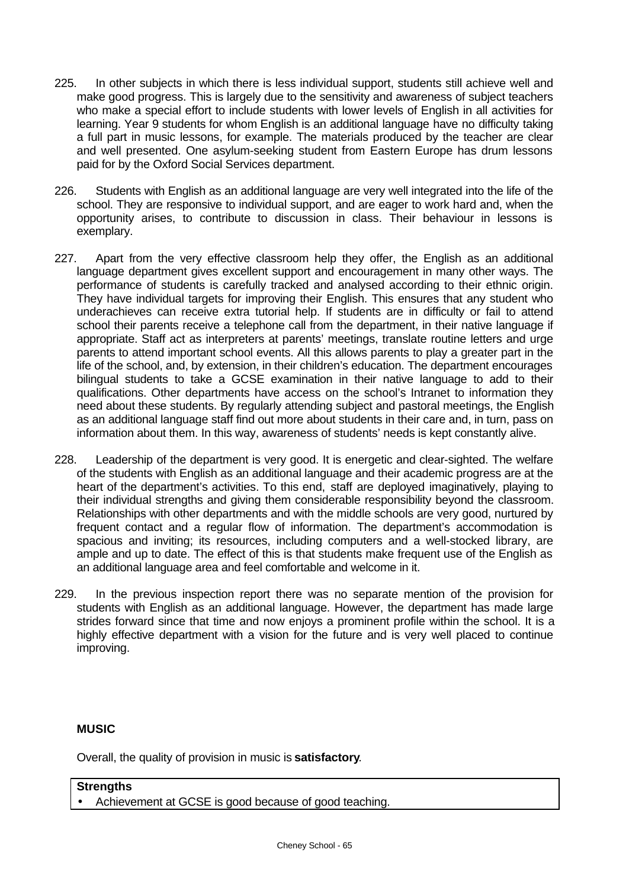225. In other subjects in which there is less individual support, students still achieve well and make good progress. This is largely due to the sensitivity and awareness of subject teachers who make a special effort to include students with lower levels of English in all activities for learning. Year 9 students for whom English is an additional language have no difficulty taking a full part in music lessons, for example. The materials produced by the teacher are clear and well presented. One asylum-seeking student from Eastern Europe has drum lessons paid for by the Oxford Social Services department.

226. Students with English as an additional language are very well integrated into the life of the school. They are responsive to individual support, and are eager to work hard and, when the opportunity arises, to contribute to discussion in class. Their behaviour in lessons is exemplary.

227. Apart from the very effective classroom help they offer, the English as an additional language department gives excellent support and encouragement in many other ways. The performance of students is carefully tracked and analysed according to their ethnic origin. They have individual targets for improving their English. This ensures that any student who underachieves can receive extra tutorial help. If students are in difficulty or fail to attend school their parents receive a telephone call from the department, in their native language if appropriate. Staff act as interpreters at parents' meetings, translate routine letters and urge parents to attend important school events. All this allows parents to play a greater part in the life of the school, and, by extension, in their children's education. The department encourages bilingual students to take a GCSE examination in their native language to add to their qualifications. Other departments have access on the school's Intranet to information they need about these students. By regularly attending subject and pastoral meetings, the English as an additional language staff find out more about students in their care and, in turn, pass on information about them. In this way, awareness of students' needs is kept constantly alive.

228. Leadership of the department is very good. It is energetic and clear-sighted. The welfare of the students with English as an additional language and their academic progress are at the heart of the department's activities. To this end, staff are deployed imaginatively, playing to their individual strengths and giving them considerable responsibility beyond the classroom. Relationships with other departments and with the middle schools are very good, nurtured by frequent contact and a regular flow of information. The department's accommodation is spacious and inviting; its resources, including computers and a well-stocked library, are ample and up to date. The effect of this is that students make frequent use of the English as an additional language area and feel comfortable and welcome in it.

229. In the previous inspection report there was no separate mention of the provision for students with English as an additional language. However, the department has made large strides forward since that time and now enjoys a prominent profile within the school. It is a highly effective department with a vision for the future and is very well placed to continue improving.

**MUSIC**

Overall, the quality of provision in music is **satisfactory**.

| **Strengths** |
| --- |
| • Achievement at GCSE is good because of good teaching. |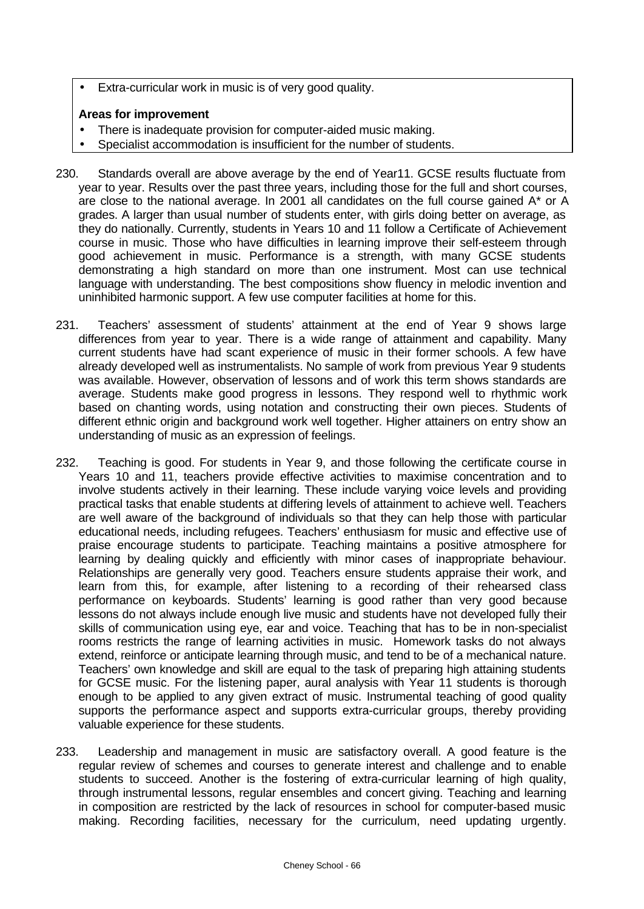- Extra-curricular work in music is of very good quality.

**Areas for improvement**

- There is inadequate provision for computer-aided music making.
- Specialist accommodation is insufficient for the number of students.

230. Standards overall are above average by the end of Year11. GCSE results fluctuate from year to year. Results over the past three years, including those for the full and short courses, are close to the national average. In 2001 all candidates on the full course gained A* or A grades. A larger than usual number of students enter, with girls doing better on average, as they do nationally. Currently, students in Years 10 and 11 follow a Certificate of Achievement course in music. Those who have difficulties in learning improve their self-esteem through good achievement in music. Performance is a strength, with many GCSE students demonstrating a high standard on more than one instrument. Most can use technical language with understanding. The best compositions show fluency in melodic invention and uninhibited harmonic support. A few use computer facilities at home for this.

231. Teachers' assessment of students' attainment at the end of Year 9 shows large differences from year to year. There is a wide range of attainment and capability. Many current students have had scant experience of music in their former schools. A few have already developed well as instrumentalists. No sample of work from previous Year 9 students was available. However, observation of lessons and of work this term shows standards are average. Students make good progress in lessons. They respond well to rhythmic work based on chanting words, using notation and constructing their own pieces. Students of different ethnic origin and background work well together. Higher attainers on entry show an understanding of music as an expression of feelings.

232. Teaching is good. For students in Year 9, and those following the certificate course in Years 10 and 11, teachers provide effective activities to maximise concentration and to involve students actively in their learning. These include varying voice levels and providing practical tasks that enable students at differing levels of attainment to achieve well. Teachers are well aware of the background of individuals so that they can help those with particular educational needs, including refugees. Teachers' enthusiasm for music and effective use of praise encourage students to participate. Teaching maintains a positive atmosphere for learning by dealing quickly and efficiently with minor cases of inappropriate behaviour. Relationships are generally very good. Teachers ensure students appraise their work, and learn from this, for example, after listening to a recording of their rehearsed class performance on keyboards. Students' learning is good rather than very good because lessons do not always include enough live music and students have not developed fully their skills of communication using eye, ear and voice. Teaching that has to be in non-specialist rooms restricts the range of learning activities in music. Homework tasks do not always extend, reinforce or anticipate learning through music, and tend to be of a mechanical nature. Teachers' own knowledge and skill are equal to the task of preparing high attaining students for GCSE music. For the listening paper, aural analysis with Year 11 students is thorough enough to be applied to any given extract of music. Instrumental teaching of good quality supports the performance aspect and supports extra-curricular groups, thereby providing valuable experience for these students.

233. Leadership and management in music are satisfactory overall. A good feature is the regular review of schemes and courses to generate interest and challenge and to enable students to succeed. Another is the fostering of extra-curricular learning of high quality, through instrumental lessons, regular ensembles and concert giving. Teaching and learning in composition are restricted by the lack of resources in school for computer-based music making. Recording facilities, necessary for the curriculum, need updating urgently.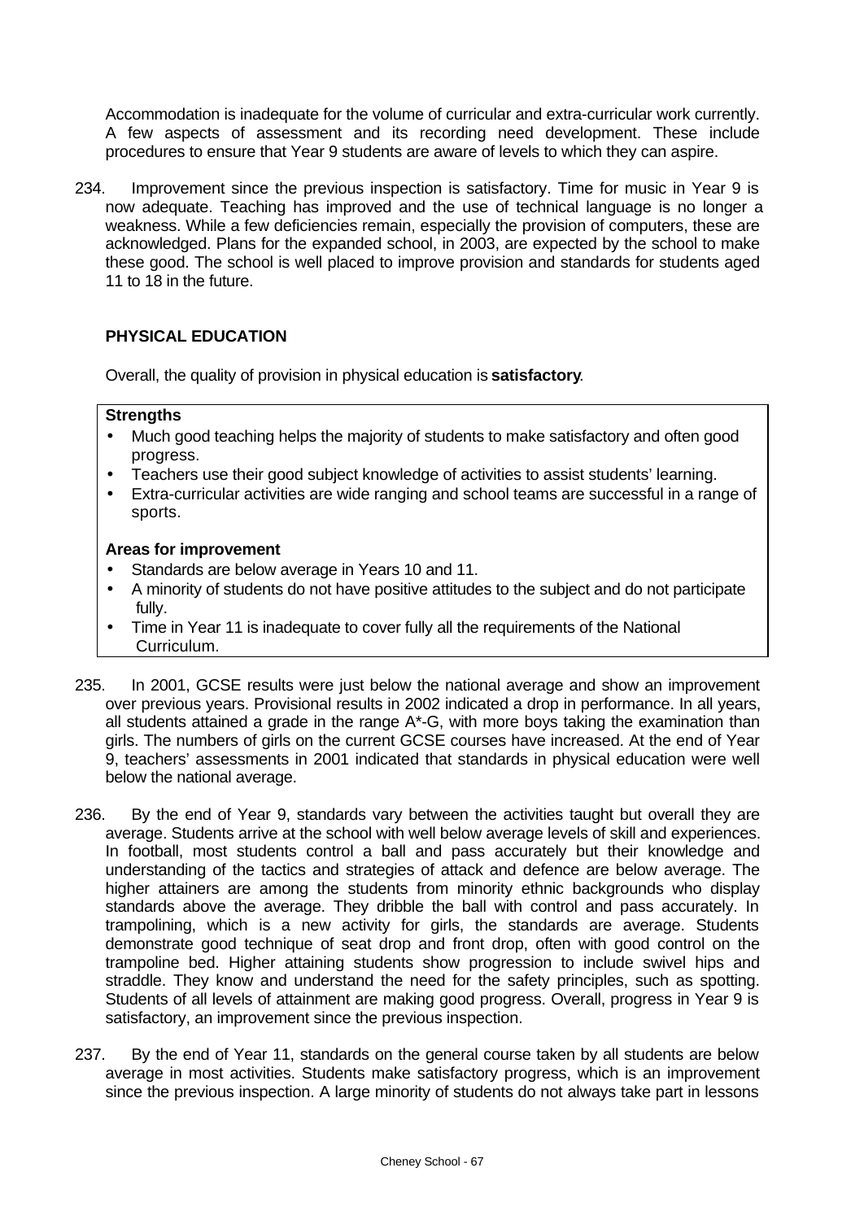Accommodation is inadequate for the volume of curricular and extra-curricular work currently. A few aspects of assessment and its recording need development. These include procedures to ensure that Year 9 students are aware of levels to which they can aspire.

234. Improvement since the previous inspection is satisfactory. Time for music in Year 9 is now adequate. Teaching has improved and the use of technical language is no longer a weakness. While a few deficiencies remain, especially the provision of computers, these are acknowledged. Plans for the expanded school, in 2003, are expected by the school to make these good. The school is well placed to improve provision and standards for students aged 11 to 18 in the future.

## PHYSICAL EDUCATION

Overall, the quality of provision in physical education is **satisfactory**.

**Strengths**

- Much good teaching helps the majority of students to make satisfactory and often good progress.
- Teachers use their good subject knowledge of activities to assist students' learning.
- Extra-curricular activities are wide ranging and school teams are successful in a range of sports.

**Areas for improvement**

- Standards are below average in Years 10 and 11.
- A minority of students do not have positive attitudes to the subject and do not participate fully.
- Time in Year 11 is inadequate to cover fully all the requirements of the National Curriculum.

235. In 2001, GCSE results were just below the national average and show an improvement over previous years. Provisional results in 2002 indicated a drop in performance. In all years, all students attained a grade in the range A*-G, with more boys taking the examination than girls. The numbers of girls on the current GCSE courses have increased. At the end of Year 9, teachers' assessments in 2001 indicated that standards in physical education were well below the national average.

236. By the end of Year 9, standards vary between the activities taught but overall they are average. Students arrive at the school with well below average levels of skill and experiences. In football, most students control a ball and pass accurately but their knowledge and understanding of the tactics and strategies of attack and defence are below average. The higher attainers are among the students from minority ethnic backgrounds who display standards above the average. They dribble the ball with control and pass accurately. In trampolining, which is a new activity for girls, the standards are average. Students demonstrate good technique of seat drop and front drop, often with good control on the trampoline bed. Higher attaining students show progression to include swivel hips and straddle. They know and understand the need for the safety principles, such as spotting. Students of all levels of attainment are making good progress. Overall, progress in Year 9 is satisfactory, an improvement since the previous inspection.

237. By the end of Year 11, standards on the general course taken by all students are below average in most activities. Students make satisfactory progress, which is an improvement since the previous inspection. A large minority of students do not always take part in lessons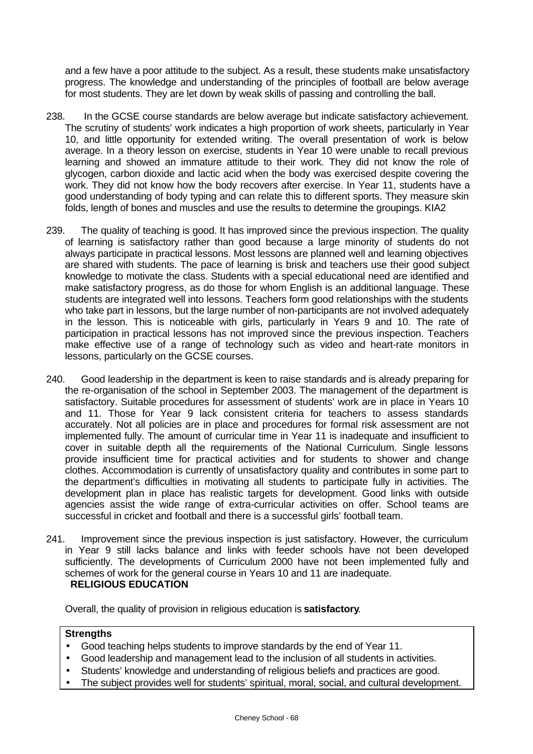and a few have a poor attitude to the subject. As a result, these students make unsatisfactory progress. The knowledge and understanding of the principles of football are below average for most students. They are let down by weak skills of passing and controlling the ball.

238. In the GCSE course standards are below average but indicate satisfactory achievement. The scrutiny of students' work indicates a high proportion of work sheets, particularly in Year 10, and little opportunity for extended writing. The overall presentation of work is below average. In a theory lesson on exercise, students in Year 10 were unable to recall previous learning and showed an immature attitude to their work. They did not know the role of glycogen, carbon dioxide and lactic acid when the body was exercised despite covering the work. They did not know how the body recovers after exercise. In Year 11, students have a good understanding of body typing and can relate this to different sports. They measure skin folds, length of bones and muscles and use the results to determine the groupings. KIA2

239. The quality of teaching is good. It has improved since the previous inspection. The quality of learning is satisfactory rather than good because a large minority of students do not always participate in practical lessons. Most lessons are planned well and learning objectives are shared with students. The pace of learning is brisk and teachers use their good subject knowledge to motivate the class. Students with a special educational need are identified and make satisfactory progress, as do those for whom English is an additional language. These students are integrated well into lessons. Teachers form good relationships with the students who take part in lessons, but the large number of non-participants are not involved adequately in the lesson. This is noticeable with girls, particularly in Years 9 and 10. The rate of participation in practical lessons has not improved since the previous inspection. Teachers make effective use of a range of technology such as video and heart-rate monitors in lessons, particularly on the GCSE courses.

240. Good leadership in the department is keen to raise standards and is already preparing for the re-organisation of the school in September 2003. The management of the department is satisfactory. Suitable procedures for assessment of students' work are in place in Years 10 and 11. Those for Year 9 lack consistent criteria for teachers to assess standards accurately. Not all policies are in place and procedures for formal risk assessment are not implemented fully. The amount of curricular time in Year 11 is inadequate and insufficient to cover in suitable depth all the requirements of the National Curriculum. Single lessons provide insufficient time for practical activities and for students to shower and change clothes. Accommodation is currently of unsatisfactory quality and contributes in some part to the department's difficulties in motivating all students to participate fully in activities. The development plan in place has realistic targets for development. Good links with outside agencies assist the wide range of extra-curricular activities on offer. School teams are successful in cricket and football and there is a successful girls' football team.

241. Improvement since the previous inspection is just satisfactory. However, the curriculum in Year 9 still lacks balance and links with feeder schools have not been developed sufficiently. The developments of Curriculum 2000 have not been implemented fully and schemes of work for the general course in Years 10 and 11 are inadequate.

## RELIGIOUS EDUCATION

Overall, the quality of provision in religious education is **satisfactory**.

**Strengths**

- Good teaching helps students to improve standards by the end of Year 11.
- Good leadership and management lead to the inclusion of all students in activities.
- Students' knowledge and understanding of religious beliefs and practices are good.
- The subject provides well for students' spiritual, moral, social, and cultural development.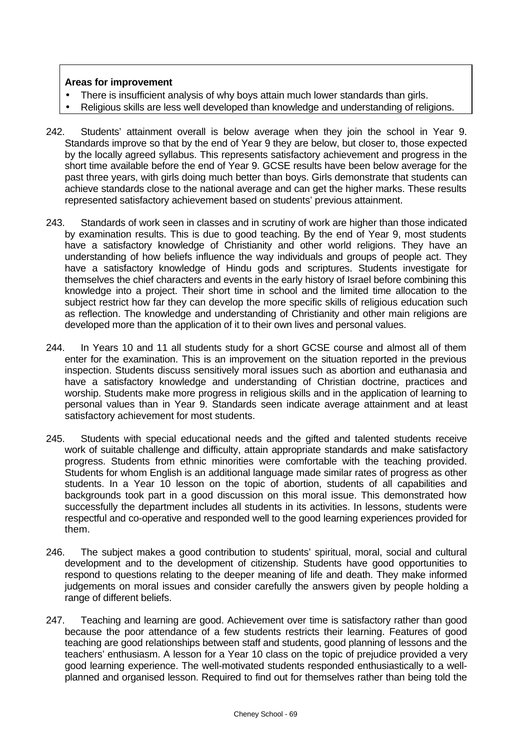**Areas for improvement**

- There is insufficient analysis of why boys attain much lower standards than girls.
- Religious skills are less well developed than knowledge and understanding of religions.

242. Students' attainment overall is below average when they join the school in Year 9. Standards improve so that by the end of Year 9 they are below, but closer to, those expected by the locally agreed syllabus. This represents satisfactory achievement and progress in the short time available before the end of Year 9. GCSE results have been below average for the past three years, with girls doing much better than boys. Girls demonstrate that students can achieve standards close to the national average and can get the higher marks. These results represented satisfactory achievement based on students' previous attainment.

243. Standards of work seen in classes and in scrutiny of work are higher than those indicated by examination results. This is due to good teaching. By the end of Year 9, most students have a satisfactory knowledge of Christianity and other world religions. They have an understanding of how beliefs influence the way individuals and groups of people act. They have a satisfactory knowledge of Hindu gods and scriptures. Students investigate for themselves the chief characters and events in the early history of Israel before combining this knowledge into a project. Their short time in school and the limited time allocation to the subject restrict how far they can develop the more specific skills of religious education such as reflection. The knowledge and understanding of Christianity and other main religions are developed more than the application of it to their own lives and personal values.

244. In Years 10 and 11 all students study for a short GCSE course and almost all of them enter for the examination. This is an improvement on the situation reported in the previous inspection. Students discuss sensitively moral issues such as abortion and euthanasia and have a satisfactory knowledge and understanding of Christian doctrine, practices and worship. Students make more progress in religious skills and in the application of learning to personal values than in Year 9. Standards seen indicate average attainment and at least satisfactory achievement for most students.

245. Students with special educational needs and the gifted and talented students receive work of suitable challenge and difficulty, attain appropriate standards and make satisfactory progress. Students from ethnic minorities were comfortable with the teaching provided. Students for whom English is an additional language made similar rates of progress as other students. In a Year 10 lesson on the topic of abortion, students of all capabilities and backgrounds took part in a good discussion on this moral issue. This demonstrated how successfully the department includes all students in its activities. In lessons, students were respectful and co-operative and responded well to the good learning experiences provided for them.

246. The subject makes a good contribution to students' spiritual, moral, social and cultural development and to the development of citizenship. Students have good opportunities to respond to questions relating to the deeper meaning of life and death. They make informed judgements on moral issues and consider carefully the answers given by people holding a range of different beliefs.

247. Teaching and learning are good. Achievement over time is satisfactory rather than good because the poor attendance of a few students restricts their learning. Features of good teaching are good relationships between staff and students, good planning of lessons and the teachers' enthusiasm. A lesson for a Year 10 class on the topic of prejudice provided a very good learning experience. The well-motivated students responded enthusiastically to a well-planned and organised lesson. Required to find out for themselves rather than being told the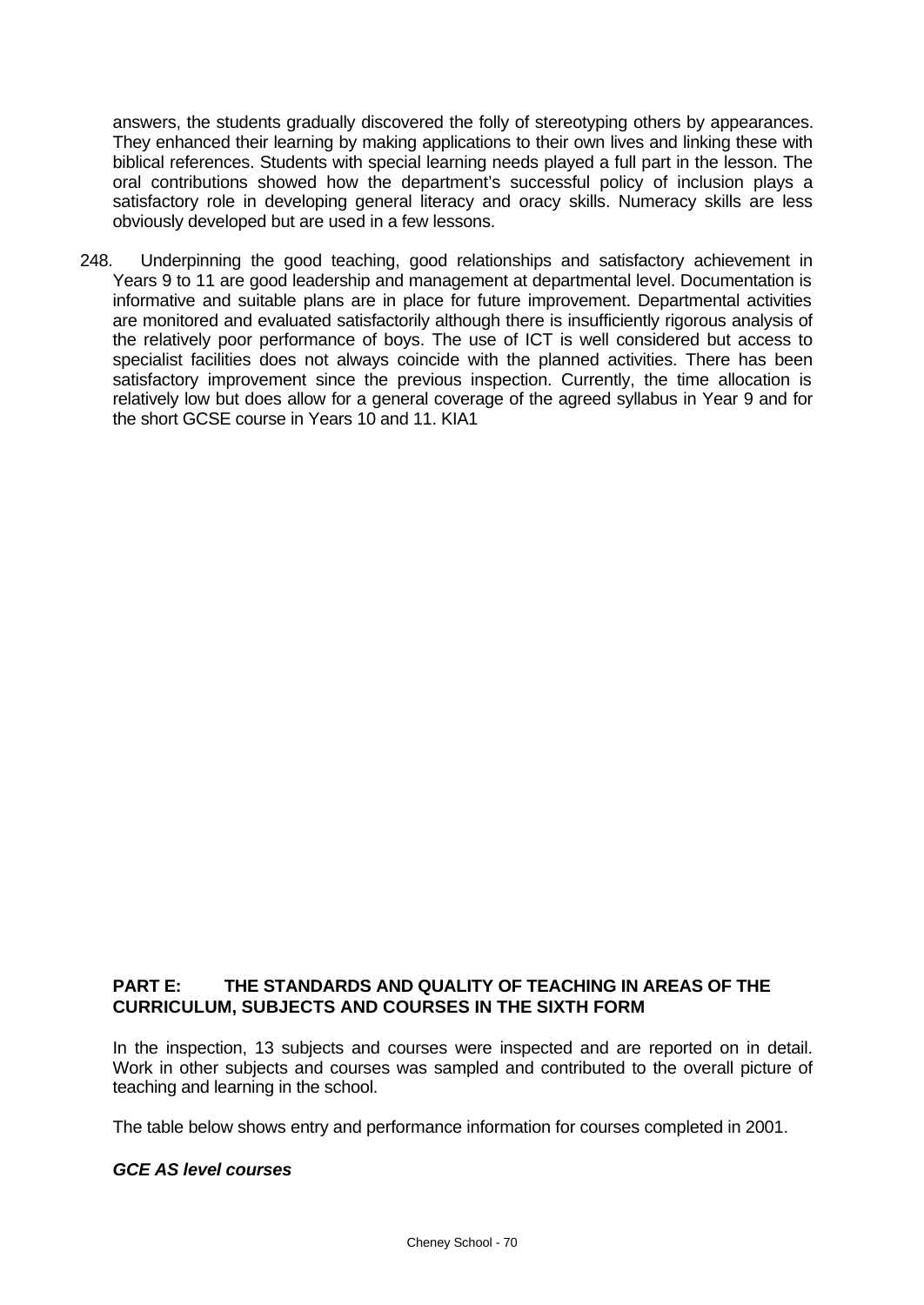answers, the students gradually discovered the folly of stereotyping others by appearances. They enhanced their learning by making applications to their own lives and linking these with biblical references. Students with special learning needs played a full part in the lesson. The oral contributions showed how the department's successful policy of inclusion plays a satisfactory role in developing general literacy and oracy skills. Numeracy skills are less obviously developed but are used in a few lessons.

248. Underpinning the good teaching, good relationships and satisfactory achievement in Years 9 to 11 are good leadership and management at departmental level. Documentation is informative and suitable plans are in place for future improvement. Departmental activities are monitored and evaluated satisfactorily although there is insufficiently rigorous analysis of the relatively poor performance of boys. The use of ICT is well considered but access to specialist facilities does not always coincide with the planned activities. There has been satisfactory improvement since the previous inspection. Currently, the time allocation is relatively low but does allow for a general coverage of the agreed syllabus in Year 9 and for the short GCSE course in Years 10 and 11. KIA1

## PART E: THE STANDARDS AND QUALITY OF TEACHING IN AREAS OF THE CURRICULUM, SUBJECTS AND COURSES IN THE SIXTH FORM

In the inspection, 13 subjects and courses were inspected and are reported on in detail. Work in other subjects and courses was sampled and contributed to the overall picture of teaching and learning in the school.

The table below shows entry and performance information for courses completed in 2001.

***GCE AS level courses***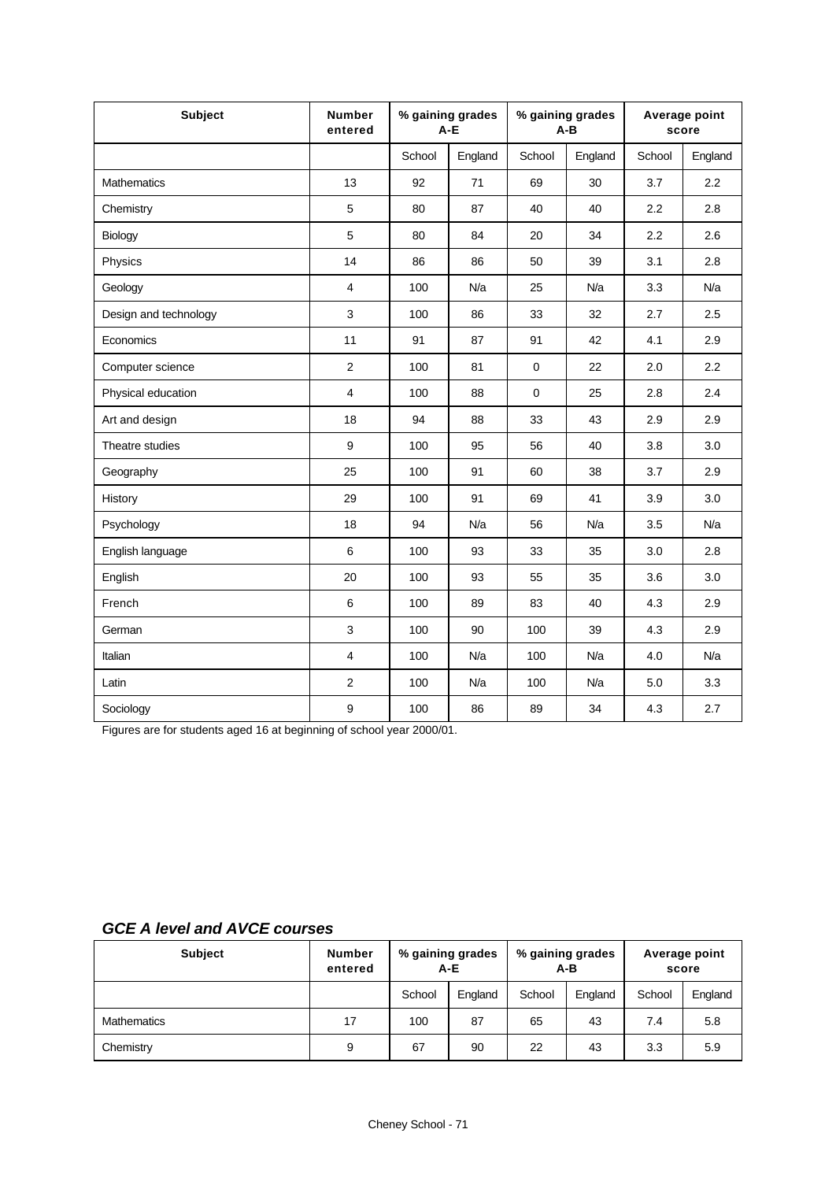| Subject | Number entered | % gaining grades A-E | | % gaining grades A-B | | Average point score | |
|---|---|---|---|---|---|---|---|
| | | School | England | School | England | School | England |
| Mathematics | 13 | 92 | 71 | 69 | 30 | 3.7 | 2.2 |
| Chemistry | 5 | 80 | 87 | 40 | 40 | 2.2 | 2.8 |
| Biology | 5 | 80 | 84 | 20 | 34 | 2.2 | 2.6 |
| Physics | 14 | 86 | 86 | 50 | 39 | 3.1 | 2.8 |
| Geology | 4 | 100 | N/a | 25 | N/a | 3.3 | N/a |
| Design and technology | 3 | 100 | 86 | 33 | 32 | 2.7 | 2.5 |
| Economics | 11 | 91 | 87 | 91 | 42 | 4.1 | 2.9 |
| Computer science | 2 | 100 | 81 | 0 | 22 | 2.0 | 2.2 |
| Physical education | 4 | 100 | 88 | 0 | 25 | 2.8 | 2.4 |
| Art and design | 18 | 94 | 88 | 33 | 43 | 2.9 | 2.9 |
| Theatre studies | 9 | 100 | 95 | 56 | 40 | 3.8 | 3.0 |
| Geography | 25 | 100 | 91 | 60 | 38 | 3.7 | 2.9 |
| History | 29 | 100 | 91 | 69 | 41 | 3.9 | 3.0 |
| Psychology | 18 | 94 | N/a | 56 | N/a | 3.5 | N/a |
| English language | 6 | 100 | 93 | 33 | 35 | 3.0 | 2.8 |
| English | 20 | 100 | 93 | 55 | 35 | 3.6 | 3.0 |
| French | 6 | 100 | 89 | 83 | 40 | 4.3 | 2.9 |
| German | 3 | 100 | 90 | 100 | 39 | 4.3 | 2.9 |
| Italian | 4 | 100 | N/a | 100 | N/a | 4.0 | N/a |
| Latin | 2 | 100 | N/a | 100 | N/a | 5.0 | 3.3 |
| Sociology | 9 | 100 | 86 | 89 | 34 | 4.3 | 2.7 |

Figures are for students aged 16 at beginning of school year 2000/01.

### *GCE A level and AVCE courses*

| Subject | Number entered | % gaining grades A-E | | % gaining grades A-B | | Average point score | |
|---|---|---|---|---|---|---|---|
| | | School | England | School | England | School | England |
| Mathematics | 17 | 100 | 87 | 65 | 43 | 7.4 | 5.8 |
| Chemistry | 9 | 67 | 90 | 22 | 43 | 3.3 | 5.9 |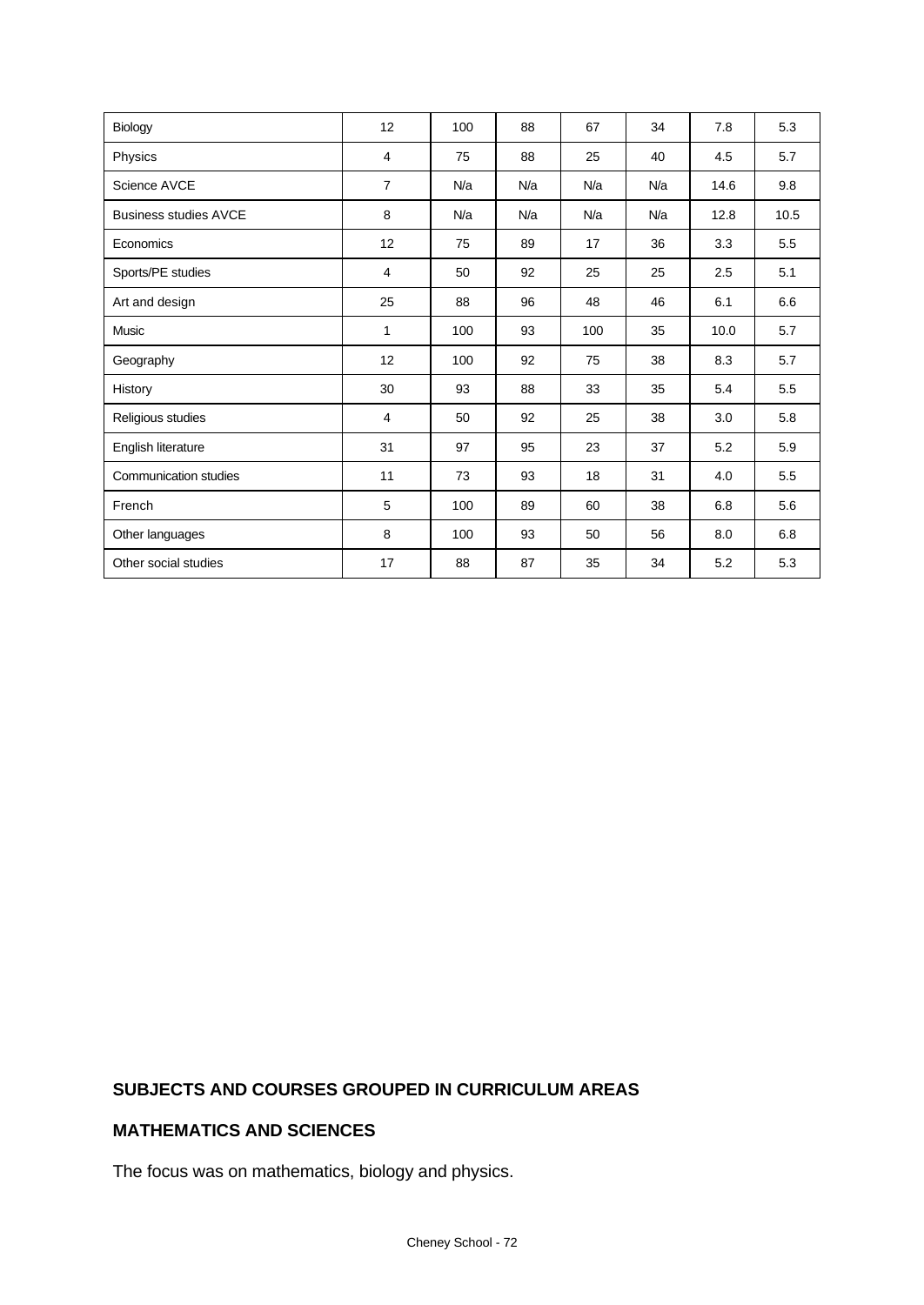| | | | | | | | |
|---|---|---|---|---|---|---|---|
| Biology | 12 | 100 | 88 | 67 | 34 | 7.8 | 5.3 |
| Physics | 4 | 75 | 88 | 25 | 40 | 4.5 | 5.7 |
| Science AVCE | 7 | N/a | N/a | N/a | N/a | 14.6 | 9.8 |
| Business studies AVCE | 8 | N/a | N/a | N/a | N/a | 12.8 | 10.5 |
| Economics | 12 | 75 | 89 | 17 | 36 | 3.3 | 5.5 |
| Sports/PE studies | 4 | 50 | 92 | 25 | 25 | 2.5 | 5.1 |
| Art and design | 25 | 88 | 96 | 48 | 46 | 6.1 | 6.6 |
| Music | 1 | 100 | 93 | 100 | 35 | 10.0 | 5.7 |
| Geography | 12 | 100 | 92 | 75 | 38 | 8.3 | 5.7 |
| History | 30 | 93 | 88 | 33 | 35 | 5.4 | 5.5 |
| Religious studies | 4 | 50 | 92 | 25 | 38 | 3.0 | 5.8 |
| English literature | 31 | 97 | 95 | 23 | 37 | 5.2 | 5.9 |
| Communication studies | 11 | 73 | 93 | 18 | 31 | 4.0 | 5.5 |
| French | 5 | 100 | 89 | 60 | 38 | 6.8 | 5.6 |
| Other languages | 8 | 100 | 93 | 50 | 56 | 8.0 | 6.8 |
| Other social studies | 17 | 88 | 87 | 35 | 34 | 5.2 | 5.3 |

## SUBJECTS AND COURSES GROUPED IN CURRICULUM AREAS

## MATHEMATICS AND SCIENCES

The focus was on mathematics, biology and physics.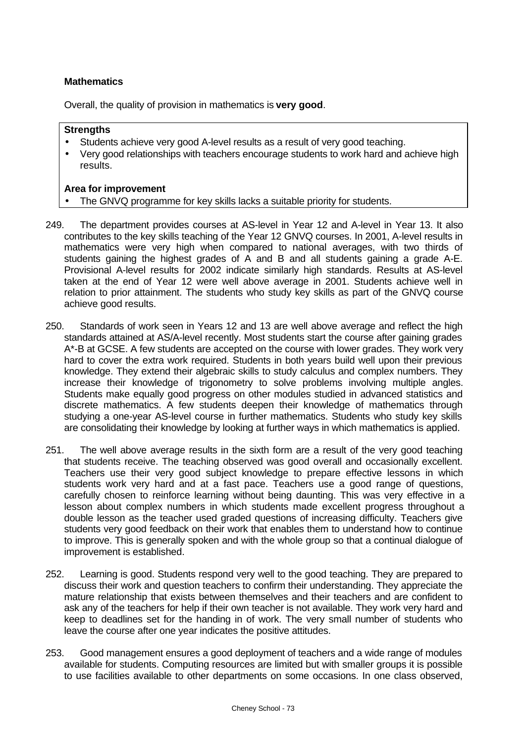### Mathematics

Overall, the quality of provision in mathematics is **very good**.

**Strengths**

- Students achieve very good A-level results as a result of very good teaching.
- Very good relationships with teachers encourage students to work hard and achieve high results.

**Area for improvement**

- The GNVQ programme for key skills lacks a suitable priority for students.

249. The department provides courses at AS-level in Year 12 and A-level in Year 13. It also contributes to the key skills teaching of the Year 12 GNVQ courses. In 2001, A-level results in mathematics were very high when compared to national averages, with two thirds of students gaining the highest grades of A and B and all students gaining a grade A-E. Provisional A-level results for 2002 indicate similarly high standards. Results at AS-level taken at the end of Year 12 were well above average in 2001. Students achieve well in relation to prior attainment. The students who study key skills as part of the GNVQ course achieve good results.

250. Standards of work seen in Years 12 and 13 are well above average and reflect the high standards attained at AS/A-level recently. Most students start the course after gaining grades A*-B at GCSE. A few students are accepted on the course with lower grades. They work very hard to cover the extra work required. Students in both years build well upon their previous knowledge. They extend their algebraic skills to study calculus and complex numbers. They increase their knowledge of trigonometry to solve problems involving multiple angles. Students make equally good progress on other modules studied in advanced statistics and discrete mathematics. A few students deepen their knowledge of mathematics through studying a one-year AS-level course in further mathematics. Students who study key skills are consolidating their knowledge by looking at further ways in which mathematics is applied.

251. The well above average results in the sixth form are a result of the very good teaching that students receive. The teaching observed was good overall and occasionally excellent. Teachers use their very good subject knowledge to prepare effective lessons in which students work very hard and at a fast pace. Teachers use a good range of questions, carefully chosen to reinforce learning without being daunting. This was very effective in a lesson about complex numbers in which students made excellent progress throughout a double lesson as the teacher used graded questions of increasing difficulty. Teachers give students very good feedback on their work that enables them to understand how to continue to improve. This is generally spoken and with the whole group so that a continual dialogue of improvement is established.

252. Learning is good. Students respond very well to the good teaching. They are prepared to discuss their work and question teachers to confirm their understanding. They appreciate the mature relationship that exists between themselves and their teachers and are confident to ask any of the teachers for help if their own teacher is not available. They work very hard and keep to deadlines set for the handing in of work. The very small number of students who leave the course after one year indicates the positive attitudes.

253. Good management ensures a good deployment of teachers and a wide range of modules available for students. Computing resources are limited but with smaller groups it is possible to use facilities available to other departments on some occasions. In one class observed,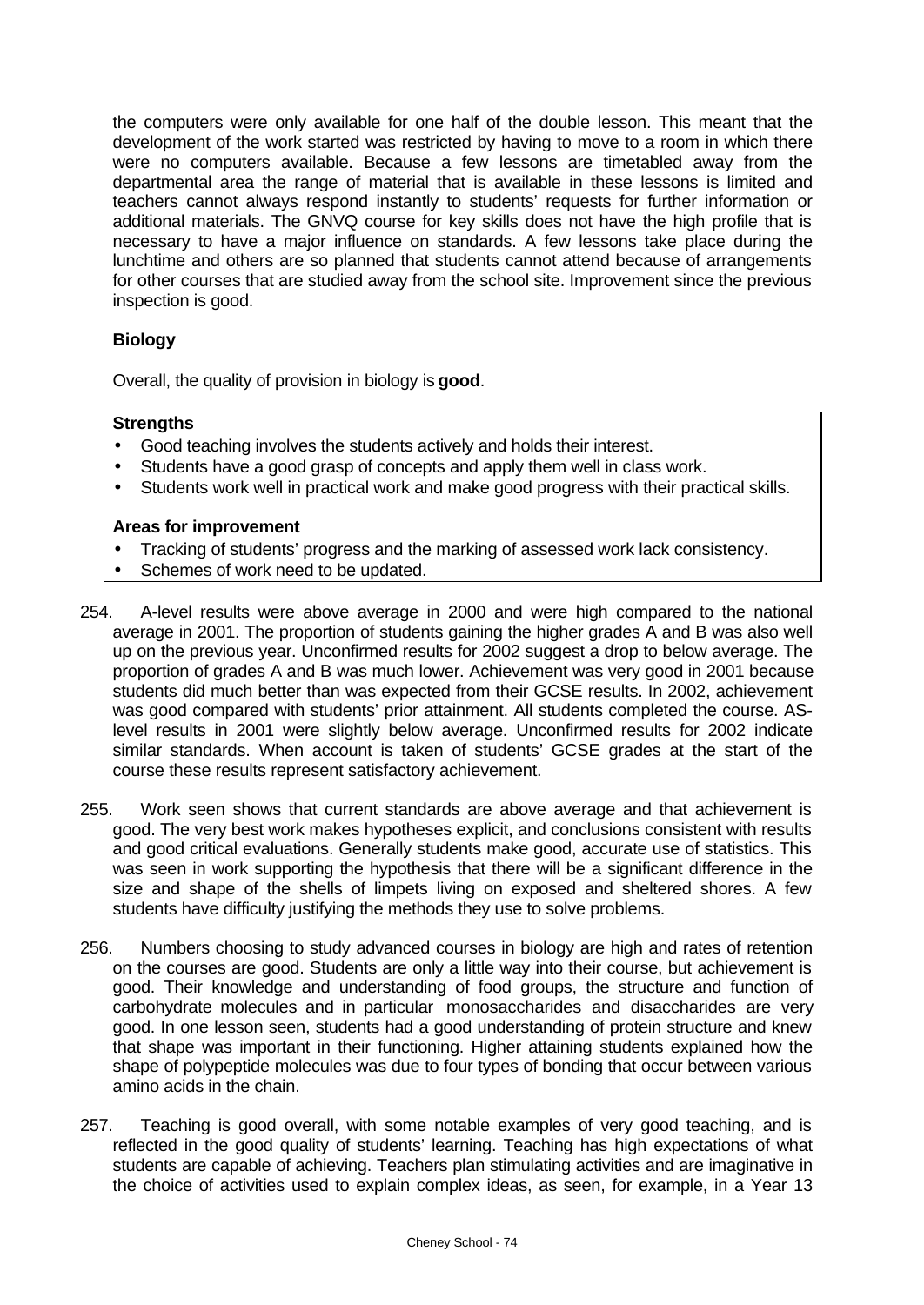the computers were only available for one half of the double lesson. This meant that the development of the work started was restricted by having to move to a room in which there were no computers available. Because a few lessons are timetabled away from the departmental area the range of material that is available in these lessons is limited and teachers cannot always respond instantly to students' requests for further information or additional materials. The GNVQ course for key skills does not have the high profile that is necessary to have a major influence on standards. A few lessons take place during the lunchtime and others are so planned that students cannot attend because of arrangements for other courses that are studied away from the school site. Improvement since the previous inspection is good.

### Biology

Overall, the quality of provision in biology is **good**.

**Strengths**

- Good teaching involves the students actively and holds their interest.
- Students have a good grasp of concepts and apply them well in class work.
- Students work well in practical work and make good progress with their practical skills.

**Areas for improvement**

- Tracking of students' progress and the marking of assessed work lack consistency.
- Schemes of work need to be updated.

254. A-level results were above average in 2000 and were high compared to the national average in 2001. The proportion of students gaining the higher grades A and B was also well up on the previous year. Unconfirmed results for 2002 suggest a drop to below average. The proportion of grades A and B was much lower. Achievement was very good in 2001 because students did much better than was expected from their GCSE results. In 2002, achievement was good compared with students' prior attainment. All students completed the course. AS-level results in 2001 were slightly below average. Unconfirmed results for 2002 indicate similar standards. When account is taken of students' GCSE grades at the start of the course these results represent satisfactory achievement.

255. Work seen shows that current standards are above average and that achievement is good. The very best work makes hypotheses explicit, and conclusions consistent with results and good critical evaluations. Generally students make good, accurate use of statistics. This was seen in work supporting the hypothesis that there will be a significant difference in the size and shape of the shells of limpets living on exposed and sheltered shores. A few students have difficulty justifying the methods they use to solve problems.

256. Numbers choosing to study advanced courses in biology are high and rates of retention on the courses are good. Students are only a little way into their course, but achievement is good. Their knowledge and understanding of food groups, the structure and function of carbohydrate molecules and in particular monosaccharides and disaccharides are very good. In one lesson seen, students had a good understanding of protein structure and knew that shape was important in their functioning. Higher attaining students explained how the shape of polypeptide molecules was due to four types of bonding that occur between various amino acids in the chain.

257. Teaching is good overall, with some notable examples of very good teaching, and is reflected in the good quality of students' learning. Teaching has high expectations of what students are capable of achieving. Teachers plan stimulating activities and are imaginative in the choice of activities used to explain complex ideas, as seen, for example, in a Year 13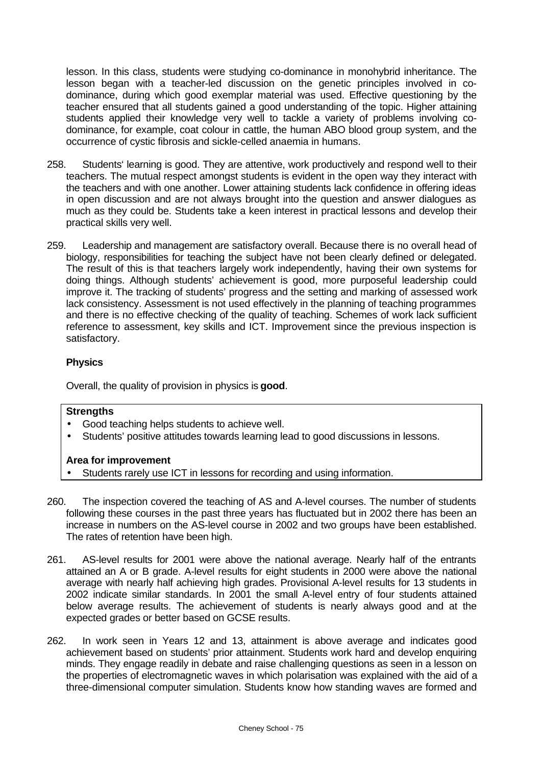lesson. In this class, students were studying co-dominance in monohybrid inheritance. The lesson began with a teacher-led discussion on the genetic principles involved in co-dominance, during which good exemplar material was used. Effective questioning by the teacher ensured that all students gained a good understanding of the topic. Higher attaining students applied their knowledge very well to tackle a variety of problems involving co-dominance, for example, coat colour in cattle, the human ABO blood group system, and the occurrence of cystic fibrosis and sickle-celled anaemia in humans.

258. Students' learning is good. They are attentive, work productively and respond well to their teachers. The mutual respect amongst students is evident in the open way they interact with the teachers and with one another. Lower attaining students lack confidence in offering ideas in open discussion and are not always brought into the question and answer dialogues as much as they could be. Students take a keen interest in practical lessons and develop their practical skills very well.

259. Leadership and management are satisfactory overall. Because there is no overall head of biology, responsibilities for teaching the subject have not been clearly defined or delegated. The result of this is that teachers largely work independently, having their own systems for doing things. Although students' achievement is good, more purposeful leadership could improve it. The tracking of students' progress and the setting and marking of assessed work lack consistency. Assessment is not used effectively in the planning of teaching programmes and there is no effective checking of the quality of teaching. Schemes of work lack sufficient reference to assessment, key skills and ICT. Improvement since the previous inspection is satisfactory.

**Physics**

Overall, the quality of provision in physics is **good**.

**Strengths**

- Good teaching helps students to achieve well.
- Students' positive attitudes towards learning lead to good discussions in lessons.

**Area for improvement**

- Students rarely use ICT in lessons for recording and using information.

260. The inspection covered the teaching of AS and A-level courses. The number of students following these courses in the past three years has fluctuated but in 2002 there has been an increase in numbers on the AS-level course in 2002 and two groups have been established. The rates of retention have been high.

261. AS-level results for 2001 were above the national average. Nearly half of the entrants attained an A or B grade. A-level results for eight students in 2000 were above the national average with nearly half achieving high grades. Provisional A-level results for 13 students in 2002 indicate similar standards. In 2001 the small A-level entry of four students attained below average results. The achievement of students is nearly always good and at the expected grades or better based on GCSE results.

262. In work seen in Years 12 and 13, attainment is above average and indicates good achievement based on students' prior attainment. Students work hard and develop enquiring minds. They engage readily in debate and raise challenging questions as seen in a lesson on the properties of electromagnetic waves in which polarisation was explained with the aid of a three-dimensional computer simulation. Students know how standing waves are formed and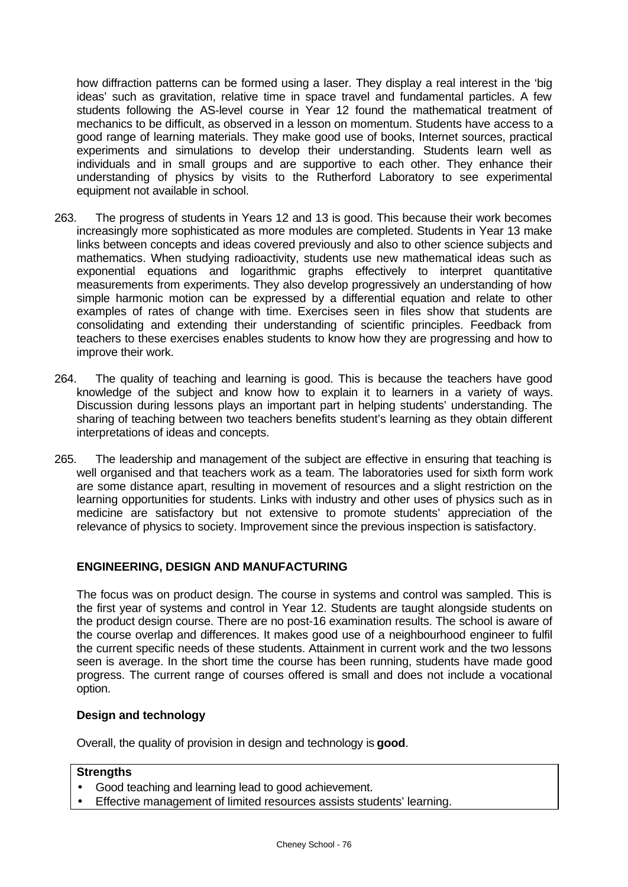how diffraction patterns can be formed using a laser. They display a real interest in the 'big ideas' such as gravitation, relative time in space travel and fundamental particles. A few students following the AS-level course in Year 12 found the mathematical treatment of mechanics to be difficult, as observed in a lesson on momentum. Students have access to a good range of learning materials. They make good use of books, Internet sources, practical experiments and simulations to develop their understanding. Students learn well as individuals and in small groups and are supportive to each other. They enhance their understanding of physics by visits to the Rutherford Laboratory to see experimental equipment not available in school.

263. The progress of students in Years 12 and 13 is good. This because their work becomes increasingly more sophisticated as more modules are completed. Students in Year 13 make links between concepts and ideas covered previously and also to other science subjects and mathematics. When studying radioactivity, students use new mathematical ideas such as exponential equations and logarithmic graphs effectively to interpret quantitative measurements from experiments. They also develop progressively an understanding of how simple harmonic motion can be expressed by a differential equation and relate to other examples of rates of change with time. Exercises seen in files show that students are consolidating and extending their understanding of scientific principles. Feedback from teachers to these exercises enables students to know how they are progressing and how to improve their work.

264. The quality of teaching and learning is good. This is because the teachers have good knowledge of the subject and know how to explain it to learners in a variety of ways. Discussion during lessons plays an important part in helping students' understanding. The sharing of teaching between two teachers benefits student's learning as they obtain different interpretations of ideas and concepts.

265. The leadership and management of the subject are effective in ensuring that teaching is well organised and that teachers work as a team. The laboratories used for sixth form work are some distance apart, resulting in movement of resources and a slight restriction on the learning opportunities for students. Links with industry and other uses of physics such as in medicine are satisfactory but not extensive to promote students' appreciation of the relevance of physics to society. Improvement since the previous inspection is satisfactory.

## ENGINEERING, DESIGN AND MANUFACTURING

The focus was on product design. The course in systems and control was sampled. This is the first year of systems and control in Year 12. Students are taught alongside students on the product design course. There are no post-16 examination results. The school is aware of the course overlap and differences. It makes good use of a neighbourhood engineer to fulfil the current specific needs of these students. Attainment in current work and the two lessons seen is average. In the short time the course has been running, students have made good progress. The current range of courses offered is small and does not include a vocational option.

### Design and technology

Overall, the quality of provision in design and technology is **good**.

**Strengths**

- Good teaching and learning lead to good achievement.
- Effective management of limited resources assists students' learning.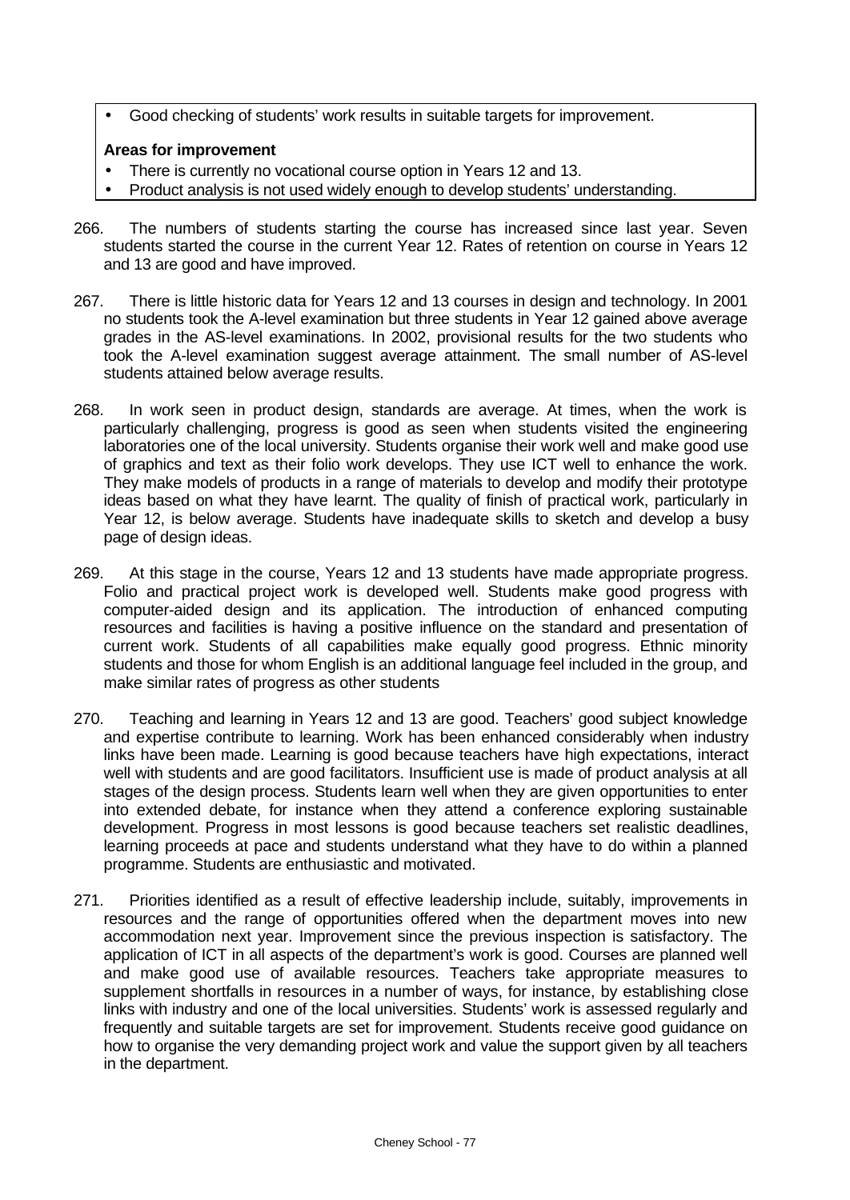- Good checking of students' work results in suitable targets for improvement.

**Areas for improvement**

- There is currently no vocational course option in Years 12 and 13.
- Product analysis is not used widely enough to develop students' understanding.

266. The numbers of students starting the course has increased since last year. Seven students started the course in the current Year 12. Rates of retention on course in Years 12 and 13 are good and have improved.

267. There is little historic data for Years 12 and 13 courses in design and technology. In 2001 no students took the A-level examination but three students in Year 12 gained above average grades in the AS-level examinations. In 2002, provisional results for the two students who took the A-level examination suggest average attainment. The small number of AS-level students attained below average results.

268. In work seen in product design, standards are average. At times, when the work is particularly challenging, progress is good as seen when students visited the engineering laboratories one of the local university. Students organise their work well and make good use of graphics and text as their folio work develops. They use ICT well to enhance the work. They make models of products in a range of materials to develop and modify their prototype ideas based on what they have learnt. The quality of finish of practical work, particularly in Year 12, is below average. Students have inadequate skills to sketch and develop a busy page of design ideas.

269. At this stage in the course, Years 12 and 13 students have made appropriate progress. Folio and practical project work is developed well. Students make good progress with computer-aided design and its application. The introduction of enhanced computing resources and facilities is having a positive influence on the standard and presentation of current work. Students of all capabilities make equally good progress. Ethnic minority students and those for whom English is an additional language feel included in the group, and make similar rates of progress as other students

270. Teaching and learning in Years 12 and 13 are good. Teachers' good subject knowledge and expertise contribute to learning. Work has been enhanced considerably when industry links have been made. Learning is good because teachers have high expectations, interact well with students and are good facilitators. Insufficient use is made of product analysis at all stages of the design process. Students learn well when they are given opportunities to enter into extended debate, for instance when they attend a conference exploring sustainable development. Progress in most lessons is good because teachers set realistic deadlines, learning proceeds at pace and students understand what they have to do within a planned programme. Students are enthusiastic and motivated.

271. Priorities identified as a result of effective leadership include, suitably, improvements in resources and the range of opportunities offered when the department moves into new accommodation next year. Improvement since the previous inspection is satisfactory. The application of ICT in all aspects of the department's work is good. Courses are planned well and make good use of available resources. Teachers take appropriate measures to supplement shortfalls in resources in a number of ways, for instance, by establishing close links with industry and one of the local universities. Students' work is assessed regularly and frequently and suitable targets are set for improvement. Students receive good guidance on how to organise the very demanding project work and value the support given by all teachers in the department.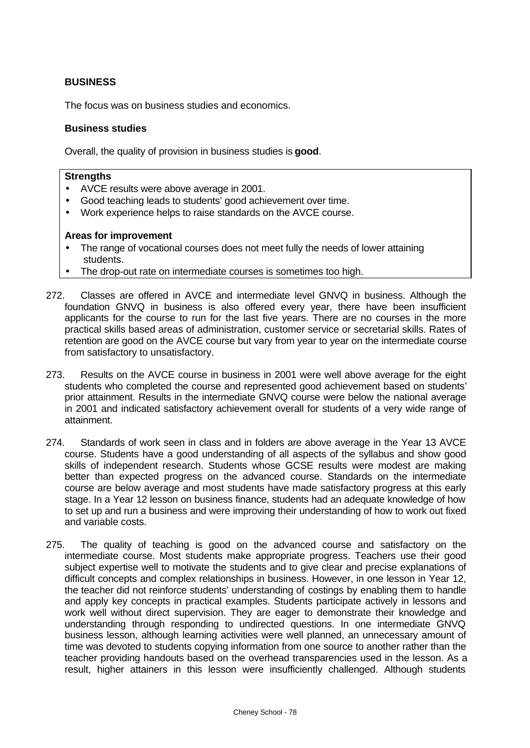### BUSINESS

The focus was on business studies and economics.

#### Business studies

Overall, the quality of provision in business studies is **good**.

**Strengths**

- AVCE results were above average in 2001.
- Good teaching leads to students' good achievement over time.
- Work experience helps to raise standards on the AVCE course.

**Areas for improvement**

- The range of vocational courses does not meet fully the needs of lower attaining students.
- The drop-out rate on intermediate courses is sometimes too high.

272. Classes are offered in AVCE and intermediate level GNVQ in business. Although the foundation GNVQ in business is also offered every year, there have been insufficient applicants for the course to run for the last five years. There are no courses in the more practical skills based areas of administration, customer service or secretarial skills. Rates of retention are good on the AVCE course but vary from year to year on the intermediate course from satisfactory to unsatisfactory.

273. Results on the AVCE course in business in 2001 were well above average for the eight students who completed the course and represented good achievement based on students' prior attainment. Results in the intermediate GNVQ course were below the national average in 2001 and indicated satisfactory achievement overall for students of a very wide range of attainment.

274. Standards of work seen in class and in folders are above average in the Year 13 AVCE course. Students have a good understanding of all aspects of the syllabus and show good skills of independent research. Students whose GCSE results were modest are making better than expected progress on the advanced course. Standards on the intermediate course are below average and most students have made satisfactory progress at this early stage. In a Year 12 lesson on business finance, students had an adequate knowledge of how to set up and run a business and were improving their understanding of how to work out fixed and variable costs.

275. The quality of teaching is good on the advanced course and satisfactory on the intermediate course. Most students make appropriate progress. Teachers use their good subject expertise well to motivate the students and to give clear and precise explanations of difficult concepts and complex relationships in business. However, in one lesson in Year 12, the teacher did not reinforce students' understanding of costings by enabling them to handle and apply key concepts in practical examples. Students participate actively in lessons and work well without direct supervision. They are eager to demonstrate their knowledge and understanding through responding to undirected questions. In one intermediate GNVQ business lesson, although learning activities were well planned, an unnecessary amount of time was devoted to students copying information from one source to another rather than the teacher providing handouts based on the overhead transparencies used in the lesson. As a result, higher attainers in this lesson were insufficiently challenged. Although students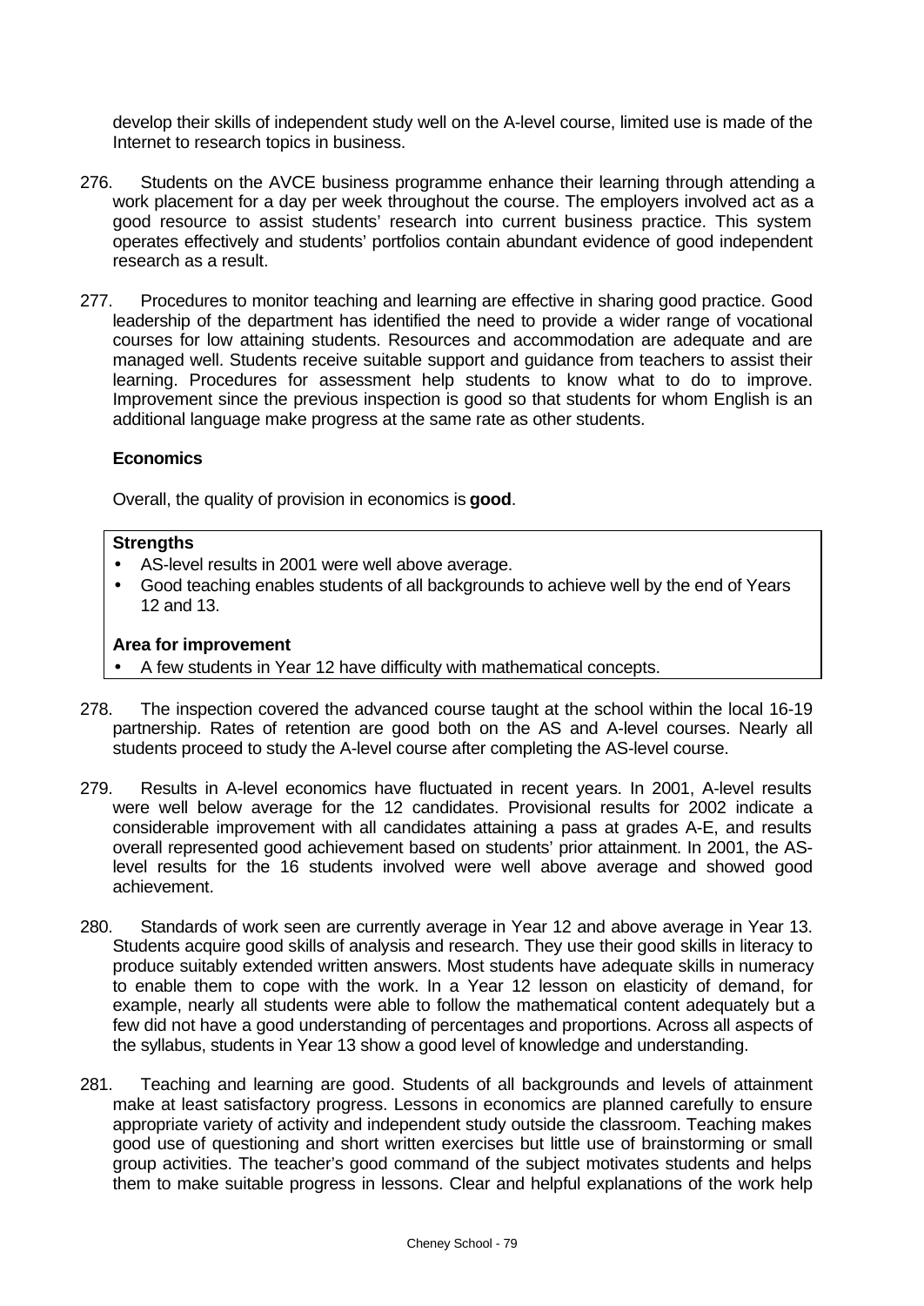develop their skills of independent study well on the A-level course, limited use is made of the Internet to research topics in business.

276. Students on the AVCE business programme enhance their learning through attending a work placement for a day per week throughout the course. The employers involved act as a good resource to assist students' research into current business practice. This system operates effectively and students' portfolios contain abundant evidence of good independent research as a result.

277. Procedures to monitor teaching and learning are effective in sharing good practice. Good leadership of the department has identified the need to provide a wider range of vocational courses for low attaining students. Resources and accommodation are adequate and are managed well. Students receive suitable support and guidance from teachers to assist their learning. Procedures for assessment help students to know what to do to improve. Improvement since the previous inspection is good so that students for whom English is an additional language make progress at the same rate as other students.

### Economics

Overall, the quality of provision in economics is **good**.

**Strengths**

- AS-level results in 2001 were well above average.
- Good teaching enables students of all backgrounds to achieve well by the end of Years 12 and 13.

**Area for improvement**

- A few students in Year 12 have difficulty with mathematical concepts.

278. The inspection covered the advanced course taught at the school within the local 16-19 partnership. Rates of retention are good both on the AS and A-level courses. Nearly all students proceed to study the A-level course after completing the AS-level course.

279. Results in A-level economics have fluctuated in recent years. In 2001, A-level results were well below average for the 12 candidates. Provisional results for 2002 indicate a considerable improvement with all candidates attaining a pass at grades A-E, and results overall represented good achievement based on students' prior attainment. In 2001, the AS-level results for the 16 students involved were well above average and showed good achievement.

280. Standards of work seen are currently average in Year 12 and above average in Year 13. Students acquire good skills of analysis and research. They use their good skills in literacy to produce suitably extended written answers. Most students have adequate skills in numeracy to enable them to cope with the work. In a Year 12 lesson on elasticity of demand, for example, nearly all students were able to follow the mathematical content adequately but a few did not have a good understanding of percentages and proportions. Across all aspects of the syllabus, students in Year 13 show a good level of knowledge and understanding.

281. Teaching and learning are good. Students of all backgrounds and levels of attainment make at least satisfactory progress. Lessons in economics are planned carefully to ensure appropriate variety of activity and independent study outside the classroom. Teaching makes good use of questioning and short written exercises but little use of brainstorming or small group activities. The teacher's good command of the subject motivates students and helps them to make suitable progress in lessons. Clear and helpful explanations of the work help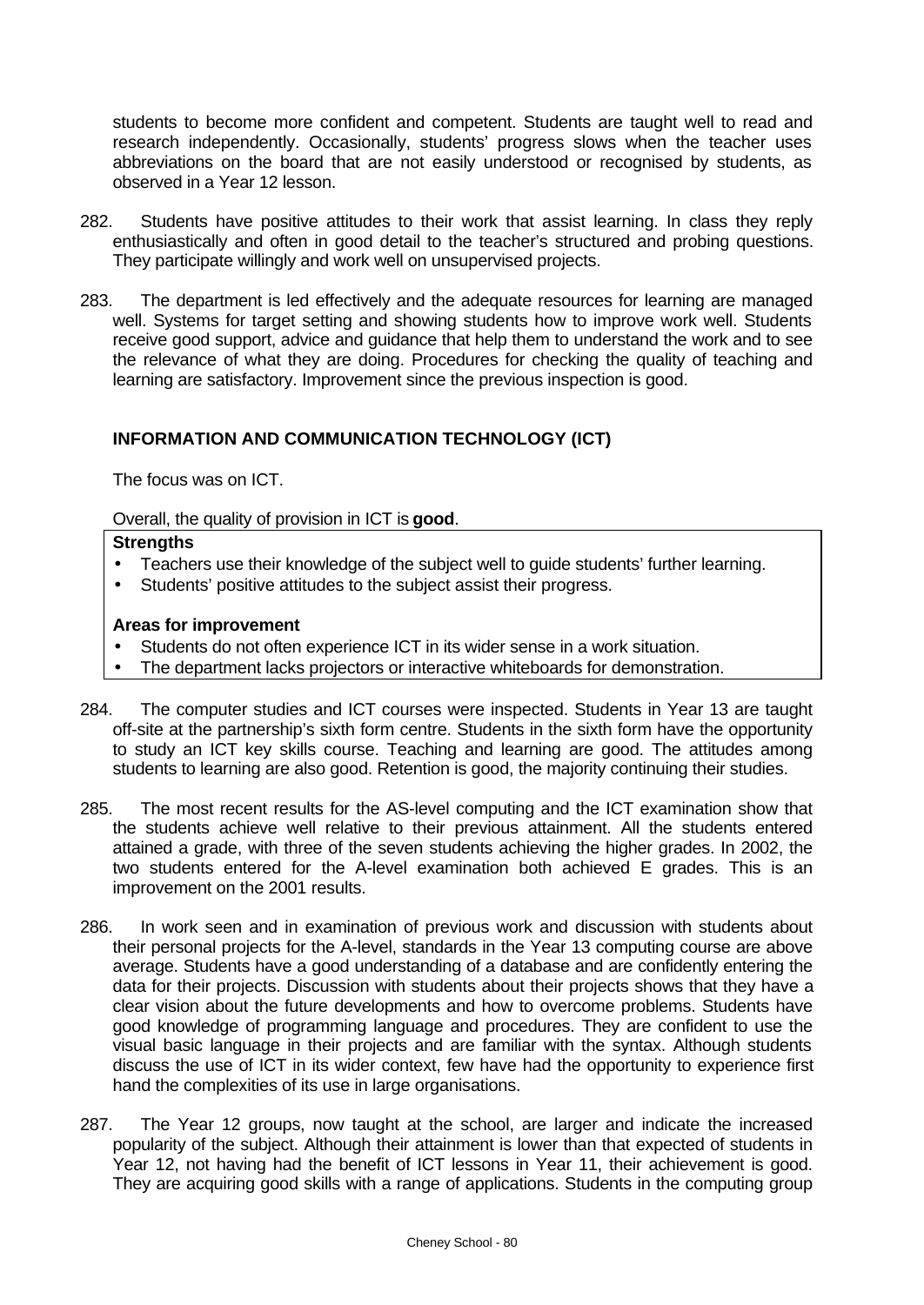students to become more confident and competent. Students are taught well to read and research independently. Occasionally, students' progress slows when the teacher uses abbreviations on the board that are not easily understood or recognised by students, as observed in a Year 12 lesson.

282. Students have positive attitudes to their work that assist learning. In class they reply enthusiastically and often in good detail to the teacher's structured and probing questions. They participate willingly and work well on unsupervised projects.

283. The department is led effectively and the adequate resources for learning are managed well. Systems for target setting and showing students how to improve work well. Students receive good support, advice and guidance that help them to understand the work and to see the relevance of what they are doing. Procedures for checking the quality of teaching and learning are satisfactory. Improvement since the previous inspection is good.

### INFORMATION AND COMMUNICATION TECHNOLOGY (ICT)

The focus was on ICT.

Overall, the quality of provision in ICT is **good**.

**Strengths**

- Teachers use their knowledge of the subject well to guide students' further learning.
- Students' positive attitudes to the subject assist their progress.

**Areas for improvement**

- Students do not often experience ICT in its wider sense in a work situation.
- The department lacks projectors or interactive whiteboards for demonstration.

284. The computer studies and ICT courses were inspected. Students in Year 13 are taught off-site at the partnership's sixth form centre. Students in the sixth form have the opportunity to study an ICT key skills course. Teaching and learning are good. The attitudes among students to learning are also good. Retention is good, the majority continuing their studies.

285. The most recent results for the AS-level computing and the ICT examination show that the students achieve well relative to their previous attainment. All the students entered attained a grade, with three of the seven students achieving the higher grades. In 2002, the two students entered for the A-level examination both achieved E grades. This is an improvement on the 2001 results.

286. In work seen and in examination of previous work and discussion with students about their personal projects for the A-level, standards in the Year 13 computing course are above average. Students have a good understanding of a database and are confidently entering the data for their projects. Discussion with students about their projects shows that they have a clear vision about the future developments and how to overcome problems. Students have good knowledge of programming language and procedures. They are confident to use the visual basic language in their projects and are familiar with the syntax. Although students discuss the use of ICT in its wider context, few have had the opportunity to experience first hand the complexities of its use in large organisations.

287. The Year 12 groups, now taught at the school, are larger and indicate the increased popularity of the subject. Although their attainment is lower than that expected of students in Year 12, not having had the benefit of ICT lessons in Year 11, their achievement is good. They are acquiring good skills with a range of applications. Students in the computing group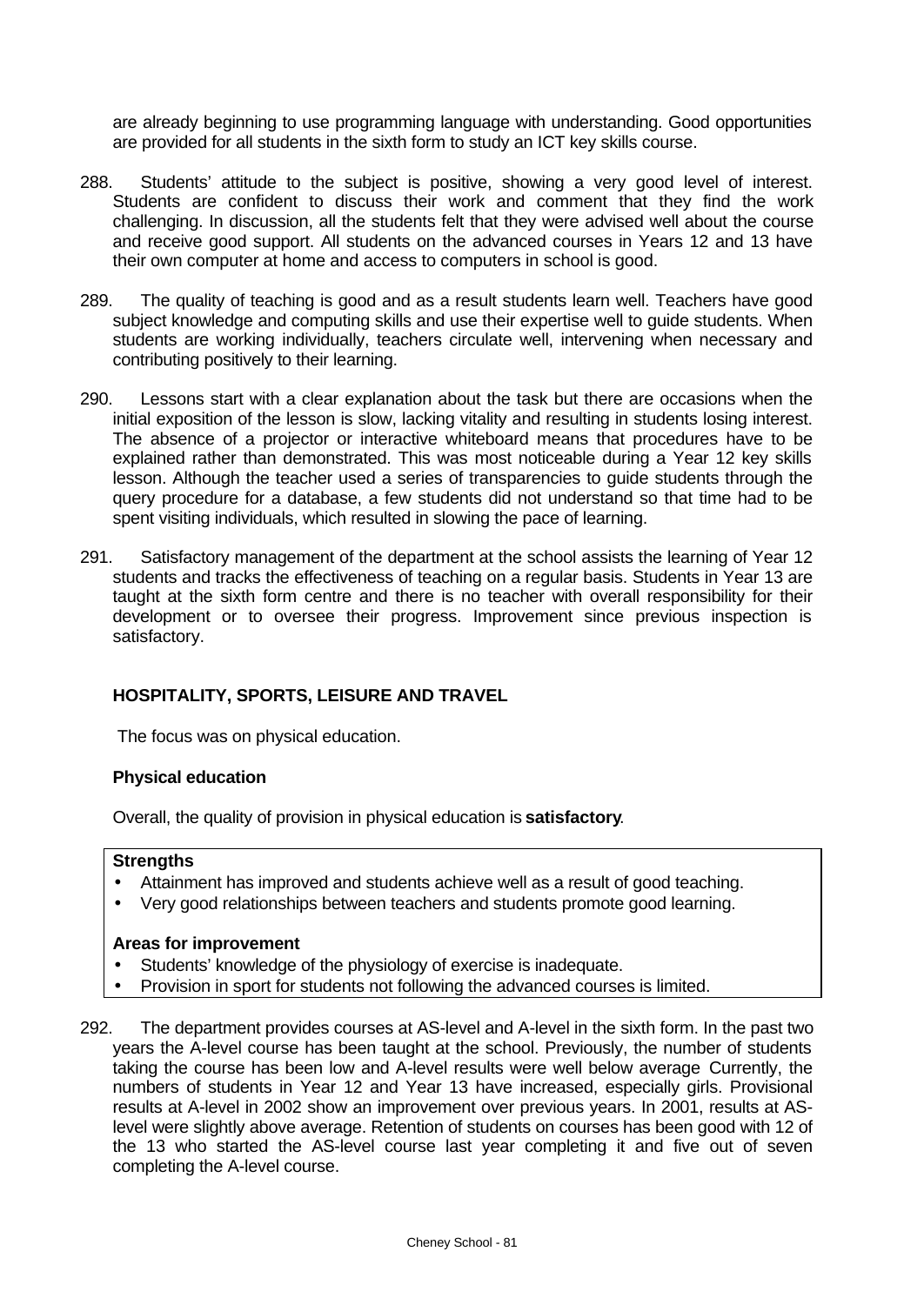are already beginning to use programming language with understanding. Good opportunities are provided for all students in the sixth form to study an ICT key skills course.

288. Students' attitude to the subject is positive, showing a very good level of interest. Students are confident to discuss their work and comment that they find the work challenging. In discussion, all the students felt that they were advised well about the course and receive good support. All students on the advanced courses in Years 12 and 13 have their own computer at home and access to computers in school is good.

289. The quality of teaching is good and as a result students learn well. Teachers have good subject knowledge and computing skills and use their expertise well to guide students. When students are working individually, teachers circulate well, intervening when necessary and contributing positively to their learning.

290. Lessons start with a clear explanation about the task but there are occasions when the initial exposition of the lesson is slow, lacking vitality and resulting in students losing interest. The absence of a projector or interactive whiteboard means that procedures have to be explained rather than demonstrated. This was most noticeable during a Year 12 key skills lesson. Although the teacher used a series of transparencies to guide students through the query procedure for a database, a few students did not understand so that time had to be spent visiting individuals, which resulted in slowing the pace of learning.

291. Satisfactory management of the department at the school assists the learning of Year 12 students and tracks the effectiveness of teaching on a regular basis. Students in Year 13 are taught at the sixth form centre and there is no teacher with overall responsibility for their development or to oversee their progress. Improvement since previous inspection is satisfactory.

## HOSPITALITY, SPORTS, LEISURE AND TRAVEL

The focus was on physical education.

### Physical education

Overall, the quality of provision in physical education is **satisfactory**.

**Strengths**

- Attainment has improved and students achieve well as a result of good teaching.
- Very good relationships between teachers and students promote good learning.

**Areas for improvement**

- Students' knowledge of the physiology of exercise is inadequate.
- Provision in sport for students not following the advanced courses is limited.

292. The department provides courses at AS-level and A-level in the sixth form. In the past two years the A-level course has been taught at the school. Previously, the number of students taking the course has been low and A-level results were well below average Currently, the numbers of students in Year 12 and Year 13 have increased, especially girls. Provisional results at A-level in 2002 show an improvement over previous years. In 2001, results at AS-level were slightly above average. Retention of students on courses has been good with 12 of the 13 who started the AS-level course last year completing it and five out of seven completing the A-level course.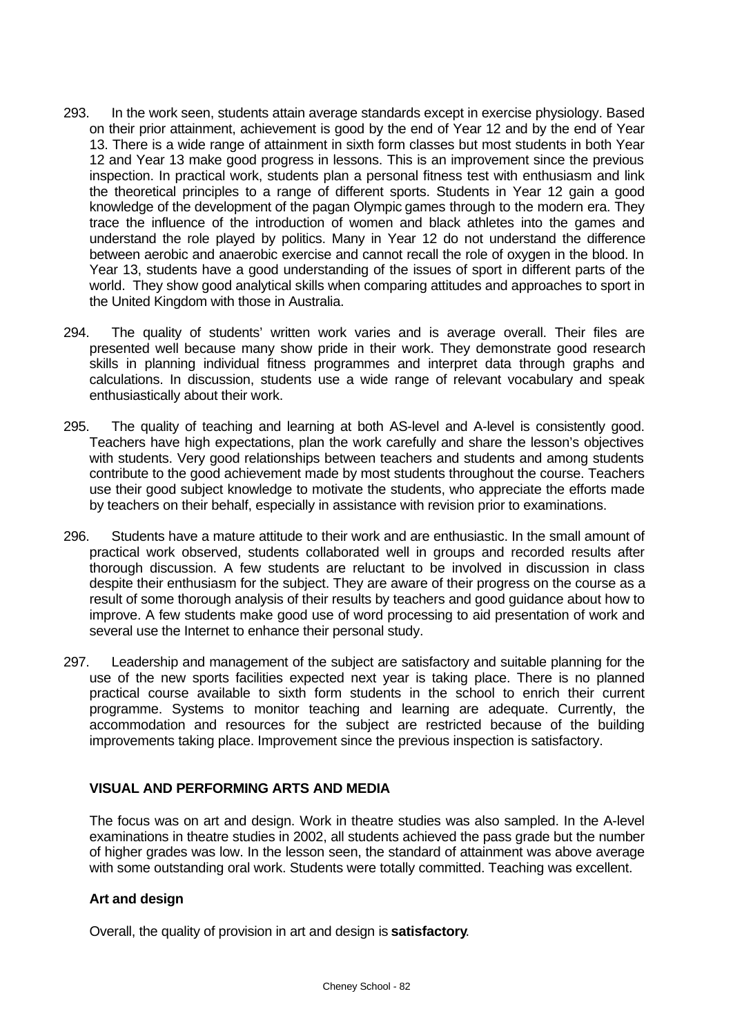293. In the work seen, students attain average standards except in exercise physiology. Based on their prior attainment, achievement is good by the end of Year 12 and by the end of Year 13. There is a wide range of attainment in sixth form classes but most students in both Year 12 and Year 13 make good progress in lessons. This is an improvement since the previous inspection. In practical work, students plan a personal fitness test with enthusiasm and link the theoretical principles to a range of different sports. Students in Year 12 gain a good knowledge of the development of the pagan Olympic games through to the modern era. They trace the influence of the introduction of women and black athletes into the games and understand the role played by politics. Many in Year 12 do not understand the difference between aerobic and anaerobic exercise and cannot recall the role of oxygen in the blood. In Year 13, students have a good understanding of the issues of sport in different parts of the world. They show good analytical skills when comparing attitudes and approaches to sport in the United Kingdom with those in Australia.

294. The quality of students' written work varies and is average overall. Their files are presented well because many show pride in their work. They demonstrate good research skills in planning individual fitness programmes and interpret data through graphs and calculations. In discussion, students use a wide range of relevant vocabulary and speak enthusiastically about their work.

295. The quality of teaching and learning at both AS-level and A-level is consistently good. Teachers have high expectations, plan the work carefully and share the lesson's objectives with students. Very good relationships between teachers and students and among students contribute to the good achievement made by most students throughout the course. Teachers use their good subject knowledge to motivate the students, who appreciate the efforts made by teachers on their behalf, especially in assistance with revision prior to examinations.

296. Students have a mature attitude to their work and are enthusiastic. In the small amount of practical work observed, students collaborated well in groups and recorded results after thorough discussion. A few students are reluctant to be involved in discussion in class despite their enthusiasm for the subject. They are aware of their progress on the course as a result of some thorough analysis of their results by teachers and good guidance about how to improve. A few students make good use of word processing to aid presentation of work and several use the Internet to enhance their personal study.

297. Leadership and management of the subject are satisfactory and suitable planning for the use of the new sports facilities expected next year is taking place. There is no planned practical course available to sixth form students in the school to enrich their current programme. Systems to monitor teaching and learning are adequate. Currently, the accommodation and resources for the subject are restricted because of the building improvements taking place. Improvement since the previous inspection is satisfactory.

## VISUAL AND PERFORMING ARTS AND MEDIA

The focus was on art and design. Work in theatre studies was also sampled. In the A-level examinations in theatre studies in 2002, all students achieved the pass grade but the number of higher grades was low. In the lesson seen, the standard of attainment was above average with some outstanding oral work. Students were totally committed. Teaching was excellent.

### Art and design

Overall, the quality of provision in art and design is **satisfactory**.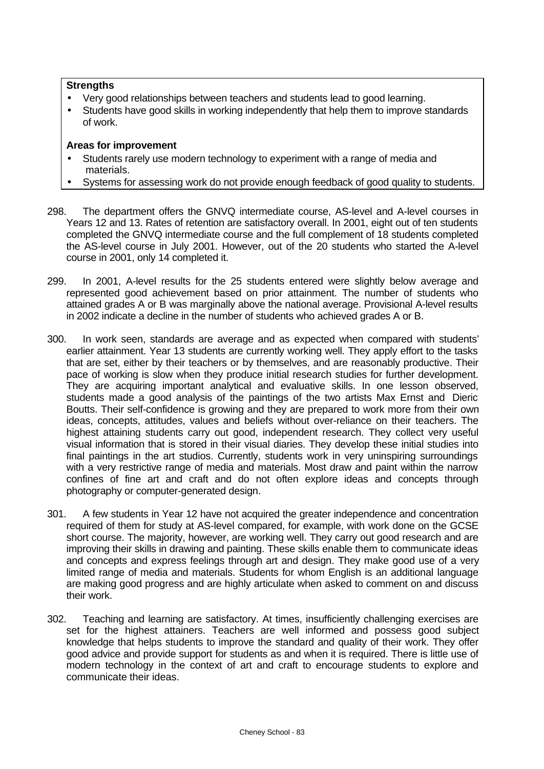**Strengths**

- Very good relationships between teachers and students lead to good learning.
- Students have good skills in working independently that help them to improve standards of work.

**Areas for improvement**

- Students rarely use modern technology to experiment with a range of media and materials.
- Systems for assessing work do not provide enough feedback of good quality to students.

298. The department offers the GNVQ intermediate course, AS-level and A-level courses in Years 12 and 13. Rates of retention are satisfactory overall. In 2001, eight out of ten students completed the GNVQ intermediate course and the full complement of 18 students completed the AS-level course in July 2001. However, out of the 20 students who started the A-level course in 2001, only 14 completed it.

299. In 2001, A-level results for the 25 students entered were slightly below average and represented good achievement based on prior attainment. The number of students who attained grades A or B was marginally above the national average. Provisional A-level results in 2002 indicate a decline in the number of students who achieved grades A or B.

300. In work seen, standards are average and as expected when compared with students' earlier attainment. Year 13 students are currently working well. They apply effort to the tasks that are set, either by their teachers or by themselves, and are reasonably productive. Their pace of working is slow when they produce initial research studies for further development. They are acquiring important analytical and evaluative skills. In one lesson observed, students made a good analysis of the paintings of the two artists Max Ernst and Dieric Boutts. Their self-confidence is growing and they are prepared to work more from their own ideas, concepts, attitudes, values and beliefs without over-reliance on their teachers. The highest attaining students carry out good, independent research. They collect very useful visual information that is stored in their visual diaries. They develop these initial studies into final paintings in the art studios. Currently, students work in very uninspiring surroundings with a very restrictive range of media and materials. Most draw and paint within the narrow confines of fine art and craft and do not often explore ideas and concepts through photography or computer-generated design.

301. A few students in Year 12 have not acquired the greater independence and concentration required of them for study at AS-level compared, for example, with work done on the GCSE short course. The majority, however, are working well. They carry out good research and are improving their skills in drawing and painting. These skills enable them to communicate ideas and concepts and express feelings through art and design. They make good use of a very limited range of media and materials. Students for whom English is an additional language are making good progress and are highly articulate when asked to comment on and discuss their work.

302. Teaching and learning are satisfactory. At times, insufficiently challenging exercises are set for the highest attainers. Teachers are well informed and possess good subject knowledge that helps students to improve the standard and quality of their work. They offer good advice and provide support for students as and when it is required. There is little use of modern technology in the context of art and craft to encourage students to explore and communicate their ideas.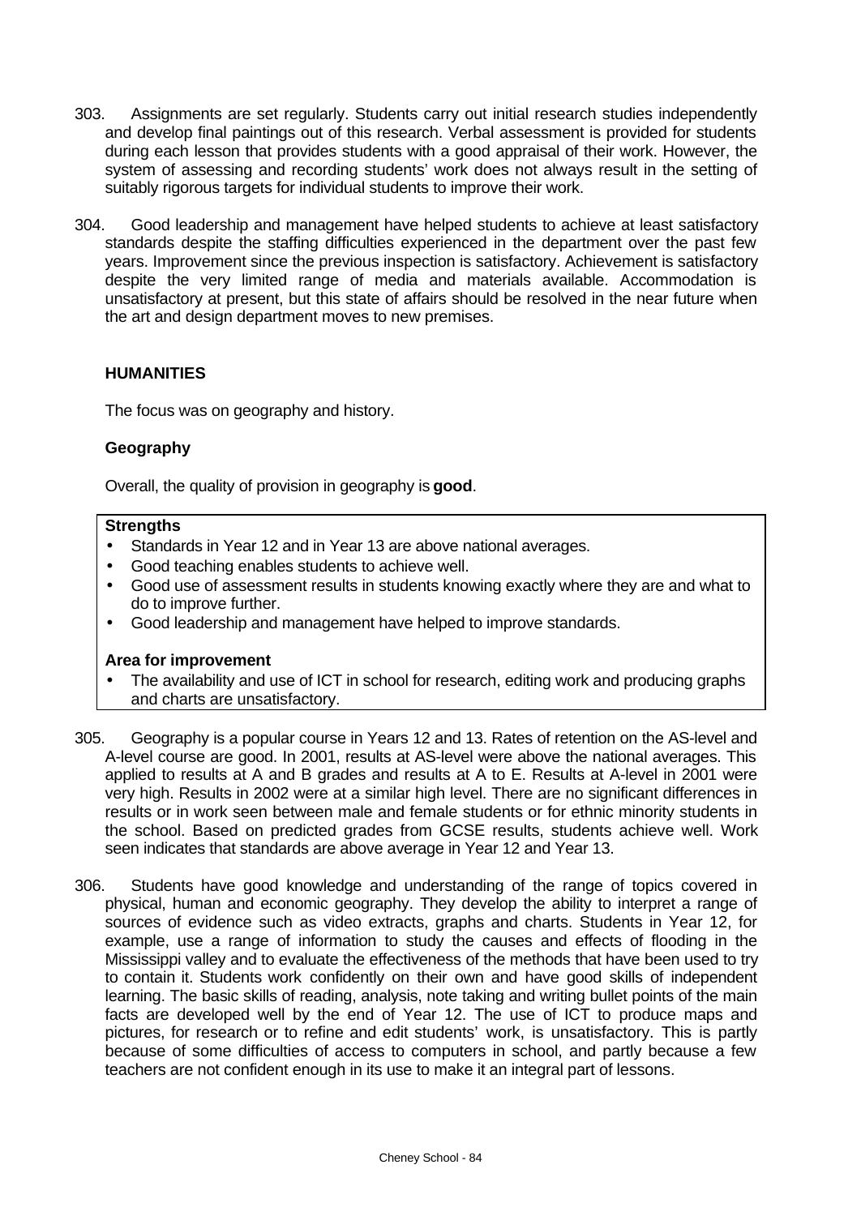303. Assignments are set regularly. Students carry out initial research studies independently and develop final paintings out of this research. Verbal assessment is provided for students during each lesson that provides students with a good appraisal of their work. However, the system of assessing and recording students' work does not always result in the setting of suitably rigorous targets for individual students to improve their work.

304. Good leadership and management have helped students to achieve at least satisfactory standards despite the staffing difficulties experienced in the department over the past few years. Improvement since the previous inspection is satisfactory. Achievement is satisfactory despite the very limited range of media and materials available. Accommodation is unsatisfactory at present, but this state of affairs should be resolved in the near future when the art and design department moves to new premises.

## HUMANITIES

The focus was on geography and history.

### Geography

Overall, the quality of provision in geography is **good**.

**Strengths**

- Standards in Year 12 and in Year 13 are above national averages.
- Good teaching enables students to achieve well.
- Good use of assessment results in students knowing exactly where they are and what to do to improve further.
- Good leadership and management have helped to improve standards.

**Area for improvement**

- The availability and use of ICT in school for research, editing work and producing graphs and charts are unsatisfactory.

305. Geography is a popular course in Years 12 and 13. Rates of retention on the AS-level and A-level course are good. In 2001, results at AS-level were above the national averages. This applied to results at A and B grades and results at A to E. Results at A-level in 2001 were very high. Results in 2002 were at a similar high level. There are no significant differences in results or in work seen between male and female students or for ethnic minority students in the school. Based on predicted grades from GCSE results, students achieve well. Work seen indicates that standards are above average in Year 12 and Year 13.

306. Students have good knowledge and understanding of the range of topics covered in physical, human and economic geography. They develop the ability to interpret a range of sources of evidence such as video extracts, graphs and charts. Students in Year 12, for example, use a range of information to study the causes and effects of flooding in the Mississippi valley and to evaluate the effectiveness of the methods that have been used to try to contain it. Students work confidently on their own and have good skills of independent learning. The basic skills of reading, analysis, note taking and writing bullet points of the main facts are developed well by the end of Year 12. The use of ICT to produce maps and pictures, for research or to refine and edit students' work, is unsatisfactory. This is partly because of some difficulties of access to computers in school, and partly because a few teachers are not confident enough in its use to make it an integral part of lessons.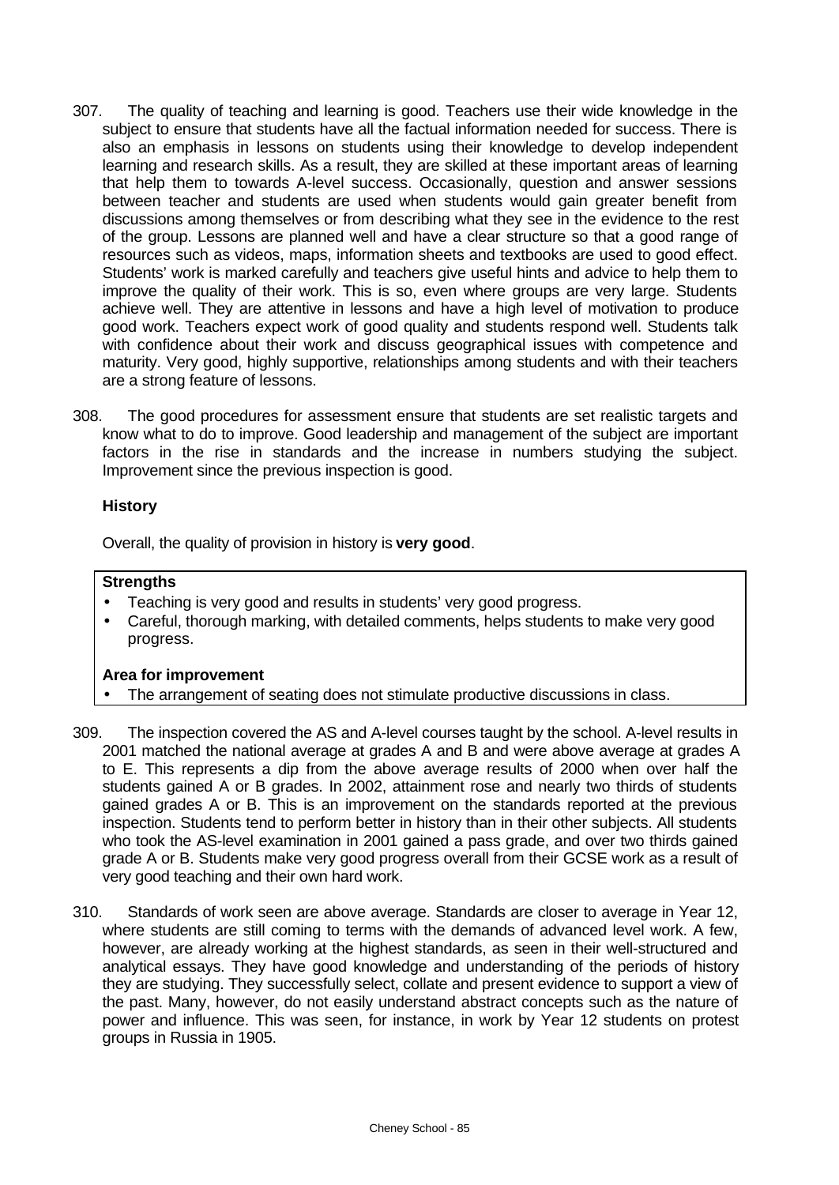307. The quality of teaching and learning is good. Teachers use their wide knowledge in the subject to ensure that students have all the factual information needed for success. There is also an emphasis in lessons on students using their knowledge to develop independent learning and research skills. As a result, they are skilled at these important areas of learning that help them to towards A-level success. Occasionally, question and answer sessions between teacher and students are used when students would gain greater benefit from discussions among themselves or from describing what they see in the evidence to the rest of the group. Lessons are planned well and have a clear structure so that a good range of resources such as videos, maps, information sheets and textbooks are used to good effect. Students' work is marked carefully and teachers give useful hints and advice to help them to improve the quality of their work. This is so, even where groups are very large. Students achieve well. They are attentive in lessons and have a high level of motivation to produce good work. Teachers expect work of good quality and students respond well. Students talk with confidence about their work and discuss geographical issues with competence and maturity. Very good, highly supportive, relationships among students and with their teachers are a strong feature of lessons.

308. The good procedures for assessment ensure that students are set realistic targets and know what to do to improve. Good leadership and management of the subject are important factors in the rise in standards and the increase in numbers studying the subject. Improvement since the previous inspection is good.

### History

Overall, the quality of provision in history is **very good**.

**Strengths**

- Teaching is very good and results in students' very good progress.
- Careful, thorough marking, with detailed comments, helps students to make very good progress.

**Area for improvement**

- The arrangement of seating does not stimulate productive discussions in class.

309. The inspection covered the AS and A-level courses taught by the school. A-level results in 2001 matched the national average at grades A and B and were above average at grades A to E. This represents a dip from the above average results of 2000 when over half the students gained A or B grades. In 2002, attainment rose and nearly two thirds of students gained grades A or B. This is an improvement on the standards reported at the previous inspection. Students tend to perform better in history than in their other subjects. All students who took the AS-level examination in 2001 gained a pass grade, and over two thirds gained grade A or B. Students make very good progress overall from their GCSE work as a result of very good teaching and their own hard work.

310. Standards of work seen are above average. Standards are closer to average in Year 12, where students are still coming to terms with the demands of advanced level work. A few, however, are already working at the highest standards, as seen in their well-structured and analytical essays. They have good knowledge and understanding of the periods of history they are studying. They successfully select, collate and present evidence to support a view of the past. Many, however, do not easily understand abstract concepts such as the nature of power and influence. This was seen, for instance, in work by Year 12 students on protest groups in Russia in 1905.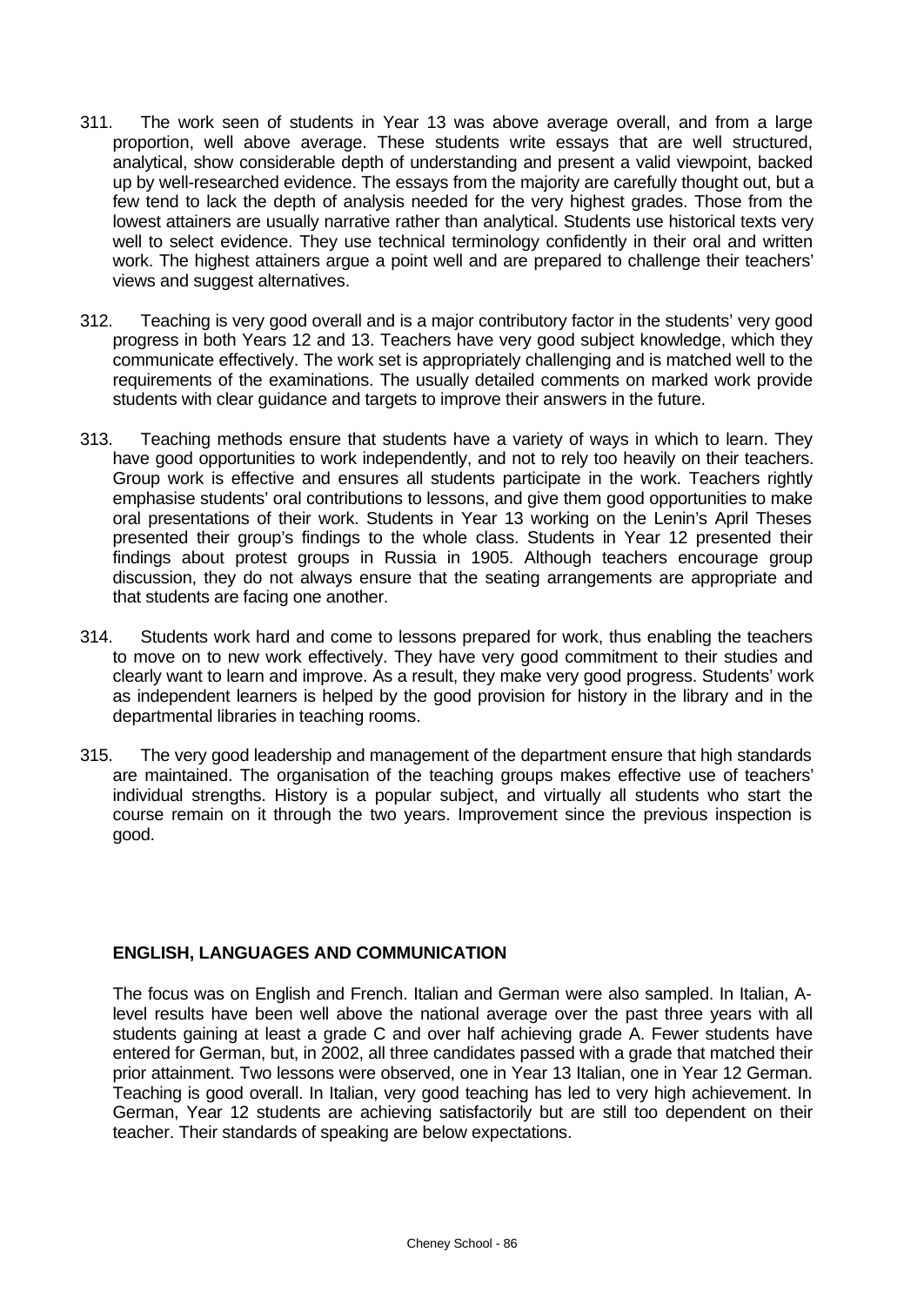311. The work seen of students in Year 13 was above average overall, and from a large proportion, well above average. These students write essays that are well structured, analytical, show considerable depth of understanding and present a valid viewpoint, backed up by well-researched evidence. The essays from the majority are carefully thought out, but a few tend to lack the depth of analysis needed for the very highest grades. Those from the lowest attainers are usually narrative rather than analytical. Students use historical texts very well to select evidence. They use technical terminology confidently in their oral and written work. The highest attainers argue a point well and are prepared to challenge their teachers' views and suggest alternatives.

312. Teaching is very good overall and is a major contributory factor in the students' very good progress in both Years 12 and 13. Teachers have very good subject knowledge, which they communicate effectively. The work set is appropriately challenging and is matched well to the requirements of the examinations. The usually detailed comments on marked work provide students with clear guidance and targets to improve their answers in the future.

313. Teaching methods ensure that students have a variety of ways in which to learn. They have good opportunities to work independently, and not to rely too heavily on their teachers. Group work is effective and ensures all students participate in the work. Teachers rightly emphasise students' oral contributions to lessons, and give them good opportunities to make oral presentations of their work. Students in Year 13 working on the Lenin's April Theses presented their group's findings to the whole class. Students in Year 12 presented their findings about protest groups in Russia in 1905. Although teachers encourage group discussion, they do not always ensure that the seating arrangements are appropriate and that students are facing one another.

314. Students work hard and come to lessons prepared for work, thus enabling the teachers to move on to new work effectively. They have very good commitment to their studies and clearly want to learn and improve. As a result, they make very good progress. Students' work as independent learners is helped by the good provision for history in the library and in the departmental libraries in teaching rooms.

315. The very good leadership and management of the department ensure that high standards are maintained. The organisation of the teaching groups makes effective use of teachers' individual strengths. History is a popular subject, and virtually all students who start the course remain on it through the two years. Improvement since the previous inspection is good.

## ENGLISH, LANGUAGES AND COMMUNICATION

The focus was on English and French. Italian and German were also sampled. In Italian, A-level results have been well above the national average over the past three years with all students gaining at least a grade C and over half achieving grade A. Fewer students have entered for German, but, in 2002, all three candidates passed with a grade that matched their prior attainment. Two lessons were observed, one in Year 13 Italian, one in Year 12 German. Teaching is good overall. In Italian, very good teaching has led to very high achievement. In German, Year 12 students are achieving satisfactorily but are still too dependent on their teacher. Their standards of speaking are below expectations.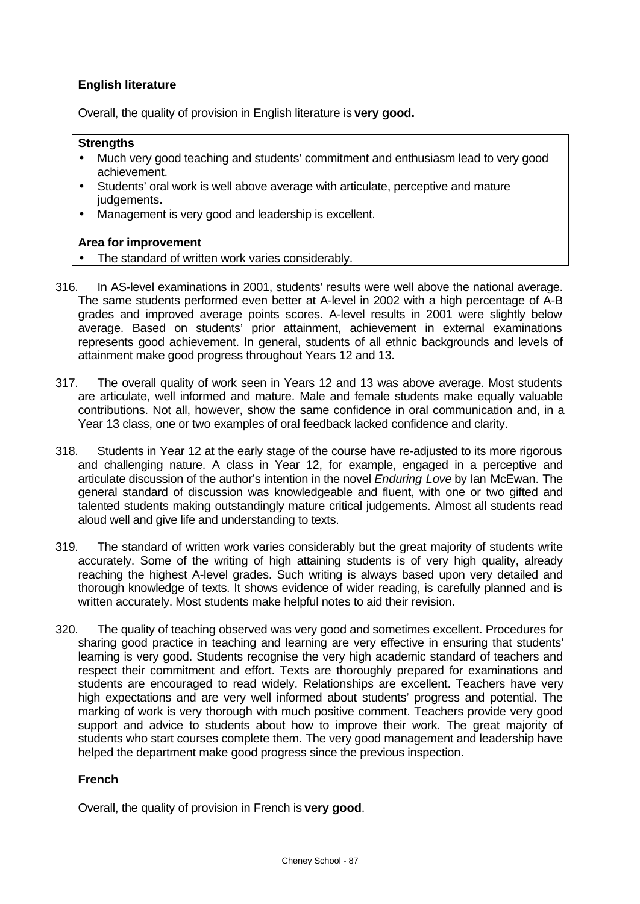### English literature

Overall, the quality of provision in English literature is **very good.**

**Strengths**

- Much very good teaching and students' commitment and enthusiasm lead to very good achievement.
- Students' oral work is well above average with articulate, perceptive and mature judgements.
- Management is very good and leadership is excellent.

**Area for improvement**

- The standard of written work varies considerably.

316. In AS-level examinations in 2001, students' results were well above the national average. The same students performed even better at A-level in 2002 with a high percentage of A-B grades and improved average points scores. A-level results in 2001 were slightly below average. Based on students' prior attainment, achievement in external examinations represents good achievement. In general, students of all ethnic backgrounds and levels of attainment make good progress throughout Years 12 and 13.

317. The overall quality of work seen in Years 12 and 13 was above average. Most students are articulate, well informed and mature. Male and female students make equally valuable contributions. Not all, however, show the same confidence in oral communication and, in a Year 13 class, one or two examples of oral feedback lacked confidence and clarity.

318. Students in Year 12 at the early stage of the course have re-adjusted to its more rigorous and challenging nature. A class in Year 12, for example, engaged in a perceptive and articulate discussion of the author's intention in the novel *Enduring Love* by Ian McEwan. The general standard of discussion was knowledgeable and fluent, with one or two gifted and talented students making outstandingly mature critical judgements. Almost all students read aloud well and give life and understanding to texts.

319. The standard of written work varies considerably but the great majority of students write accurately. Some of the writing of high attaining students is of very high quality, already reaching the highest A-level grades. Such writing is always based upon very detailed and thorough knowledge of texts. It shows evidence of wider reading, is carefully planned and is written accurately. Most students make helpful notes to aid their revision.

320. The quality of teaching observed was very good and sometimes excellent. Procedures for sharing good practice in teaching and learning are very effective in ensuring that students' learning is very good. Students recognise the very high academic standard of teachers and respect their commitment and effort. Texts are thoroughly prepared for examinations and students are encouraged to read widely. Relationships are excellent. Teachers have very high expectations and are very well informed about students' progress and potential. The marking of work is very thorough with much positive comment. Teachers provide very good support and advice to students about how to improve their work. The great majority of students who start courses complete them. The very good management and leadership have helped the department make good progress since the previous inspection.

### French

Overall, the quality of provision in French is **very good**.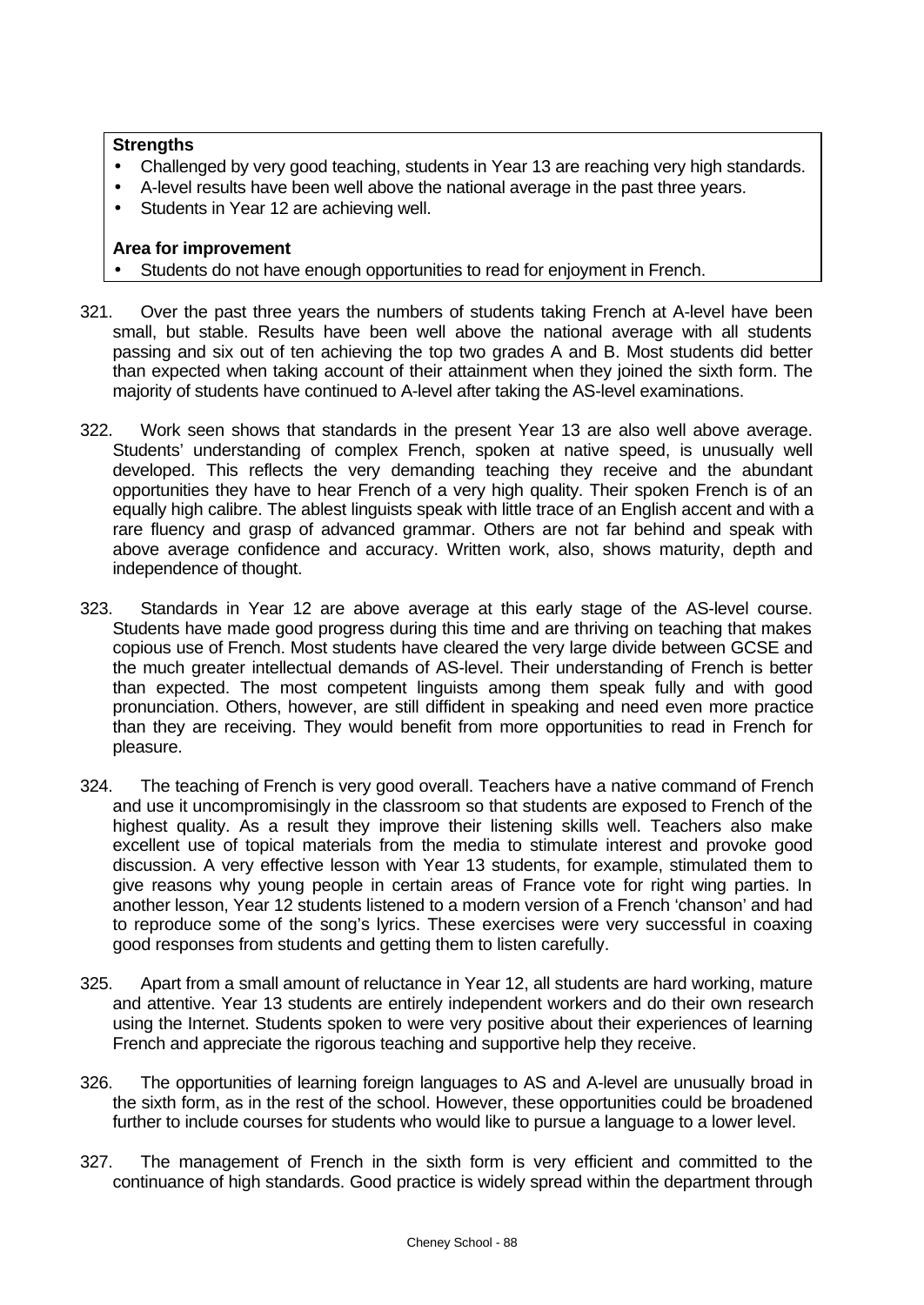**Strengths**

- Challenged by very good teaching, students in Year 13 are reaching very high standards.
- A-level results have been well above the national average in the past three years.
- Students in Year 12 are achieving well.

**Area for improvement**

- Students do not have enough opportunities to read for enjoyment in French.

321. Over the past three years the numbers of students taking French at A-level have been small, but stable. Results have been well above the national average with all students passing and six out of ten achieving the top two grades A and B. Most students did better than expected when taking account of their attainment when they joined the sixth form. The majority of students have continued to A-level after taking the AS-level examinations.

322. Work seen shows that standards in the present Year 13 are also well above average. Students' understanding of complex French, spoken at native speed, is unusually well developed. This reflects the very demanding teaching they receive and the abundant opportunities they have to hear French of a very high quality. Their spoken French is of an equally high calibre. The ablest linguists speak with little trace of an English accent and with a rare fluency and grasp of advanced grammar. Others are not far behind and speak with above average confidence and accuracy. Written work, also, shows maturity, depth and independence of thought.

323. Standards in Year 12 are above average at this early stage of the AS-level course. Students have made good progress during this time and are thriving on teaching that makes copious use of French. Most students have cleared the very large divide between GCSE and the much greater intellectual demands of AS-level. Their understanding of French is better than expected. The most competent linguists among them speak fully and with good pronunciation. Others, however, are still diffident in speaking and need even more practice than they are receiving. They would benefit from more opportunities to read in French for pleasure.

324. The teaching of French is very good overall. Teachers have a native command of French and use it uncompromisingly in the classroom so that students are exposed to French of the highest quality. As a result they improve their listening skills well. Teachers also make excellent use of topical materials from the media to stimulate interest and provoke good discussion. A very effective lesson with Year 13 students, for example, stimulated them to give reasons why young people in certain areas of France vote for right wing parties. In another lesson, Year 12 students listened to a modern version of a French 'chanson' and had to reproduce some of the song's lyrics. These exercises were very successful in coaxing good responses from students and getting them to listen carefully.

325. Apart from a small amount of reluctance in Year 12, all students are hard working, mature and attentive. Year 13 students are entirely independent workers and do their own research using the Internet. Students spoken to were very positive about their experiences of learning French and appreciate the rigorous teaching and supportive help they receive.

326. The opportunities of learning foreign languages to AS and A-level are unusually broad in the sixth form, as in the rest of the school. However, these opportunities could be broadened further to include courses for students who would like to pursue a language to a lower level.

327. The management of French in the sixth form is very efficient and committed to the continuance of high standards. Good practice is widely spread within the department through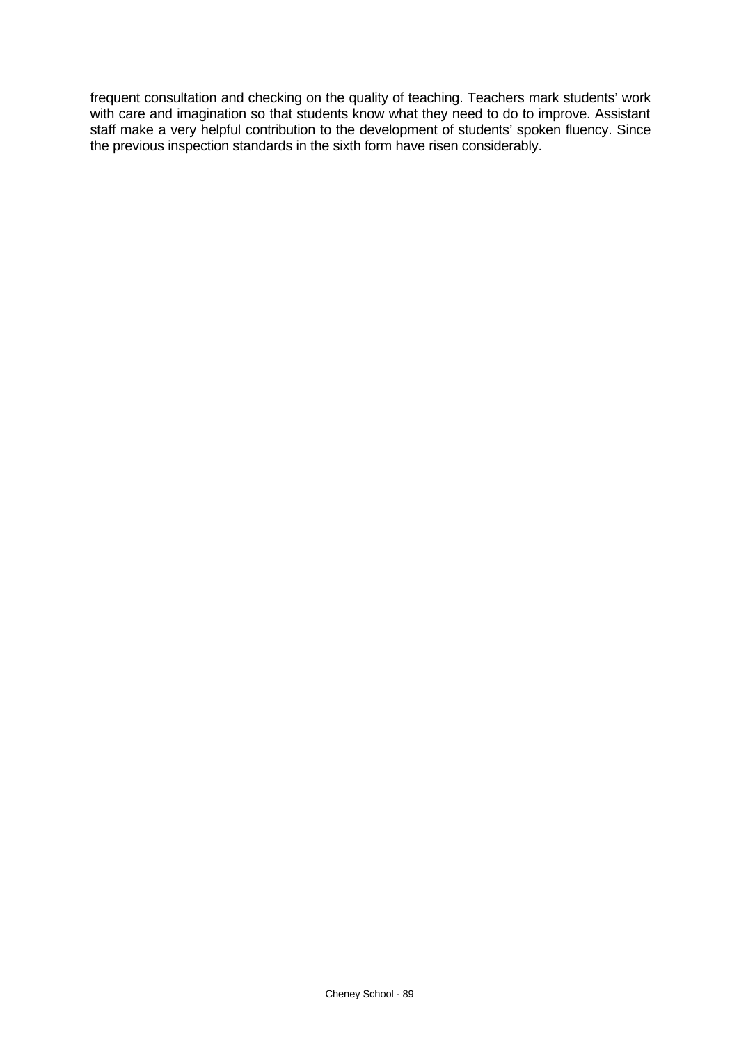frequent consultation and checking on the quality of teaching. Teachers mark students' work with care and imagination so that students know what they need to do to improve. Assistant staff make a very helpful contribution to the development of students' spoken fluency. Since the previous inspection standards in the sixth form have risen considerably.